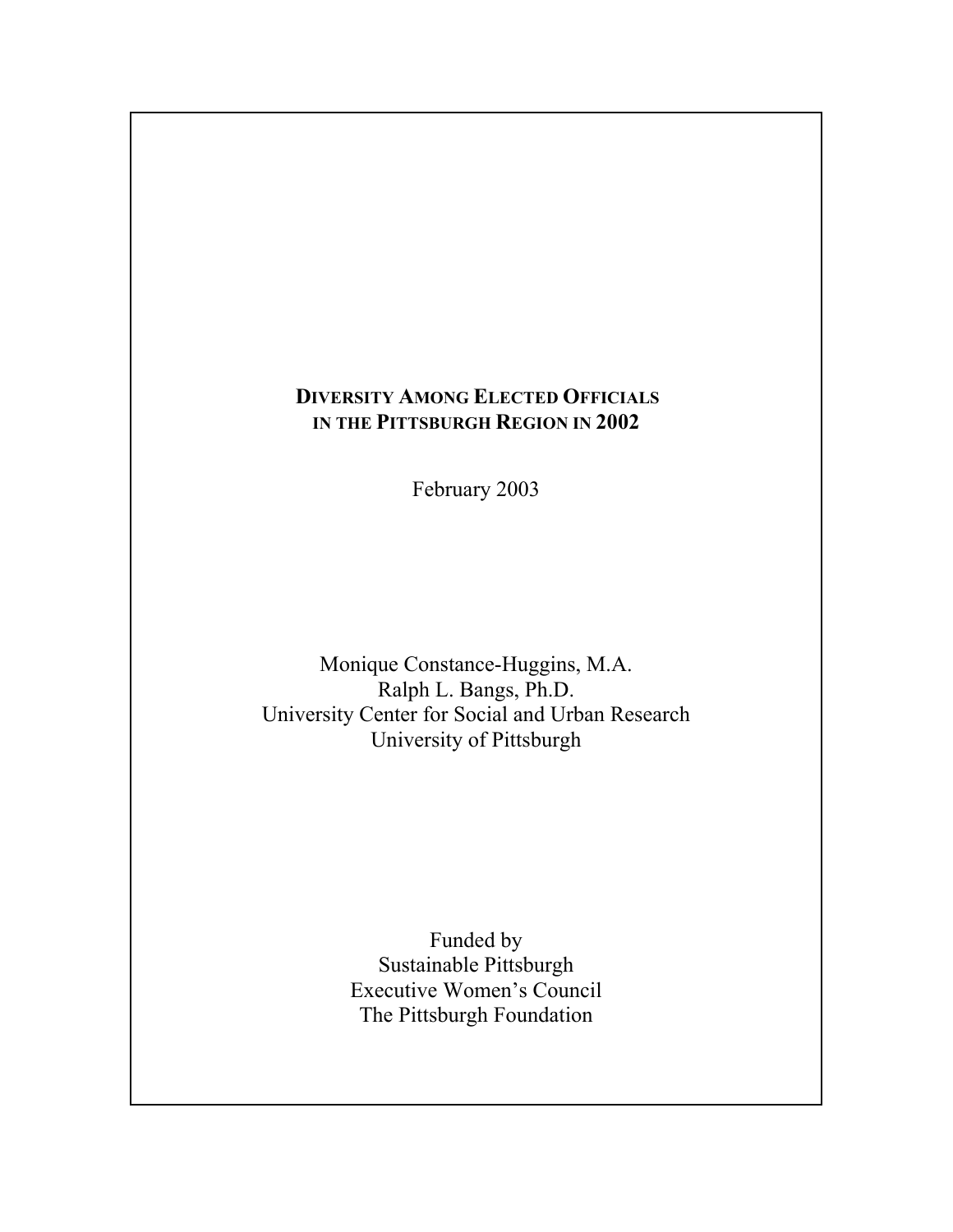# DIVERSITY AMONG ELECTED OFFICIALS IN THE PITTSBURGH REGION IN 2002

February 2003

Monique Constance-Huggins, M.A.
Ralph L. Bangs, Ph.D.
University Center for Social and Urban Research
University of Pittsburgh

Funded by
Sustainable Pittsburgh
Executive Women's Council
The Pittsburgh Foundation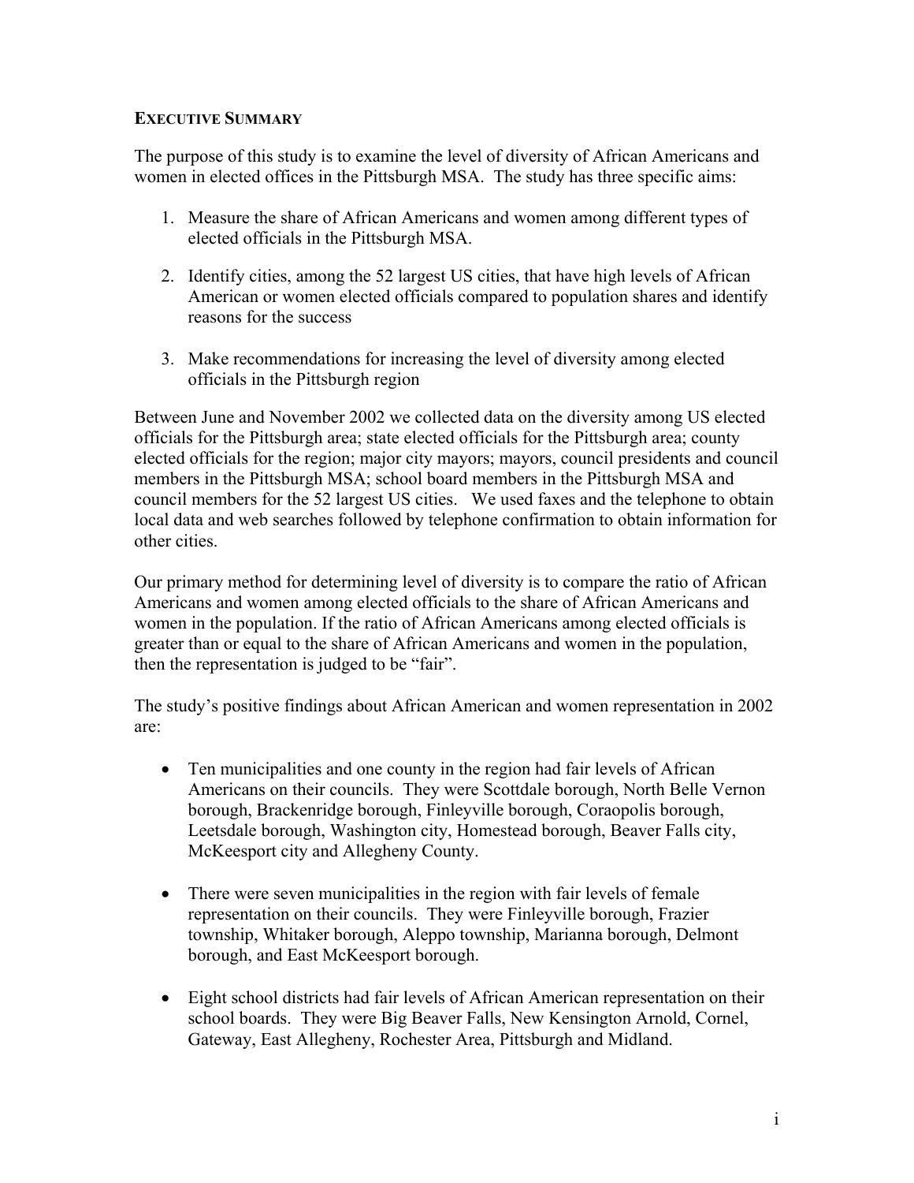## EXECUTIVE SUMMARY

The purpose of this study is to examine the level of diversity of African Americans and women in elected offices in the Pittsburgh MSA. The study has three specific aims:

1. Measure the share of African Americans and women among different types of elected officials in the Pittsburgh MSA.

2. Identify cities, among the 52 largest US cities, that have high levels of African American or women elected officials compared to population shares and identify reasons for the success

3. Make recommendations for increasing the level of diversity among elected officials in the Pittsburgh region

Between June and November 2002 we collected data on the diversity among US elected officials for the Pittsburgh area; state elected officials for the Pittsburgh area; county elected officials for the region; major city mayors; mayors, council presidents and council members in the Pittsburgh MSA; school board members in the Pittsburgh MSA and council members for the 52 largest US cities. We used faxes and the telephone to obtain local data and web searches followed by telephone confirmation to obtain information for other cities.

Our primary method for determining level of diversity is to compare the ratio of African Americans and women among elected officials to the share of African Americans and women in the population. If the ratio of African Americans among elected officials is greater than or equal to the share of African Americans and women in the population, then the representation is judged to be "fair".

The study's positive findings about African American and women representation in 2002 are:

- Ten municipalities and one county in the region had fair levels of African Americans on their councils. They were Scottdale borough, North Belle Vernon borough, Brackenridge borough, Finleyville borough, Coraopolis borough, Leetsdale borough, Washington city, Homestead borough, Beaver Falls city, McKeesport city and Allegheny County.

- There were seven municipalities in the region with fair levels of female representation on their councils. They were Finleyville borough, Frazier township, Whitaker borough, Aleppo township, Marianna borough, Delmont borough, and East McKeesport borough.

- Eight school districts had fair levels of African American representation on their school boards. They were Big Beaver Falls, New Kensington Arnold, Cornel, Gateway, East Allegheny, Rochester Area, Pittsburgh and Midland.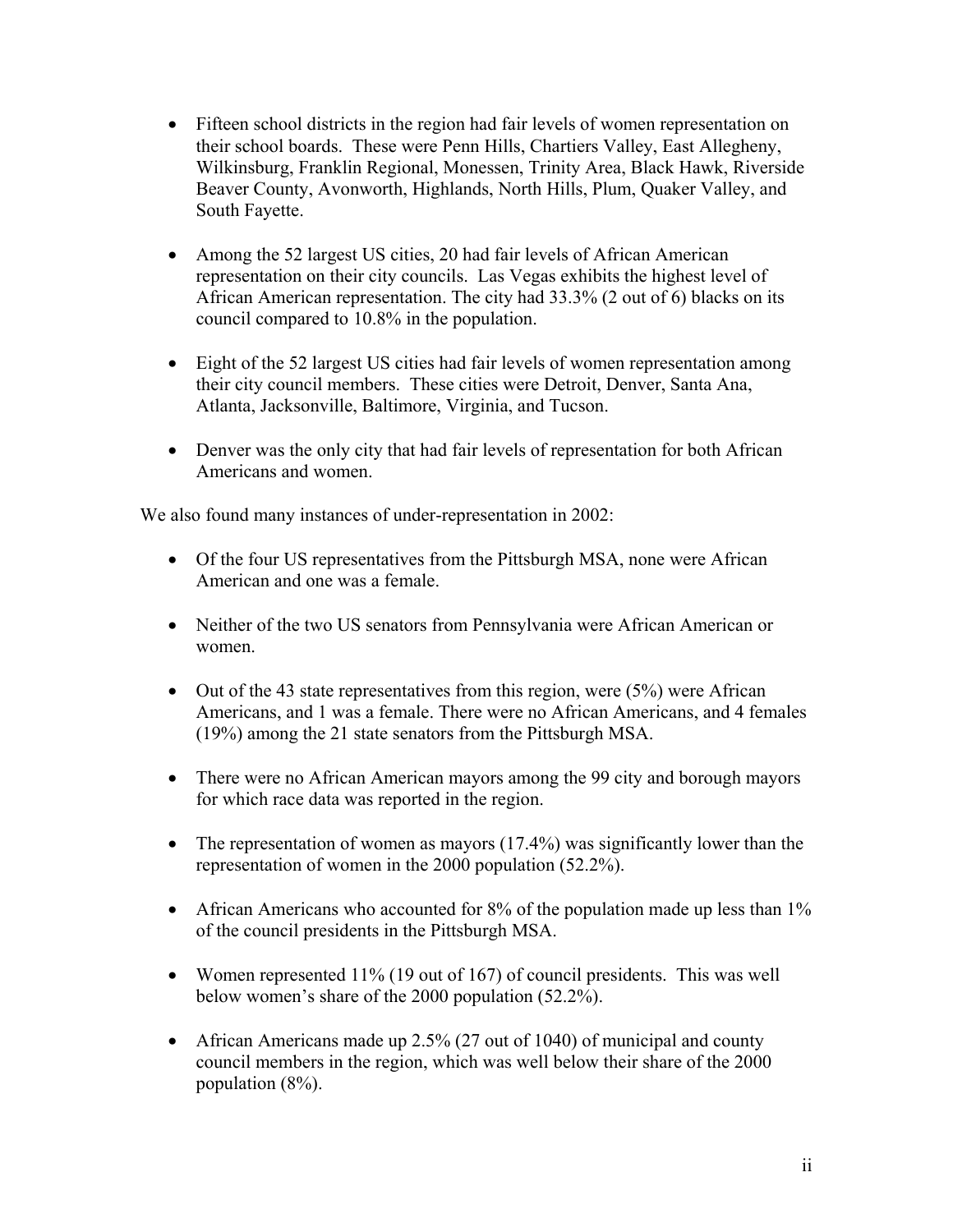- Fifteen school districts in the region had fair levels of women representation on their school boards. These were Penn Hills, Chartiers Valley, East Allegheny, Wilkinsburg, Franklin Regional, Monessen, Trinity Area, Black Hawk, Riverside Beaver County, Avonworth, Highlands, North Hills, Plum, Quaker Valley, and South Fayette.

- Among the 52 largest US cities, 20 had fair levels of African American representation on their city councils. Las Vegas exhibits the highest level of African American representation. The city had 33.3% (2 out of 6) blacks on its council compared to 10.8% in the population.

- Eight of the 52 largest US cities had fair levels of women representation among their city council members. These cities were Detroit, Denver, Santa Ana, Atlanta, Jacksonville, Baltimore, Virginia, and Tucson.

- Denver was the only city that had fair levels of representation for both African Americans and women.

We also found many instances of under-representation in 2002:

- Of the four US representatives from the Pittsburgh MSA, none were African American and one was a female.

- Neither of the two US senators from Pennsylvania were African American or women.

- Out of the 43 state representatives from this region, were (5%) were African Americans, and 1 was a female. There were no African Americans, and 4 females (19%) among the 21 state senators from the Pittsburgh MSA.

- There were no African American mayors among the 99 city and borough mayors for which race data was reported in the region.

- The representation of women as mayors (17.4%) was significantly lower than the representation of women in the 2000 population (52.2%).

- African Americans who accounted for 8% of the population made up less than 1% of the council presidents in the Pittsburgh MSA.

- Women represented 11% (19 out of 167) of council presidents. This was well below women's share of the 2000 population (52.2%).

- African Americans made up 2.5% (27 out of 1040) of municipal and county council members in the region, which was well below their share of the 2000 population (8%).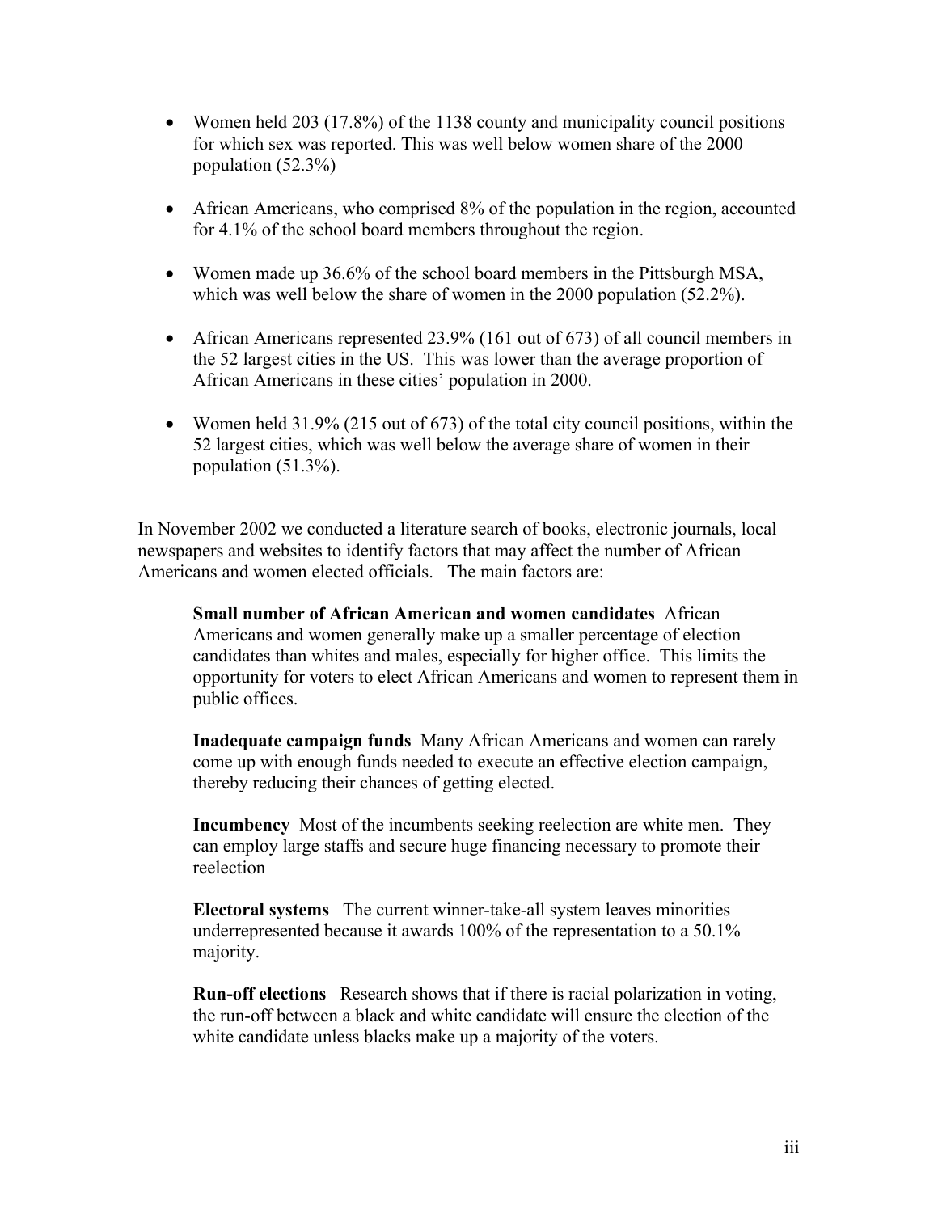- Women held 203 (17.8%) of the 1138 county and municipality council positions for which sex was reported. This was well below women share of the 2000 population (52.3%)

- African Americans, who comprised 8% of the population in the region, accounted for 4.1% of the school board members throughout the region.

- Women made up 36.6% of the school board members in the Pittsburgh MSA, which was well below the share of women in the 2000 population (52.2%).

- African Americans represented 23.9% (161 out of 673) of all council members in the 52 largest cities in the US. This was lower than the average proportion of African Americans in these cities' population in 2000.

- Women held 31.9% (215 out of 673) of the total city council positions, within the 52 largest cities, which was well below the average share of women in their population (51.3%).

In November 2002 we conducted a literature search of books, electronic journals, local newspapers and websites to identify factors that may affect the number of African Americans and women elected officials. The main factors are:

> **Small number of African American and women candidates** African Americans and women generally make up a smaller percentage of election candidates than whites and males, especially for higher office. This limits the opportunity for voters to elect African Americans and women to represent them in public offices.
>
> **Inadequate campaign funds** Many African Americans and women can rarely come up with enough funds needed to execute an effective election campaign, thereby reducing their chances of getting elected.
>
> **Incumbency** Most of the incumbents seeking reelection are white men. They can employ large staffs and secure huge financing necessary to promote their reelection
>
> **Electoral systems** The current winner-take-all system leaves minorities underrepresented because it awards 100% of the representation to a 50.1% majority.
>
> **Run-off elections** Research shows that if there is racial polarization in voting, the run-off between a black and white candidate will ensure the election of the white candidate unless blacks make up a majority of the voters.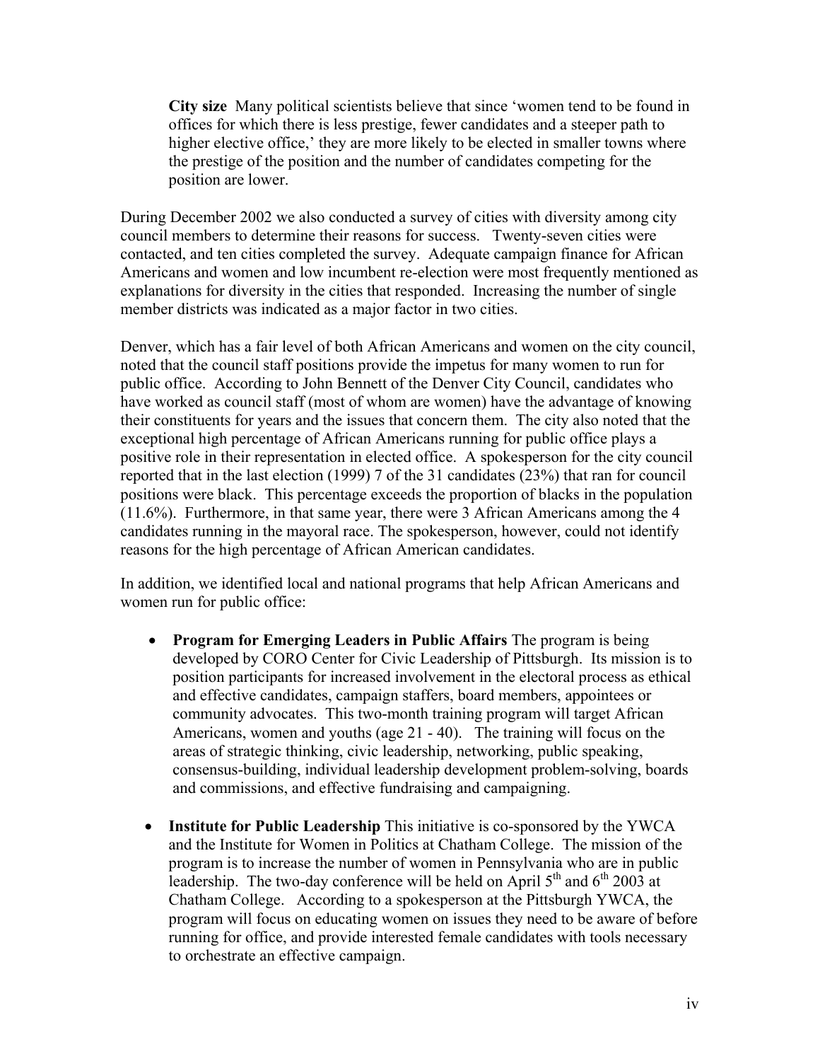**City size** Many political scientists believe that since 'women tend to be found in offices for which there is less prestige, fewer candidates and a steeper path to higher elective office,' they are more likely to be elected in smaller towns where the prestige of the position and the number of candidates competing for the position are lower.

During December 2002 we also conducted a survey of cities with diversity among city council members to determine their reasons for success. Twenty-seven cities were contacted, and ten cities completed the survey. Adequate campaign finance for African Americans and women and low incumbent re-election were most frequently mentioned as explanations for diversity in the cities that responded. Increasing the number of single member districts was indicated as a major factor in two cities.

Denver, which has a fair level of both African Americans and women on the city council, noted that the council staff positions provide the impetus for many women to run for public office. According to John Bennett of the Denver City Council, candidates who have worked as council staff (most of whom are women) have the advantage of knowing their constituents for years and the issues that concern them. The city also noted that the exceptional high percentage of African Americans running for public office plays a positive role in their representation in elected office. A spokesperson for the city council reported that in the last election (1999) 7 of the 31 candidates (23%) that ran for council positions were black. This percentage exceeds the proportion of blacks in the population (11.6%). Furthermore, in that same year, there were 3 African Americans among the 4 candidates running in the mayoral race. The spokesperson, however, could not identify reasons for the high percentage of African American candidates.

In addition, we identified local and national programs that help African Americans and women run for public office:

- **Program for Emerging Leaders in Public Affairs** The program is being developed by CORO Center for Civic Leadership of Pittsburgh. Its mission is to position participants for increased involvement in the electoral process as ethical and effective candidates, campaign staffers, board members, appointees or community advocates. This two-month training program will target African Americans, women and youths (age 21 - 40). The training will focus on the areas of strategic thinking, civic leadership, networking, public speaking, consensus-building, individual leadership development problem-solving, boards and commissions, and effective fundraising and campaigning.

- **Institute for Public Leadership** This initiative is co-sponsored by the YWCA and the Institute for Women in Politics at Chatham College. The mission of the program is to increase the number of women in Pennsylvania who are in public leadership. The two-day conference will be held on April 5th and 6th 2003 at Chatham College. According to a spokesperson at the Pittsburgh YWCA, the program will focus on educating women on issues they need to be aware of before running for office, and provide interested female candidates with tools necessary to orchestrate an effective campaign.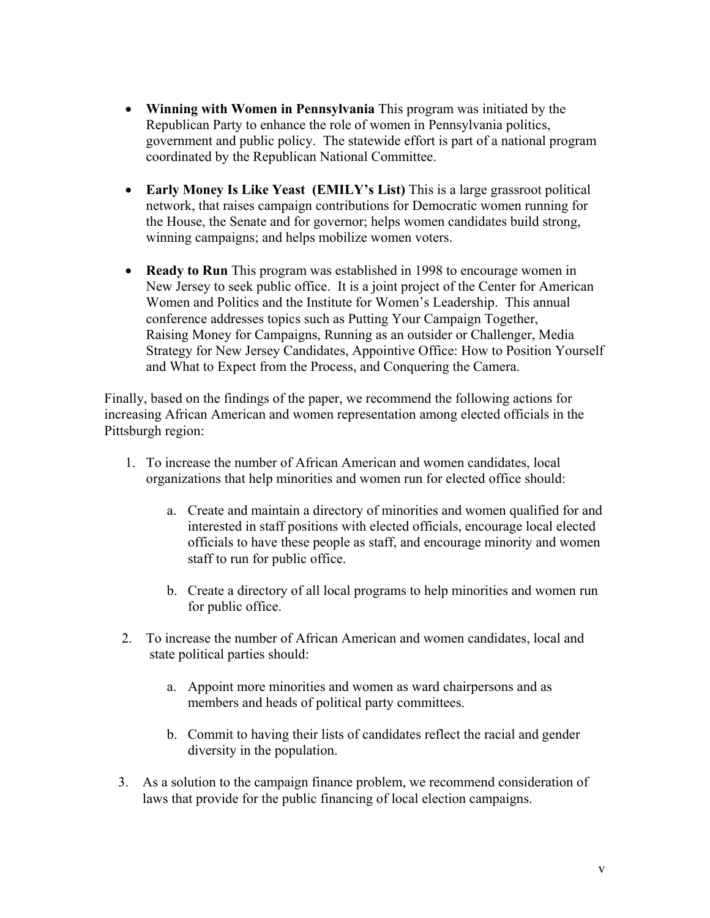- **Winning with Women in Pennsylvania** This program was initiated by the Republican Party to enhance the role of women in Pennsylvania politics, government and public policy. The statewide effort is part of a national program coordinated by the Republican National Committee.

- **Early Money Is Like Yeast (EMILY's List)** This is a large grassroot political network, that raises campaign contributions for Democratic women running for the House, the Senate and for governor; helps women candidates build strong, winning campaigns; and helps mobilize women voters.

- **Ready to Run** This program was established in 1998 to encourage women in New Jersey to seek public office. It is a joint project of the Center for American Women and Politics and the Institute for Women's Leadership. This annual conference addresses topics such as Putting Your Campaign Together, Raising Money for Campaigns, Running as an outsider or Challenger, Media Strategy for New Jersey Candidates, Appointive Office: How to Position Yourself and What to Expect from the Process, and Conquering the Camera.

Finally, based on the findings of the paper, we recommend the following actions for increasing African American and women representation among elected officials in the Pittsburgh region:

1. To increase the number of African American and women candidates, local organizations that help minorities and women run for elected office should:

    a. Create and maintain a directory of minorities and women qualified for and interested in staff positions with elected officials, encourage local elected officials to have these people as staff, and encourage minority and women staff to run for public office.

    b. Create a directory of all local programs to help minorities and women run for public office.

2. To increase the number of African American and women candidates, local and state political parties should:

    a. Appoint more minorities and women as ward chairpersons and as members and heads of political party committees.

    b. Commit to having their lists of candidates reflect the racial and gender diversity in the population.

3. As a solution to the campaign finance problem, we recommend consideration of laws that provide for the public financing of local election campaigns.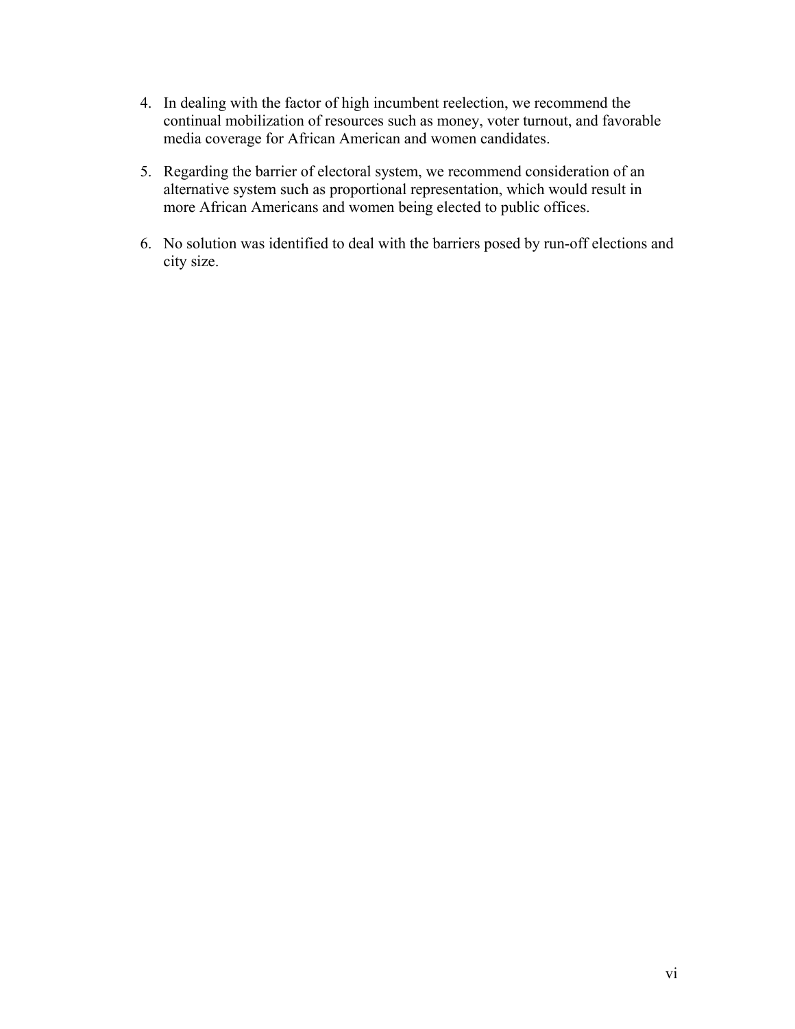4. In dealing with the factor of high incumbent reelection, we recommend the continual mobilization of resources such as money, voter turnout, and favorable media coverage for African American and women candidates.

5. Regarding the barrier of electoral system, we recommend consideration of an alternative system such as proportional representation, which would result in more African Americans and women being elected to public offices.

6. No solution was identified to deal with the barriers posed by run-off elections and city size.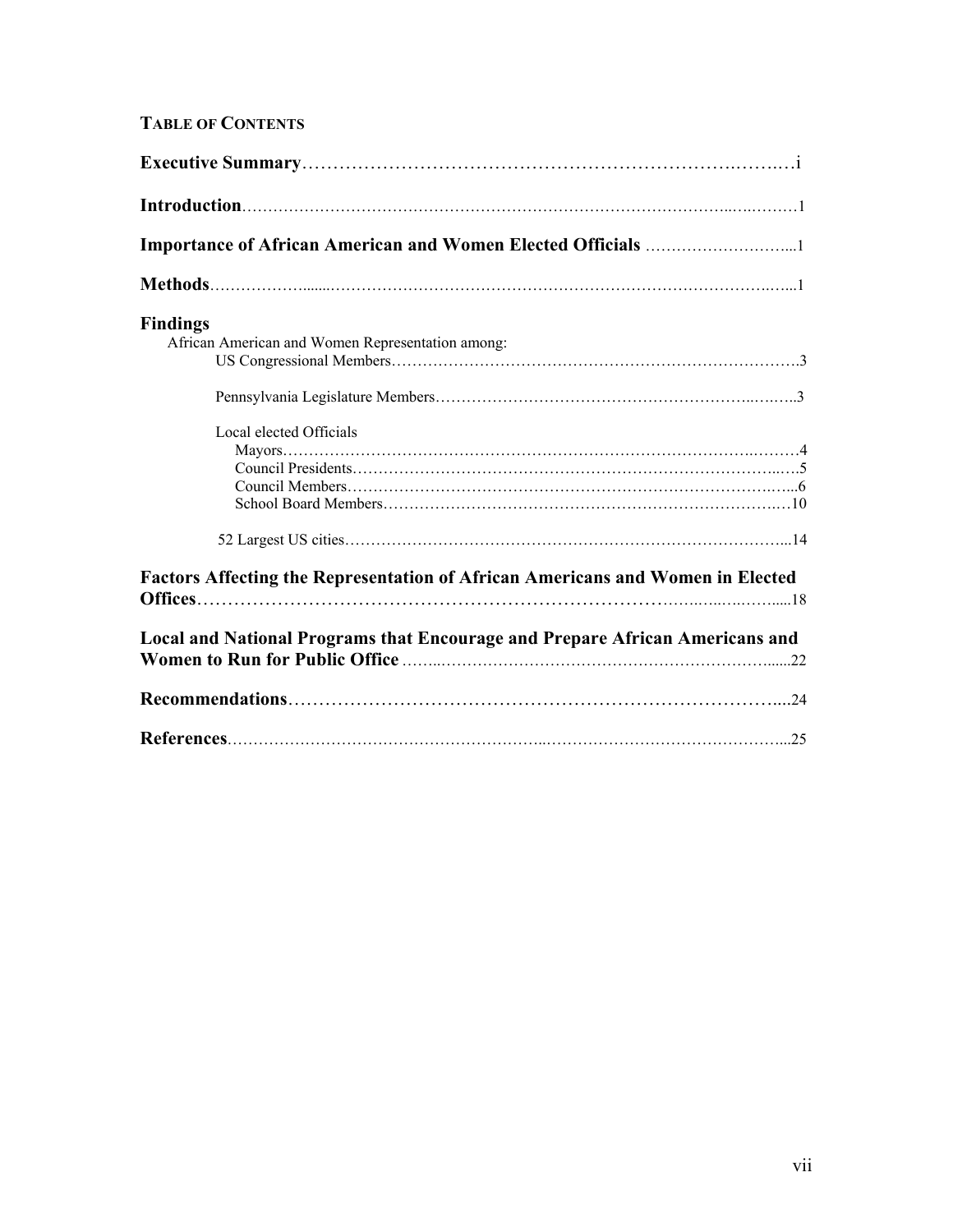**TABLE OF CONTENTS**

**Executive Summary**……………………………………………………………………i

**Introduction**……………………………………………………………………………1

**Importance of African American and Women Elected Officials** ……………………...1

**Methods**…………………………………………………………………………………1

**Findings**

African American and Women Representation among:

- US Congressional Members……………………………………………………………3
- Pennsylvania Legislature Members……………………………………………………3
- Local elected Officials
  - Mayors……………………………………………………………………………4
  - Council Presidents…………………………………………………………………5
  - Council Members…………………………………………………………………6
  - School Board Members……………………………………………………………10
- 52 Largest US cities……………………………………………………………………14

**Factors Affecting the Representation of African Americans and Women in Elected Offices**……………………………………………………………………………………18

**Local and National Programs that Encourage and Prepare African Americans and Women to Run for Public Office** ……………………………………………………………22

**Recommendations**………………………………………………………………………24

**References**………………………………………………………………………………25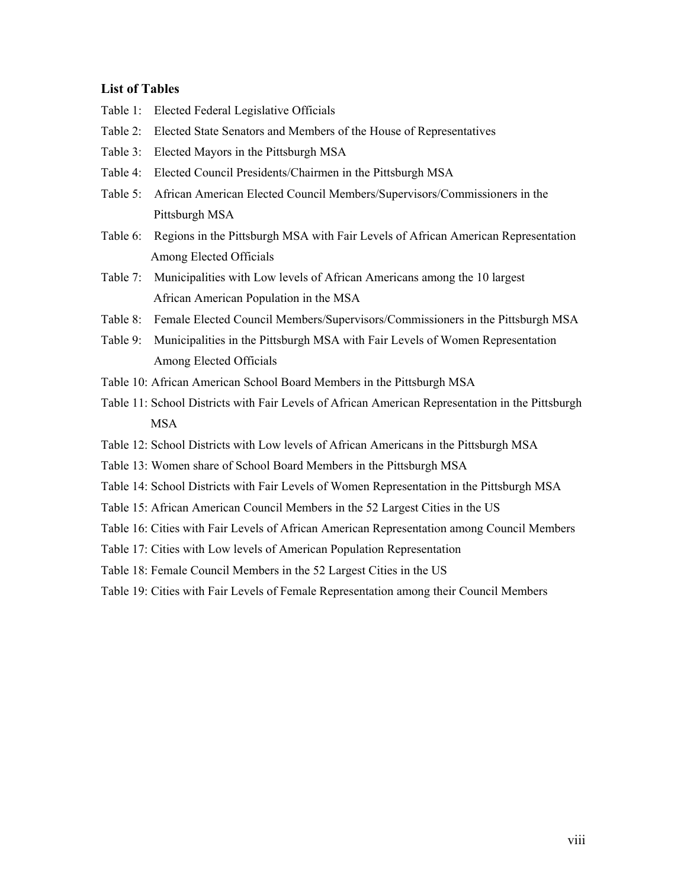**List of Tables**

Table 1: Elected Federal Legislative Officials

Table 2: Elected State Senators and Members of the House of Representatives

Table 3: Elected Mayors in the Pittsburgh MSA

Table 4: Elected Council Presidents/Chairmen in the Pittsburgh MSA

Table 5: African American Elected Council Members/Supervisors/Commissioners in the Pittsburgh MSA

Table 6: Regions in the Pittsburgh MSA with Fair Levels of African American Representation Among Elected Officials

Table 7: Municipalities with Low levels of African Americans among the 10 largest African American Population in the MSA

Table 8: Female Elected Council Members/Supervisors/Commissioners in the Pittsburgh MSA

Table 9: Municipalities in the Pittsburgh MSA with Fair Levels of Women Representation Among Elected Officials

Table 10: African American School Board Members in the Pittsburgh MSA

Table 11: School Districts with Fair Levels of African American Representation in the Pittsburgh MSA

Table 12: School Districts with Low levels of African Americans in the Pittsburgh MSA

Table 13: Women share of School Board Members in the Pittsburgh MSA

Table 14: School Districts with Fair Levels of Women Representation in the Pittsburgh MSA

Table 15: African American Council Members in the 52 Largest Cities in the US

Table 16: Cities with Fair Levels of African American Representation among Council Members

Table 17: Cities with Low levels of American Population Representation

Table 18: Female Council Members in the 52 Largest Cities in the US

Table 19: Cities with Fair Levels of Female Representation among their Council Members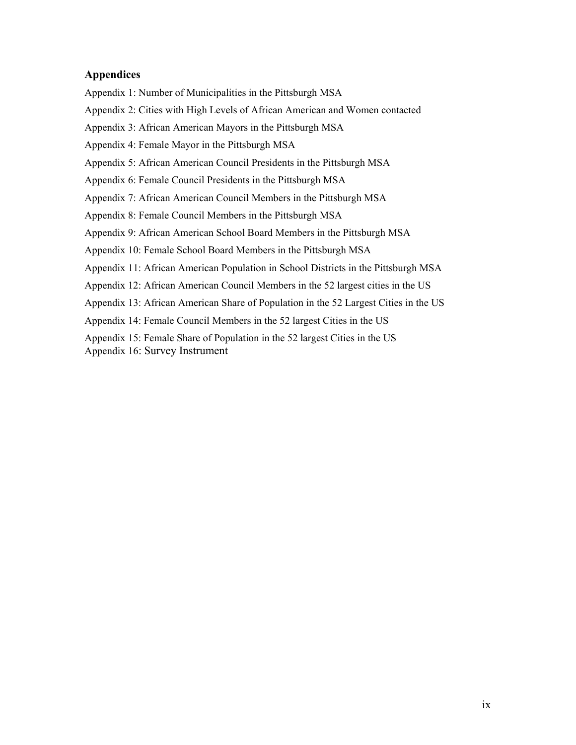### Appendices

Appendix 1: Number of Municipalities in the Pittsburgh MSA

Appendix 2: Cities with High Levels of African American and Women contacted

Appendix 3: African American Mayors in the Pittsburgh MSA

Appendix 4: Female Mayor in the Pittsburgh MSA

Appendix 5: African American Council Presidents in the Pittsburgh MSA

Appendix 6: Female Council Presidents in the Pittsburgh MSA

Appendix 7: African American Council Members in the Pittsburgh MSA

Appendix 8: Female Council Members in the Pittsburgh MSA

Appendix 9: African American School Board Members in the Pittsburgh MSA

Appendix 10: Female School Board Members in the Pittsburgh MSA

Appendix 11: African American Population in School Districts in the Pittsburgh MSA

Appendix 12: African American Council Members in the 52 largest cities in the US

Appendix 13: African American Share of Population in the 52 Largest Cities in the US

Appendix 14: Female Council Members in the 52 largest Cities in the US

Appendix 15: Female Share of Population in the 52 largest Cities in the US

Appendix 16: Survey Instrument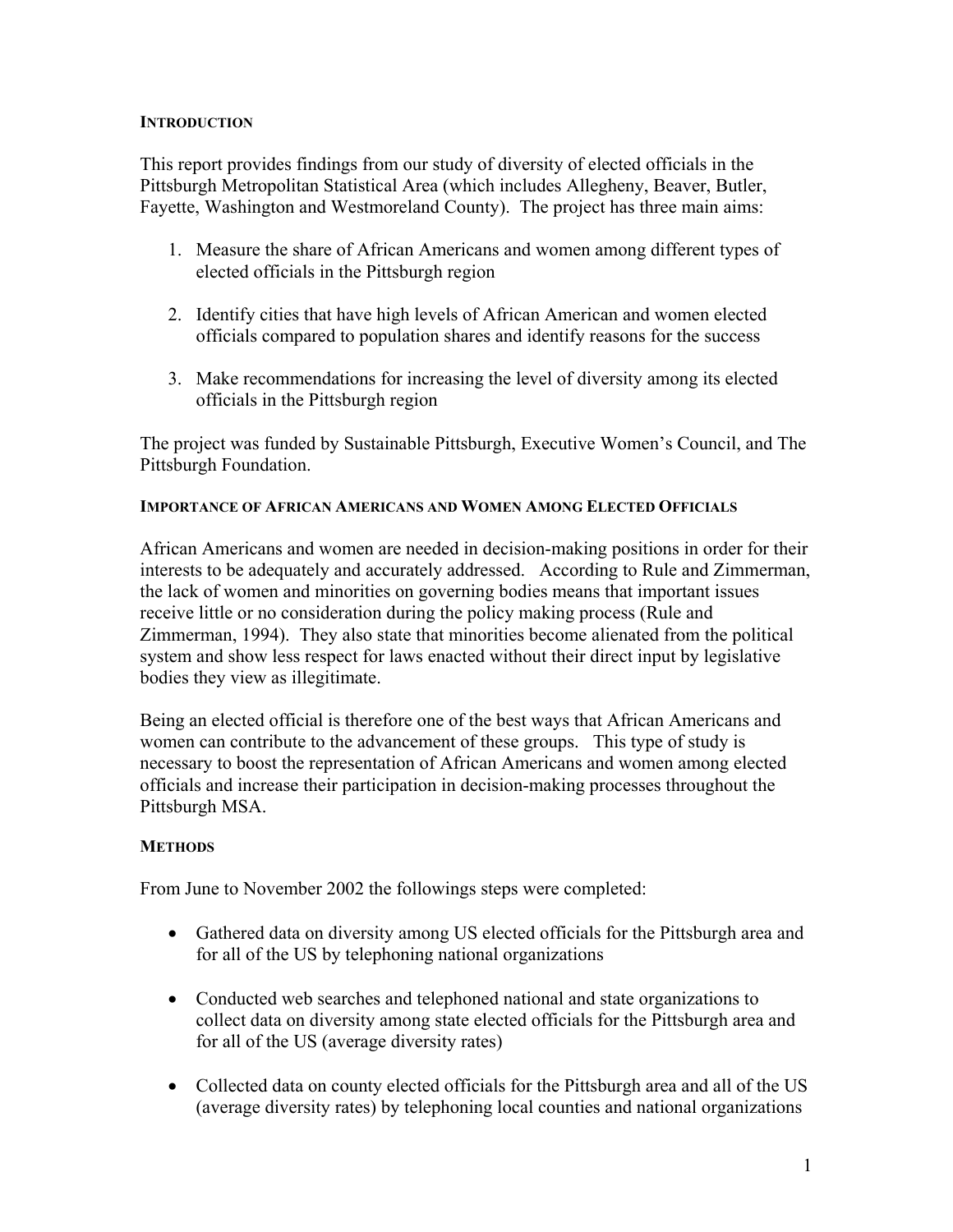## INTRODUCTION

This report provides findings from our study of diversity of elected officials in the Pittsburgh Metropolitan Statistical Area (which includes Allegheny, Beaver, Butler, Fayette, Washington and Westmoreland County). The project has three main aims:

1. Measure the share of African Americans and women among different types of elected officials in the Pittsburgh region

2. Identify cities that have high levels of African American and women elected officials compared to population shares and identify reasons for the success

3. Make recommendations for increasing the level of diversity among its elected officials in the Pittsburgh region

The project was funded by Sustainable Pittsburgh, Executive Women's Council, and The Pittsburgh Foundation.

## IMPORTANCE OF AFRICAN AMERICANS AND WOMEN AMONG ELECTED OFFICIALS

African Americans and women are needed in decision-making positions in order for their interests to be adequately and accurately addressed. According to Rule and Zimmerman, the lack of women and minorities on governing bodies means that important issues receive little or no consideration during the policy making process (Rule and Zimmerman, 1994). They also state that minorities become alienated from the political system and show less respect for laws enacted without their direct input by legislative bodies they view as illegitimate.

Being an elected official is therefore one of the best ways that African Americans and women can contribute to the advancement of these groups. This type of study is necessary to boost the representation of African Americans and women among elected officials and increase their participation in decision-making processes throughout the Pittsburgh MSA.

## METHODS

From June to November 2002 the followings steps were completed:

- Gathered data on diversity among US elected officials for the Pittsburgh area and for all of the US by telephoning national organizations

- Conducted web searches and telephoned national and state organizations to collect data on diversity among state elected officials for the Pittsburgh area and for all of the US (average diversity rates)

- Collected data on county elected officials for the Pittsburgh area and all of the US (average diversity rates) by telephoning local counties and national organizations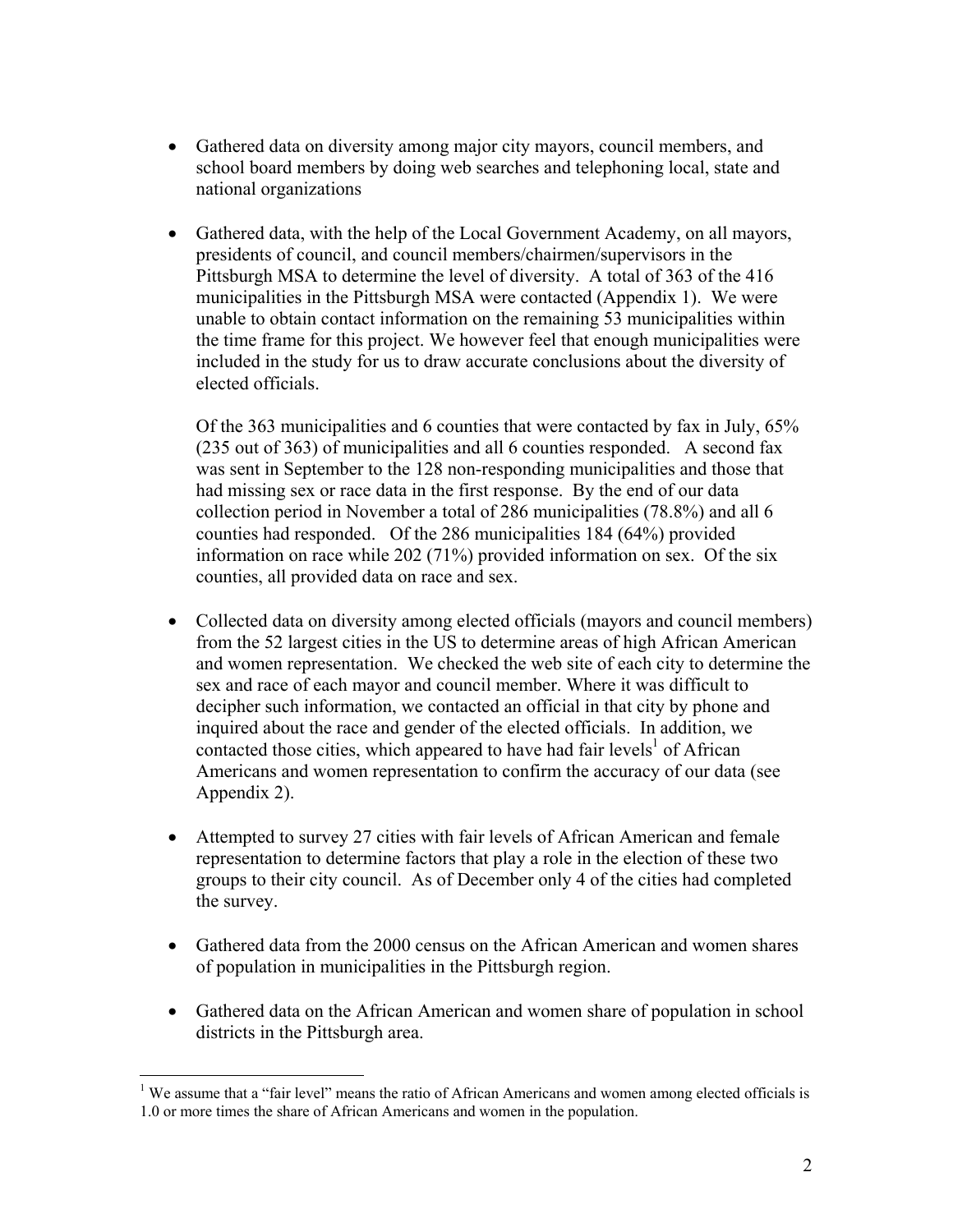- Gathered data on diversity among major city mayors, council members, and school board members by doing web searches and telephoning local, state and national organizations

- Gathered data, with the help of the Local Government Academy, on all mayors, presidents of council, and council members/chairmen/supervisors in the Pittsburgh MSA to determine the level of diversity. A total of 363 of the 416 municipalities in the Pittsburgh MSA were contacted (Appendix 1). We were unable to obtain contact information on the remaining 53 municipalities within the time frame for this project. We however feel that enough municipalities were included in the study for us to draw accurate conclusions about the diversity of elected officials.

  Of the 363 municipalities and 6 counties that were contacted by fax in July, 65% (235 out of 363) of municipalities and all 6 counties responded. A second fax was sent in September to the 128 non-responding municipalities and those that had missing sex or race data in the first response. By the end of our data collection period in November a total of 286 municipalities (78.8%) and all 6 counties had responded. Of the 286 municipalities 184 (64%) provided information on race while 202 (71%) provided information on sex. Of the six counties, all provided data on race and sex.

- Collected data on diversity among elected officials (mayors and council members) from the 52 largest cities in the US to determine areas of high African American and women representation. We checked the web site of each city to determine the sex and race of each mayor and council member. Where it was difficult to decipher such information, we contacted an official in that city by phone and inquired about the race and gender of the elected officials. In addition, we contacted those cities, which appeared to have had fair levels[1] of African Americans and women representation to confirm the accuracy of our data (see Appendix 2).

- Attempted to survey 27 cities with fair levels of African American and female representation to determine factors that play a role in the election of these two groups to their city council. As of December only 4 of the cities had completed the survey.

- Gathered data from the 2000 census on the African American and women shares of population in municipalities in the Pittsburgh region.

- Gathered data on the African American and women share of population in school districts in the Pittsburgh area.

---

[1] We assume that a "fair level" means the ratio of African Americans and women among elected officials is 1.0 or more times the share of African Americans and women in the population.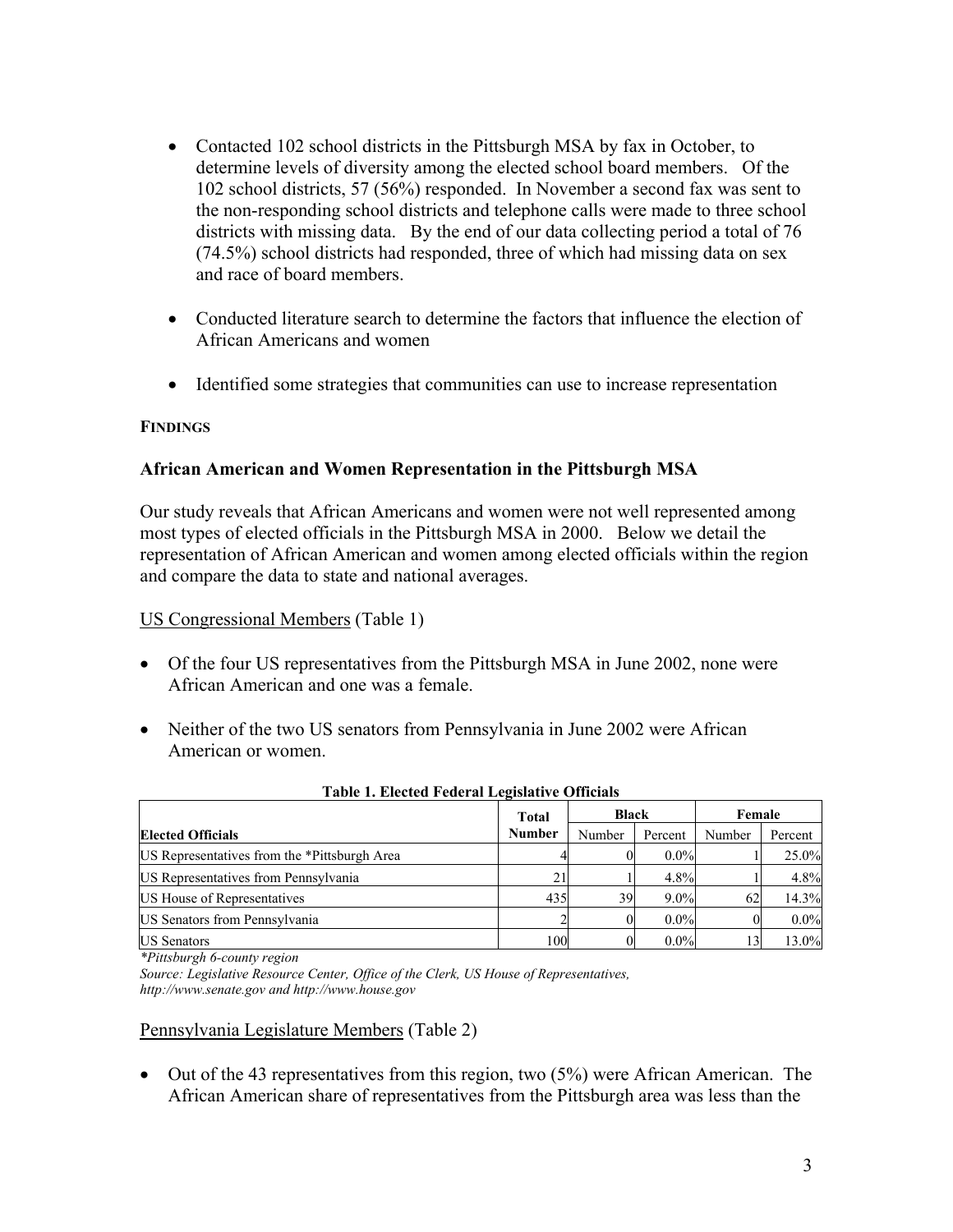- Contacted 102 school districts in the Pittsburgh MSA by fax in October, to determine levels of diversity among the elected school board members. Of the 102 school districts, 57 (56%) responded. In November a second fax was sent to the non-responding school districts and telephone calls were made to three school districts with missing data. By the end of our data collecting period a total of 76 (74.5%) school districts had responded, three of which had missing data on sex and race of board members.

- Conducted literature search to determine the factors that influence the election of African Americans and women

- Identified some strategies that communities can use to increase representation

**FINDINGS**

### African American and Women Representation in the Pittsburgh MSA

Our study reveals that African Americans and women were not well represented among most types of elected officials in the Pittsburgh MSA in 2000. Below we detail the representation of African American and women among elected officials within the region and compare the data to state and national averages.

US Congressional Members (Table 1)

- Of the four US representatives from the Pittsburgh MSA in June 2002, none were African American and one was a female.

- Neither of the two US senators from Pennsylvania in June 2002 were African American or women.

**Table 1. Elected Federal Legislative Officials**

| Elected Officials | Total Number | Black | | Female | |
|---|---|---|---|---|---|
| | | Number | Percent | Number | Percent |
| US Representatives from the *Pittsburgh Area | 4 | 0 | 0.0% | 1 | 25.0% |
| US Representatives from Pennsylvania | 21 | 1 | 4.8% | 1 | 4.8% |
| US House of Representatives | 435 | 39 | 9.0% | 62 | 14.3% |
| US Senators from Pennsylvania | 2 | 0 | 0.0% | 0 | 0.0% |
| US Senators | 100 | 0 | 0.0% | 13 | 13.0% |

*\*Pittsburgh 6-county region*
*Source: Legislative Resource Center, Office of the Clerk, US House of Representatives, http://www.senate.gov and http://www.house.gov*

Pennsylvania Legislature Members (Table 2)

- Out of the 43 representatives from this region, two (5%) were African American. The African American share of representatives from the Pittsburgh area was less than the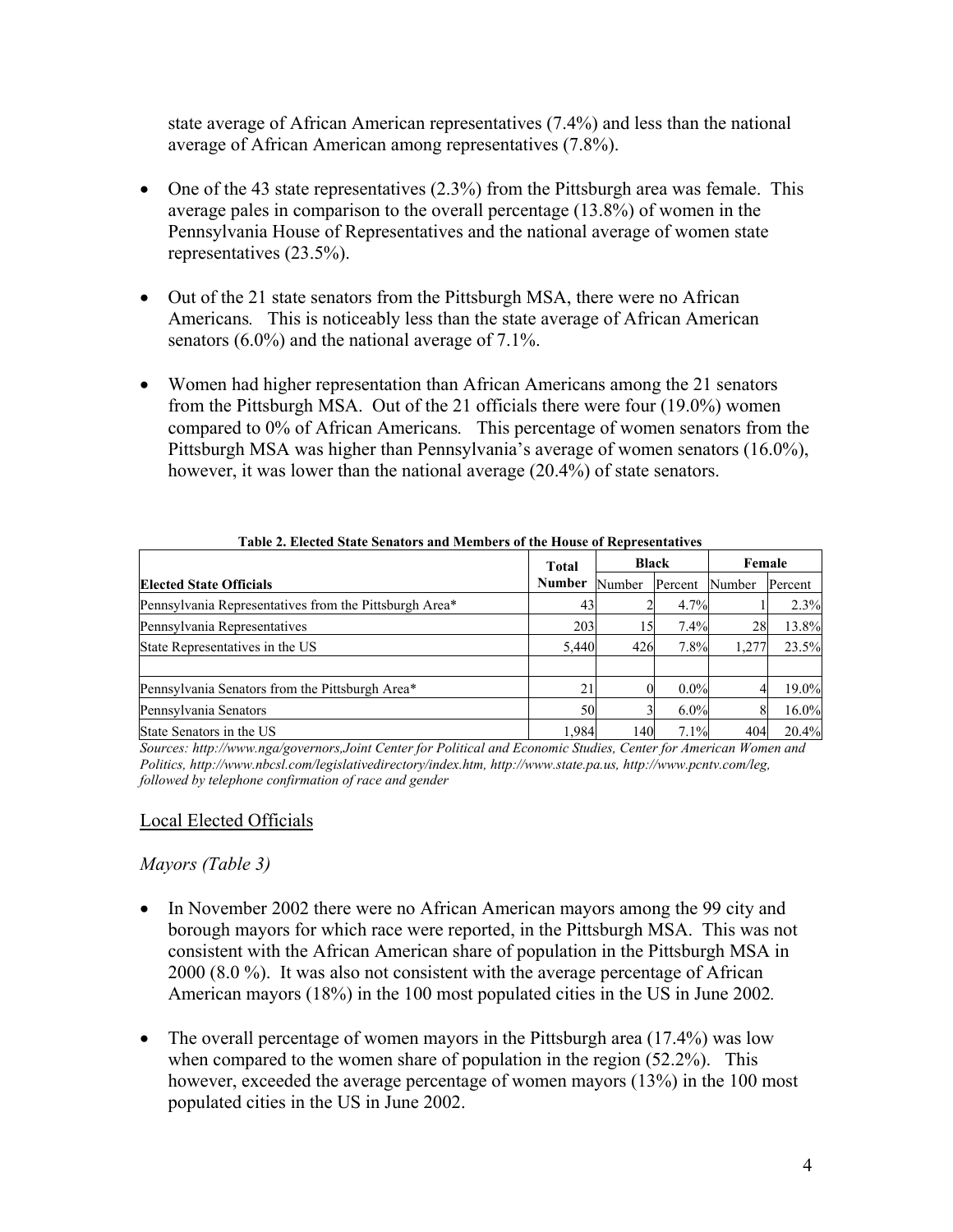state average of African American representatives (7.4%) and less than the national average of African American among representatives (7.8%).

- One of the 43 state representatives (2.3%) from the Pittsburgh area was female. This average pales in comparison to the overall percentage (13.8%) of women in the Pennsylvania House of Representatives and the national average of women state representatives (23.5%).

- Out of the 21 state senators from the Pittsburgh MSA, there were no African Americans. This is noticeably less than the state average of African American senators (6.0%) and the national average of 7.1%.

- Women had higher representation than African Americans among the 21 senators from the Pittsburgh MSA. Out of the 21 officials there were four (19.0%) women compared to 0% of African Americans. This percentage of women senators from the Pittsburgh MSA was higher than Pennsylvania's average of women senators (16.0%), however, it was lower than the national average (20.4%) of state senators.

**Table 2. Elected State Senators and Members of the House of Representatives**

| Elected State Officials | Total Number | Black | | Female | |
|---|---|---|---|---|---|
| | | Number | Percent | Number | Percent |
| Pennsylvania Representatives from the Pittsburgh Area* | 43 | 2 | 4.7% | 1 | 2.3% |
| Pennsylvania Representatives | 203 | 15 | 7.4% | 28 | 13.8% |
| State Representatives in the US | 5,440 | 426 | 7.8% | 1,277 | 23.5% |
| | | | | | |
| Pennsylvania Senators from the Pittsburgh Area* | 21 | 0 | 0.0% | 4 | 19.0% |
| Pennsylvania Senators | 50 | 3 | 6.0% | 8 | 16.0% |
| State Senators in the US | 1,984 | 140 | 7.1% | 404 | 20.4% |

*Sources: http://www.nga/governors,Joint Center for Political and Economic Studies, Center for American Women and Politics, http://www.nbcsl.com/legislativedirectory/index.htm, http://www.state.pa.us, http://www.pcntv.com/leg, followed by telephone confirmation of race and gender*

## Local Elected Officials

### *Mayors (Table 3)*

- In November 2002 there were no African American mayors among the 99 city and borough mayors for which race were reported, in the Pittsburgh MSA. This was not consistent with the African American share of population in the Pittsburgh MSA in 2000 (8.0 %). It was also not consistent with the average percentage of African American mayors (18%) in the 100 most populated cities in the US in June 2002.

- The overall percentage of women mayors in the Pittsburgh area (17.4%) was low when compared to the women share of population in the region (52.2%). This however, exceeded the average percentage of women mayors (13%) in the 100 most populated cities in the US in June 2002.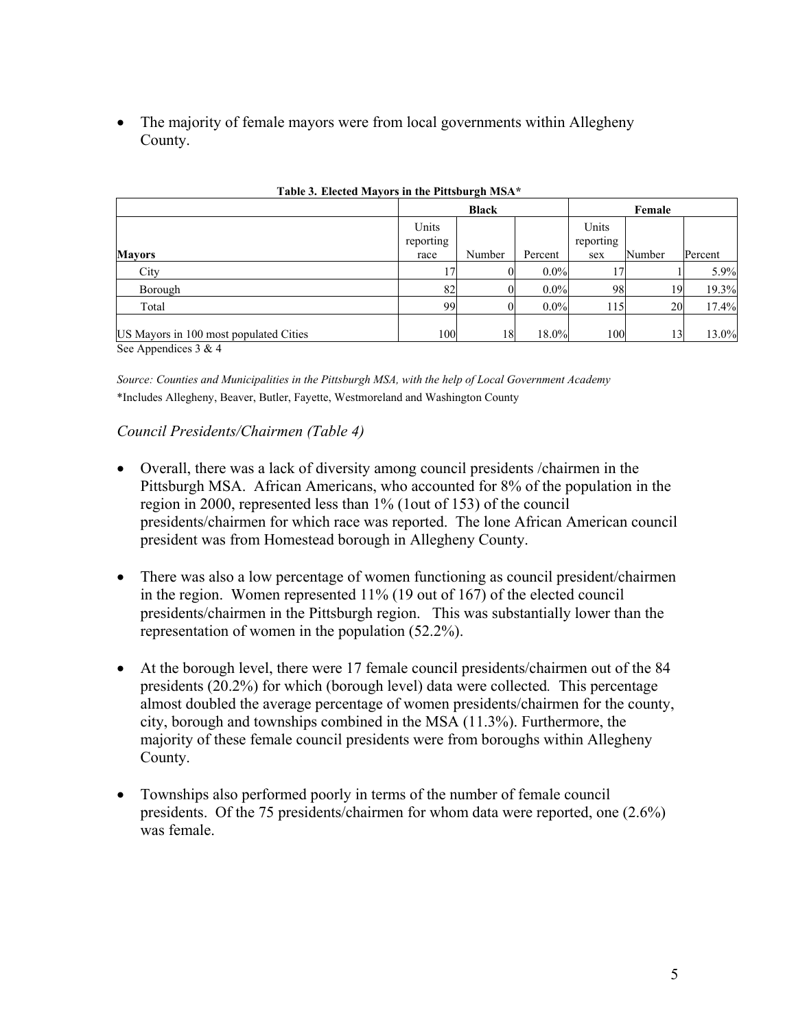- The majority of female mayors were from local governments within Allegheny County.

**Table 3. Elected Mayors in the Pittsburgh MSA***

| | Black | | | Female | | |
|---|---|---|---|---|---|---|
| **Mayors** | Units reporting race | Number | Percent | Units reporting sex | Number | Percent |
| City | 17 | 0 | 0.0% | 17 | 1 | 5.9% |
| Borough | 82 | 0 | 0.0% | 98 | 19 | 19.3% |
| Total | 99 | 0 | 0.0% | 115 | 20 | 17.4% |
| US Mayors in 100 most populated Cities | 100 | 18 | 18.0% | 100 | 13 | 13.0% |

See Appendices 3 & 4

*Source: Counties and Municipalities in the Pittsburgh MSA, with the help of Local Government Academy*
*Includes Allegheny, Beaver, Butler, Fayette, Westmoreland and Washington County

### *Council Presidents/Chairmen (Table 4)*

- Overall, there was a lack of diversity among council presidents /chairmen in the Pittsburgh MSA. African Americans, who accounted for 8% of the population in the region in 2000, represented less than 1% (1out of 153) of the council presidents/chairmen for which race was reported. The lone African American council president was from Homestead borough in Allegheny County.

- There was also a low percentage of women functioning as council president/chairmen in the region. Women represented 11% (19 out of 167) of the elected council presidents/chairmen in the Pittsburgh region. This was substantially lower than the representation of women in the population (52.2%).

- At the borough level, there were 17 female council presidents/chairmen out of the 84 presidents (20.2%) for which (borough level) data were collected. This percentage almost doubled the average percentage of women presidents/chairmen for the county, city, borough and townships combined in the MSA (11.3%). Furthermore, the majority of these female council presidents were from boroughs within Allegheny County.

- Townships also performed poorly in terms of the number of female council presidents. Of the 75 presidents/chairmen for whom data were reported, one (2.6%) was female.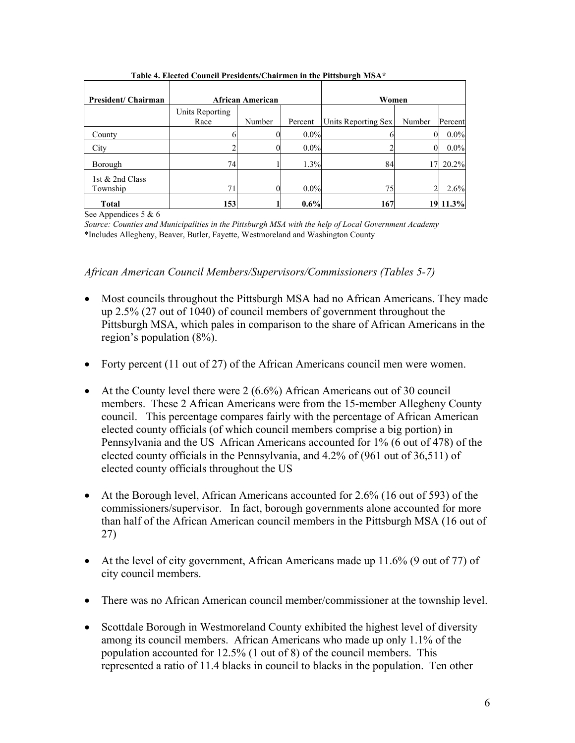**Table 4. Elected Council Presidents/Chairmen in the Pittsburgh MSA***

| President/ Chairman | African American | | | Women | | |
|---|---|---|---|---|---|---|
| | Units Reporting Race | Number | Percent | Units Reporting Sex | Number | Percent |
| County | 6 | 0 | 0.0% | 6 | 0 | 0.0% |
| City | 2 | 0 | 0.0% | 2 | 0 | 0.0% |
| Borough | 74 | 1 | 1.3% | 84 | 17 | 20.2% |
| 1st & 2nd Class Township | 71 | 0 | 0.0% | 75 | 2 | 2.6% |
| **Total** | **153** | **1** | **0.6%** | **167** | **19** | **11.3%** |

See Appendices 5 & 6

*Source: Counties and Municipalities in the Pittsburgh MSA with the help of Local Government Academy*

*Includes Allegheny, Beaver, Butler, Fayette, Westmoreland and Washington County

*African American Council Members/Supervisors/Commissioners (Tables 5-7)*

- Most councils throughout the Pittsburgh MSA had no African Americans. They made up 2.5% (27 out of 1040) of council members of government throughout the Pittsburgh MSA, which pales in comparison to the share of African Americans in the region's population (8%).

- Forty percent (11 out of 27) of the African Americans council men were women.

- At the County level there were 2 (6.6%) African Americans out of 30 council members. These 2 African Americans were from the 15-member Allegheny County council. This percentage compares fairly with the percentage of African American elected county officials (of which council members comprise a big portion) in Pennsylvania and the US African Americans accounted for 1% (6 out of 478) of the elected county officials in the Pennsylvania, and 4.2% of (961 out of 36,511) of elected county officials throughout the US

- At the Borough level, African Americans accounted for 2.6% (16 out of 593) of the commissioners/supervisor. In fact, borough governments alone accounted for more than half of the African American council members in the Pittsburgh MSA (16 out of 27)

- At the level of city government, African Americans made up 11.6% (9 out of 77) of city council members.

- There was no African American council member/commissioner at the township level.

- Scottdale Borough in Westmoreland County exhibited the highest level of diversity among its council members. African Americans who made up only 1.1% of the population accounted for 12.5% (1 out of 8) of the council members. This represented a ratio of 11.4 blacks in council to blacks in the population. Ten other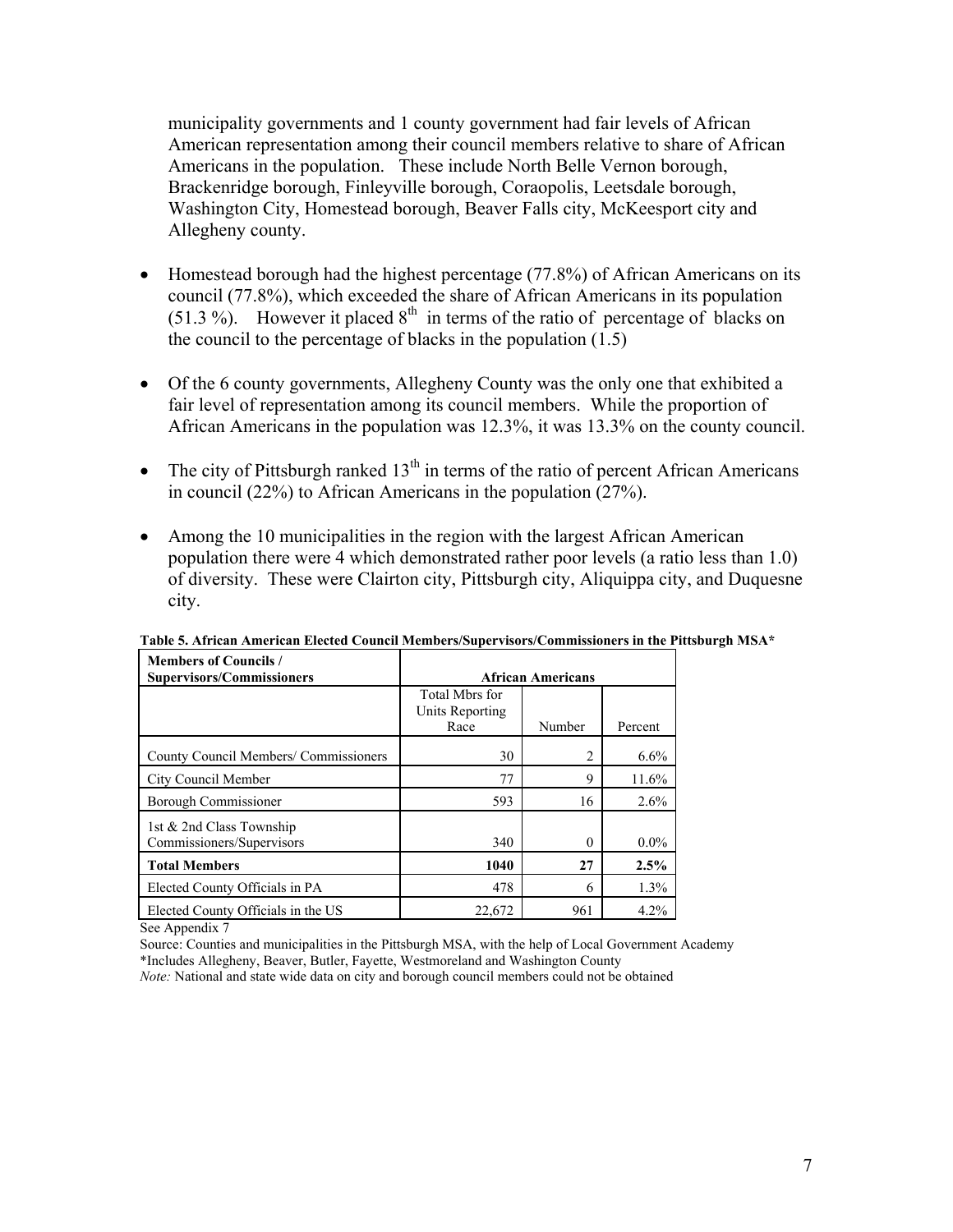municipality governments and 1 county government had fair levels of African American representation among their council members relative to share of African Americans in the population. These include North Belle Vernon borough, Brackenridge borough, Finleyville borough, Coraopolis, Leetsdale borough, Washington City, Homestead borough, Beaver Falls city, McKeesport city and Allegheny county.

- Homestead borough had the highest percentage (77.8%) of African Americans on its council (77.8%), which exceeded the share of African Americans in its population (51.3 %). However it placed 8th in terms of the ratio of percentage of blacks on the council to the percentage of blacks in the population (1.5)
- Of the 6 county governments, Allegheny County was the only one that exhibited a fair level of representation among its council members. While the proportion of African Americans in the population was 12.3%, it was 13.3% on the county council.
- The city of Pittsburgh ranked 13th in terms of the ratio of percent African Americans in council (22%) to African Americans in the population (27%).
- Among the 10 municipalities in the region with the largest African American population there were 4 which demonstrated rather poor levels (a ratio less than 1.0) of diversity. These were Clairton city, Pittsburgh city, Aliquippa city, and Duquesne city.

**Table 5. African American Elected Council Members/Supervisors/Commissioners in the Pittsburgh MSA***

| **Members of Councils / Supervisors/Commissioners** | **African Americans** | | |
|---|---|---|---|
| | Total Mbrs for Units Reporting Race | Number | Percent |
| County Council Members/ Commissioners | 30 | 2 | 6.6% |
| City Council Member | 77 | 9 | 11.6% |
| Borough Commissioner | 593 | 16 | 2.6% |
| 1st & 2nd Class Township Commissioners/Supervisors | 340 | 0 | 0.0% |
| **Total Members** | **1040** | **27** | **2.5%** |
| Elected County Officials in PA | 478 | 6 | 1.3% |
| Elected County Officials in the US | 22,672 | 961 | 4.2% |

See Appendix 7

Source: Counties and municipalities in the Pittsburgh MSA, with the help of Local Government Academy

*Includes Allegheny, Beaver, Butler, Fayette, Westmoreland and Washington County

*Note:* National and state wide data on city and borough council members could not be obtained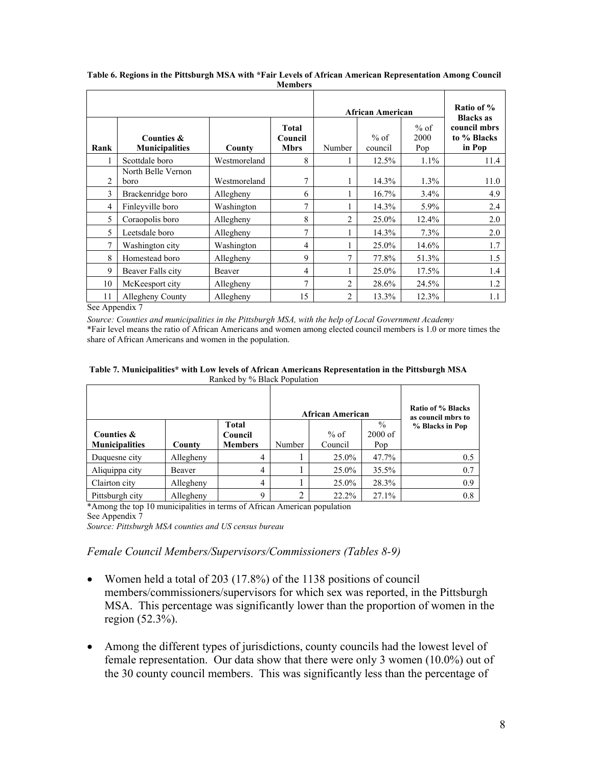**Table 6. Regions in the Pittsburgh MSA with *Fair Levels of African American Representation Among Council Members**

| | | | | African American | | | Ratio of % Blacks as council mbrs to % Blacks in Pop |
|---|---|---|---|---|---|---|---|
| Rank | Counties & Municipalities | County | Total Council Mbrs | Number | % of council | % of 2000 Pop | |
| 1 | Scottdale boro | Westmoreland | 8 | 1 | 12.5% | 1.1% | 11.4 |
| 2 | North Belle Vernon boro | Westmoreland | 7 | 1 | 14.3% | 1.3% | 11.0 |
| 3 | Brackenridge boro | Allegheny | 6 | 1 | 16.7% | 3.4% | 4.9 |
| 4 | Finleyville boro | Washington | 7 | 1 | 14.3% | 5.9% | 2.4 |
| 5 | Coraopolis boro | Allegheny | 8 | 2 | 25.0% | 12.4% | 2.0 |
| 5 | Leetsdale boro | Allegheny | 7 | 1 | 14.3% | 7.3% | 2.0 |
| 7 | Washington city | Washington | 4 | 1 | 25.0% | 14.6% | 1.7 |
| 8 | Homestead boro | Allegheny | 9 | 7 | 77.8% | 51.3% | 1.5 |
| 9 | Beaver Falls city | Beaver | 4 | 1 | 25.0% | 17.5% | 1.4 |
| 10 | McKeesport city | Allegheny | 7 | 2 | 28.6% | 24.5% | 1.2 |
| 11 | Allegheny County | Allegheny | 15 | 2 | 13.3% | 12.3% | 1.1 |

See Appendix 7

*Source: Counties and municipalities in the Pittsburgh MSA, with the help of Local Government Academy*

*Fair level means the ratio of African Americans and women among elected council members is 1.0 or more times the share of African Americans and women in the population.

**Table 7. Municipalities* with Low levels of African Americans Representation in the Pittsburgh MSA**
Ranked by % Black Population

| | | | African American | | | Ratio of % Blacks as council mbrs to % Blacks in Pop |
|---|---|---|---|---|---|---|
| Counties & Municipalities | County | Total Council Members | Number | % of Council | % 2000 of Pop | |
| Duquesne city | Allegheny | 4 | 1 | 25.0% | 47.7% | 0.5 |
| Aliquippa city | Beaver | 4 | 1 | 25.0% | 35.5% | 0.7 |
| Clairton city | Allegheny | 4 | 1 | 25.0% | 28.3% | 0.9 |
| Pittsburgh city | Allegheny | 9 | 2 | 22.2% | 27.1% | 0.8 |

*Among the top 10 municipalities in terms of African American population

See Appendix 7

*Source: Pittsburgh MSA counties and US census bureau*

### *Female Council Members/Supervisors/Commissioners (Tables 8-9)*

- Women held a total of 203 (17.8%) of the 1138 positions of council members/commissioners/supervisors for which sex was reported, in the Pittsburgh MSA. This percentage was significantly lower than the proportion of women in the region (52.3%).

- Among the different types of jurisdictions, county councils had the lowest level of female representation. Our data show that there were only 3 women (10.0%) out of the 30 county council members. This was significantly less than the percentage of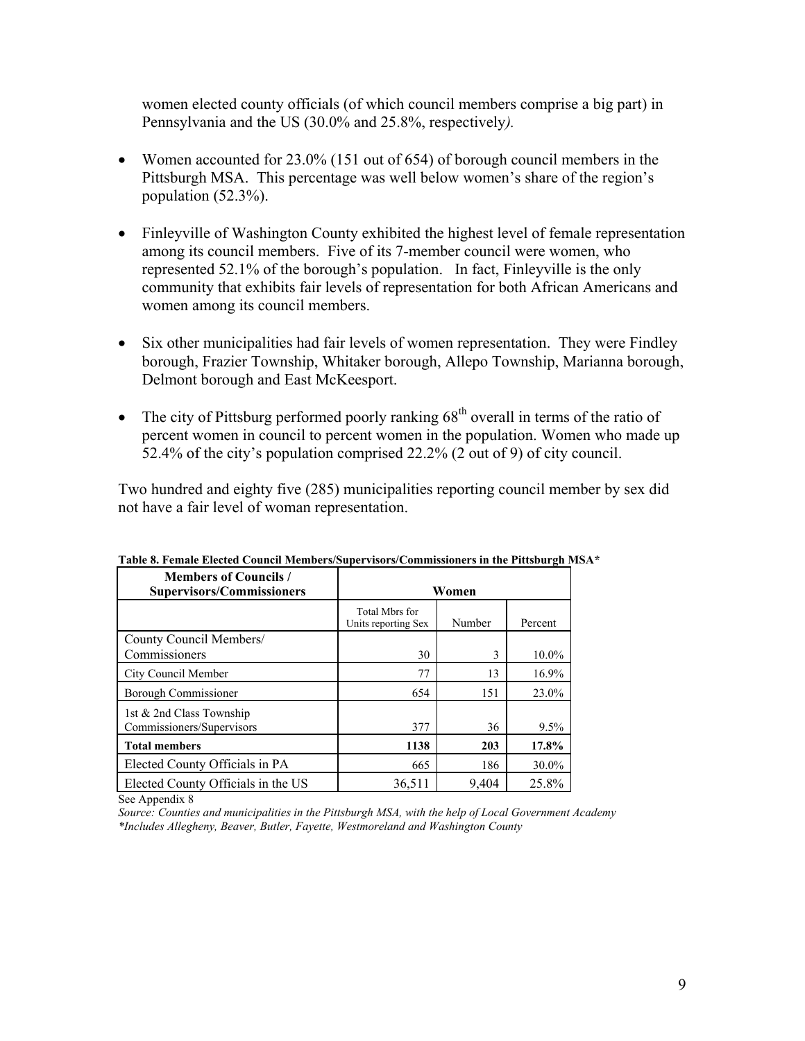women elected county officials (of which council members comprise a big part) in Pennsylvania and the US (30.0% and 25.8%, respectively*).*

- Women accounted for 23.0% (151 out of 654) of borough council members in the Pittsburgh MSA. This percentage was well below women's share of the region's population (52.3%).

- Finleyville of Washington County exhibited the highest level of female representation among its council members. Five of its 7-member council were women, who represented 52.1% of the borough's population. In fact, Finleyville is the only community that exhibits fair levels of representation for both African Americans and women among its council members.

- Six other municipalities had fair levels of women representation. They were Findley borough, Frazier Township, Whitaker borough, Allepo Township, Marianna borough, Delmont borough and East McKeesport.

- The city of Pittsburg performed poorly ranking 68th overall in terms of the ratio of percent women in council to percent women in the population. Women who made up 52.4% of the city's population comprised 22.2% (2 out of 9) of city council.

Two hundred and eighty five (285) municipalities reporting council member by sex did not have a fair level of woman representation.

**Table 8. Female Elected Council Members/Supervisors/Commissioners in the Pittsburgh MSA***

| **Members of Councils / Supervisors/Commissioners** | **Women** | | |
|---|---|---|---|
| | Total Mbrs for Units reporting Sex | Number | Percent |
| County Council Members/ Commissioners | 30 | 3 | 10.0% |
| City Council Member | 77 | 13 | 16.9% |
| Borough Commissioner | 654 | 151 | 23.0% |
| 1st & 2nd Class Township Commissioners/Supervisors | 377 | 36 | 9.5% |
| **Total members** | **1138** | **203** | **17.8%** |
| Elected County Officials in PA | 665 | 186 | 30.0% |
| Elected County Officials in the US | 36,511 | 9,404 | 25.8% |

See Appendix 8

*Source: Counties and municipalities in the Pittsburgh MSA, with the help of Local Government Academy*

*\*Includes Allegheny, Beaver, Butler, Fayette, Westmoreland and Washington County*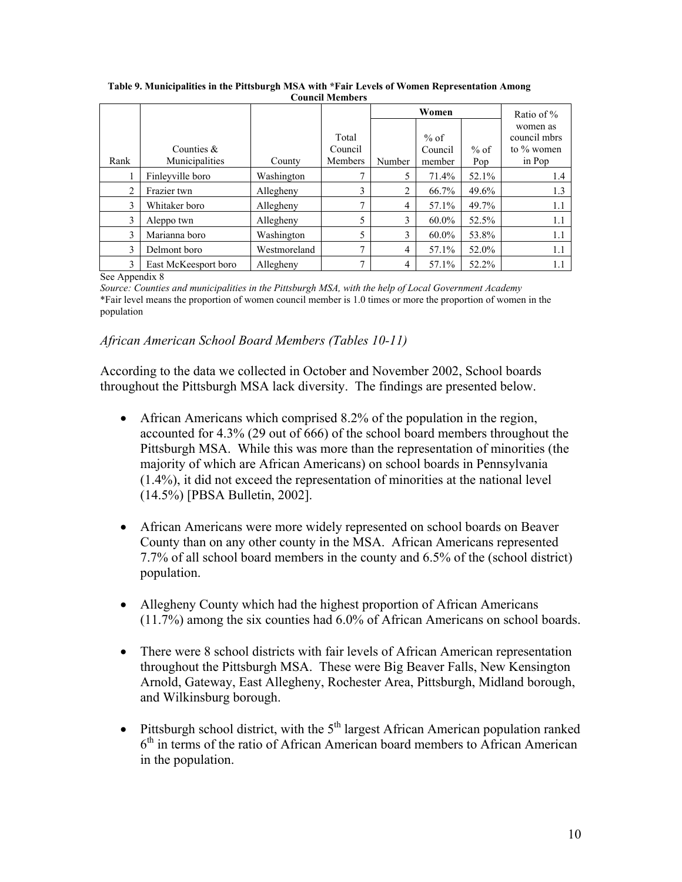**Table 9. Municipalities in the Pittsburgh MSA with *Fair Levels of Women Representation Among Council Members**

| Rank | Counties & Municipalities | County | Total Council Members | Women | | | Ratio of % women as council mbrs to % women in Pop |
|---|---|---|---|---|---|---|---|
| | | | | Number | % of Council member | % of Pop | |
| 1 | Finleyville boro | Washington | 7 | 5 | 71.4% | 52.1% | 1.4 |
| 2 | Frazier twn | Allegheny | 3 | 2 | 66.7% | 49.6% | 1.3 |
| 3 | Whitaker boro | Allegheny | 7 | 4 | 57.1% | 49.7% | 1.1 |
| 3 | Aleppo twn | Allegheny | 5 | 3 | 60.0% | 52.5% | 1.1 |
| 3 | Marianna boro | Washington | 5 | 3 | 60.0% | 53.8% | 1.1 |
| 3 | Delmont boro | Westmoreland | 7 | 4 | 57.1% | 52.0% | 1.1 |
| 3 | East McKeesport boro | Allegheny | 7 | 4 | 57.1% | 52.2% | 1.1 |

See Appendix 8

*Source: Counties and municipalities in the Pittsburgh MSA, with the help of Local Government Academy*

*Fair level means the proportion of women council member is 1.0 times or more the proportion of women in the population

### *African American School Board Members (Tables 10-11)*

According to the data we collected in October and November 2002, School boards throughout the Pittsburgh MSA lack diversity. The findings are presented below.

- African Americans which comprised 8.2% of the population in the region, accounted for 4.3% (29 out of 666) of the school board members throughout the Pittsburgh MSA. While this was more than the representation of minorities (the majority of which are African Americans) on school boards in Pennsylvania (1.4%), it did not exceed the representation of minorities at the national level (14.5%) [PBSA Bulletin, 2002].

- African Americans were more widely represented on school boards on Beaver County than on any other county in the MSA. African Americans represented 7.7% of all school board members in the county and 6.5% of the (school district) population.

- Allegheny County which had the highest proportion of African Americans (11.7%) among the six counties had 6.0% of African Americans on school boards.

- There were 8 school districts with fair levels of African American representation throughout the Pittsburgh MSA. These were Big Beaver Falls, New Kensington Arnold, Gateway, East Allegheny, Rochester Area, Pittsburgh, Midland borough, and Wilkinsburg borough.

- Pittsburgh school district, with the 5th largest African American population ranked 6th in terms of the ratio of African American board members to African American in the population.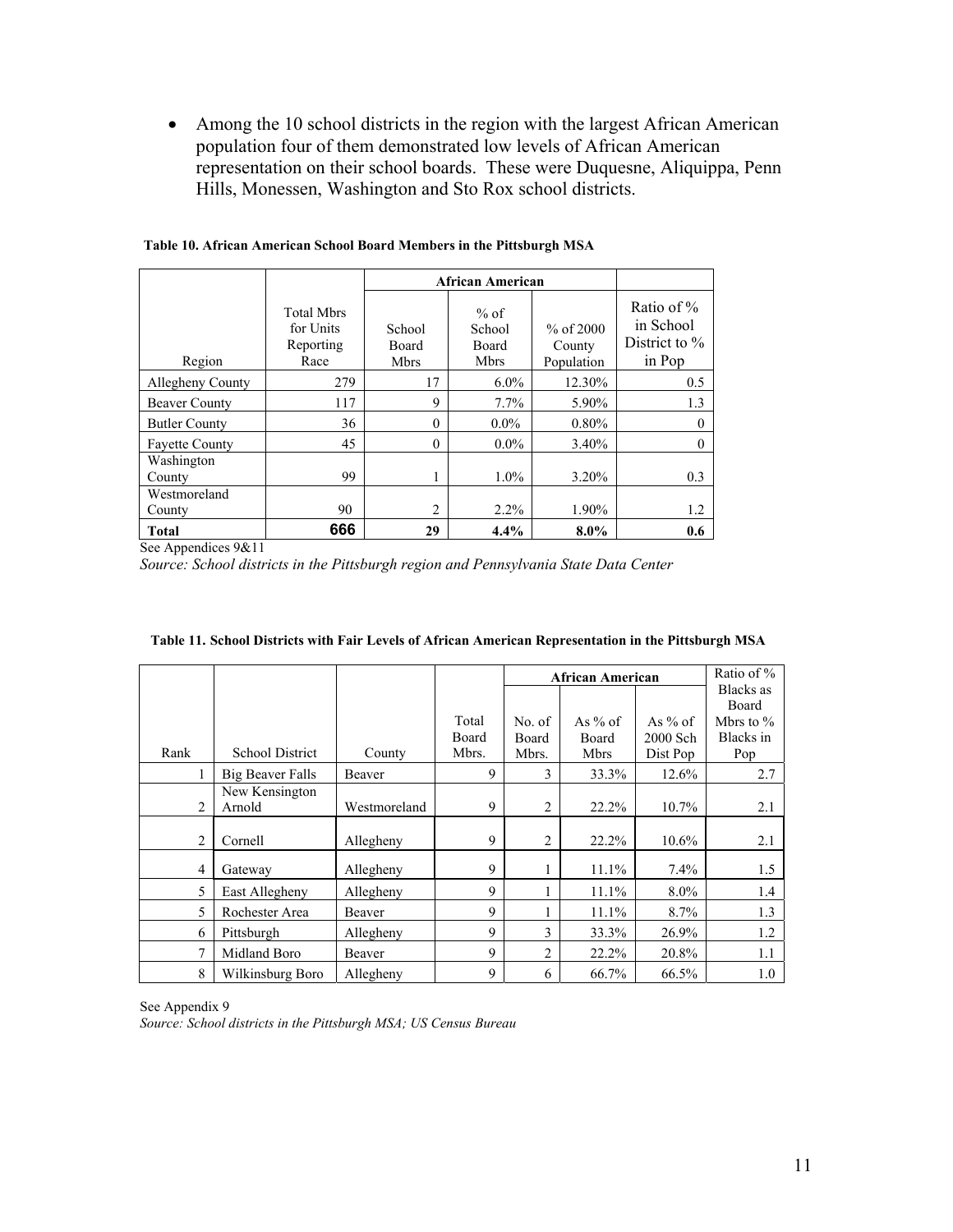- Among the 10 school districts in the region with the largest African American population four of them demonstrated low levels of African American representation on their school boards. These were Duquesne, Aliquippa, Penn Hills, Monessen, Washington and Sto Rox school districts.

**Table 10. African American School Board Members in the Pittsburgh MSA**

| Region | Total Mbrs for Units Reporting Race | African American | | | Ratio of % in School District to % in Pop |
|---|---|---|---|---|---|
| | | School Board Mbrs | % of School Board Mbrs | % of 2000 County Population | |
| Allegheny County | 279 | 17 | 6.0% | 12.30% | 0.5 |
| Beaver County | 117 | 9 | 7.7% | 5.90% | 1.3 |
| Butler County | 36 | 0 | 0.0% | 0.80% | 0 |
| Fayette County | 45 | 0 | 0.0% | 3.40% | 0 |
| Washington County | 99 | 1 | 1.0% | 3.20% | 0.3 |
| Westmoreland County | 90 | 2 | 2.2% | 1.90% | 1.2 |
| **Total** | **666** | **29** | **4.4%** | **8.0%** | **0.6** |

See Appendices 9&11

*Source: School districts in the Pittsburgh region and Pennsylvania State Data Center*

**Table 11. School Districts with Fair Levels of African American Representation in the Pittsburgh MSA**

| Rank | School District | County | Total Board Mbrs. | African American | | | Ratio of % Blacks as Board Mbrs to % Blacks in Pop |
|---|---|---|---|---|---|---|---|
| | | | | No. of Board Mbrs. | As % of Board Mbrs | As % of 2000 Sch Dist Pop | |
| 1 | Big Beaver Falls | Beaver | 9 | 3 | 33.3% | 12.6% | 2.7 |
| 2 | New Kensington Arnold | Westmoreland | 9 | 2 | 22.2% | 10.7% | 2.1 |
| 2 | Cornell | Allegheny | 9 | 2 | 22.2% | 10.6% | 2.1 |
| 4 | Gateway | Allegheny | 9 | 1 | 11.1% | 7.4% | 1.5 |
| 5 | East Allegheny | Allegheny | 9 | 1 | 11.1% | 8.0% | 1.4 |
| 5 | Rochester Area | Beaver | 9 | 1 | 11.1% | 8.7% | 1.3 |
| 6 | Pittsburgh | Allegheny | 9 | 3 | 33.3% | 26.9% | 1.2 |
| 7 | Midland Boro | Beaver | 9 | 2 | 22.2% | 20.8% | 1.1 |
| 8 | Wilkinsburg Boro | Allegheny | 9 | 6 | 66.7% | 66.5% | 1.0 |

See Appendix 9

*Source: School districts in the Pittsburgh MSA; US Census Bureau*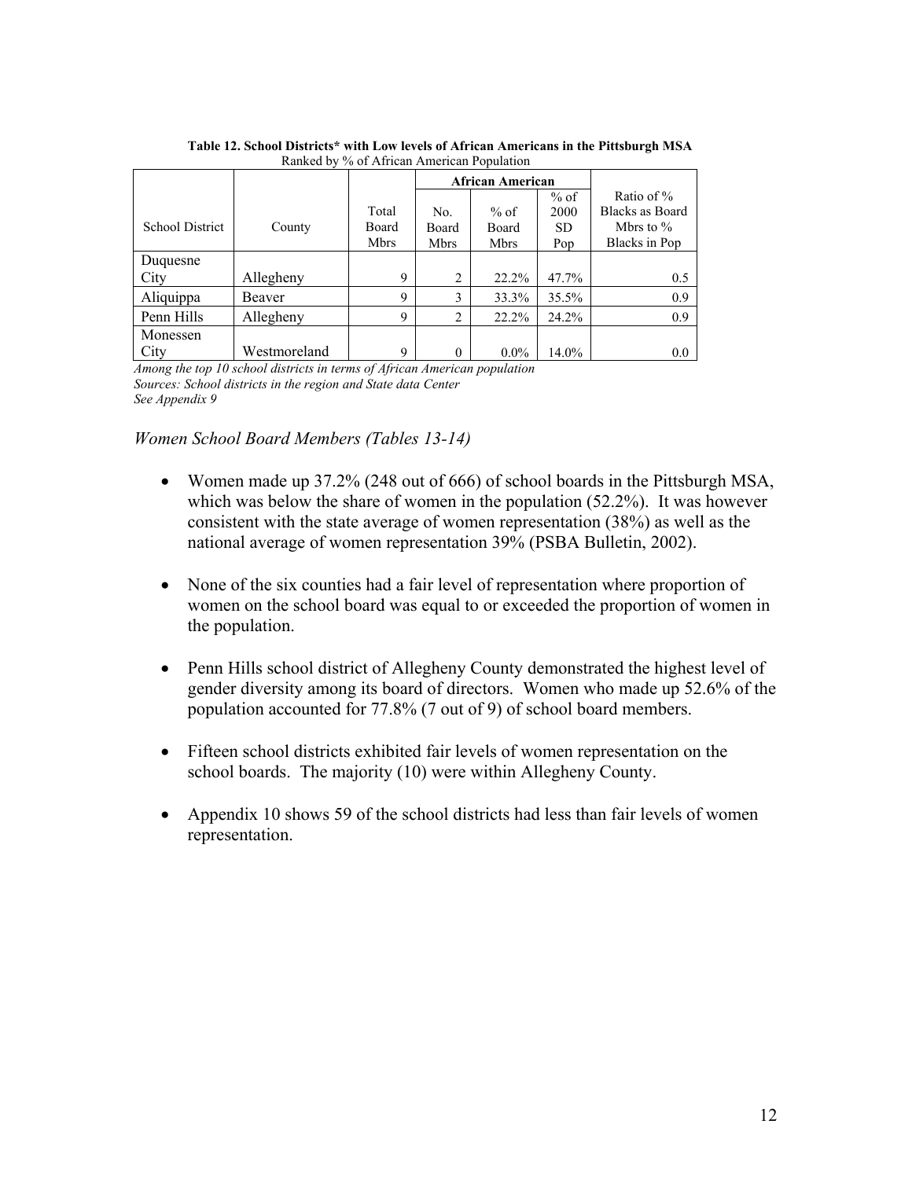**Table 12. School Districts* with Low levels of African Americans in the Pittsburgh MSA**
Ranked by % of African American Population

| School District | County | Total Board Mbrs | African American | | | Ratio of % Blacks as Board Mbrs to % Blacks in Pop |
|---|---|---|---|---|---|---|
| | | | No. Board Mbrs | % of Board Mbrs | % of 2000 SD Pop | |
| Duquesne City | Allegheny | 9 | 2 | 22.2% | 47.7% | 0.5 |
| Aliquippa | Beaver | 9 | 3 | 33.3% | 35.5% | 0.9 |
| Penn Hills | Allegheny | 9 | 2 | 22.2% | 24.2% | 0.9 |
| Monessen City | Westmoreland | 9 | 0 | 0.0% | 14.0% | 0.0 |

*Among the top 10 school districts in terms of African American population*
*Sources: School districts in the region and State data Center*
*See Appendix 9*

### *Women School Board Members (Tables 13-14)*

- Women made up 37.2% (248 out of 666) of school boards in the Pittsburgh MSA, which was below the share of women in the population (52.2%). It was however consistent with the state average of women representation (38%) as well as the national average of women representation 39% (PSBA Bulletin, 2002).

- None of the six counties had a fair level of representation where proportion of women on the school board was equal to or exceeded the proportion of women in the population.

- Penn Hills school district of Allegheny County demonstrated the highest level of gender diversity among its board of directors. Women who made up 52.6% of the population accounted for 77.8% (7 out of 9) of school board members.

- Fifteen school districts exhibited fair levels of women representation on the school boards. The majority (10) were within Allegheny County.

- Appendix 10 shows 59 of the school districts had less than fair levels of women representation.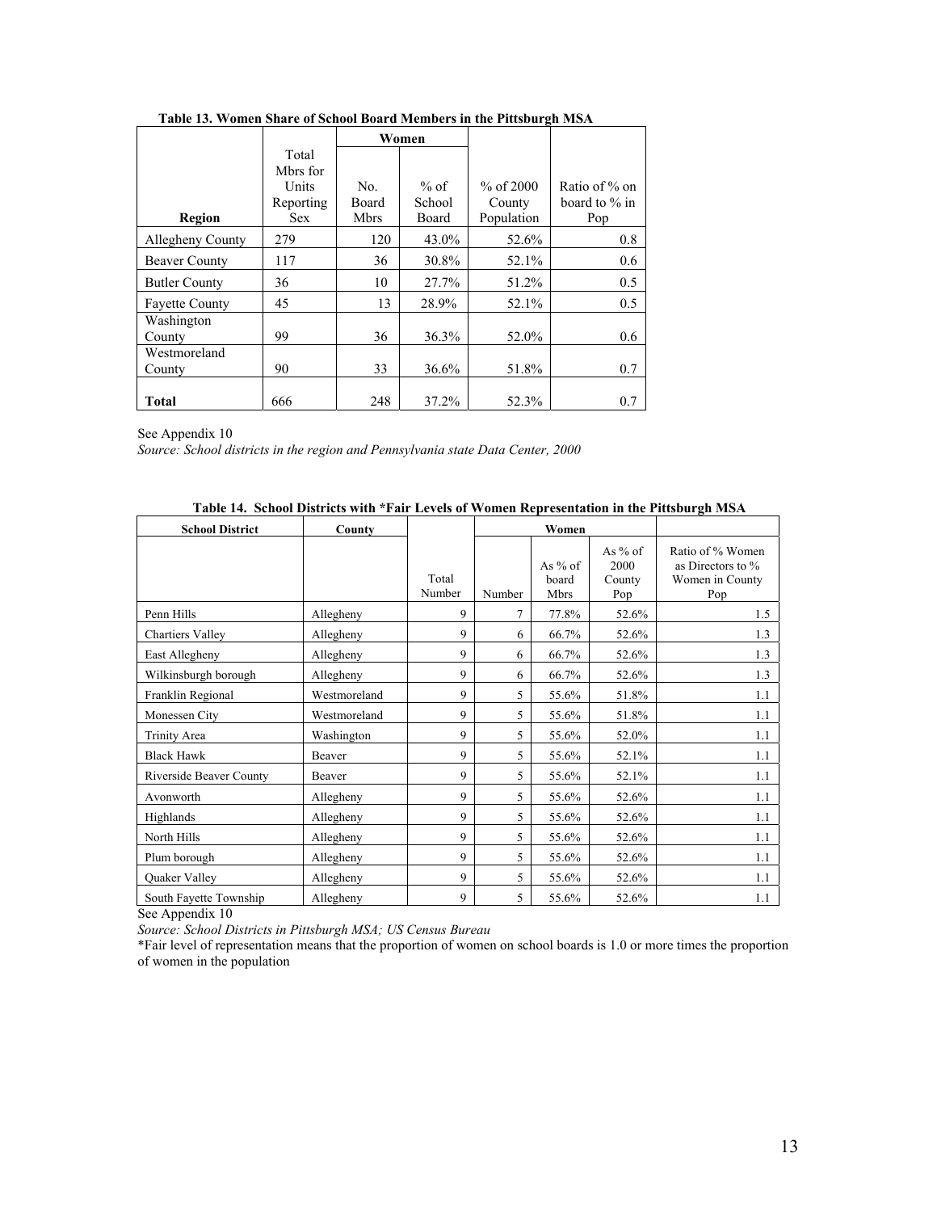**Table 13. Women Share of School Board Members in the Pittsburgh MSA**

| Region | Total Mbrs for Units Reporting Sex | Women | | | |
|---|---|---|---|---|---|
| | | No. Board Mbrs | % of School Board | % of 2000 County Population | Ratio of % on board to % in Pop |
| Allegheny County | 279 | 120 | 43.0% | 52.6% | 0.8 |
| Beaver County | 117 | 36 | 30.8% | 52.1% | 0.6 |
| Butler County | 36 | 10 | 27.7% | 51.2% | 0.5 |
| Fayette County | 45 | 13 | 28.9% | 52.1% | 0.5 |
| Washington County | 99 | 36 | 36.3% | 52.0% | 0.6 |
| Westmoreland County | 90 | 33 | 36.6% | 51.8% | 0.7 |
| **Total** | 666 | 248 | 37.2% | 52.3% | 0.7 |

See Appendix 10

*Source: School districts in the region and Pennsylvania state Data Center, 2000*

**Table 14. School Districts with \*Fair Levels of Women Representation in the Pittsburgh MSA**

| School District | County | Total Number | Women | | | |
|---|---|---|---|---|---|---|
| | | | Number | As % of board Mbrs | As % of 2000 County Pop | Ratio of % Women as Directors to % Women in County Pop |
| Penn Hills | Allegheny | 9 | 7 | 77.8% | 52.6% | 1.5 |
| Chartiers Valley | Allegheny | 9 | 6 | 66.7% | 52.6% | 1.3 |
| East Allegheny | Allegheny | 9 | 6 | 66.7% | 52.6% | 1.3 |
| Wilkinsburgh borough | Allegheny | 9 | 6 | 66.7% | 52.6% | 1.3 |
| Franklin Regional | Westmoreland | 9 | 5 | 55.6% | 51.8% | 1.1 |
| Monessen City | Westmoreland | 9 | 5 | 55.6% | 51.8% | 1.1 |
| Trinity Area | Washington | 9 | 5 | 55.6% | 52.0% | 1.1 |
| Black Hawk | Beaver | 9 | 5 | 55.6% | 52.1% | 1.1 |
| Riverside Beaver County | Beaver | 9 | 5 | 55.6% | 52.1% | 1.1 |
| Avonworth | Allegheny | 9 | 5 | 55.6% | 52.6% | 1.1 |
| Highlands | Allegheny | 9 | 5 | 55.6% | 52.6% | 1.1 |
| North Hills | Allegheny | 9 | 5 | 55.6% | 52.6% | 1.1 |
| Plum borough | Allegheny | 9 | 5 | 55.6% | 52.6% | 1.1 |
| Quaker Valley | Allegheny | 9 | 5 | 55.6% | 52.6% | 1.1 |
| South Fayette Township | Allegheny | 9 | 5 | 55.6% | 52.6% | 1.1 |

See Appendix 10

*Source: School Districts in Pittsburgh MSA; US Census Bureau*

*Fair level of representation means that the proportion of women on school boards is 1.0 or more times the proportion of women in the population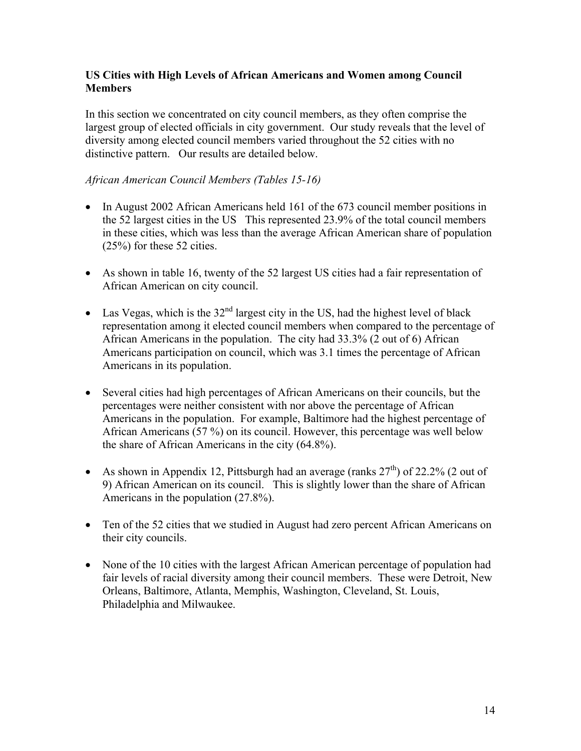### US Cities with High Levels of African Americans and Women among Council Members

In this section we concentrated on city council members, as they often comprise the largest group of elected officials in city government. Our study reveals that the level of diversity among elected council members varied throughout the 52 cities with no distinctive pattern. Our results are detailed below.

*African American Council Members (Tables 15-16)*

- In August 2002 African Americans held 161 of the 673 council member positions in the 52 largest cities in the US This represented 23.9% of the total council members in these cities, which was less than the average African American share of population (25%) for these 52 cities.
- As shown in table 16, twenty of the 52 largest US cities had a fair representation of African American on city council.
- Las Vegas, which is the 32nd largest city in the US, had the highest level of black representation among it elected council members when compared to the percentage of African Americans in the population. The city had 33.3% (2 out of 6) African Americans participation on council, which was 3.1 times the percentage of African Americans in its population.
- Several cities had high percentages of African Americans on their councils, but the percentages were neither consistent with nor above the percentage of African Americans in the population. For example, Baltimore had the highest percentage of African Americans (57 %) on its council. However, this percentage was well below the share of African Americans in the city (64.8%).
- As shown in Appendix 12, Pittsburgh had an average (ranks 27th) of 22.2% (2 out of 9) African American on its council. This is slightly lower than the share of African Americans in the population (27.8%).
- Ten of the 52 cities that we studied in August had zero percent African Americans on their city councils.
- None of the 10 cities with the largest African American percentage of population had fair levels of racial diversity among their council members. These were Detroit, New Orleans, Baltimore, Atlanta, Memphis, Washington, Cleveland, St. Louis, Philadelphia and Milwaukee.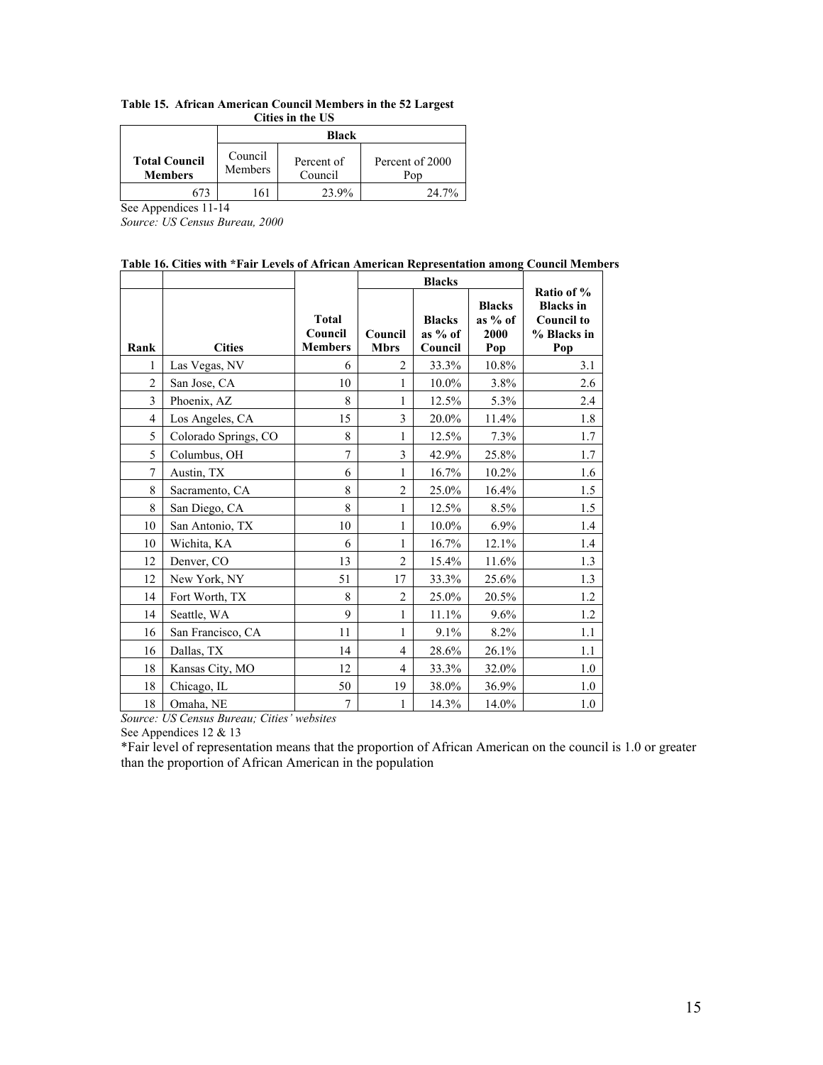**Table 15. African American Council Members in the 52 Largest Cities in the US**

| | Black | | |
|---|---|---|---|
| **Total Council Members** | Council Members | Percent of Council | Percent of 2000 Pop |
| 673 | 161 | 23.9% | 24.7% |

See Appendices 11-14

*Source: US Census Bureau, 2000*

**Table 16. Cities with \*Fair Levels of African American Representation among Council Members**

| | | | Blacks | | | |
|---|---|---|---|---|---|---|
| **Rank** | **Cities** | **Total Council Members** | **Council Mbrs** | **Blacks as % of Council** | **Blacks as % of 2000 Pop** | **Ratio of % Blacks in Council to % Blacks in Pop** |
| 1 | Las Vegas, NV | 6 | 2 | 33.3% | 10.8% | 3.1 |
| 2 | San Jose, CA | 10 | 1 | 10.0% | 3.8% | 2.6 |
| 3 | Phoenix, AZ | 8 | 1 | 12.5% | 5.3% | 2.4 |
| 4 | Los Angeles, CA | 15 | 3 | 20.0% | 11.4% | 1.8 |
| 5 | Colorado Springs, CO | 8 | 1 | 12.5% | 7.3% | 1.7 |
| 5 | Columbus, OH | 7 | 3 | 42.9% | 25.8% | 1.7 |
| 7 | Austin, TX | 6 | 1 | 16.7% | 10.2% | 1.6 |
| 8 | Sacramento, CA | 8 | 2 | 25.0% | 16.4% | 1.5 |
| 8 | San Diego, CA | 8 | 1 | 12.5% | 8.5% | 1.5 |
| 10 | San Antonio, TX | 10 | 1 | 10.0% | 6.9% | 1.4 |
| 10 | Wichita, KA | 6 | 1 | 16.7% | 12.1% | 1.4 |
| 12 | Denver, CO | 13 | 2 | 15.4% | 11.6% | 1.3 |
| 12 | New York, NY | 51 | 17 | 33.3% | 25.6% | 1.3 |
| 14 | Fort Worth, TX | 8 | 2 | 25.0% | 20.5% | 1.2 |
| 14 | Seattle, WA | 9 | 1 | 11.1% | 9.6% | 1.2 |
| 16 | San Francisco, CA | 11 | 1 | 9.1% | 8.2% | 1.1 |
| 16 | Dallas, TX | 14 | 4 | 28.6% | 26.1% | 1.1 |
| 18 | Kansas City, MO | 12 | 4 | 33.3% | 32.0% | 1.0 |
| 18 | Chicago, IL | 50 | 19 | 38.0% | 36.9% | 1.0 |
| 18 | Omaha, NE | 7 | 1 | 14.3% | 14.0% | 1.0 |

*Source: US Census Bureau; Cities' websites*

See Appendices 12 & 13

\*Fair level of representation means that the proportion of African American on the council is 1.0 or greater than the proportion of African American in the population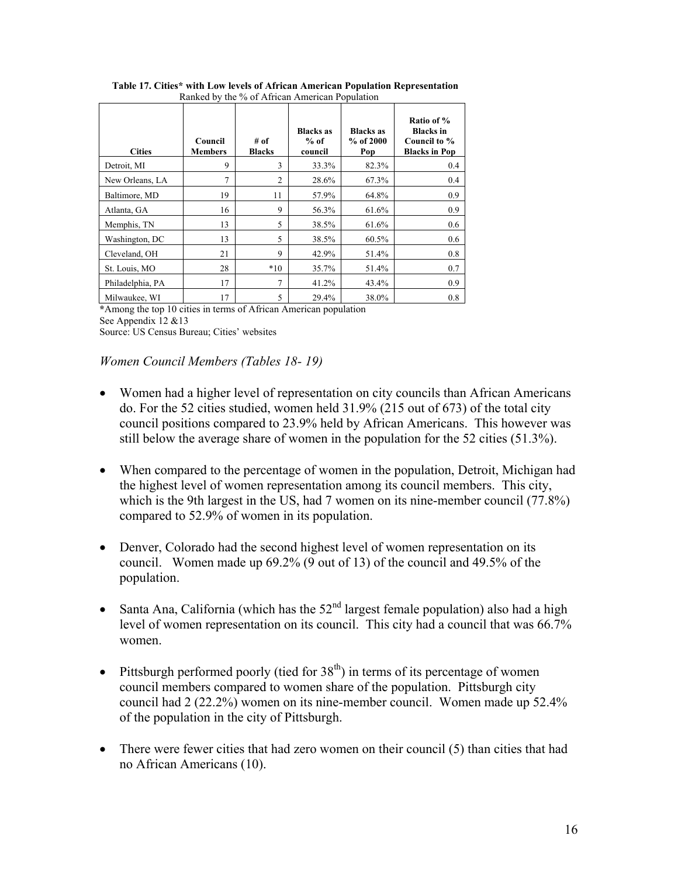**Table 17. Cities* with Low levels of African American Population Representation**
Ranked by the % of African American Population

| Cities | Council Members | # of Blacks | Blacks as % of council | Blacks as % of 2000 Pop | Ratio of % Blacks in Council to % Blacks in Pop |
|---|---|---|---|---|---|
| Detroit, MI | 9 | 3 | 33.3% | 82.3% | 0.4 |
| New Orleans, LA | 7 | 2 | 28.6% | 67.3% | 0.4 |
| Baltimore, MD | 19 | 11 | 57.9% | 64.8% | 0.9 |
| Atlanta, GA | 16 | 9 | 56.3% | 61.6% | 0.9 |
| Memphis, TN | 13 | 5 | 38.5% | 61.6% | 0.6 |
| Washington, DC | 13 | 5 | 38.5% | 60.5% | 0.6 |
| Cleveland, OH | 21 | 9 | 42.9% | 51.4% | 0.8 |
| St. Louis, MO | 28 | *10 | 35.7% | 51.4% | 0.7 |
| Philadelphia, PA | 17 | 7 | 41.2% | 43.4% | 0.9 |
| Milwaukee, WI | 17 | 5 | 29.4% | 38.0% | 0.8 |

*Among the top 10 cities in terms of African American population
See Appendix 12 &13
Source: US Census Bureau; Cities' websites

*Women Council Members (Tables 18- 19)*

- Women had a higher level of representation on city councils than African Americans do. For the 52 cities studied, women held 31.9% (215 out of 673) of the total city council positions compared to 23.9% held by African Americans. This however was still below the average share of women in the population for the 52 cities (51.3%).

- When compared to the percentage of women in the population, Detroit, Michigan had the highest level of women representation among its council members. This city, which is the 9th largest in the US, had 7 women on its nine-member council (77.8%) compared to 52.9% of women in its population.

- Denver, Colorado had the second highest level of women representation on its council. Women made up 69.2% (9 out of 13) of the council and 49.5% of the population.

- Santa Ana, California (which has the 52nd largest female population) also had a high level of women representation on its council. This city had a council that was 66.7% women.

- Pittsburgh performed poorly (tied for 38th) in terms of its percentage of women council members compared to women share of the population. Pittsburgh city council had 2 (22.2%) women on its nine-member council. Women made up 52.4% of the population in the city of Pittsburgh.

- There were fewer cities that had zero women on their council (5) than cities that had no African Americans (10).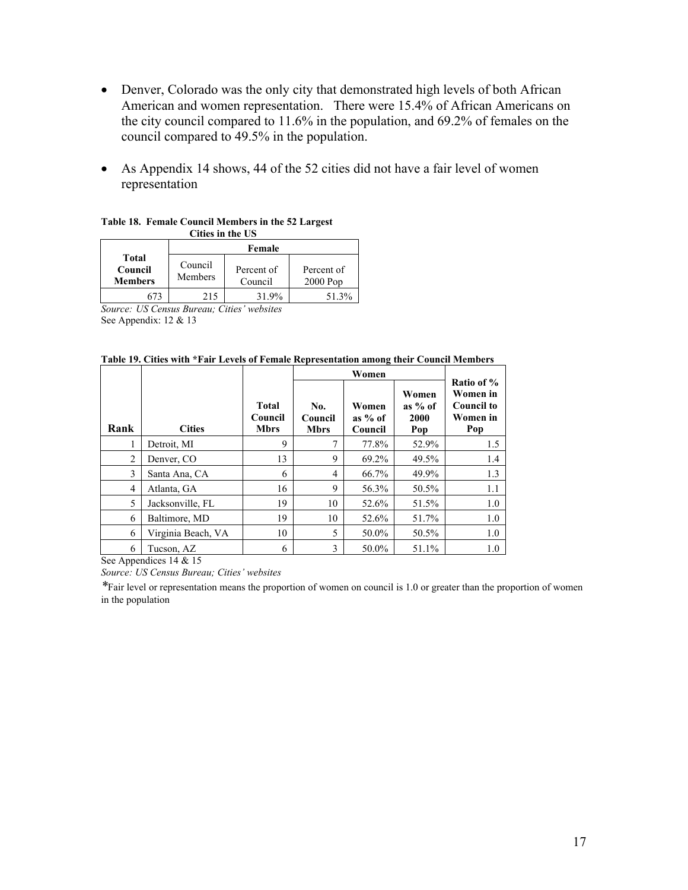- Denver, Colorado was the only city that demonstrated high levels of both African American and women representation. There were 15.4% of African Americans on the city council compared to 11.6% in the population, and 69.2% of females on the council compared to 49.5% in the population.

- As Appendix 14 shows, 44 of the 52 cities did not have a fair level of women representation

**Table 18. Female Council Members in the 52 Largest Cities in the US**

| Total Council Members | Female | | |
|---|---|---|---|
| | Council Members | Percent of Council | Percent of 2000 Pop |
| 673 | 215 | 31.9% | 51.3% |

*Source: US Census Bureau; Cities' websites*
See Appendix: 12 & 13

**Table 19. Cities with *Fair Levels of Female Representation among their Council Members**

| Rank | Cities | Total Council Mbrs | Women | | | Ratio of % Women in Council to Women in Pop |
|---|---|---|---|---|---|---|
| | | | No. Council Mbrs | Women as % of Council | Women as % of 2000 Pop | |
| 1 | Detroit, MI | 9 | 7 | 77.8% | 52.9% | 1.5 |
| 2 | Denver, CO | 13 | 9 | 69.2% | 49.5% | 1.4 |
| 3 | Santa Ana, CA | 6 | 4 | 66.7% | 49.9% | 1.3 |
| 4 | Atlanta, GA | 16 | 9 | 56.3% | 50.5% | 1.1 |
| 5 | Jacksonville, FL | 19 | 10 | 52.6% | 51.5% | 1.0 |
| 6 | Baltimore, MD | 19 | 10 | 52.6% | 51.7% | 1.0 |
| 6 | Virginia Beach, VA | 10 | 5 | 50.0% | 50.5% | 1.0 |
| 6 | Tucson, AZ | 6 | 3 | 50.0% | 51.1% | 1.0 |

See Appendices 14 & 15

*Source: US Census Bureau; Cities' websites*

*Fair level or representation means the proportion of women on council is 1.0 or greater than the proportion of women in the population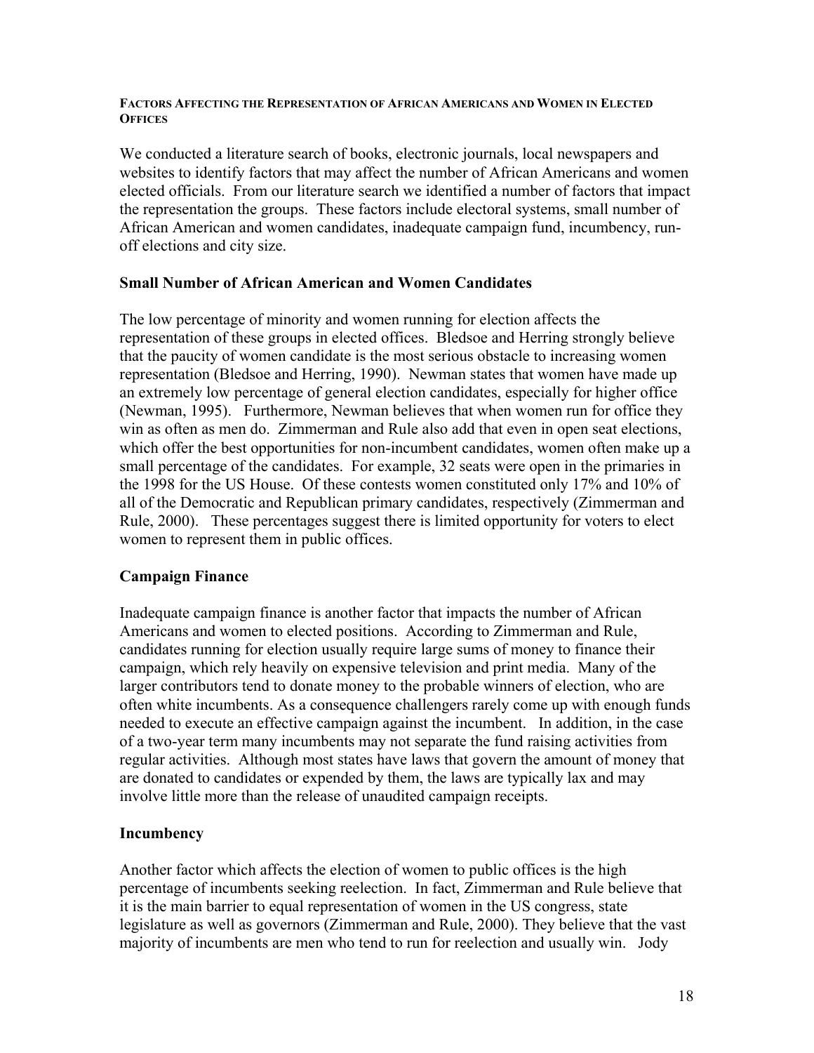## Factors Affecting the Representation of African Americans and Women in Elected Offices

We conducted a literature search of books, electronic journals, local newspapers and websites to identify factors that may affect the number of African Americans and women elected officials. From our literature search we identified a number of factors that impact the representation the groups. These factors include electoral systems, small number of African American and women candidates, inadequate campaign fund, incumbency, run-off elections and city size.

### Small Number of African American and Women Candidates

The low percentage of minority and women running for election affects the representation of these groups in elected offices. Bledsoe and Herring strongly believe that the paucity of women candidate is the most serious obstacle to increasing women representation (Bledsoe and Herring, 1990). Newman states that women have made up an extremely low percentage of general election candidates, especially for higher office (Newman, 1995). Furthermore, Newman believes that when women run for office they win as often as men do. Zimmerman and Rule also add that even in open seat elections, which offer the best opportunities for non-incumbent candidates, women often make up a small percentage of the candidates. For example, 32 seats were open in the primaries in the 1998 for the US House. Of these contests women constituted only 17% and 10% of all of the Democratic and Republican primary candidates, respectively (Zimmerman and Rule, 2000). These percentages suggest there is limited opportunity for voters to elect women to represent them in public offices.

### Campaign Finance

Inadequate campaign finance is another factor that impacts the number of African Americans and women to elected positions. According to Zimmerman and Rule, candidates running for election usually require large sums of money to finance their campaign, which rely heavily on expensive television and print media. Many of the larger contributors tend to donate money to the probable winners of election, who are often white incumbents. As a consequence challengers rarely come up with enough funds needed to execute an effective campaign against the incumbent. In addition, in the case of a two-year term many incumbents may not separate the fund raising activities from regular activities. Although most states have laws that govern the amount of money that are donated to candidates or expended by them, the laws are typically lax and may involve little more than the release of unaudited campaign receipts.

### Incumbency

Another factor which affects the election of women to public offices is the high percentage of incumbents seeking reelection. In fact, Zimmerman and Rule believe that it is the main barrier to equal representation of women in the US congress, state legislature as well as governors (Zimmerman and Rule, 2000). They believe that the vast majority of incumbents are men who tend to run for reelection and usually win. Jody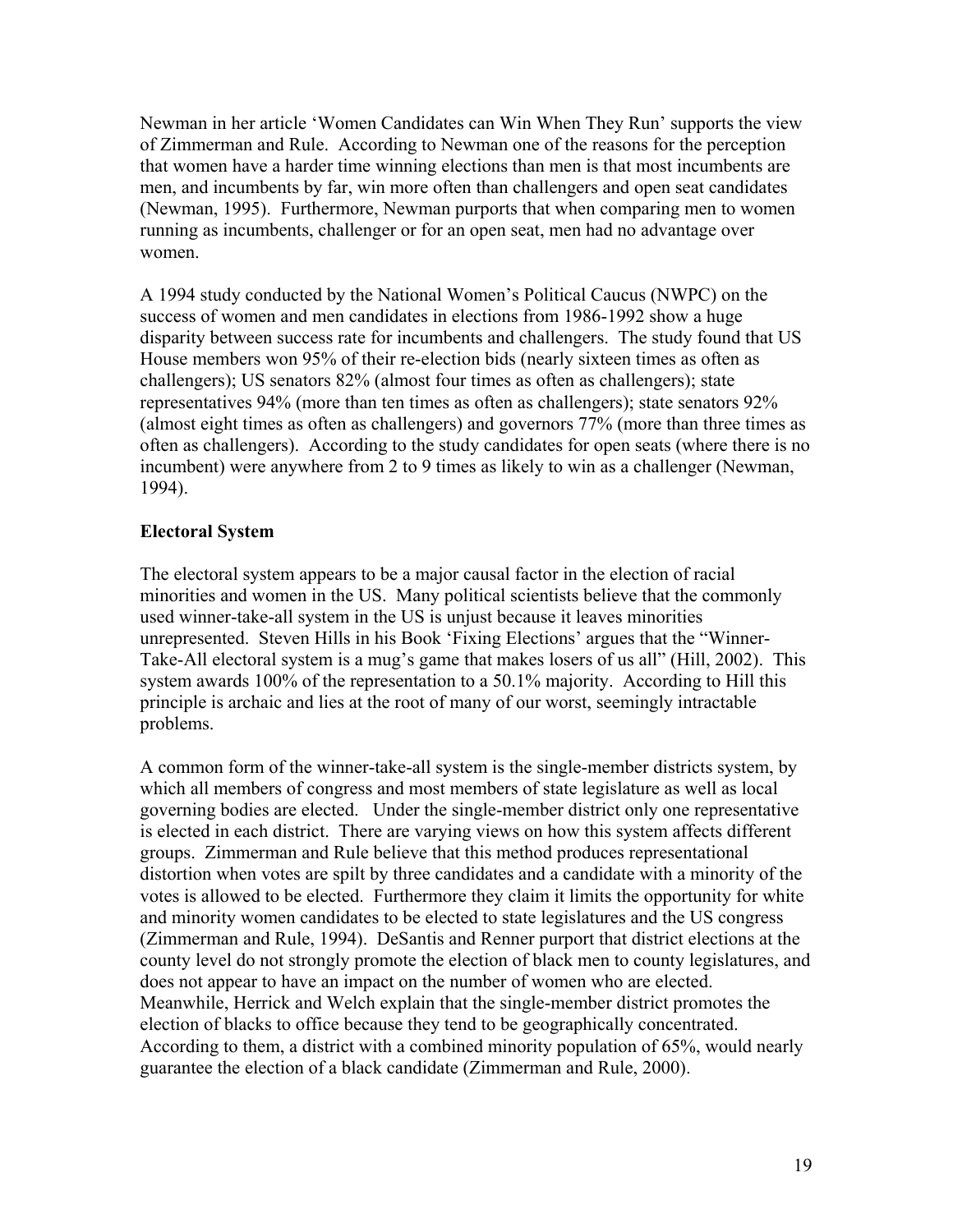Newman in her article 'Women Candidates can Win When They Run' supports the view of Zimmerman and Rule. According to Newman one of the reasons for the perception that women have a harder time winning elections than men is that most incumbents are men, and incumbents by far, win more often than challengers and open seat candidates (Newman, 1995). Furthermore, Newman purports that when comparing men to women running as incumbents, challenger or for an open seat, men had no advantage over women.

A 1994 study conducted by the National Women's Political Caucus (NWPC) on the success of women and men candidates in elections from 1986-1992 show a huge disparity between success rate for incumbents and challengers. The study found that US House members won 95% of their re-election bids (nearly sixteen times as often as challengers); US senators 82% (almost four times as often as challengers); state representatives 94% (more than ten times as often as challengers); state senators 92% (almost eight times as often as challengers) and governors 77% (more than three times as often as challengers). According to the study candidates for open seats (where there is no incumbent) were anywhere from 2 to 9 times as likely to win as a challenger (Newman, 1994).

**Electoral System**

The electoral system appears to be a major causal factor in the election of racial minorities and women in the US. Many political scientists believe that the commonly used winner-take-all system in the US is unjust because it leaves minorities unrepresented. Steven Hills in his Book 'Fixing Elections' argues that the "Winner-Take-All electoral system is a mug's game that makes losers of us all" (Hill, 2002). This system awards 100% of the representation to a 50.1% majority. According to Hill this principle is archaic and lies at the root of many of our worst, seemingly intractable problems.

A common form of the winner-take-all system is the single-member districts system, by which all members of congress and most members of state legislature as well as local governing bodies are elected. Under the single-member district only one representative is elected in each district. There are varying views on how this system affects different groups. Zimmerman and Rule believe that this method produces representational distortion when votes are spilt by three candidates and a candidate with a minority of the votes is allowed to be elected. Furthermore they claim it limits the opportunity for white and minority women candidates to be elected to state legislatures and the US congress (Zimmerman and Rule, 1994). DeSantis and Renner purport that district elections at the county level do not strongly promote the election of black men to county legislatures, and does not appear to have an impact on the number of women who are elected. Meanwhile, Herrick and Welch explain that the single-member district promotes the election of blacks to office because they tend to be geographically concentrated. According to them, a district with a combined minority population of 65%, would nearly guarantee the election of a black candidate (Zimmerman and Rule, 2000).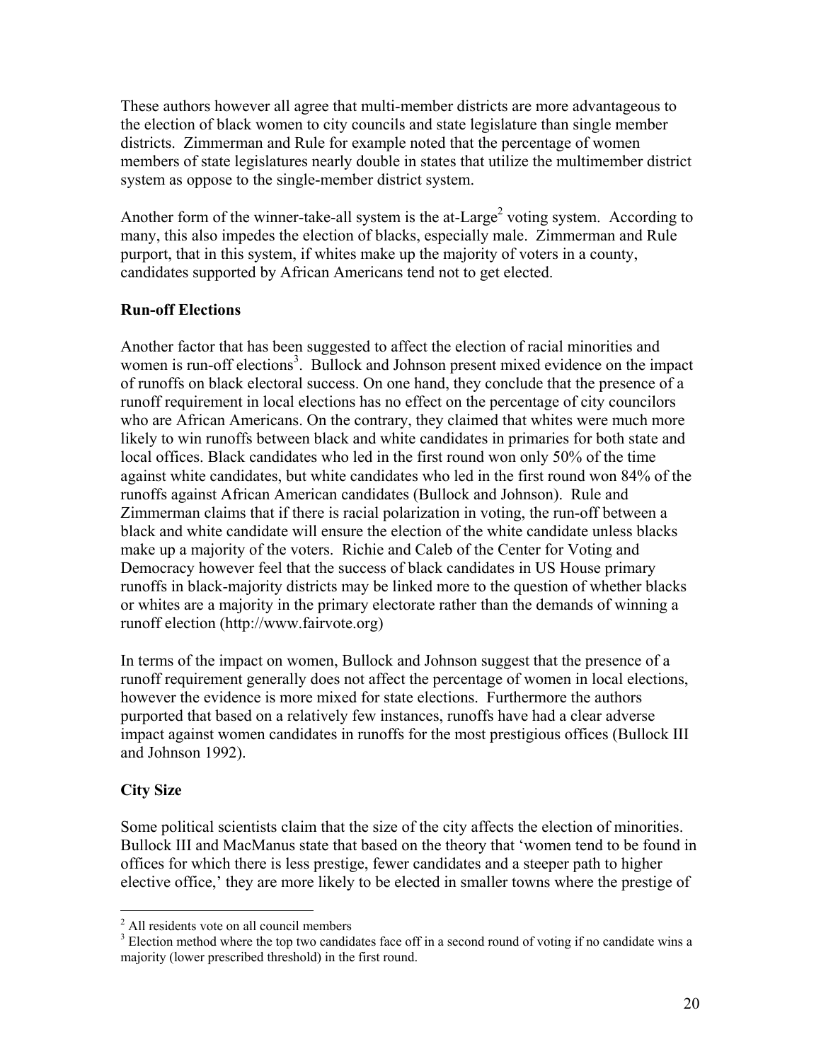These authors however all agree that multi-member districts are more advantageous to the election of black women to city councils and state legislature than single member districts. Zimmerman and Rule for example noted that the percentage of women members of state legislatures nearly double in states that utilize the multimember district system as oppose to the single-member district system.

Another form of the winner-take-all system is the at-Large[2] voting system. According to many, this also impedes the election of blacks, especially male. Zimmerman and Rule purport, that in this system, if whites make up the majority of voters in a county, candidates supported by African Americans tend not to get elected.

**Run-off Elections**

Another factor that has been suggested to affect the election of racial minorities and women is run-off elections[3]. Bullock and Johnson present mixed evidence on the impact of runoffs on black electoral success. On one hand, they conclude that the presence of a runoff requirement in local elections has no effect on the percentage of city councilors who are African Americans. On the contrary, they claimed that whites were much more likely to win runoffs between black and white candidates in primaries for both state and local offices. Black candidates who led in the first round won only 50% of the time against white candidates, but white candidates who led in the first round won 84% of the runoffs against African American candidates (Bullock and Johnson). Rule and Zimmerman claims that if there is racial polarization in voting, the run-off between a black and white candidate will ensure the election of the white candidate unless blacks make up a majority of the voters. Richie and Caleb of the Center for Voting and Democracy however feel that the success of black candidates in US House primary runoffs in black-majority districts may be linked more to the question of whether blacks or whites are a majority in the primary electorate rather than the demands of winning a runoff election (http://www.fairvote.org)

In terms of the impact on women, Bullock and Johnson suggest that the presence of a runoff requirement generally does not affect the percentage of women in local elections, however the evidence is more mixed for state elections. Furthermore the authors purported that based on a relatively few instances, runoffs have had a clear adverse impact against women candidates in runoffs for the most prestigious offices (Bullock III and Johnson 1992).

**City Size**

Some political scientists claim that the size of the city affects the election of minorities. Bullock III and MacManus state that based on the theory that 'women tend to be found in offices for which there is less prestige, fewer candidates and a steeper path to higher elective office,' they are more likely to be elected in smaller towns where the prestige of

[2] All residents vote on all council members

[3] Election method where the top two candidates face off in a second round of voting if no candidate wins a majority (lower prescribed threshold) in the first round.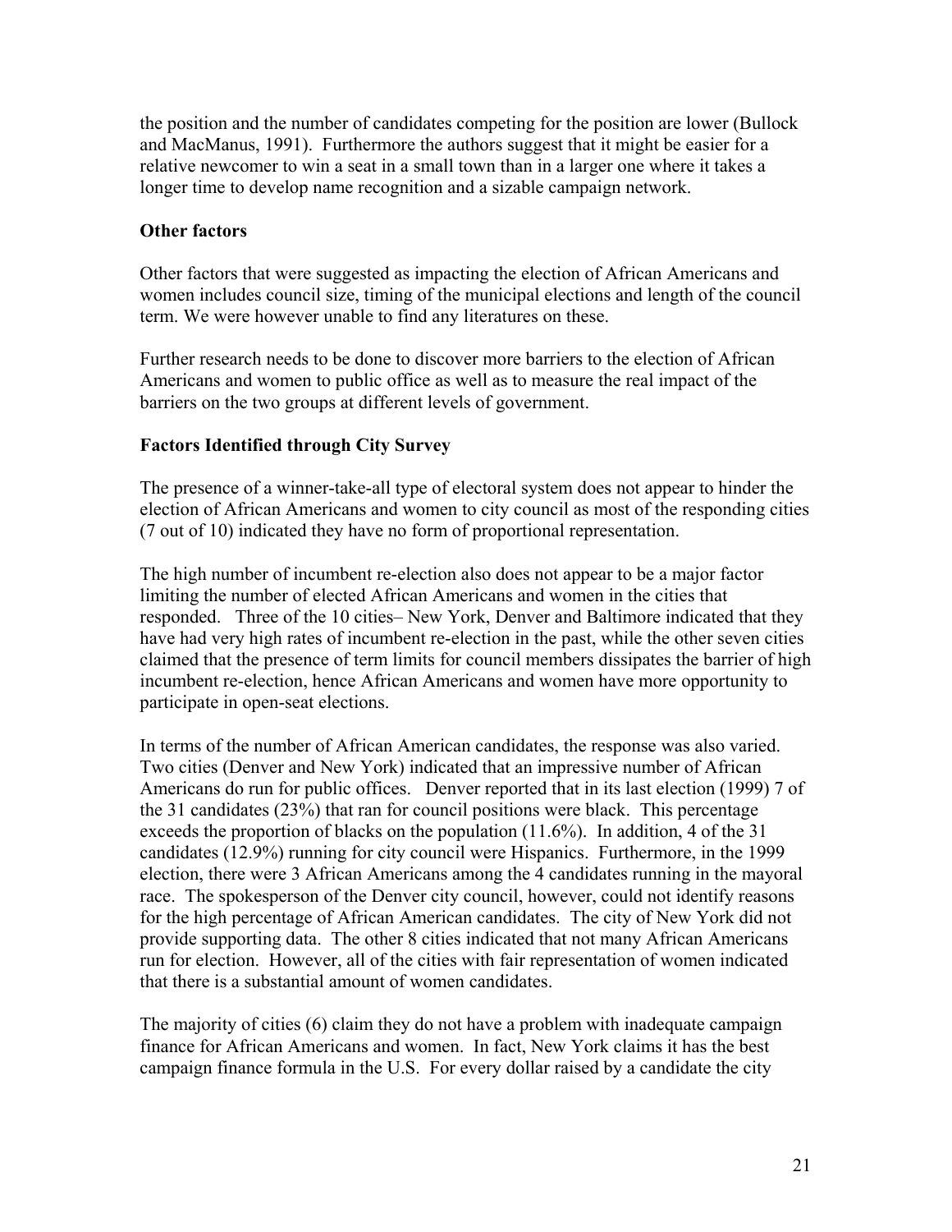the position and the number of candidates competing for the position are lower (Bullock and MacManus, 1991). Furthermore the authors suggest that it might be easier for a relative newcomer to win a seat in a small town than in a larger one where it takes a longer time to develop name recognition and a sizable campaign network.

**Other factors**

Other factors that were suggested as impacting the election of African Americans and women includes council size, timing of the municipal elections and length of the council term. We were however unable to find any literatures on these.

Further research needs to be done to discover more barriers to the election of African Americans and women to public office as well as to measure the real impact of the barriers on the two groups at different levels of government.

**Factors Identified through City Survey**

The presence of a winner-take-all type of electoral system does not appear to hinder the election of African Americans and women to city council as most of the responding cities (7 out of 10) indicated they have no form of proportional representation.

The high number of incumbent re-election also does not appear to be a major factor limiting the number of elected African Americans and women in the cities that responded. Three of the 10 cities– New York, Denver and Baltimore indicated that they have had very high rates of incumbent re-election in the past, while the other seven cities claimed that the presence of term limits for council members dissipates the barrier of high incumbent re-election, hence African Americans and women have more opportunity to participate in open-seat elections.

In terms of the number of African American candidates, the response was also varied. Two cities (Denver and New York) indicated that an impressive number of African Americans do run for public offices. Denver reported that in its last election (1999) 7 of the 31 candidates (23%) that ran for council positions were black. This percentage exceeds the proportion of blacks on the population (11.6%). In addition, 4 of the 31 candidates (12.9%) running for city council were Hispanics. Furthermore, in the 1999 election, there were 3 African Americans among the 4 candidates running in the mayoral race. The spokesperson of the Denver city council, however, could not identify reasons for the high percentage of African American candidates. The city of New York did not provide supporting data. The other 8 cities indicated that not many African Americans run for election. However, all of the cities with fair representation of women indicated that there is a substantial amount of women candidates.

The majority of cities (6) claim they do not have a problem with inadequate campaign finance for African Americans and women. In fact, New York claims it has the best campaign finance formula in the U.S. For every dollar raised by a candidate the city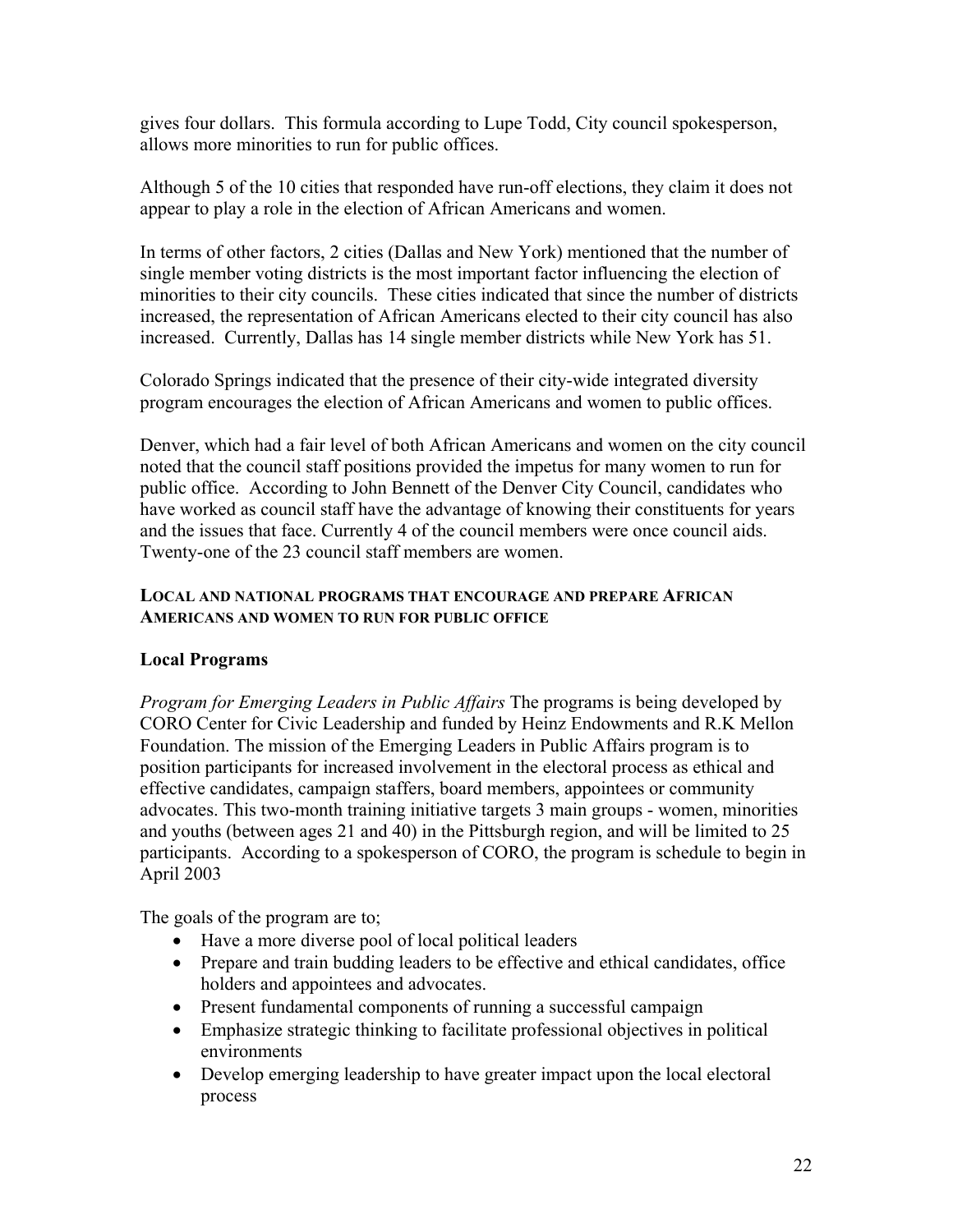gives four dollars. This formula according to Lupe Todd, City council spokesperson, allows more minorities to run for public offices.

Although 5 of the 10 cities that responded have run-off elections, they claim it does not appear to play a role in the election of African Americans and women.

In terms of other factors, 2 cities (Dallas and New York) mentioned that the number of single member voting districts is the most important factor influencing the election of minorities to their city councils. These cities indicated that since the number of districts increased, the representation of African Americans elected to their city council has also increased. Currently, Dallas has 14 single member districts while New York has 51.

Colorado Springs indicated that the presence of their city-wide integrated diversity program encourages the election of African Americans and women to public offices.

Denver, which had a fair level of both African Americans and women on the city council noted that the council staff positions provided the impetus for many women to run for public office. According to John Bennett of the Denver City Council, candidates who have worked as council staff have the advantage of knowing their constituents for years and the issues that face. Currently 4 of the council members were once council aids. Twenty-one of the 23 council staff members are women.

#### LOCAL AND NATIONAL PROGRAMS THAT ENCOURAGE AND PREPARE AFRICAN AMERICANS AND WOMEN TO RUN FOR PUBLIC OFFICE

### Local Programs

*Program for Emerging Leaders in Public Affairs* The programs is being developed by CORO Center for Civic Leadership and funded by Heinz Endowments and R.K Mellon Foundation. The mission of the Emerging Leaders in Public Affairs program is to position participants for increased involvement in the electoral process as ethical and effective candidates, campaign staffers, board members, appointees or community advocates. This two-month training initiative targets 3 main groups - women, minorities and youths (between ages 21 and 40) in the Pittsburgh region, and will be limited to 25 participants. According to a spokesperson of CORO, the program is schedule to begin in April 2003

The goals of the program are to;

- Have a more diverse pool of local political leaders
- Prepare and train budding leaders to be effective and ethical candidates, office holders and appointees and advocates.
- Present fundamental components of running a successful campaign
- Emphasize strategic thinking to facilitate professional objectives in political environments
- Develop emerging leadership to have greater impact upon the local electoral process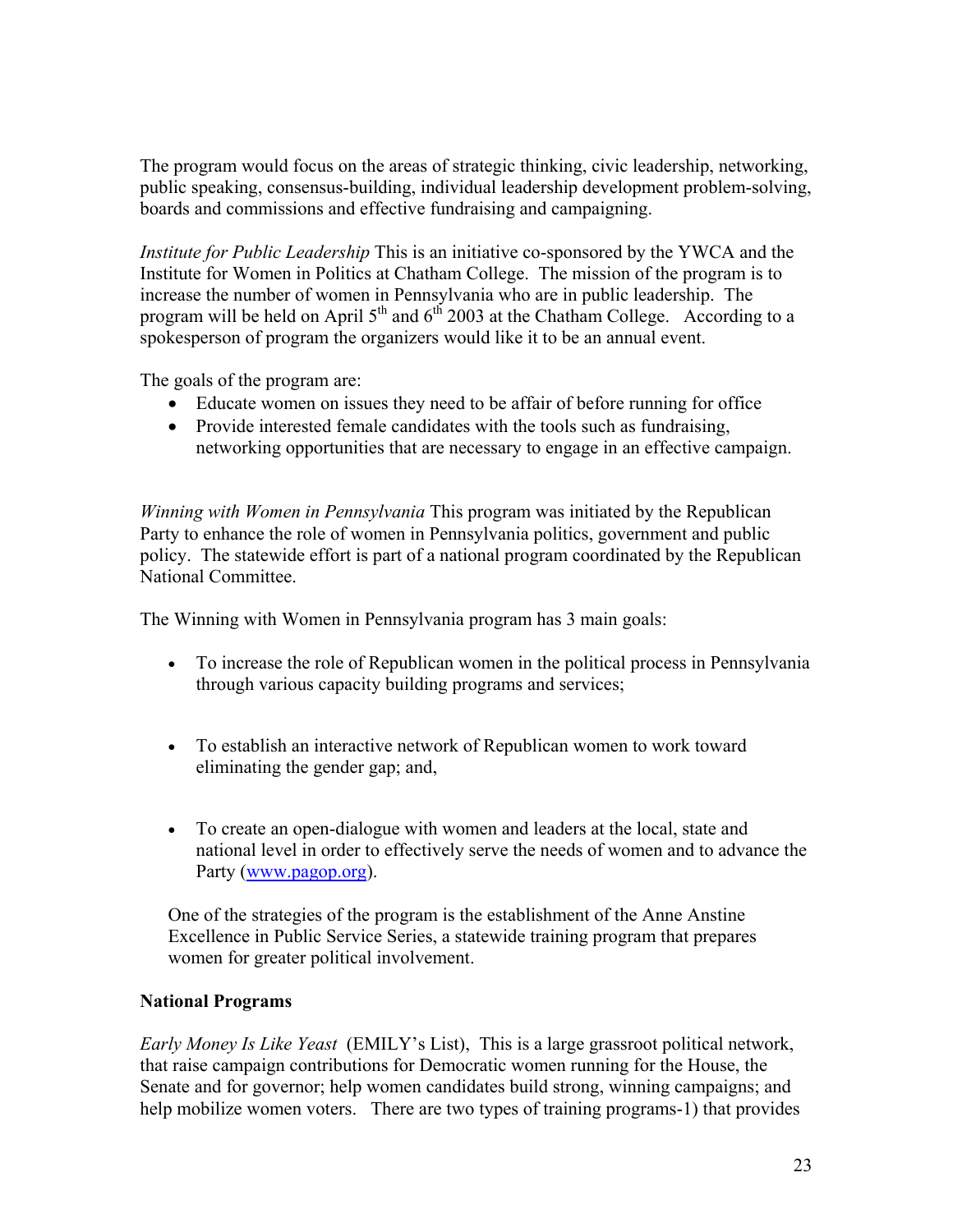The program would focus on the areas of strategic thinking, civic leadership, networking, public speaking, consensus-building, individual leadership development problem-solving, boards and commissions and effective fundraising and campaigning.

*Institute for Public Leadership* This is an initiative co-sponsored by the YWCA and the Institute for Women in Politics at Chatham College. The mission of the program is to increase the number of women in Pennsylvania who are in public leadership. The program will be held on April 5th and 6th 2003 at the Chatham College. According to a spokesperson of program the organizers would like it to be an annual event.

The goals of the program are:

- Educate women on issues they need to be affair of before running for office
- Provide interested female candidates with the tools such as fundraising, networking opportunities that are necessary to engage in an effective campaign.

*Winning with Women in Pennsylvania* This program was initiated by the Republican Party to enhance the role of women in Pennsylvania politics, government and public policy. The statewide effort is part of a national program coordinated by the Republican National Committee.

The Winning with Women in Pennsylvania program has 3 main goals:

- To increase the role of Republican women in the political process in Pennsylvania through various capacity building programs and services;
- To establish an interactive network of Republican women to work toward eliminating the gender gap; and,
- To create an open-dialogue with women and leaders at the local, state and national level in order to effectively serve the needs of women and to advance the Party (www.pagop.org).

One of the strategies of the program is the establishment of the Anne Anstine Excellence in Public Service Series, a statewide training program that prepares women for greater political involvement.

**National Programs**

*Early Money Is Like Yeast* (EMILY's List), This is a large grassroot political network, that raise campaign contributions for Democratic women running for the House, the Senate and for governor; help women candidates build strong, winning campaigns; and help mobilize women voters. There are two types of training programs-1) that provides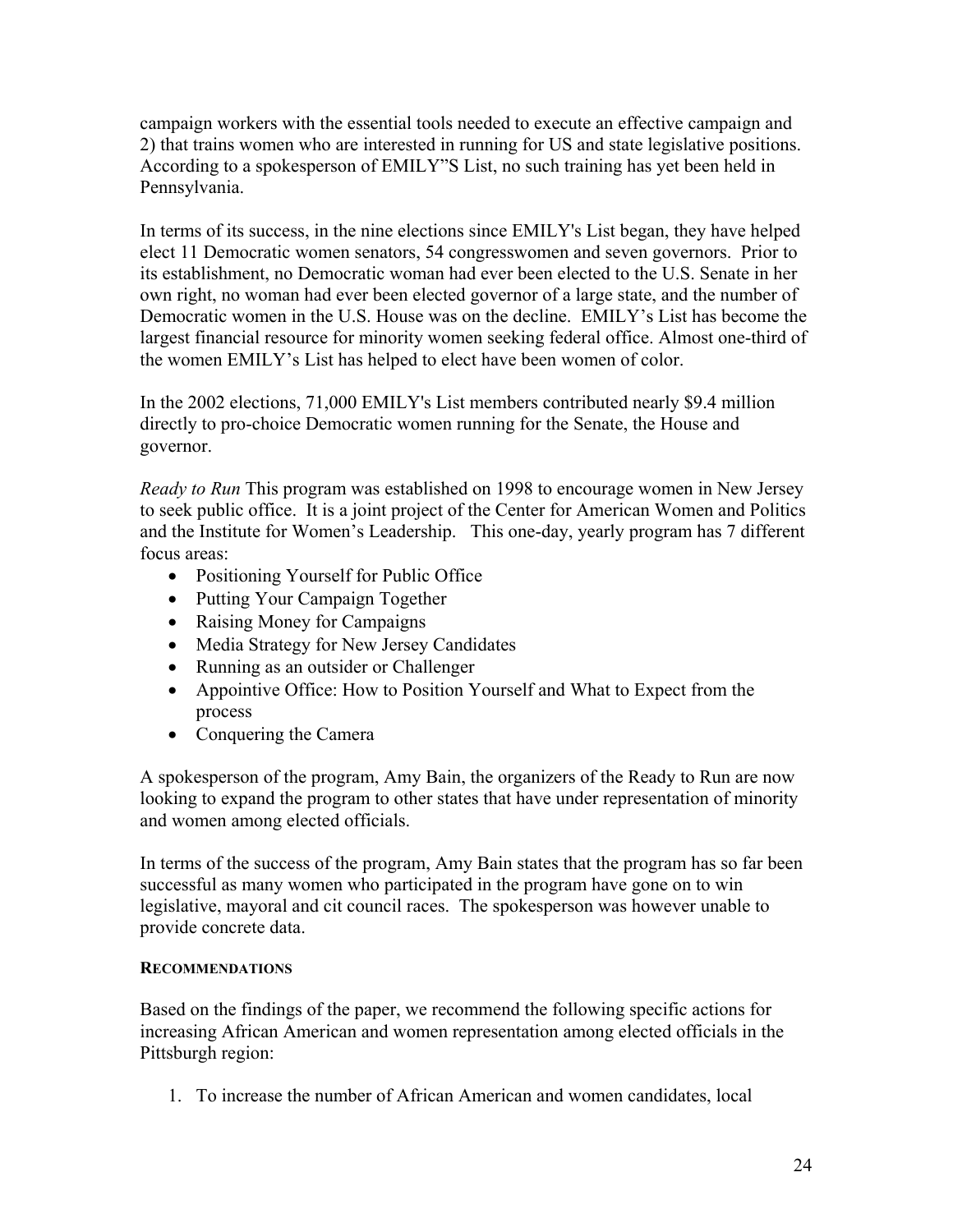campaign workers with the essential tools needed to execute an effective campaign and 2) that trains women who are interested in running for US and state legislative positions. According to a spokesperson of EMILY"S List, no such training has yet been held in Pennsylvania.

In terms of its success, in the nine elections since EMILY's List began, they have helped elect 11 Democratic women senators, 54 congresswomen and seven governors. Prior to its establishment, no Democratic woman had ever been elected to the U.S. Senate in her own right, no woman had ever been elected governor of a large state, and the number of Democratic women in the U.S. House was on the decline. EMILY's List has become the largest financial resource for minority women seeking federal office. Almost one-third of the women EMILY's List has helped to elect have been women of color.

In the 2002 elections, 71,000 EMILY's List members contributed nearly $9.4 million directly to pro-choice Democratic women running for the Senate, the House and governor.

*Ready to Run* This program was established on 1998 to encourage women in New Jersey to seek public office. It is a joint project of the Center for American Women and Politics and the Institute for Women's Leadership. This one-day, yearly program has 7 different focus areas:

- Positioning Yourself for Public Office
- Putting Your Campaign Together
- Raising Money for Campaigns
- Media Strategy for New Jersey Candidates
- Running as an outsider or Challenger
- Appointive Office: How to Position Yourself and What to Expect from the process
- Conquering the Camera

A spokesperson of the program, Amy Bain, the organizers of the Ready to Run are now looking to expand the program to other states that have under representation of minority and women among elected officials.

In terms of the success of the program, Amy Bain states that the program has so far been successful as many women who participated in the program have gone on to win legislative, mayoral and cit council races. The spokesperson was however unable to provide concrete data.

#### RECOMMENDATIONS

Based on the findings of the paper, we recommend the following specific actions for increasing African American and women representation among elected officials in the Pittsburgh region:

1. To increase the number of African American and women candidates, local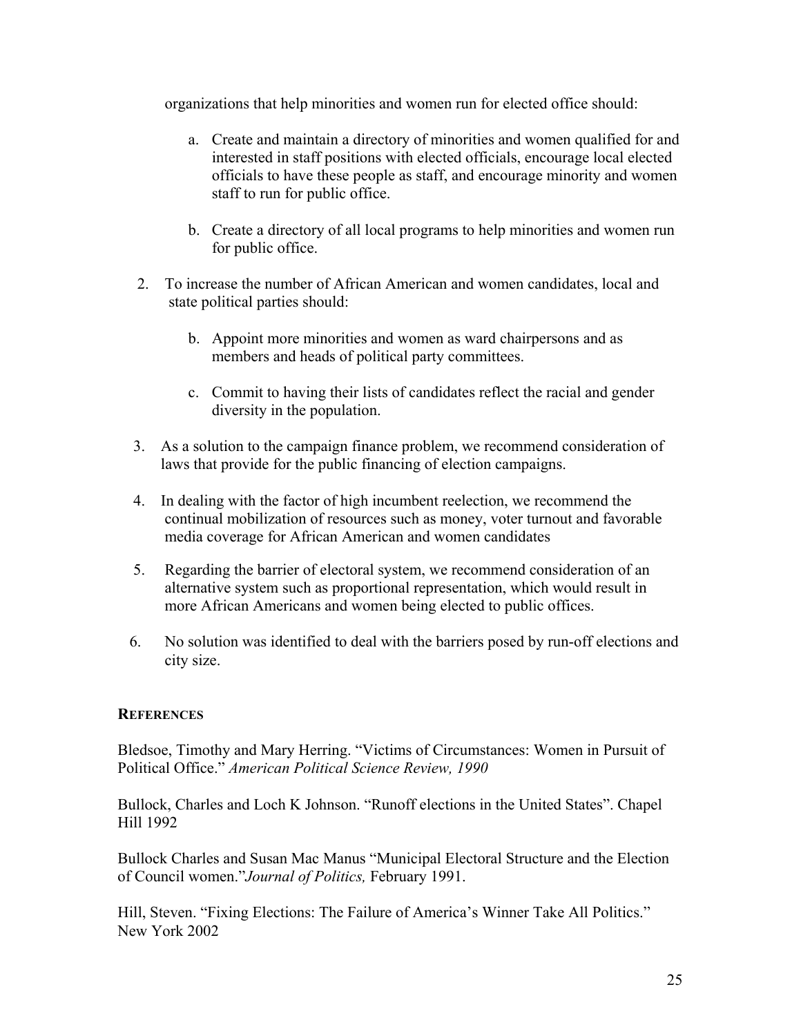organizations that help minorities and women run for elected office should:

   a. Create and maintain a directory of minorities and women qualified for and interested in staff positions with elected officials, encourage local elected officials to have these people as staff, and encourage minority and women staff to run for public office.

   b. Create a directory of all local programs to help minorities and women run for public office.

2. To increase the number of African American and women candidates, local and state political parties should:

   b. Appoint more minorities and women as ward chairpersons and as members and heads of political party committees.

   c. Commit to having their lists of candidates reflect the racial and gender diversity in the population.

3. As a solution to the campaign finance problem, we recommend consideration of laws that provide for the public financing of election campaigns.

4. In dealing with the factor of high incumbent reelection, we recommend the continual mobilization of resources such as money, voter turnout and favorable media coverage for African American and women candidates

5. Regarding the barrier of electoral system, we recommend consideration of an alternative system such as proportional representation, which would result in more African Americans and women being elected to public offices.

6. No solution was identified to deal with the barriers posed by run-off elections and city size.

## REFERENCES

Bledsoe, Timothy and Mary Herring. "Victims of Circumstances: Women in Pursuit of Political Office." *American Political Science Review, 1990*

Bullock, Charles and Loch K Johnson. "Runoff elections in the United States". Chapel Hill 1992

Bullock Charles and Susan Mac Manus "Municipal Electoral Structure and the Election of Council women."*Journal of Politics,* February 1991.

Hill, Steven. "Fixing Elections: The Failure of America's Winner Take All Politics." New York 2002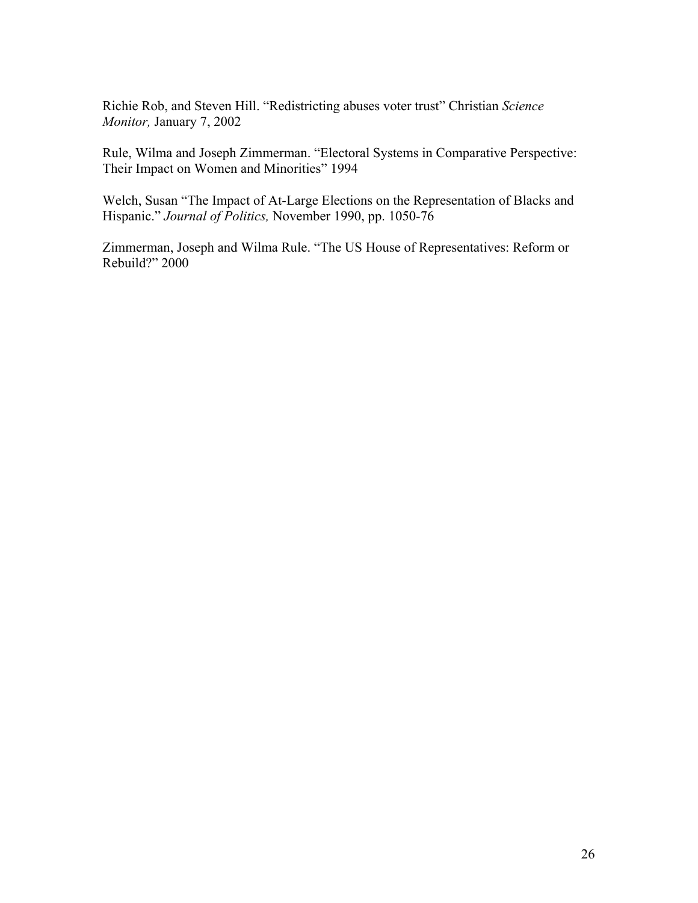Richie Rob, and Steven Hill. “Redistricting abuses voter trust” Christian *Science Monitor,* January 7, 2002

Rule, Wilma and Joseph Zimmerman. “Electoral Systems in Comparative Perspective: Their Impact on Women and Minorities” 1994

Welch, Susan “The Impact of At-Large Elections on the Representation of Blacks and Hispanic.” *Journal of Politics,* November 1990, pp. 1050-76

Zimmerman, Joseph and Wilma Rule. “The US House of Representatives: Reform or Rebuild?” 2000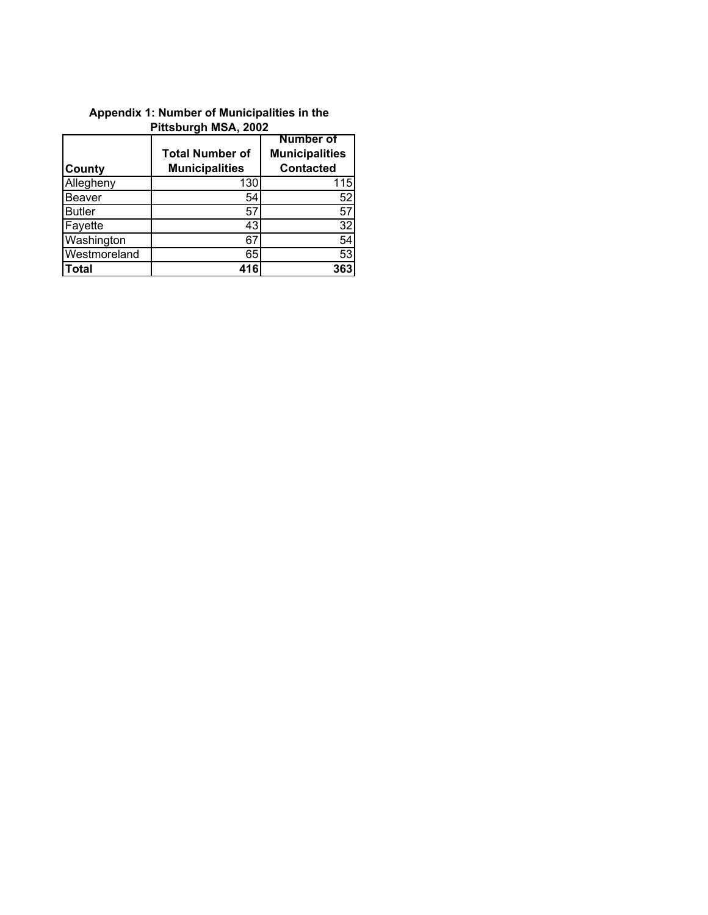**Appendix 1: Number of Municipalities in the Pittsburgh MSA, 2002**

| County | Total Number of Municipalities | Number of Municipalities Contacted |
|---|---|---|
| Allegheny | 130 | 115 |
| Beaver | 54 | 52 |
| Butler | 57 | 57 |
| Fayette | 43 | 32 |
| Washington | 67 | 54 |
| Westmoreland | 65 | 53 |
| **Total** | **416** | **363** |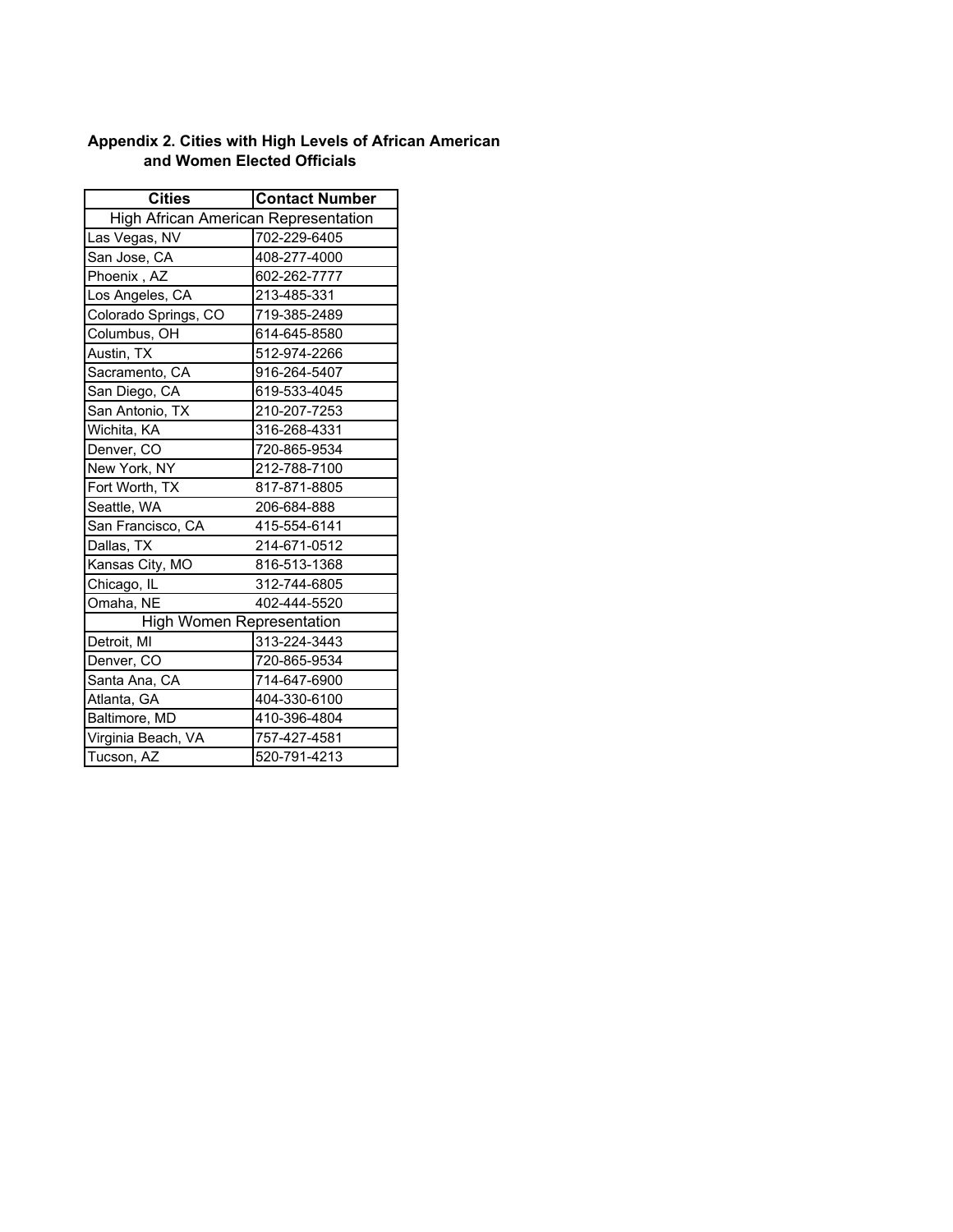## Appendix 2. Cities with High Levels of African American and Women Elected Officials

| Cities | Contact Number |
|---|---|
| High African American Representation | |
| Las Vegas, NV | 702-229-6405 |
| San Jose, CA | 408-277-4000 |
| Phoenix , AZ | 602-262-7777 |
| Los Angeles, CA | 213-485-331 |
| Colorado Springs, CO | 719-385-2489 |
| Columbus, OH | 614-645-8580 |
| Austin, TX | 512-974-2266 |
| Sacramento, CA | 916-264-5407 |
| San Diego, CA | 619-533-4045 |
| San Antonio, TX | 210-207-7253 |
| Wichita, KA | 316-268-4331 |
| Denver, CO | 720-865-9534 |
| New York, NY | 212-788-7100 |
| Fort Worth, TX | 817-871-8805 |
| Seattle, WA | 206-684-888 |
| San Francisco, CA | 415-554-6141 |
| Dallas, TX | 214-671-0512 |
| Kansas City, MO | 816-513-1368 |
| Chicago, IL | 312-744-6805 |
| Omaha, NE | 402-444-5520 |
| High Women Representation | |
| Detroit, MI | 313-224-3443 |
| Denver, CO | 720-865-9534 |
| Santa Ana, CA | 714-647-6900 |
| Atlanta, GA | 404-330-6100 |
| Baltimore, MD | 410-396-4804 |
| Virginia Beach, VA | 757-427-4581 |
| Tucson, AZ | 520-791-4213 |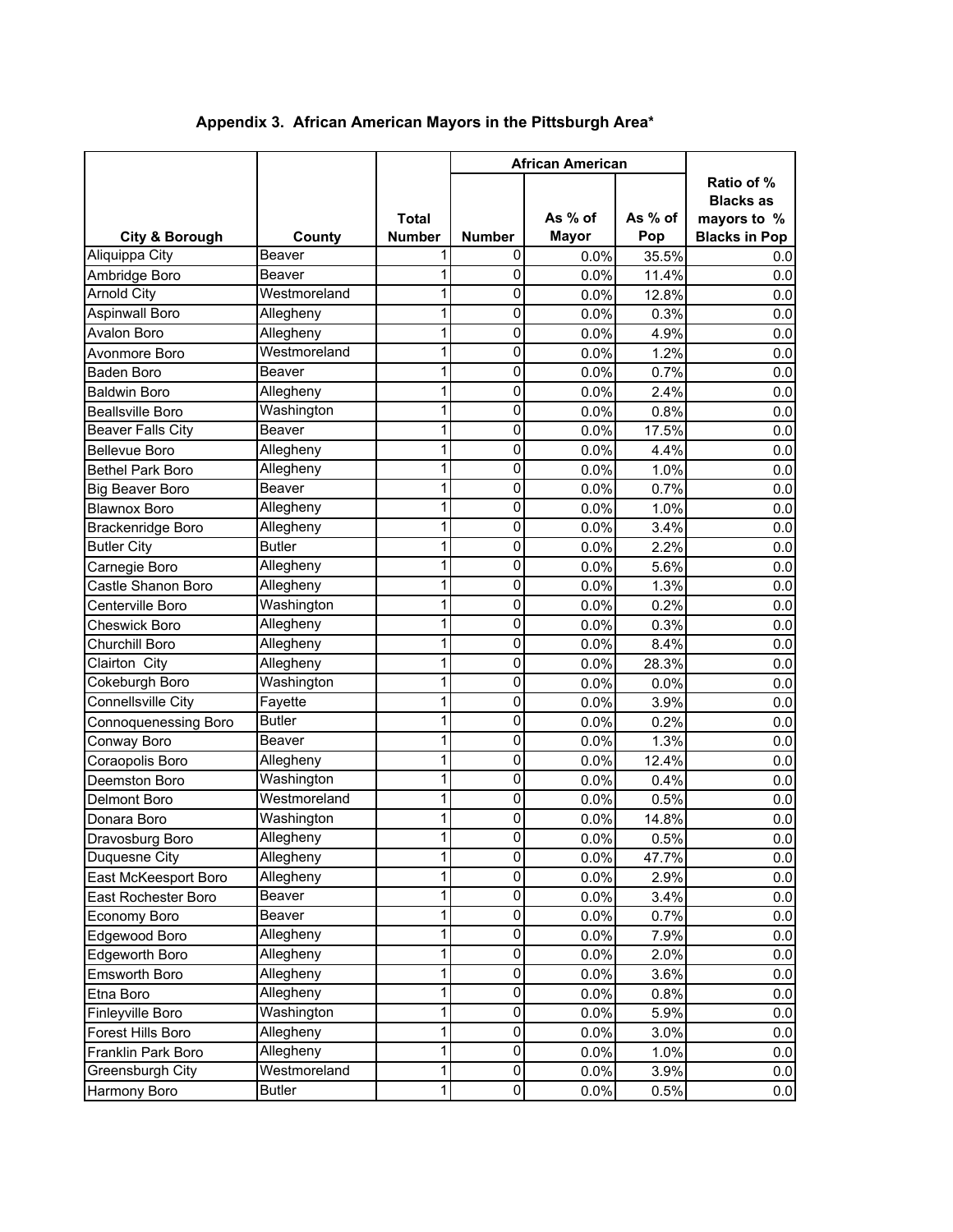**Appendix 3. African American Mayors in the Pittsburgh Area***

| City & Borough | County | Total Number | African American | | | Ratio of % Blacks as mayors to % Blacks in Pop |
|---|---|---|---|---|---|---|
| | | | Number | As % of Mayor | As % of Pop | |
| Aliquippa City | Beaver | 1 | 0 | 0.0% | 35.5% | 0.0 |
| Ambridge Boro | Beaver | 1 | 0 | 0.0% | 11.4% | 0.0 |
| Arnold City | Westmoreland | 1 | 0 | 0.0% | 12.8% | 0.0 |
| Aspinwall Boro | Allegheny | 1 | 0 | 0.0% | 0.3% | 0.0 |
| Avalon Boro | Allegheny | 1 | 0 | 0.0% | 4.9% | 0.0 |
| Avonmore Boro | Westmoreland | 1 | 0 | 0.0% | 1.2% | 0.0 |
| Baden Boro | Beaver | 1 | 0 | 0.0% | 0.7% | 0.0 |
| Baldwin Boro | Allegheny | 1 | 0 | 0.0% | 2.4% | 0.0 |
| Beallsville Boro | Washington | 1 | 0 | 0.0% | 0.8% | 0.0 |
| Beaver Falls City | Beaver | 1 | 0 | 0.0% | 17.5% | 0.0 |
| Bellevue Boro | Allegheny | 1 | 0 | 0.0% | 4.4% | 0.0 |
| Bethel Park Boro | Allegheny | 1 | 0 | 0.0% | 1.0% | 0.0 |
| Big Beaver Boro | Beaver | 1 | 0 | 0.0% | 0.7% | 0.0 |
| Blawnox Boro | Allegheny | 1 | 0 | 0.0% | 1.0% | 0.0 |
| Brackenridge Boro | Allegheny | 1 | 0 | 0.0% | 3.4% | 0.0 |
| Butler City | Butler | 1 | 0 | 0.0% | 2.2% | 0.0 |
| Carnegie Boro | Allegheny | 1 | 0 | 0.0% | 5.6% | 0.0 |
| Castle Shanon Boro | Allegheny | 1 | 0 | 0.0% | 1.3% | 0.0 |
| Centerville Boro | Washington | 1 | 0 | 0.0% | 0.2% | 0.0 |
| Cheswick Boro | Allegheny | 1 | 0 | 0.0% | 0.3% | 0.0 |
| Churchill Boro | Allegheny | 1 | 0 | 0.0% | 8.4% | 0.0 |
| Clairton City | Allegheny | 1 | 0 | 0.0% | 28.3% | 0.0 |
| Cokeburgh Boro | Washington | 1 | 0 | 0.0% | 0.0% | 0.0 |
| Connellsville City | Fayette | 1 | 0 | 0.0% | 3.9% | 0.0 |
| Connoquenessing Boro | Butler | 1 | 0 | 0.0% | 0.2% | 0.0 |
| Conway Boro | Beaver | 1 | 0 | 0.0% | 1.3% | 0.0 |
| Coraopolis Boro | Allegheny | 1 | 0 | 0.0% | 12.4% | 0.0 |
| Deemston Boro | Washington | 1 | 0 | 0.0% | 0.4% | 0.0 |
| Delmont Boro | Westmoreland | 1 | 0 | 0.0% | 0.5% | 0.0 |
| Donara Boro | Washington | 1 | 0 | 0.0% | 14.8% | 0.0 |
| Dravosburg Boro | Allegheny | 1 | 0 | 0.0% | 0.5% | 0.0 |
| Duquesne City | Allegheny | 1 | 0 | 0.0% | 47.7% | 0.0 |
| East McKeesport Boro | Allegheny | 1 | 0 | 0.0% | 2.9% | 0.0 |
| East Rochester Boro | Beaver | 1 | 0 | 0.0% | 3.4% | 0.0 |
| Economy Boro | Beaver | 1 | 0 | 0.0% | 0.7% | 0.0 |
| Edgewood Boro | Allegheny | 1 | 0 | 0.0% | 7.9% | 0.0 |
| Edgeworth Boro | Allegheny | 1 | 0 | 0.0% | 2.0% | 0.0 |
| Emsworth Boro | Allegheny | 1 | 0 | 0.0% | 3.6% | 0.0 |
| Etna Boro | Allegheny | 1 | 0 | 0.0% | 0.8% | 0.0 |
| Finleyville Boro | Washington | 1 | 0 | 0.0% | 5.9% | 0.0 |
| Forest Hills Boro | Allegheny | 1 | 0 | 0.0% | 3.0% | 0.0 |
| Franklin Park Boro | Allegheny | 1 | 0 | 0.0% | 1.0% | 0.0 |
| Greensburgh City | Westmoreland | 1 | 0 | 0.0% | 3.9% | 0.0 |
| Harmony Boro | Butler | 1 | 0 | 0.0% | 0.5% | 0.0 |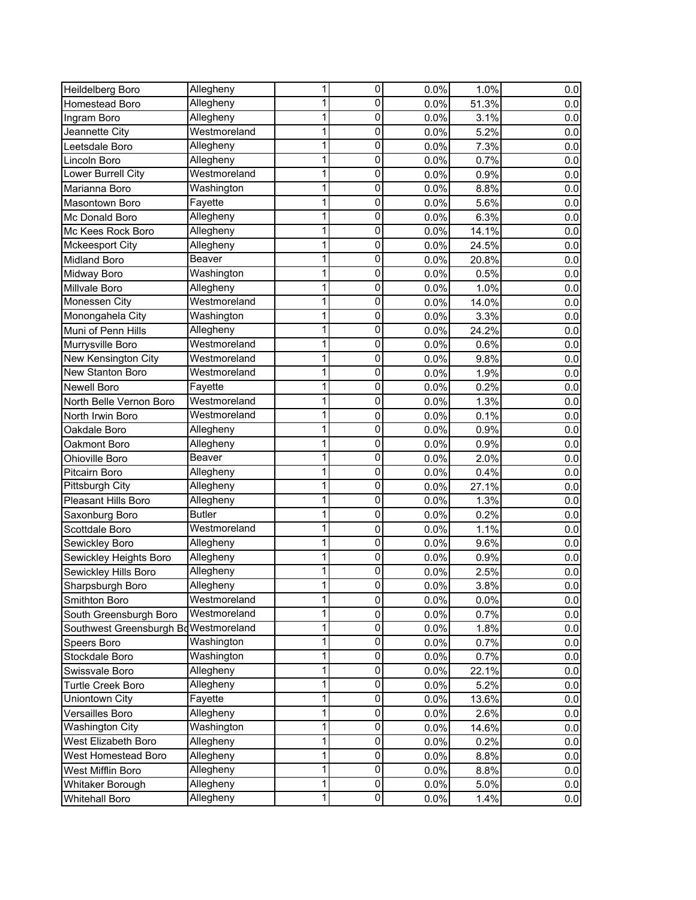| | | | | | | |
|---|---|---|---|---|---|---|
| Heildelberg Boro | Allegheny | 1 | 0 | 0.0% | 1.0% | 0.0 |
| Homestead Boro | Allegheny | 1 | 0 | 0.0% | 51.3% | 0.0 |
| Ingram Boro | Allegheny | 1 | 0 | 0.0% | 3.1% | 0.0 |
| Jeannette City | Westmoreland | 1 | 0 | 0.0% | 5.2% | 0.0 |
| Leetsdale Boro | Allegheny | 1 | 0 | 0.0% | 7.3% | 0.0 |
| Lincoln Boro | Allegheny | 1 | 0 | 0.0% | 0.7% | 0.0 |
| Lower Burrell City | Westmoreland | 1 | 0 | 0.0% | 0.9% | 0.0 |
| Marianna Boro | Washington | 1 | 0 | 0.0% | 8.8% | 0.0 |
| Masontown Boro | Fayette | 1 | 0 | 0.0% | 5.6% | 0.0 |
| Mc Donald Boro | Allegheny | 1 | 0 | 0.0% | 6.3% | 0.0 |
| Mc Kees Rock Boro | Allegheny | 1 | 0 | 0.0% | 14.1% | 0.0 |
| Mckeesport City | Allegheny | 1 | 0 | 0.0% | 24.5% | 0.0 |
| Midland Boro | Beaver | 1 | 0 | 0.0% | 20.8% | 0.0 |
| Midway Boro | Washington | 1 | 0 | 0.0% | 0.5% | 0.0 |
| Millvale Boro | Allegheny | 1 | 0 | 0.0% | 1.0% | 0.0 |
| Monessen City | Westmoreland | 1 | 0 | 0.0% | 14.0% | 0.0 |
| Monongahela City | Washington | 1 | 0 | 0.0% | 3.3% | 0.0 |
| Muni of Penn Hills | Allegheny | 1 | 0 | 0.0% | 24.2% | 0.0 |
| Murrysville Boro | Westmoreland | 1 | 0 | 0.0% | 0.6% | 0.0 |
| New Kensington City | Westmoreland | 1 | 0 | 0.0% | 9.8% | 0.0 |
| New Stanton Boro | Westmoreland | 1 | 0 | 0.0% | 1.9% | 0.0 |
| Newell Boro | Fayette | 1 | 0 | 0.0% | 0.2% | 0.0 |
| North Belle Vernon Boro | Westmoreland | 1 | 0 | 0.0% | 1.3% | 0.0 |
| North Irwin Boro | Westmoreland | 1 | 0 | 0.0% | 0.1% | 0.0 |
| Oakdale Boro | Allegheny | 1 | 0 | 0.0% | 0.9% | 0.0 |
| Oakmont Boro | Allegheny | 1 | 0 | 0.0% | 0.9% | 0.0 |
| Ohioville Boro | Beaver | 1 | 0 | 0.0% | 2.0% | 0.0 |
| Pitcairn Boro | Allegheny | 1 | 0 | 0.0% | 0.4% | 0.0 |
| Pittsburgh City | Allegheny | 1 | 0 | 0.0% | 27.1% | 0.0 |
| Pleasant Hills Boro | Allegheny | 1 | 0 | 0.0% | 1.3% | 0.0 |
| Saxonburg Boro | Butler | 1 | 0 | 0.0% | 0.2% | 0.0 |
| Scottdale Boro | Westmoreland | 1 | 0 | 0.0% | 1.1% | 0.0 |
| Sewickley Boro | Allegheny | 1 | 0 | 0.0% | 9.6% | 0.0 |
| Sewickley Heights Boro | Allegheny | 1 | 0 | 0.0% | 0.9% | 0.0 |
| Sewickley Hills Boro | Allegheny | 1 | 0 | 0.0% | 2.5% | 0.0 |
| Sharpsburgh Boro | Allegheny | 1 | 0 | 0.0% | 3.8% | 0.0 |
| Smithton Boro | Westmoreland | 1 | 0 | 0.0% | 0.0% | 0.0 |
| South Greensburgh Boro | Westmoreland | 1 | 0 | 0.0% | 0.7% | 0.0 |
| Southwest Greensburgh Bo | Westmoreland | 1 | 0 | 0.0% | 1.8% | 0.0 |
| Speers Boro | Washington | 1 | 0 | 0.0% | 0.7% | 0.0 |
| Stockdale Boro | Washington | 1 | 0 | 0.0% | 0.7% | 0.0 |
| Swissvale Boro | Allegheny | 1 | 0 | 0.0% | 22.1% | 0.0 |
| Turtle Creek Boro | Allegheny | 1 | 0 | 0.0% | 5.2% | 0.0 |
| Uniontown City | Fayette | 1 | 0 | 0.0% | 13.6% | 0.0 |
| Versailles Boro | Allegheny | 1 | 0 | 0.0% | 2.6% | 0.0 |
| Washington City | Washington | 1 | 0 | 0.0% | 14.6% | 0.0 |
| West Elizabeth Boro | Allegheny | 1 | 0 | 0.0% | 0.2% | 0.0 |
| West Homestead Boro | Allegheny | 1 | 0 | 0.0% | 8.8% | 0.0 |
| West Mifflin Boro | Allegheny | 1 | 0 | 0.0% | 8.8% | 0.0 |
| Whitaker Borough | Allegheny | 1 | 0 | 0.0% | 5.0% | 0.0 |
| Whitehall Boro | Allegheny | 1 | 0 | 0.0% | 1.4% | 0.0 |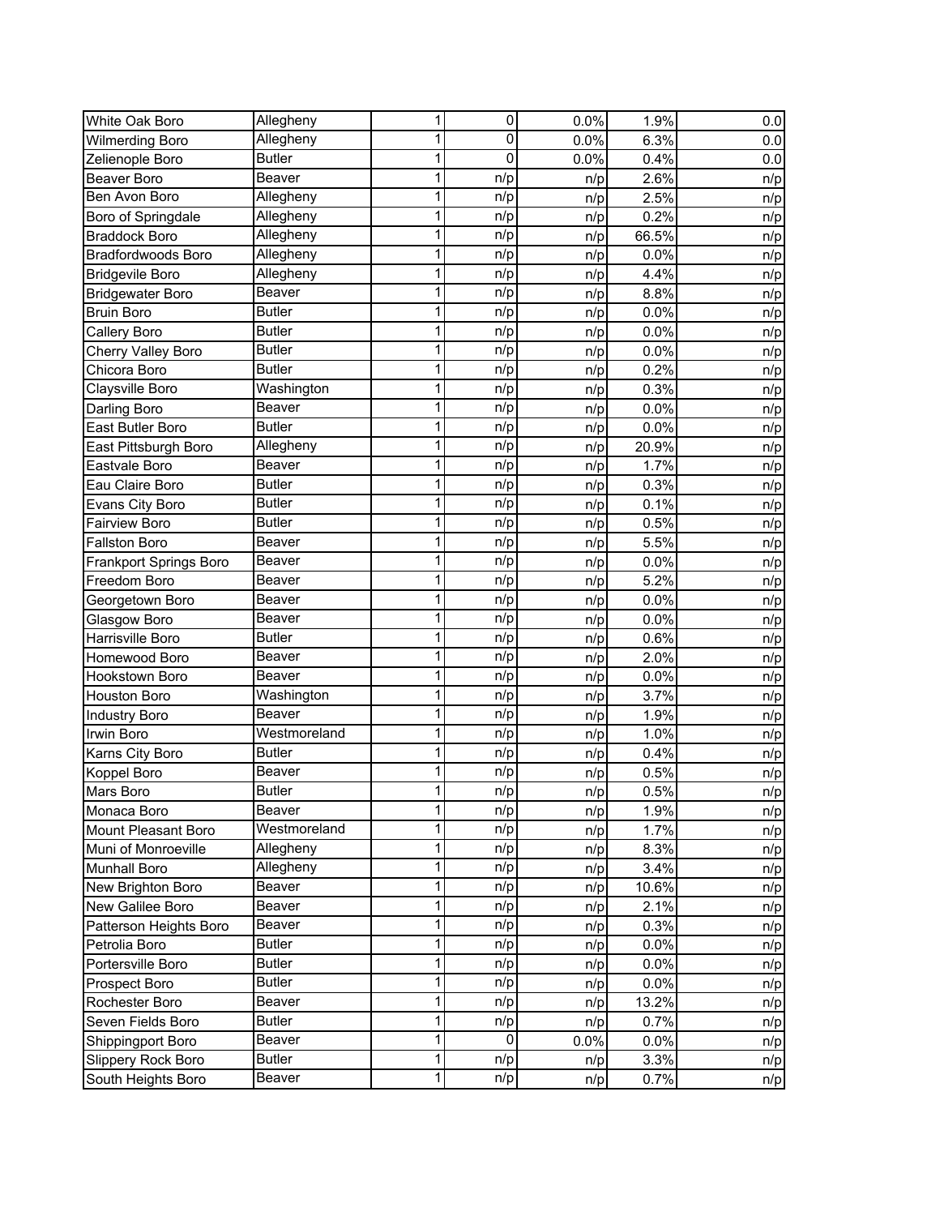| | | | | | | |
|---|---|---|---|---|---|---|
| White Oak Boro | Allegheny | 1 | 0 | 0.0% | 1.9% | 0.0 |
| Wilmerding Boro | Allegheny | 1 | 0 | 0.0% | 6.3% | 0.0 |
| Zelienople Boro | Butler | 1 | 0 | 0.0% | 0.4% | 0.0 |
| Beaver Boro | Beaver | 1 | n/p | n/p | 2.6% | n/p |
| Ben Avon Boro | Allegheny | 1 | n/p | n/p | 2.5% | n/p |
| Boro of Springdale | Allegheny | 1 | n/p | n/p | 0.2% | n/p |
| Braddock Boro | Allegheny | 1 | n/p | n/p | 66.5% | n/p |
| Bradfordwoods Boro | Allegheny | 1 | n/p | n/p | 0.0% | n/p |
| Bridgevile Boro | Allegheny | 1 | n/p | n/p | 4.4% | n/p |
| Bridgewater Boro | Beaver | 1 | n/p | n/p | 8.8% | n/p |
| Bruin Boro | Butler | 1 | n/p | n/p | 0.0% | n/p |
| Callery Boro | Butler | 1 | n/p | n/p | 0.0% | n/p |
| Cherry Valley Boro | Butler | 1 | n/p | n/p | 0.0% | n/p |
| Chicora Boro | Butler | 1 | n/p | n/p | 0.2% | n/p |
| Claysville Boro | Washington | 1 | n/p | n/p | 0.3% | n/p |
| Darling Boro | Beaver | 1 | n/p | n/p | 0.0% | n/p |
| East Butler Boro | Butler | 1 | n/p | n/p | 0.0% | n/p |
| East Pittsburgh Boro | Allegheny | 1 | n/p | n/p | 20.9% | n/p |
| Eastvale Boro | Beaver | 1 | n/p | n/p | 1.7% | n/p |
| Eau Claire Boro | Butler | 1 | n/p | n/p | 0.3% | n/p |
| Evans City Boro | Butler | 1 | n/p | n/p | 0.1% | n/p |
| Fairview Boro | Butler | 1 | n/p | n/p | 0.5% | n/p |
| Fallston Boro | Beaver | 1 | n/p | n/p | 5.5% | n/p |
| Frankport Springs Boro | Beaver | 1 | n/p | n/p | 0.0% | n/p |
| Freedom Boro | Beaver | 1 | n/p | n/p | 5.2% | n/p |
| Georgetown Boro | Beaver | 1 | n/p | n/p | 0.0% | n/p |
| Glasgow Boro | Beaver | 1 | n/p | n/p | 0.0% | n/p |
| Harrisville Boro | Butler | 1 | n/p | n/p | 0.6% | n/p |
| Homewood Boro | Beaver | 1 | n/p | n/p | 2.0% | n/p |
| Hookstown Boro | Beaver | 1 | n/p | n/p | 0.0% | n/p |
| Houston Boro | Washington | 1 | n/p | n/p | 3.7% | n/p |
| Industry Boro | Beaver | 1 | n/p | n/p | 1.9% | n/p |
| Irwin Boro | Westmoreland | 1 | n/p | n/p | 1.0% | n/p |
| Karns City Boro | Butler | 1 | n/p | n/p | 0.4% | n/p |
| Koppel Boro | Beaver | 1 | n/p | n/p | 0.5% | n/p |
| Mars Boro | Butler | 1 | n/p | n/p | 0.5% | n/p |
| Monaca Boro | Beaver | 1 | n/p | n/p | 1.9% | n/p |
| Mount Pleasant Boro | Westmoreland | 1 | n/p | n/p | 1.7% | n/p |
| Muni of Monroeville | Allegheny | 1 | n/p | n/p | 8.3% | n/p |
| Munhall Boro | Allegheny | 1 | n/p | n/p | 3.4% | n/p |
| New Brighton Boro | Beaver | 1 | n/p | n/p | 10.6% | n/p |
| New Galilee Boro | Beaver | 1 | n/p | n/p | 2.1% | n/p |
| Patterson Heights Boro | Beaver | 1 | n/p | n/p | 0.3% | n/p |
| Petrolia Boro | Butler | 1 | n/p | n/p | 0.0% | n/p |
| Portersville Boro | Butler | 1 | n/p | n/p | 0.0% | n/p |
| Prospect Boro | Butler | 1 | n/p | n/p | 0.0% | n/p |
| Rochester Boro | Beaver | 1 | n/p | n/p | 13.2% | n/p |
| Seven Fields Boro | Butler | 1 | n/p | n/p | 0.7% | n/p |
| Shippingport Boro | Beaver | 1 | 0 | 0.0% | 0.0% | n/p |
| Slippery Rock Boro | Butler | 1 | n/p | n/p | 3.3% | n/p |
| South Heights Boro | Beaver | 1 | n/p | n/p | 0.7% | n/p |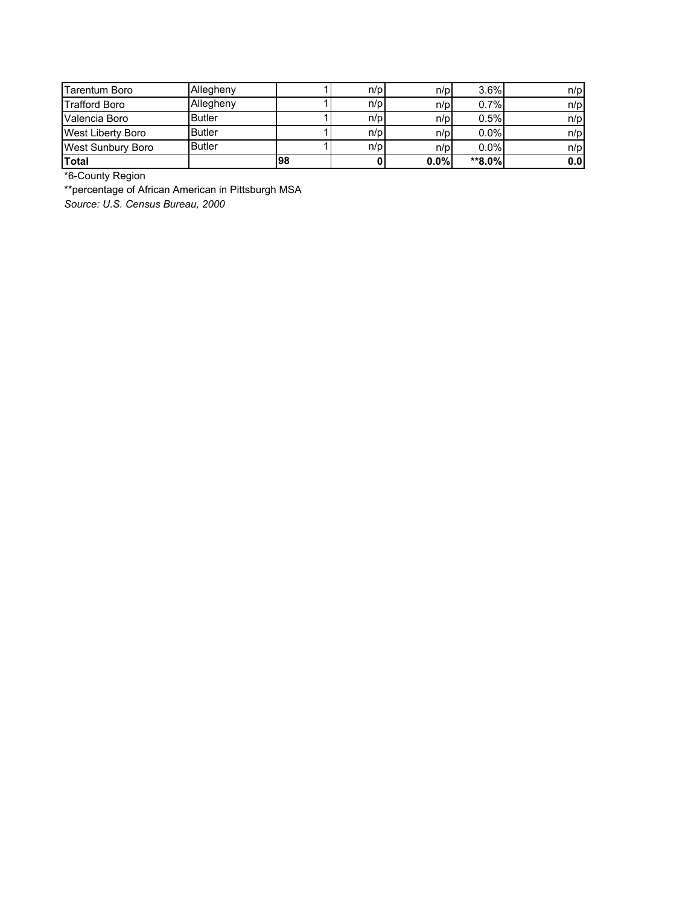| | | | | | | |
|---|---|---|---|---|---|---|
| Tarentum Boro | Allegheny | 1 | n/p | n/p | 3.6% | n/p |
| Trafford Boro | Allegheny | 1 | n/p | n/p | 0.7% | n/p |
| Valencia Boro | Butler | 1 | n/p | n/p | 0.5% | n/p |
| West Liberty Boro | Butler | 1 | n/p | n/p | 0.0% | n/p |
| West Sunbury Boro | Butler | 1 | n/p | n/p | 0.0% | n/p |
| **Total** | | **98** | **0** | **0.0%** | **\*\*8.0%** | **0.0** |

*6-County Region

**percentage of African American in Pittsburgh MSA

*Source: U.S. Census Bureau, 2000*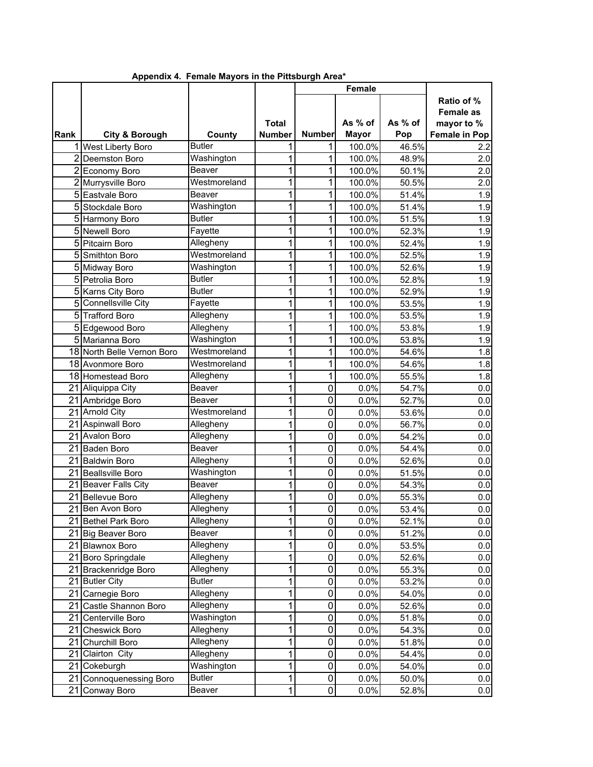**Appendix 4. Female Mayors in the Pittsburgh Area***

| Rank | City & Borough | County | Total Number | Female | | | Ratio of % Female as mayor to % Female in Pop |
|---|---|---|---|---|---|---|---|
| | | | | Number | As % of Mayor | As % of Pop | |
| 1 | West Liberty Boro | Butler | 1 | 1 | 100.0% | 46.5% | 2.2 |
| 2 | Deemston Boro | Washington | 1 | 1 | 100.0% | 48.9% | 2.0 |
| 2 | Economy Boro | Beaver | 1 | 1 | 100.0% | 50.1% | 2.0 |
| 2 | Murrysville Boro | Westmoreland | 1 | 1 | 100.0% | 50.5% | 2.0 |
| 5 | Eastvale Boro | Beaver | 1 | 1 | 100.0% | 51.4% | 1.9 |
| 5 | Stockdale Boro | Washington | 1 | 1 | 100.0% | 51.4% | 1.9 |
| 5 | Harmony Boro | Butler | 1 | 1 | 100.0% | 51.5% | 1.9 |
| 5 | Newell Boro | Fayette | 1 | 1 | 100.0% | 52.3% | 1.9 |
| 5 | Pitcairn Boro | Allegheny | 1 | 1 | 100.0% | 52.4% | 1.9 |
| 5 | Smithton Boro | Westmoreland | 1 | 1 | 100.0% | 52.5% | 1.9 |
| 5 | Midway Boro | Washington | 1 | 1 | 100.0% | 52.6% | 1.9 |
| 5 | Petrolia Boro | Butler | 1 | 1 | 100.0% | 52.8% | 1.9 |
| 5 | Karns City Boro | Butler | 1 | 1 | 100.0% | 52.9% | 1.9 |
| 5 | Connellsville City | Fayette | 1 | 1 | 100.0% | 53.5% | 1.9 |
| 5 | Trafford Boro | Allegheny | 1 | 1 | 100.0% | 53.5% | 1.9 |
| 5 | Edgewood Boro | Allegheny | 1 | 1 | 100.0% | 53.8% | 1.9 |
| 5 | Marianna Boro | Washington | 1 | 1 | 100.0% | 53.8% | 1.9 |
| 18 | North Belle Vernon Boro | Westmoreland | 1 | 1 | 100.0% | 54.6% | 1.8 |
| 18 | Avonmore Boro | Westmoreland | 1 | 1 | 100.0% | 54.6% | 1.8 |
| 18 | Homestead Boro | Allegheny | 1 | 1 | 100.0% | 55.5% | 1.8 |
| 21 | Aliquippa City | Beaver | 1 | 0 | 0.0% | 54.7% | 0.0 |
| 21 | Ambridge Boro | Beaver | 1 | 0 | 0.0% | 52.7% | 0.0 |
| 21 | Arnold City | Westmoreland | 1 | 0 | 0.0% | 53.6% | 0.0 |
| 21 | Aspinwall Boro | Allegheny | 1 | 0 | 0.0% | 56.7% | 0.0 |
| 21 | Avalon Boro | Allegheny | 1 | 0 | 0.0% | 54.2% | 0.0 |
| 21 | Baden Boro | Beaver | 1 | 0 | 0.0% | 54.4% | 0.0 |
| 21 | Baldwin Boro | Allegheny | 1 | 0 | 0.0% | 52.6% | 0.0 |
| 21 | Beallsville Boro | Washington | 1 | 0 | 0.0% | 51.5% | 0.0 |
| 21 | Beaver Falls City | Beaver | 1 | 0 | 0.0% | 54.3% | 0.0 |
| 21 | Bellevue Boro | Allegheny | 1 | 0 | 0.0% | 55.3% | 0.0 |
| 21 | Ben Avon Boro | Allegheny | 1 | 0 | 0.0% | 53.4% | 0.0 |
| 21 | Bethel Park Boro | Allegheny | 1 | 0 | 0.0% | 52.1% | 0.0 |
| 21 | Big Beaver Boro | Beaver | 1 | 0 | 0.0% | 51.2% | 0.0 |
| 21 | Blawnox Boro | Allegheny | 1 | 0 | 0.0% | 53.5% | 0.0 |
| 21 | Boro Springdale | Allegheny | 1 | 0 | 0.0% | 52.6% | 0.0 |
| 21 | Brackenridge Boro | Allegheny | 1 | 0 | 0.0% | 55.3% | 0.0 |
| 21 | Butler City | Butler | 1 | 0 | 0.0% | 53.2% | 0.0 |
| 21 | Carnegie Boro | Allegheny | 1 | 0 | 0.0% | 54.0% | 0.0 |
| 21 | Castle Shannon Boro | Allegheny | 1 | 0 | 0.0% | 52.6% | 0.0 |
| 21 | Centerville Boro | Washington | 1 | 0 | 0.0% | 51.8% | 0.0 |
| 21 | Cheswick Boro | Allegheny | 1 | 0 | 0.0% | 54.3% | 0.0 |
| 21 | Churchill Boro | Allegheny | 1 | 0 | 0.0% | 51.8% | 0.0 |
| 21 | Clairton City | Allegheny | 1 | 0 | 0.0% | 54.4% | 0.0 |
| 21 | Cokeburgh | Washington | 1 | 0 | 0.0% | 54.0% | 0.0 |
| 21 | Connoquenessing Boro | Butler | 1 | 0 | 0.0% | 50.0% | 0.0 |
| 21 | Conway Boro | Beaver | 1 | 0 | 0.0% | 52.8% | 0.0 |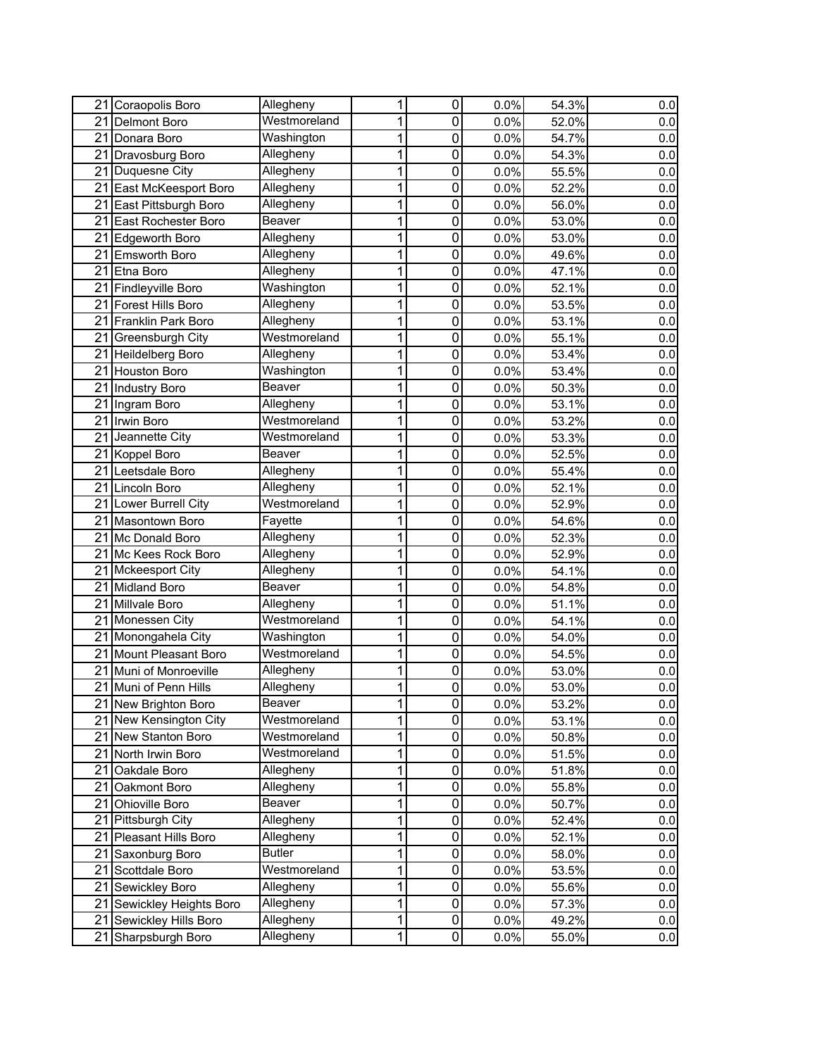| | | | | | | | |
|---|---|---|---|---|---|---|---|
| 21 | Coraopolis Boro | Allegheny | 1 | 0 | 0.0% | 54.3% | 0.0 |
| 21 | Delmont Boro | Westmoreland | 1 | 0 | 0.0% | 52.0% | 0.0 |
| 21 | Donara Boro | Washington | 1 | 0 | 0.0% | 54.7% | 0.0 |
| 21 | Dravosburg Boro | Allegheny | 1 | 0 | 0.0% | 54.3% | 0.0 |
| 21 | Duquesne City | Allegheny | 1 | 0 | 0.0% | 55.5% | 0.0 |
| 21 | East McKeesport Boro | Allegheny | 1 | 0 | 0.0% | 52.2% | 0.0 |
| 21 | East Pittsburgh Boro | Allegheny | 1 | 0 | 0.0% | 56.0% | 0.0 |
| 21 | East Rochester Boro | Beaver | 1 | 0 | 0.0% | 53.0% | 0.0 |
| 21 | Edgeworth Boro | Allegheny | 1 | 0 | 0.0% | 53.0% | 0.0 |
| 21 | Emsworth Boro | Allegheny | 1 | 0 | 0.0% | 49.6% | 0.0 |
| 21 | Etna Boro | Allegheny | 1 | 0 | 0.0% | 47.1% | 0.0 |
| 21 | Findleyville Boro | Washington | 1 | 0 | 0.0% | 52.1% | 0.0 |
| 21 | Forest Hills Boro | Allegheny | 1 | 0 | 0.0% | 53.5% | 0.0 |
| 21 | Franklin Park Boro | Allegheny | 1 | 0 | 0.0% | 53.1% | 0.0 |
| 21 | Greensburgh City | Westmoreland | 1 | 0 | 0.0% | 55.1% | 0.0 |
| 21 | Heildelberg Boro | Allegheny | 1 | 0 | 0.0% | 53.4% | 0.0 |
| 21 | Houston Boro | Washington | 1 | 0 | 0.0% | 53.4% | 0.0 |
| 21 | Industry Boro | Beaver | 1 | 0 | 0.0% | 50.3% | 0.0 |
| 21 | Ingram Boro | Allegheny | 1 | 0 | 0.0% | 53.1% | 0.0 |
| 21 | Irwin Boro | Westmoreland | 1 | 0 | 0.0% | 53.2% | 0.0 |
| 21 | Jeannette City | Westmoreland | 1 | 0 | 0.0% | 53.3% | 0.0 |
| 21 | Koppel Boro | Beaver | 1 | 0 | 0.0% | 52.5% | 0.0 |
| 21 | Leetsdale Boro | Allegheny | 1 | 0 | 0.0% | 55.4% | 0.0 |
| 21 | Lincoln Boro | Allegheny | 1 | 0 | 0.0% | 52.1% | 0.0 |
| 21 | Lower Burrell City | Westmoreland | 1 | 0 | 0.0% | 52.9% | 0.0 |
| 21 | Masontown Boro | Fayette | 1 | 0 | 0.0% | 54.6% | 0.0 |
| 21 | Mc Donald Boro | Allegheny | 1 | 0 | 0.0% | 52.3% | 0.0 |
| 21 | Mc Kees Rock Boro | Allegheny | 1 | 0 | 0.0% | 52.9% | 0.0 |
| 21 | Mckeesport City | Allegheny | 1 | 0 | 0.0% | 54.1% | 0.0 |
| 21 | Midland Boro | Beaver | 1 | 0 | 0.0% | 54.8% | 0.0 |
| 21 | Millvale Boro | Allegheny | 1 | 0 | 0.0% | 51.1% | 0.0 |
| 21 | Monessen City | Westmoreland | 1 | 0 | 0.0% | 54.1% | 0.0 |
| 21 | Monongahela City | Washington | 1 | 0 | 0.0% | 54.0% | 0.0 |
| 21 | Mount Pleasant Boro | Westmoreland | 1 | 0 | 0.0% | 54.5% | 0.0 |
| 21 | Muni of Monroeville | Allegheny | 1 | 0 | 0.0% | 53.0% | 0.0 |
| 21 | Muni of Penn Hills | Allegheny | 1 | 0 | 0.0% | 53.0% | 0.0 |
| 21 | New Brighton Boro | Beaver | 1 | 0 | 0.0% | 53.2% | 0.0 |
| 21 | New Kensington City | Westmoreland | 1 | 0 | 0.0% | 53.1% | 0.0 |
| 21 | New Stanton Boro | Westmoreland | 1 | 0 | 0.0% | 50.8% | 0.0 |
| 21 | North Irwin Boro | Westmoreland | 1 | 0 | 0.0% | 51.5% | 0.0 |
| 21 | Oakdale Boro | Allegheny | 1 | 0 | 0.0% | 51.8% | 0.0 |
| 21 | Oakmont Boro | Allegheny | 1 | 0 | 0.0% | 55.8% | 0.0 |
| 21 | Ohioville Boro | Beaver | 1 | 0 | 0.0% | 50.7% | 0.0 |
| 21 | Pittsburgh City | Allegheny | 1 | 0 | 0.0% | 52.4% | 0.0 |
| 21 | Pleasant Hills Boro | Allegheny | 1 | 0 | 0.0% | 52.1% | 0.0 |
| 21 | Saxonburg Boro | Butler | 1 | 0 | 0.0% | 58.0% | 0.0 |
| 21 | Scottdale Boro | Westmoreland | 1 | 0 | 0.0% | 53.5% | 0.0 |
| 21 | Sewickley Boro | Allegheny | 1 | 0 | 0.0% | 55.6% | 0.0 |
| 21 | Sewickley Heights Boro | Allegheny | 1 | 0 | 0.0% | 57.3% | 0.0 |
| 21 | Sewickley Hills Boro | Allegheny | 1 | 0 | 0.0% | 49.2% | 0.0 |
| 21 | Sharpsburgh Boro | Allegheny | 1 | 0 | 0.0% | 55.0% | 0.0 |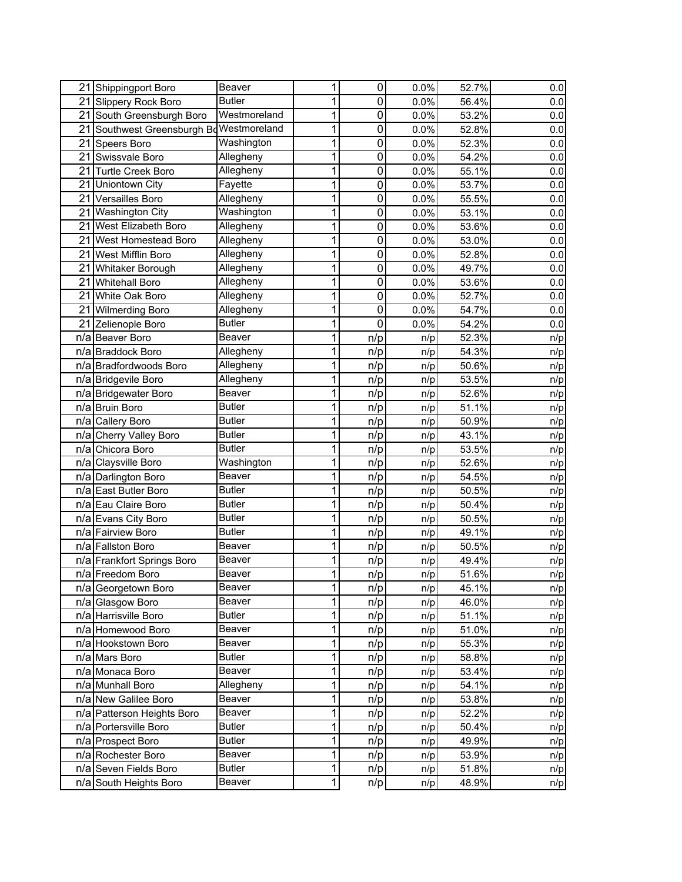| | | | | | | | |
|---|---|---|---|---|---|---|---|
| 21 | Shippingport Boro | Beaver | 1 | 0 | 0.0% | 52.7% | 0.0 |
| 21 | Slippery Rock Boro | Butler | 1 | 0 | 0.0% | 56.4% | 0.0 |
| 21 | South Greensburgh Boro | Westmoreland | 1 | 0 | 0.0% | 53.2% | 0.0 |
| 21 | Southwest Greensburgh Bo | Westmoreland | 1 | 0 | 0.0% | 52.8% | 0.0 |
| 21 | Speers Boro | Washington | 1 | 0 | 0.0% | 52.3% | 0.0 |
| 21 | Swissvale Boro | Allegheny | 1 | 0 | 0.0% | 54.2% | 0.0 |
| 21 | Turtle Creek Boro | Allegheny | 1 | 0 | 0.0% | 55.1% | 0.0 |
| 21 | Uniontown City | Fayette | 1 | 0 | 0.0% | 53.7% | 0.0 |
| 21 | Versailles Boro | Allegheny | 1 | 0 | 0.0% | 55.5% | 0.0 |
| 21 | Washington City | Washington | 1 | 0 | 0.0% | 53.1% | 0.0 |
| 21 | West Elizabeth Boro | Allegheny | 1 | 0 | 0.0% | 53.6% | 0.0 |
| 21 | West Homestead Boro | Allegheny | 1 | 0 | 0.0% | 53.0% | 0.0 |
| 21 | West Mifflin Boro | Allegheny | 1 | 0 | 0.0% | 52.8% | 0.0 |
| 21 | Whitaker Borough | Allegheny | 1 | 0 | 0.0% | 49.7% | 0.0 |
| 21 | Whitehall Boro | Allegheny | 1 | 0 | 0.0% | 53.6% | 0.0 |
| 21 | White Oak Boro | Allegheny | 1 | 0 | 0.0% | 52.7% | 0.0 |
| 21 | Wilmerding Boro | Allegheny | 1 | 0 | 0.0% | 54.7% | 0.0 |
| 21 | Zelienople Boro | Butler | 1 | 0 | 0.0% | 54.2% | 0.0 |
| n/a | Beaver Boro | Beaver | 1 | n/p | n/p | 52.3% | n/p |
| n/a | Braddock Boro | Allegheny | 1 | n/p | n/p | 54.3% | n/p |
| n/a | Bradfordwoods Boro | Allegheny | 1 | n/p | n/p | 50.6% | n/p |
| n/a | Bridgevile Boro | Allegheny | 1 | n/p | n/p | 53.5% | n/p |
| n/a | Bridgewater Boro | Beaver | 1 | n/p | n/p | 52.6% | n/p |
| n/a | Bruin Boro | Butler | 1 | n/p | n/p | 51.1% | n/p |
| n/a | Callery Boro | Butler | 1 | n/p | n/p | 50.9% | n/p |
| n/a | Cherry Valley Boro | Butler | 1 | n/p | n/p | 43.1% | n/p |
| n/a | Chicora Boro | Butler | 1 | n/p | n/p | 53.5% | n/p |
| n/a | Claysville Boro | Washington | 1 | n/p | n/p | 52.6% | n/p |
| n/a | Darlington Boro | Beaver | 1 | n/p | n/p | 54.5% | n/p |
| n/a | East Butler Boro | Butler | 1 | n/p | n/p | 50.5% | n/p |
| n/a | Eau Claire Boro | Butler | 1 | n/p | n/p | 50.4% | n/p |
| n/a | Evans City Boro | Butler | 1 | n/p | n/p | 50.5% | n/p |
| n/a | Fairview Boro | Butler | 1 | n/p | n/p | 49.1% | n/p |
| n/a | Fallston Boro | Beaver | 1 | n/p | n/p | 50.5% | n/p |
| n/a | Frankfort Springs Boro | Beaver | 1 | n/p | n/p | 49.4% | n/p |
| n/a | Freedom Boro | Beaver | 1 | n/p | n/p | 51.6% | n/p |
| n/a | Georgetown Boro | Beaver | 1 | n/p | n/p | 45.1% | n/p |
| n/a | Glasgow Boro | Beaver | 1 | n/p | n/p | 46.0% | n/p |
| n/a | Harrisville Boro | Butler | 1 | n/p | n/p | 51.1% | n/p |
| n/a | Homewood Boro | Beaver | 1 | n/p | n/p | 51.0% | n/p |
| n/a | Hookstown Boro | Beaver | 1 | n/p | n/p | 55.3% | n/p |
| n/a | Mars Boro | Butler | 1 | n/p | n/p | 58.8% | n/p |
| n/a | Monaca Boro | Beaver | 1 | n/p | n/p | 53.4% | n/p |
| n/a | Munhall Boro | Allegheny | 1 | n/p | n/p | 54.1% | n/p |
| n/a | New Galilee Boro | Beaver | 1 | n/p | n/p | 53.8% | n/p |
| n/a | Patterson Heights Boro | Beaver | 1 | n/p | n/p | 52.2% | n/p |
| n/a | Portersville Boro | Butler | 1 | n/p | n/p | 50.4% | n/p |
| n/a | Prospect Boro | Butler | 1 | n/p | n/p | 49.9% | n/p |
| n/a | Rochester Boro | Beaver | 1 | n/p | n/p | 53.9% | n/p |
| n/a | Seven Fields Boro | Butler | 1 | n/p | n/p | 51.8% | n/p |
| n/a | South Heights Boro | Beaver | 1 | n/p | n/p | 48.9% | n/p |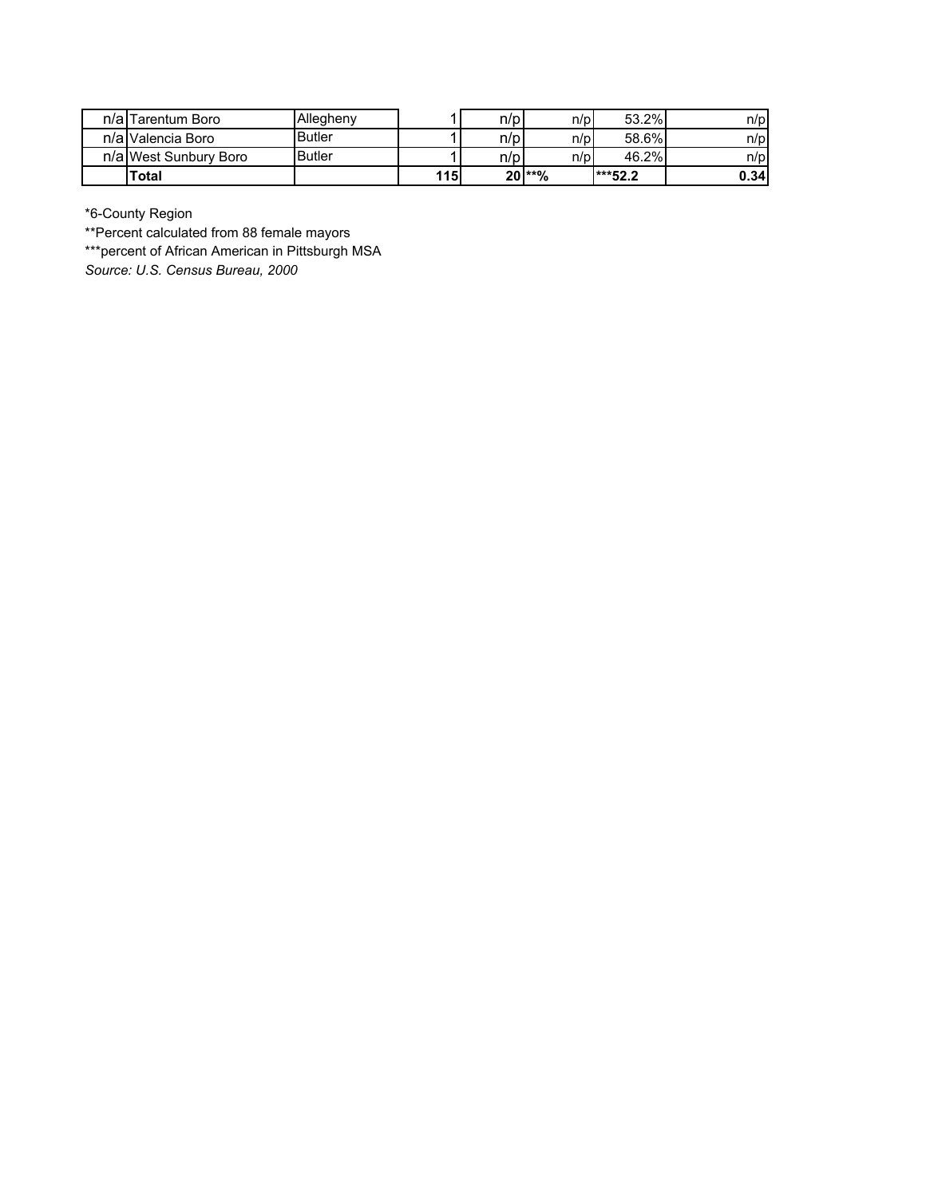| | | | | | | | |
|---|---|---|---|---|---|---|---|
| n/a | Tarentum Boro | Allegheny | 1 | n/p | n/p | 53.2% | n/p |
| n/a | Valencia Boro | Butler | 1 | n/p | n/p | 58.6% | n/p |
| n/a | West Sunbury Boro | Butler | 1 | n/p | n/p | 46.2% | n/p |
| | **Total** | | **115** | **20** | **\*\*%** | **\*\*\*52.2** | **0.34** |

*6-County Region

**Percent calculated from 88 female mayors

***percent of African American in Pittsburgh MSA

*Source: U.S. Census Bureau, 2000*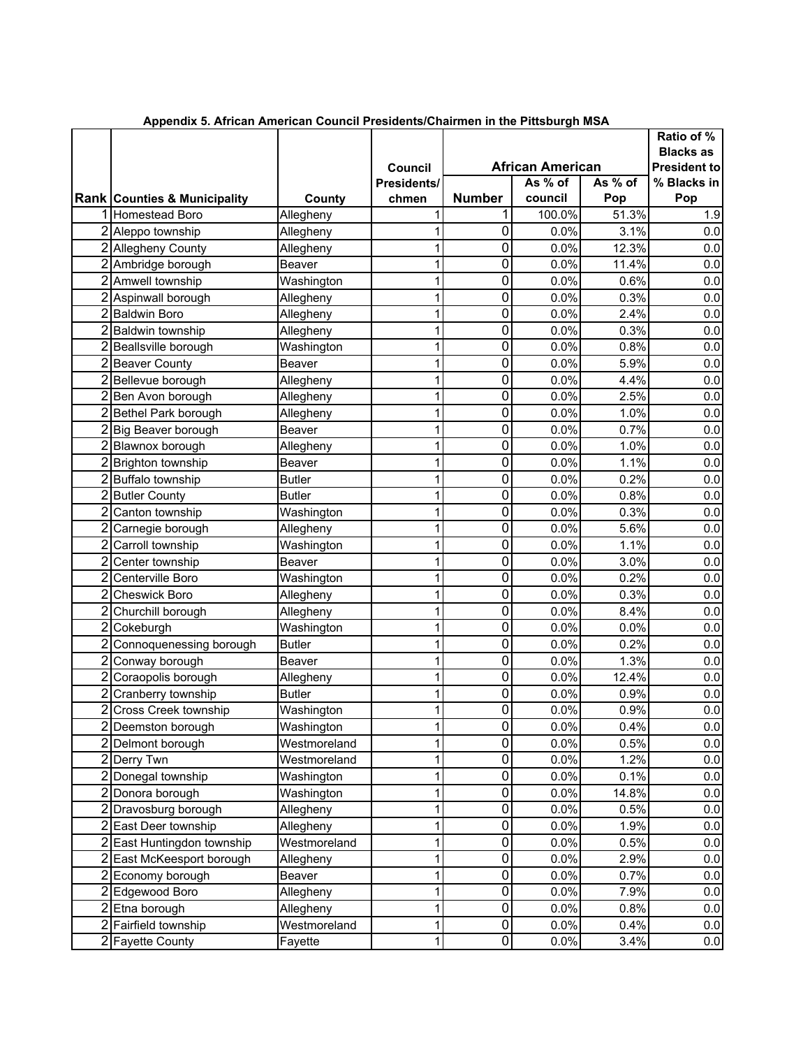**Appendix 5. African American Council Presidents/Chairmen in the Pittsburgh MSA**

| Rank | Counties & Municipality | County | Council Presidents/ chmen | African American | | | Ratio of % Blacks as President to % Blacks in Pop |
|---|---|---|---|---|---|---|---|
| | | | | Number | As % of council | As % of Pop | |
| 1 | Homestead Boro | Allegheny | 1 | 1 | 100.0% | 51.3% | 1.9 |
| 2 | Aleppo township | Allegheny | 1 | 0 | 0.0% | 3.1% | 0.0 |
| 2 | Allegheny County | Allegheny | 1 | 0 | 0.0% | 12.3% | 0.0 |
| 2 | Ambridge borough | Beaver | 1 | 0 | 0.0% | 11.4% | 0.0 |
| 2 | Amwell township | Washington | 1 | 0 | 0.0% | 0.6% | 0.0 |
| 2 | Aspinwall borough | Allegheny | 1 | 0 | 0.0% | 0.3% | 0.0 |
| 2 | Baldwin Boro | Allegheny | 1 | 0 | 0.0% | 2.4% | 0.0 |
| 2 | Baldwin township | Allegheny | 1 | 0 | 0.0% | 0.3% | 0.0 |
| 2 | Beallsville borough | Washington | 1 | 0 | 0.0% | 0.8% | 0.0 |
| 2 | Beaver County | Beaver | 1 | 0 | 0.0% | 5.9% | 0.0 |
| 2 | Bellevue borough | Allegheny | 1 | 0 | 0.0% | 4.4% | 0.0 |
| 2 | Ben Avon borough | Allegheny | 1 | 0 | 0.0% | 2.5% | 0.0 |
| 2 | Bethel Park borough | Allegheny | 1 | 0 | 0.0% | 1.0% | 0.0 |
| 2 | Big Beaver borough | Beaver | 1 | 0 | 0.0% | 0.7% | 0.0 |
| 2 | Blawnox borough | Allegheny | 1 | 0 | 0.0% | 1.0% | 0.0 |
| 2 | Brighton township | Beaver | 1 | 0 | 0.0% | 1.1% | 0.0 |
| 2 | Buffalo township | Butler | 1 | 0 | 0.0% | 0.2% | 0.0 |
| 2 | Butler County | Butler | 1 | 0 | 0.0% | 0.8% | 0.0 |
| 2 | Canton township | Washington | 1 | 0 | 0.0% | 0.3% | 0.0 |
| 2 | Carnegie borough | Allegheny | 1 | 0 | 0.0% | 5.6% | 0.0 |
| 2 | Carroll township | Washington | 1 | 0 | 0.0% | 1.1% | 0.0 |
| 2 | Center township | Beaver | 1 | 0 | 0.0% | 3.0% | 0.0 |
| 2 | Centerville Boro | Washington | 1 | 0 | 0.0% | 0.2% | 0.0 |
| 2 | Cheswick Boro | Allegheny | 1 | 0 | 0.0% | 0.3% | 0.0 |
| 2 | Churchill borough | Allegheny | 1 | 0 | 0.0% | 8.4% | 0.0 |
| 2 | Cokeburgh | Washington | 1 | 0 | 0.0% | 0.0% | 0.0 |
| 2 | Connoquenessing borough | Butler | 1 | 0 | 0.0% | 0.2% | 0.0 |
| 2 | Conway borough | Beaver | 1 | 0 | 0.0% | 1.3% | 0.0 |
| 2 | Coraopolis borough | Allegheny | 1 | 0 | 0.0% | 12.4% | 0.0 |
| 2 | Cranberry township | Butler | 1 | 0 | 0.0% | 0.9% | 0.0 |
| 2 | Cross Creek township | Washington | 1 | 0 | 0.0% | 0.9% | 0.0 |
| 2 | Deemston borough | Washington | 1 | 0 | 0.0% | 0.4% | 0.0 |
| 2 | Delmont borough | Westmoreland | 1 | 0 | 0.0% | 0.5% | 0.0 |
| 2 | Derry Twn | Westmoreland | 1 | 0 | 0.0% | 1.2% | 0.0 |
| 2 | Donegal township | Washington | 1 | 0 | 0.0% | 0.1% | 0.0 |
| 2 | Donora borough | Washington | 1 | 0 | 0.0% | 14.8% | 0.0 |
| 2 | Dravosburg borough | Allegheny | 1 | 0 | 0.0% | 0.5% | 0.0 |
| 2 | East Deer township | Allegheny | 1 | 0 | 0.0% | 1.9% | 0.0 |
| 2 | East Huntingdon township | Westmoreland | 1 | 0 | 0.0% | 0.5% | 0.0 |
| 2 | East McKeesport borough | Allegheny | 1 | 0 | 0.0% | 2.9% | 0.0 |
| 2 | Economy borough | Beaver | 1 | 0 | 0.0% | 0.7% | 0.0 |
| 2 | Edgewood Boro | Allegheny | 1 | 0 | 0.0% | 7.9% | 0.0 |
| 2 | Etna borough | Allegheny | 1 | 0 | 0.0% | 0.8% | 0.0 |
| 2 | Fairfield township | Westmoreland | 1 | 0 | 0.0% | 0.4% | 0.0 |
| 2 | Fayette County | Fayette | 1 | 0 | 0.0% | 3.4% | 0.0 |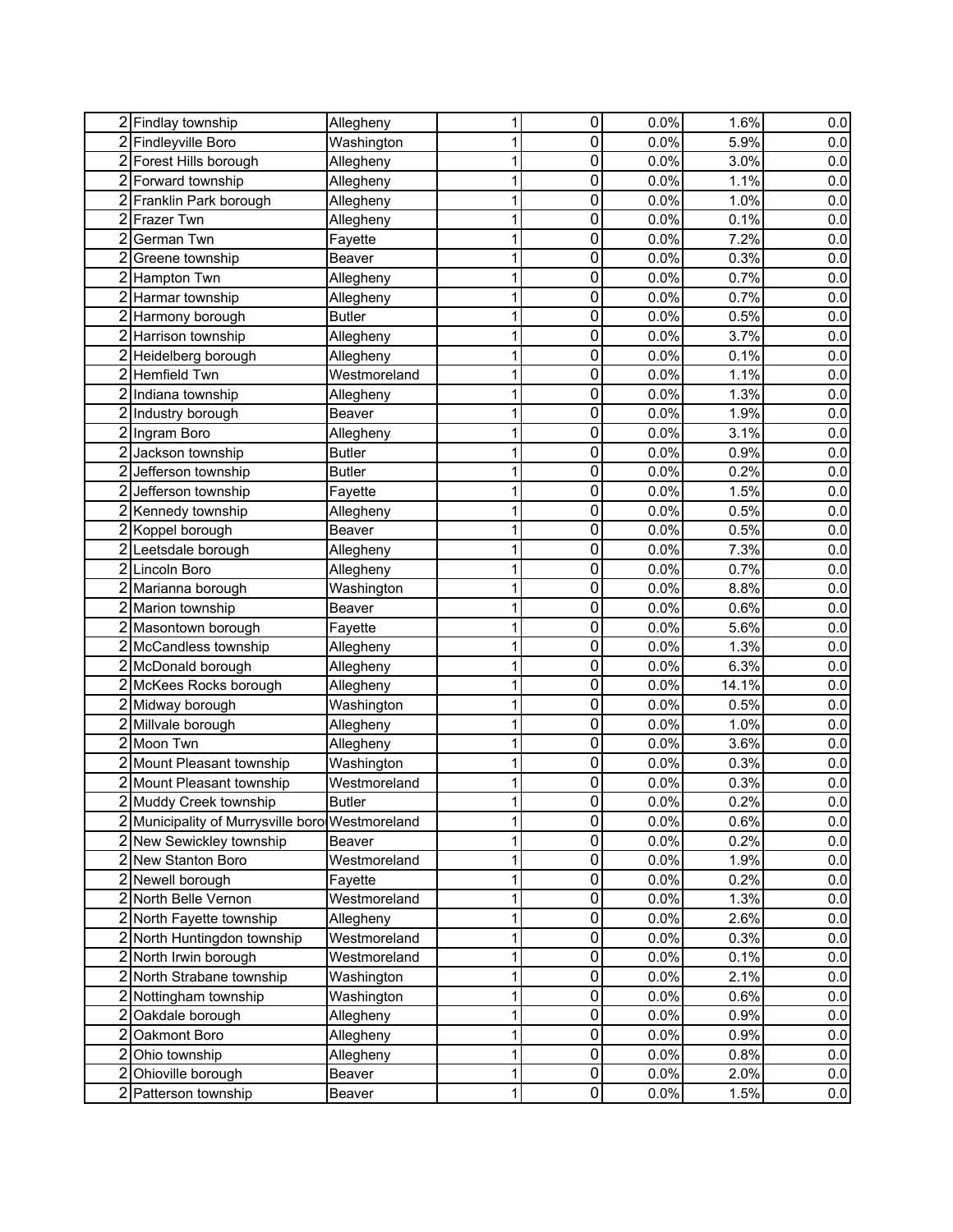| | | | | | | | |
|---|---|---|---|---|---|---|---|
| 2 | Findlay township | Allegheny | 1 | 0 | 0.0% | 1.6% | 0.0 |
| 2 | Findleyville Boro | Washington | 1 | 0 | 0.0% | 5.9% | 0.0 |
| 2 | Forest Hills borough | Allegheny | 1 | 0 | 0.0% | 3.0% | 0.0 |
| 2 | Forward township | Allegheny | 1 | 0 | 0.0% | 1.1% | 0.0 |
| 2 | Franklin Park borough | Allegheny | 1 | 0 | 0.0% | 1.0% | 0.0 |
| 2 | Frazer Twn | Allegheny | 1 | 0 | 0.0% | 0.1% | 0.0 |
| 2 | German Twn | Fayette | 1 | 0 | 0.0% | 7.2% | 0.0 |
| 2 | Greene township | Beaver | 1 | 0 | 0.0% | 0.3% | 0.0 |
| 2 | Hampton Twn | Allegheny | 1 | 0 | 0.0% | 0.7% | 0.0 |
| 2 | Harmar township | Allegheny | 1 | 0 | 0.0% | 0.7% | 0.0 |
| 2 | Harmony borough | Butler | 1 | 0 | 0.0% | 0.5% | 0.0 |
| 2 | Harrison township | Allegheny | 1 | 0 | 0.0% | 3.7% | 0.0 |
| 2 | Heidelberg borough | Allegheny | 1 | 0 | 0.0% | 0.1% | 0.0 |
| 2 | Hemfield Twn | Westmoreland | 1 | 0 | 0.0% | 1.1% | 0.0 |
| 2 | Indiana township | Allegheny | 1 | 0 | 0.0% | 1.3% | 0.0 |
| 2 | Industry borough | Beaver | 1 | 0 | 0.0% | 1.9% | 0.0 |
| 2 | Ingram Boro | Allegheny | 1 | 0 | 0.0% | 3.1% | 0.0 |
| 2 | Jackson township | Butler | 1 | 0 | 0.0% | 0.9% | 0.0 |
| 2 | Jefferson township | Butler | 1 | 0 | 0.0% | 0.2% | 0.0 |
| 2 | Jefferson township | Fayette | 1 | 0 | 0.0% | 1.5% | 0.0 |
| 2 | Kennedy township | Allegheny | 1 | 0 | 0.0% | 0.5% | 0.0 |
| 2 | Koppel borough | Beaver | 1 | 0 | 0.0% | 0.5% | 0.0 |
| 2 | Leetsdale borough | Allegheny | 1 | 0 | 0.0% | 7.3% | 0.0 |
| 2 | Lincoln Boro | Allegheny | 1 | 0 | 0.0% | 0.7% | 0.0 |
| 2 | Marianna borough | Washington | 1 | 0 | 0.0% | 8.8% | 0.0 |
| 2 | Marion township | Beaver | 1 | 0 | 0.0% | 0.6% | 0.0 |
| 2 | Masontown borough | Fayette | 1 | 0 | 0.0% | 5.6% | 0.0 |
| 2 | McCandless township | Allegheny | 1 | 0 | 0.0% | 1.3% | 0.0 |
| 2 | McDonald borough | Allegheny | 1 | 0 | 0.0% | 6.3% | 0.0 |
| 2 | McKees Rocks borough | Allegheny | 1 | 0 | 0.0% | 14.1% | 0.0 |
| 2 | Midway borough | Washington | 1 | 0 | 0.0% | 0.5% | 0.0 |
| 2 | Millvale borough | Allegheny | 1 | 0 | 0.0% | 1.0% | 0.0 |
| 2 | Moon Twn | Allegheny | 1 | 0 | 0.0% | 3.6% | 0.0 |
| 2 | Mount Pleasant township | Washington | 1 | 0 | 0.0% | 0.3% | 0.0 |
| 2 | Mount Pleasant township | Westmoreland | 1 | 0 | 0.0% | 0.3% | 0.0 |
| 2 | Muddy Creek township | Butler | 1 | 0 | 0.0% | 0.2% | 0.0 |
| 2 | Municipality of Murrysville boro | Westmoreland | 1 | 0 | 0.0% | 0.6% | 0.0 |
| 2 | New Sewickley township | Beaver | 1 | 0 | 0.0% | 0.2% | 0.0 |
| 2 | New Stanton Boro | Westmoreland | 1 | 0 | 0.0% | 1.9% | 0.0 |
| 2 | Newell borough | Fayette | 1 | 0 | 0.0% | 0.2% | 0.0 |
| 2 | North Belle Vernon | Westmoreland | 1 | 0 | 0.0% | 1.3% | 0.0 |
| 2 | North Fayette township | Allegheny | 1 | 0 | 0.0% | 2.6% | 0.0 |
| 2 | North Huntingdon township | Westmoreland | 1 | 0 | 0.0% | 0.3% | 0.0 |
| 2 | North Irwin borough | Westmoreland | 1 | 0 | 0.0% | 0.1% | 0.0 |
| 2 | North Strabane township | Washington | 1 | 0 | 0.0% | 2.1% | 0.0 |
| 2 | Nottingham township | Washington | 1 | 0 | 0.0% | 0.6% | 0.0 |
| 2 | Oakdale borough | Allegheny | 1 | 0 | 0.0% | 0.9% | 0.0 |
| 2 | Oakmont Boro | Allegheny | 1 | 0 | 0.0% | 0.9% | 0.0 |
| 2 | Ohio township | Allegheny | 1 | 0 | 0.0% | 0.8% | 0.0 |
| 2 | Ohioville borough | Beaver | 1 | 0 | 0.0% | 2.0% | 0.0 |
| 2 | Patterson township | Beaver | 1 | 0 | 0.0% | 1.5% | 0.0 |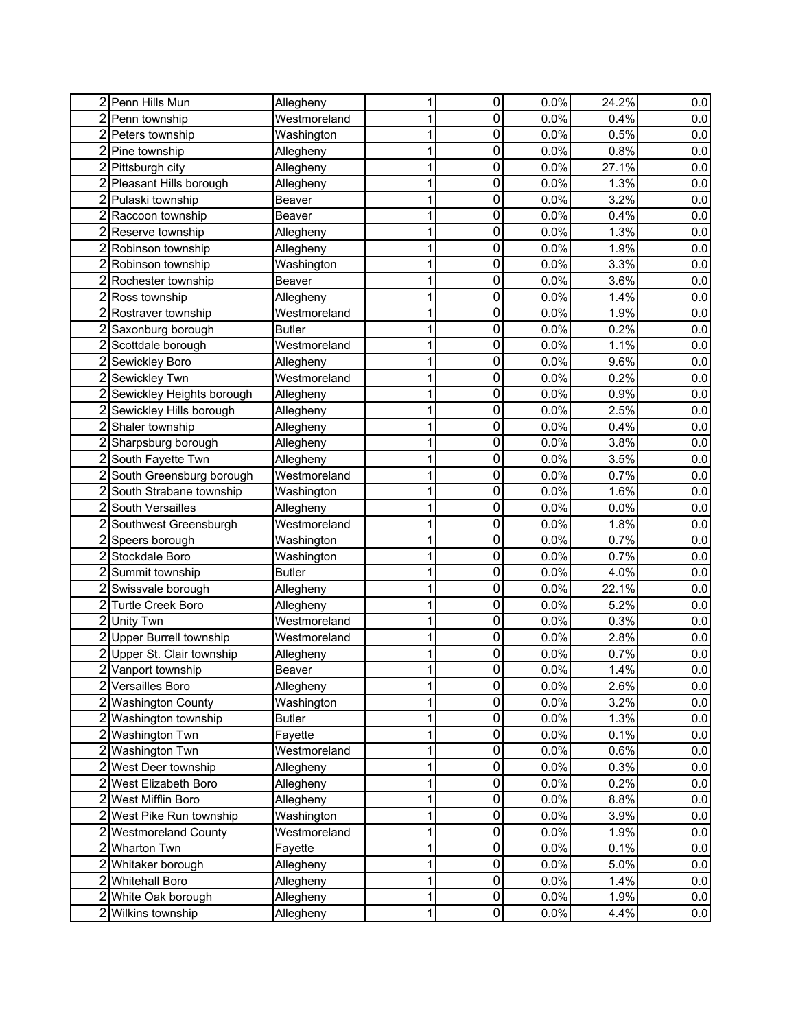| | | | | | | | |
|---|---|---|---|---|---|---|---|
| 2 | Penn Hills Mun | Allegheny | 1 | 0 | 0.0% | 24.2% | 0.0 |
| 2 | Penn township | Westmoreland | 1 | 0 | 0.0% | 0.4% | 0.0 |
| 2 | Peters township | Washington | 1 | 0 | 0.0% | 0.5% | 0.0 |
| 2 | Pine township | Allegheny | 1 | 0 | 0.0% | 0.8% | 0.0 |
| 2 | Pittsburgh city | Allegheny | 1 | 0 | 0.0% | 27.1% | 0.0 |
| 2 | Pleasant Hills borough | Allegheny | 1 | 0 | 0.0% | 1.3% | 0.0 |
| 2 | Pulaski township | Beaver | 1 | 0 | 0.0% | 3.2% | 0.0 |
| 2 | Raccoon township | Beaver | 1 | 0 | 0.0% | 0.4% | 0.0 |
| 2 | Reserve township | Allegheny | 1 | 0 | 0.0% | 1.3% | 0.0 |
| 2 | Robinson township | Allegheny | 1 | 0 | 0.0% | 1.9% | 0.0 |
| 2 | Robinson township | Washington | 1 | 0 | 0.0% | 3.3% | 0.0 |
| 2 | Rochester township | Beaver | 1 | 0 | 0.0% | 3.6% | 0.0 |
| 2 | Ross township | Allegheny | 1 | 0 | 0.0% | 1.4% | 0.0 |
| 2 | Rostraver township | Westmoreland | 1 | 0 | 0.0% | 1.9% | 0.0 |
| 2 | Saxonburg borough | Butler | 1 | 0 | 0.0% | 0.2% | 0.0 |
| 2 | Scottdale borough | Westmoreland | 1 | 0 | 0.0% | 1.1% | 0.0 |
| 2 | Sewickley Boro | Allegheny | 1 | 0 | 0.0% | 9.6% | 0.0 |
| 2 | Sewickley Twn | Westmoreland | 1 | 0 | 0.0% | 0.2% | 0.0 |
| 2 | Sewickley Heights borough | Allegheny | 1 | 0 | 0.0% | 0.9% | 0.0 |
| 2 | Sewickley Hills borough | Allegheny | 1 | 0 | 0.0% | 2.5% | 0.0 |
| 2 | Shaler township | Allegheny | 1 | 0 | 0.0% | 0.4% | 0.0 |
| 2 | Sharpsburg borough | Allegheny | 1 | 0 | 0.0% | 3.8% | 0.0 |
| 2 | South Fayette Twn | Allegheny | 1 | 0 | 0.0% | 3.5% | 0.0 |
| 2 | South Greensburg borough | Westmoreland | 1 | 0 | 0.0% | 0.7% | 0.0 |
| 2 | South Strabane township | Washington | 1 | 0 | 0.0% | 1.6% | 0.0 |
| 2 | South Versailles | Allegheny | 1 | 0 | 0.0% | 0.0% | 0.0 |
| 2 | Southwest Greensburgh | Westmoreland | 1 | 0 | 0.0% | 1.8% | 0.0 |
| 2 | Speers borough | Washington | 1 | 0 | 0.0% | 0.7% | 0.0 |
| 2 | Stockdale Boro | Washington | 1 | 0 | 0.0% | 0.7% | 0.0 |
| 2 | Summit township | Butler | 1 | 0 | 0.0% | 4.0% | 0.0 |
| 2 | Swissvale borough | Allegheny | 1 | 0 | 0.0% | 22.1% | 0.0 |
| 2 | Turtle Creek Boro | Allegheny | 1 | 0 | 0.0% | 5.2% | 0.0 |
| 2 | Unity Twn | Westmoreland | 1 | 0 | 0.0% | 0.3% | 0.0 |
| 2 | Upper Burrell township | Westmoreland | 1 | 0 | 0.0% | 2.8% | 0.0 |
| 2 | Upper St. Clair township | Allegheny | 1 | 0 | 0.0% | 0.7% | 0.0 |
| 2 | Vanport township | Beaver | 1 | 0 | 0.0% | 1.4% | 0.0 |
| 2 | Versailles Boro | Allegheny | 1 | 0 | 0.0% | 2.6% | 0.0 |
| 2 | Washington County | Washington | 1 | 0 | 0.0% | 3.2% | 0.0 |
| 2 | Washington township | Butler | 1 | 0 | 0.0% | 1.3% | 0.0 |
| 2 | Washington Twn | Fayette | 1 | 0 | 0.0% | 0.1% | 0.0 |
| 2 | Washington Twn | Westmoreland | 1 | 0 | 0.0% | 0.6% | 0.0 |
| 2 | West Deer township | Allegheny | 1 | 0 | 0.0% | 0.3% | 0.0 |
| 2 | West Elizabeth Boro | Allegheny | 1 | 0 | 0.0% | 0.2% | 0.0 |
| 2 | West Mifflin Boro | Allegheny | 1 | 0 | 0.0% | 8.8% | 0.0 |
| 2 | West Pike Run township | Washington | 1 | 0 | 0.0% | 3.9% | 0.0 |
| 2 | Westmoreland County | Westmoreland | 1 | 0 | 0.0% | 1.9% | 0.0 |
| 2 | Wharton Twn | Fayette | 1 | 0 | 0.0% | 0.1% | 0.0 |
| 2 | Whitaker borough | Allegheny | 1 | 0 | 0.0% | 5.0% | 0.0 |
| 2 | Whitehall Boro | Allegheny | 1 | 0 | 0.0% | 1.4% | 0.0 |
| 2 | White Oak borough | Allegheny | 1 | 0 | 0.0% | 1.9% | 0.0 |
| 2 | Wilkins township | Allegheny | 1 | 0 | 0.0% | 4.4% | 0.0 |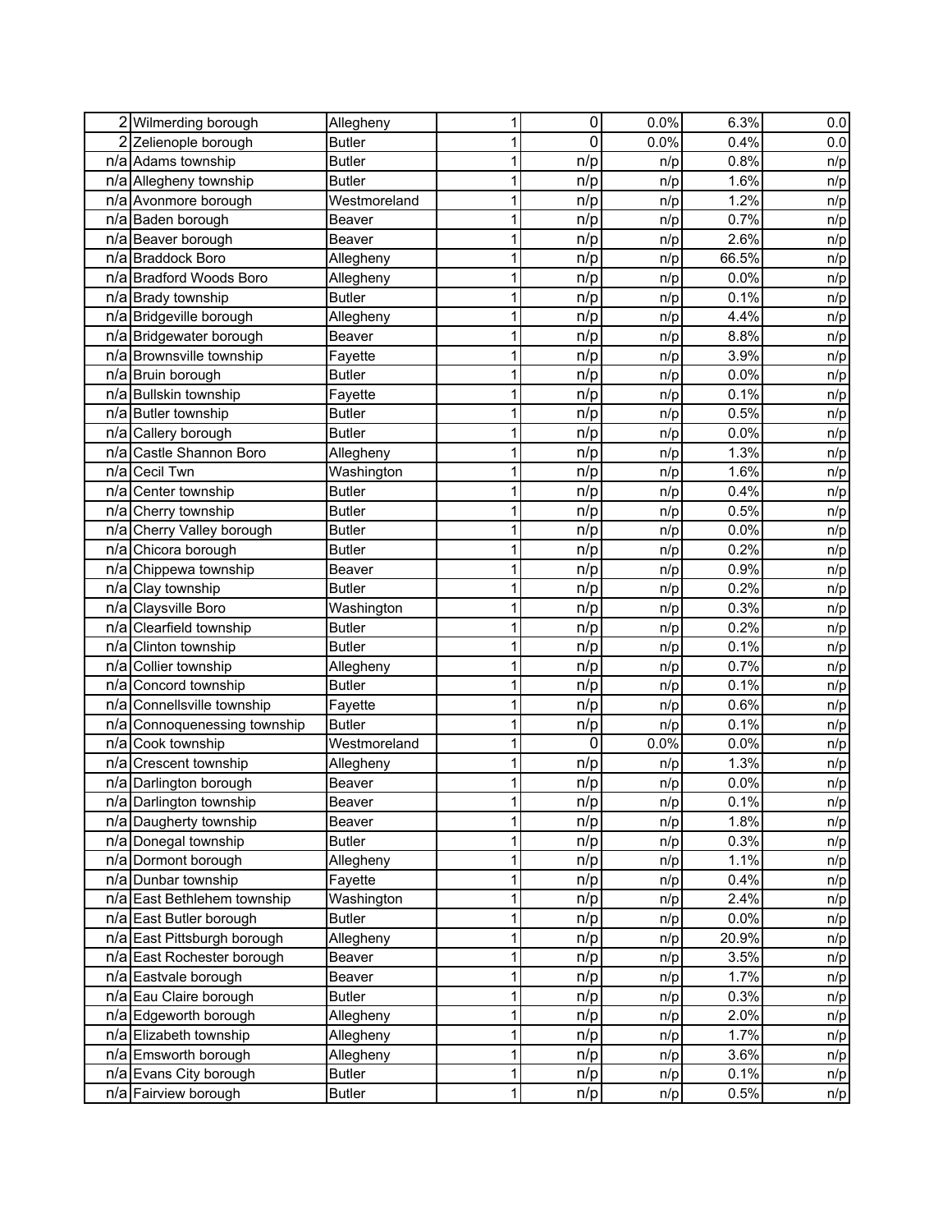| | | | | | | | |
|---|---|---|---|---|---|---|---|
| 2 | Wilmerding borough | Allegheny | 1 | 0 | 0.0% | 6.3% | 0.0 |
| 2 | Zelienople borough | Butler | 1 | 0 | 0.0% | 0.4% | 0.0 |
| n/a | Adams township | Butler | 1 | n/p | n/p | 0.8% | n/p |
| n/a | Allegheny township | Butler | 1 | n/p | n/p | 1.6% | n/p |
| n/a | Avonmore borough | Westmoreland | 1 | n/p | n/p | 1.2% | n/p |
| n/a | Baden borough | Beaver | 1 | n/p | n/p | 0.7% | n/p |
| n/a | Beaver borough | Beaver | 1 | n/p | n/p | 2.6% | n/p |
| n/a | Braddock Boro | Allegheny | 1 | n/p | n/p | 66.5% | n/p |
| n/a | Bradford Woods Boro | Allegheny | 1 | n/p | n/p | 0.0% | n/p |
| n/a | Brady township | Butler | 1 | n/p | n/p | 0.1% | n/p |
| n/a | Bridgeville borough | Allegheny | 1 | n/p | n/p | 4.4% | n/p |
| n/a | Bridgewater borough | Beaver | 1 | n/p | n/p | 8.8% | n/p |
| n/a | Brownsville township | Fayette | 1 | n/p | n/p | 3.9% | n/p |
| n/a | Bruin borough | Butler | 1 | n/p | n/p | 0.0% | n/p |
| n/a | Bullskin township | Fayette | 1 | n/p | n/p | 0.1% | n/p |
| n/a | Butler township | Butler | 1 | n/p | n/p | 0.5% | n/p |
| n/a | Callery borough | Butler | 1 | n/p | n/p | 0.0% | n/p |
| n/a | Castle Shannon Boro | Allegheny | 1 | n/p | n/p | 1.3% | n/p |
| n/a | Cecil Twn | Washington | 1 | n/p | n/p | 1.6% | n/p |
| n/a | Center township | Butler | 1 | n/p | n/p | 0.4% | n/p |
| n/a | Cherry township | Butler | 1 | n/p | n/p | 0.5% | n/p |
| n/a | Cherry Valley borough | Butler | 1 | n/p | n/p | 0.0% | n/p |
| n/a | Chicora borough | Butler | 1 | n/p | n/p | 0.2% | n/p |
| n/a | Chippewa township | Beaver | 1 | n/p | n/p | 0.9% | n/p |
| n/a | Clay township | Butler | 1 | n/p | n/p | 0.2% | n/p |
| n/a | Claysville Boro | Washington | 1 | n/p | n/p | 0.3% | n/p |
| n/a | Clearfield township | Butler | 1 | n/p | n/p | 0.2% | n/p |
| n/a | Clinton township | Butler | 1 | n/p | n/p | 0.1% | n/p |
| n/a | Collier township | Allegheny | 1 | n/p | n/p | 0.7% | n/p |
| n/a | Concord township | Butler | 1 | n/p | n/p | 0.1% | n/p |
| n/a | Connellsville township | Fayette | 1 | n/p | n/p | 0.6% | n/p |
| n/a | Connoquenessing township | Butler | 1 | n/p | n/p | 0.1% | n/p |
| n/a | Cook township | Westmoreland | 1 | 0 | 0.0% | 0.0% | n/p |
| n/a | Crescent township | Allegheny | 1 | n/p | n/p | 1.3% | n/p |
| n/a | Darlington borough | Beaver | 1 | n/p | n/p | 0.0% | n/p |
| n/a | Darlington township | Beaver | 1 | n/p | n/p | 0.1% | n/p |
| n/a | Daugherty township | Beaver | 1 | n/p | n/p | 1.8% | n/p |
| n/a | Donegal township | Butler | 1 | n/p | n/p | 0.3% | n/p |
| n/a | Dormont borough | Allegheny | 1 | n/p | n/p | 1.1% | n/p |
| n/a | Dunbar township | Fayette | 1 | n/p | n/p | 0.4% | n/p |
| n/a | East Bethlehem township | Washington | 1 | n/p | n/p | 2.4% | n/p |
| n/a | East Butler borough | Butler | 1 | n/p | n/p | 0.0% | n/p |
| n/a | East Pittsburgh borough | Allegheny | 1 | n/p | n/p | 20.9% | n/p |
| n/a | East Rochester borough | Beaver | 1 | n/p | n/p | 3.5% | n/p |
| n/a | Eastvale borough | Beaver | 1 | n/p | n/p | 1.7% | n/p |
| n/a | Eau Claire borough | Butler | 1 | n/p | n/p | 0.3% | n/p |
| n/a | Edgeworth borough | Allegheny | 1 | n/p | n/p | 2.0% | n/p |
| n/a | Elizabeth township | Allegheny | 1 | n/p | n/p | 1.7% | n/p |
| n/a | Emsworth borough | Allegheny | 1 | n/p | n/p | 3.6% | n/p |
| n/a | Evans City borough | Butler | 1 | n/p | n/p | 0.1% | n/p |
| n/a | Fairview borough | Butler | 1 | n/p | n/p | 0.5% | n/p |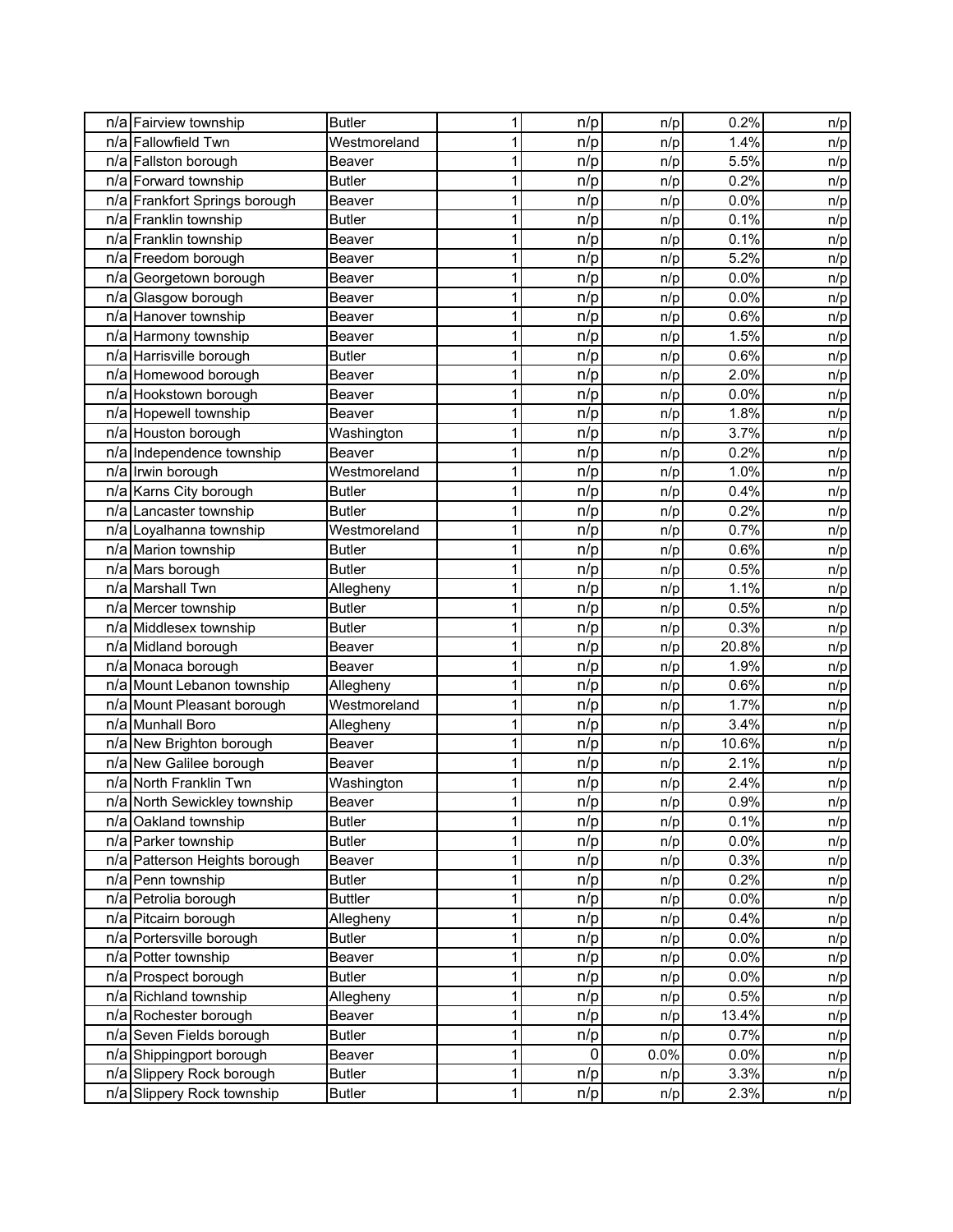| | | | | | | | |
|---|---|---|---|---|---|---|---|
| n/a | Fairview township | Butler | 1 | n/p | n/p | 0.2% | n/p |
| n/a | Fallowfield Twn | Westmoreland | 1 | n/p | n/p | 1.4% | n/p |
| n/a | Fallston borough | Beaver | 1 | n/p | n/p | 5.5% | n/p |
| n/a | Forward township | Butler | 1 | n/p | n/p | 0.2% | n/p |
| n/a | Frankfort Springs borough | Beaver | 1 | n/p | n/p | 0.0% | n/p |
| n/a | Franklin township | Butler | 1 | n/p | n/p | 0.1% | n/p |
| n/a | Franklin township | Beaver | 1 | n/p | n/p | 0.1% | n/p |
| n/a | Freedom borough | Beaver | 1 | n/p | n/p | 5.2% | n/p |
| n/a | Georgetown borough | Beaver | 1 | n/p | n/p | 0.0% | n/p |
| n/a | Glasgow borough | Beaver | 1 | n/p | n/p | 0.0% | n/p |
| n/a | Hanover township | Beaver | 1 | n/p | n/p | 0.6% | n/p |
| n/a | Harmony township | Beaver | 1 | n/p | n/p | 1.5% | n/p |
| n/a | Harrisville borough | Butler | 1 | n/p | n/p | 0.6% | n/p |
| n/a | Homewood borough | Beaver | 1 | n/p | n/p | 2.0% | n/p |
| n/a | Hookstown borough | Beaver | 1 | n/p | n/p | 0.0% | n/p |
| n/a | Hopewell township | Beaver | 1 | n/p | n/p | 1.8% | n/p |
| n/a | Houston borough | Washington | 1 | n/p | n/p | 3.7% | n/p |
| n/a | Independence township | Beaver | 1 | n/p | n/p | 0.2% | n/p |
| n/a | Irwin borough | Westmoreland | 1 | n/p | n/p | 1.0% | n/p |
| n/a | Karns City borough | Butler | 1 | n/p | n/p | 0.4% | n/p |
| n/a | Lancaster township | Butler | 1 | n/p | n/p | 0.2% | n/p |
| n/a | Loyalhanna township | Westmoreland | 1 | n/p | n/p | 0.7% | n/p |
| n/a | Marion township | Butler | 1 | n/p | n/p | 0.6% | n/p |
| n/a | Mars borough | Butler | 1 | n/p | n/p | 0.5% | n/p |
| n/a | Marshall Twn | Allegheny | 1 | n/p | n/p | 1.1% | n/p |
| n/a | Mercer township | Butler | 1 | n/p | n/p | 0.5% | n/p |
| n/a | Middlesex township | Butler | 1 | n/p | n/p | 0.3% | n/p |
| n/a | Midland borough | Beaver | 1 | n/p | n/p | 20.8% | n/p |
| n/a | Monaca borough | Beaver | 1 | n/p | n/p | 1.9% | n/p |
| n/a | Mount Lebanon township | Allegheny | 1 | n/p | n/p | 0.6% | n/p |
| n/a | Mount Pleasant borough | Westmoreland | 1 | n/p | n/p | 1.7% | n/p |
| n/a | Munhall Boro | Allegheny | 1 | n/p | n/p | 3.4% | n/p |
| n/a | New Brighton borough | Beaver | 1 | n/p | n/p | 10.6% | n/p |
| n/a | New Galilee borough | Beaver | 1 | n/p | n/p | 2.1% | n/p |
| n/a | North Franklin Twn | Washington | 1 | n/p | n/p | 2.4% | n/p |
| n/a | North Sewickley township | Beaver | 1 | n/p | n/p | 0.9% | n/p |
| n/a | Oakland township | Butler | 1 | n/p | n/p | 0.1% | n/p |
| n/a | Parker township | Butler | 1 | n/p | n/p | 0.0% | n/p |
| n/a | Patterson Heights borough | Beaver | 1 | n/p | n/p | 0.3% | n/p |
| n/a | Penn township | Butler | 1 | n/p | n/p | 0.2% | n/p |
| n/a | Petrolia borough | Buttler | 1 | n/p | n/p | 0.0% | n/p |
| n/a | Pitcairn borough | Allegheny | 1 | n/p | n/p | 0.4% | n/p |
| n/a | Portersville borough | Butler | 1 | n/p | n/p | 0.0% | n/p |
| n/a | Potter township | Beaver | 1 | n/p | n/p | 0.0% | n/p |
| n/a | Prospect borough | Butler | 1 | n/p | n/p | 0.0% | n/p |
| n/a | Richland township | Allegheny | 1 | n/p | n/p | 0.5% | n/p |
| n/a | Rochester borough | Beaver | 1 | n/p | n/p | 13.4% | n/p |
| n/a | Seven Fields borough | Butler | 1 | n/p | n/p | 0.7% | n/p |
| n/a | Shippingport borough | Beaver | 1 | 0 | 0.0% | 0.0% | n/p |
| n/a | Slippery Rock borough | Butler | 1 | n/p | n/p | 3.3% | n/p |
| n/a | Slippery Rock township | Butler | 1 | n/p | n/p | 2.3% | n/p |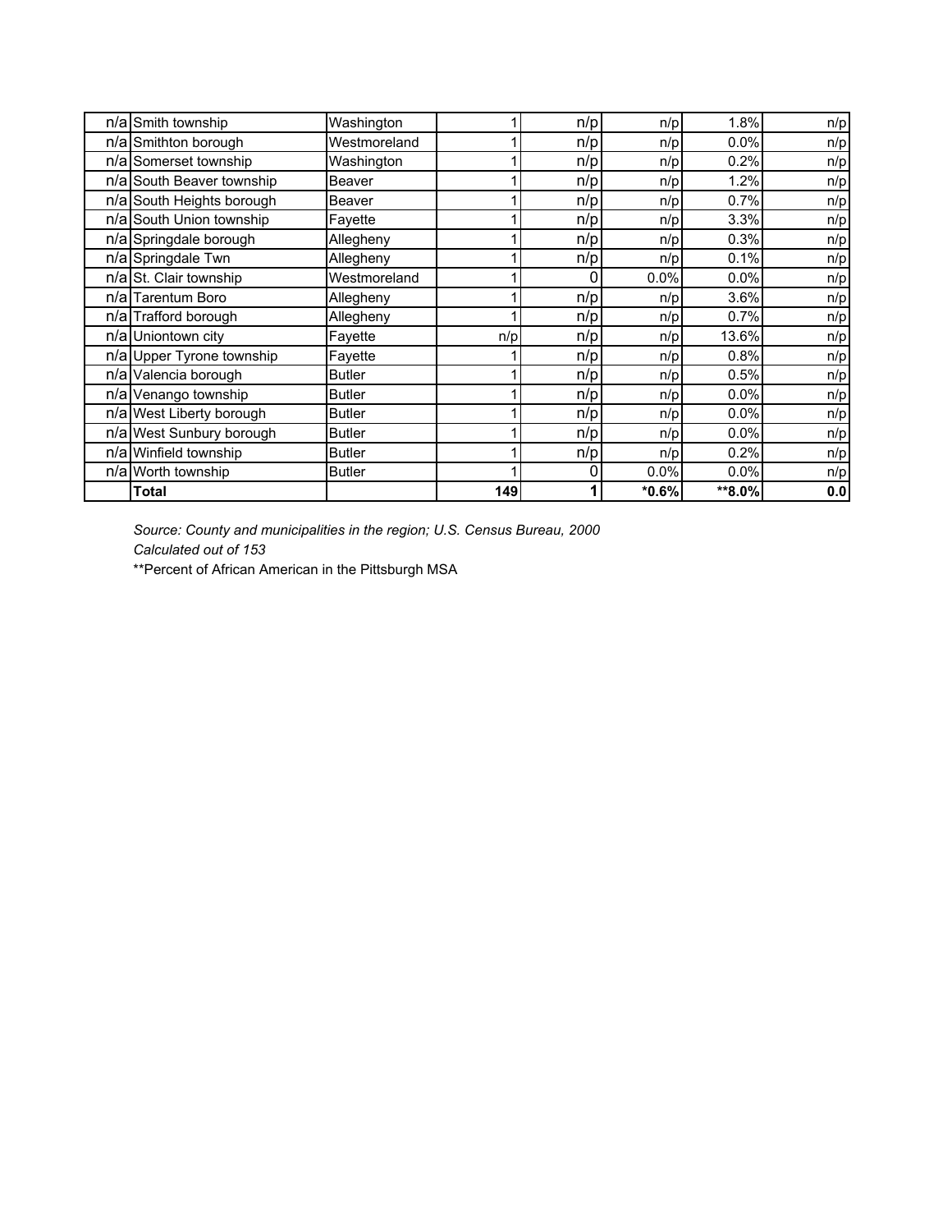| | | | | | | | |
|---|---|---|---|---|---|---|---|
| n/a | Smith township | Washington | 1 | n/p | n/p | 1.8% | n/p |
| n/a | Smithton borough | Westmoreland | 1 | n/p | n/p | 0.0% | n/p |
| n/a | Somerset township | Washington | 1 | n/p | n/p | 0.2% | n/p |
| n/a | South Beaver township | Beaver | 1 | n/p | n/p | 1.2% | n/p |
| n/a | South Heights borough | Beaver | 1 | n/p | n/p | 0.7% | n/p |
| n/a | South Union township | Fayette | 1 | n/p | n/p | 3.3% | n/p |
| n/a | Springdale borough | Allegheny | 1 | n/p | n/p | 0.3% | n/p |
| n/a | Springdale Twn | Allegheny | 1 | n/p | n/p | 0.1% | n/p |
| n/a | St. Clair township | Westmoreland | 1 | 0 | 0.0% | 0.0% | n/p |
| n/a | Tarentum Boro | Allegheny | 1 | n/p | n/p | 3.6% | n/p |
| n/a | Trafford borough | Allegheny | 1 | n/p | n/p | 0.7% | n/p |
| n/a | Uniontown city | Fayette | n/p | n/p | n/p | 13.6% | n/p |
| n/a | Upper Tyrone township | Fayette | 1 | n/p | n/p | 0.8% | n/p |
| n/a | Valencia borough | Butler | 1 | n/p | n/p | 0.5% | n/p |
| n/a | Venango township | Butler | 1 | n/p | n/p | 0.0% | n/p |
| n/a | West Liberty borough | Butler | 1 | n/p | n/p | 0.0% | n/p |
| n/a | West Sunbury borough | Butler | 1 | n/p | n/p | 0.0% | n/p |
| n/a | Winfield township | Butler | 1 | n/p | n/p | 0.2% | n/p |
| n/a | Worth township | Butler | 1 | 0 | 0.0% | 0.0% | n/p |
| | **Total** | | **149** | **1** | ***0.6%** | ****8.0%** | **0.0** |

*Source: County and municipalities in the region; U.S. Census Bureau, 2000*

*Calculated out of 153*

**Percent of African American in the Pittsburgh MSA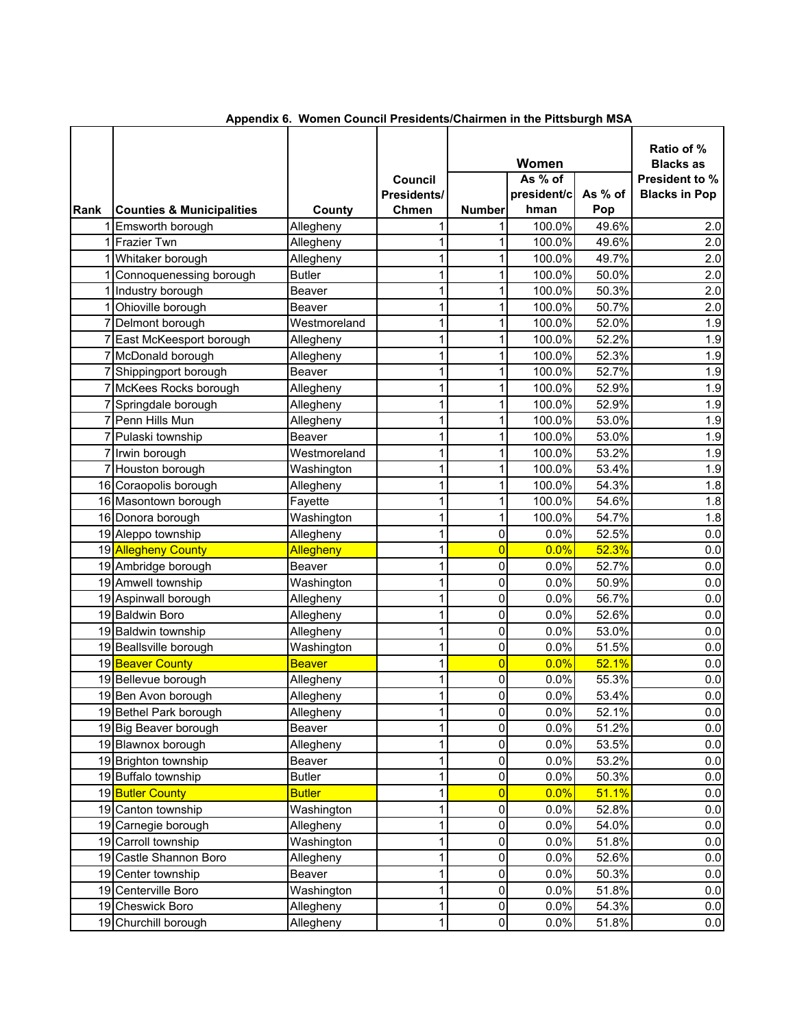**Appendix 6. Women Council Presidents/Chairmen in the Pittsburgh MSA**

| Rank | Counties & Municipalities | County | Council Presidents/ Chmen | Women | | | Ratio of % Blacks as President to % Blacks in Pop |
|---|---|---|---|---|---|---|---|
| | | | | Number | As % of president/chman | As % of Pop | |
| 1 | Emsworth borough | Allegheny | 1 | 1 | 100.0% | 49.6% | 2.0 |
| 1 | Frazier Twn | Allegheny | 1 | 1 | 100.0% | 49.6% | 2.0 |
| 1 | Whitaker borough | Allegheny | 1 | 1 | 100.0% | 49.7% | 2.0 |
| 1 | Connoquenessing borough | Butler | 1 | 1 | 100.0% | 50.0% | 2.0 |
| 1 | Industry borough | Beaver | 1 | 1 | 100.0% | 50.3% | 2.0 |
| 1 | Ohioville borough | Beaver | 1 | 1 | 100.0% | 50.7% | 2.0 |
| 7 | Delmont borough | Westmoreland | 1 | 1 | 100.0% | 52.0% | 1.9 |
| 7 | East McKeesport borough | Allegheny | 1 | 1 | 100.0% | 52.2% | 1.9 |
| 7 | McDonald borough | Allegheny | 1 | 1 | 100.0% | 52.3% | 1.9 |
| 7 | Shippingport borough | Beaver | 1 | 1 | 100.0% | 52.7% | 1.9 |
| 7 | McKees Rocks borough | Allegheny | 1 | 1 | 100.0% | 52.9% | 1.9 |
| 7 | Springdale borough | Allegheny | 1 | 1 | 100.0% | 52.9% | 1.9 |
| 7 | Penn Hills Mun | Allegheny | 1 | 1 | 100.0% | 53.0% | 1.9 |
| 7 | Pulaski township | Beaver | 1 | 1 | 100.0% | 53.0% | 1.9 |
| 7 | Irwin borough | Westmoreland | 1 | 1 | 100.0% | 53.2% | 1.9 |
| 7 | Houston borough | Washington | 1 | 1 | 100.0% | 53.4% | 1.9 |
| 16 | Coraopolis borough | Allegheny | 1 | 1 | 100.0% | 54.3% | 1.8 |
| 16 | Masontown borough | Fayette | 1 | 1 | 100.0% | 54.6% | 1.8 |
| 16 | Donora borough | Washington | 1 | 1 | 100.0% | 54.7% | 1.8 |
| 19 | Aleppo township | Allegheny | 1 | 0 | 0.0% | 52.5% | 0.0 |
| 19 | Allegheny County | Allegheny | 1 | 0 | 0.0% | 52.3% | 0.0 |
| 19 | Ambridge borough | Beaver | 1 | 0 | 0.0% | 52.7% | 0.0 |
| 19 | Amwell township | Washington | 1 | 0 | 0.0% | 50.9% | 0.0 |
| 19 | Aspinwall borough | Allegheny | 1 | 0 | 0.0% | 56.7% | 0.0 |
| 19 | Baldwin Boro | Allegheny | 1 | 0 | 0.0% | 52.6% | 0.0 |
| 19 | Baldwin township | Allegheny | 1 | 0 | 0.0% | 53.0% | 0.0 |
| 19 | Beallsville borough | Washington | 1 | 0 | 0.0% | 51.5% | 0.0 |
| 19 | Beaver County | Beaver | 1 | 0 | 0.0% | 52.1% | 0.0 |
| 19 | Bellevue borough | Allegheny | 1 | 0 | 0.0% | 55.3% | 0.0 |
| 19 | Ben Avon borough | Allegheny | 1 | 0 | 0.0% | 53.4% | 0.0 |
| 19 | Bethel Park borough | Allegheny | 1 | 0 | 0.0% | 52.1% | 0.0 |
| 19 | Big Beaver borough | Beaver | 1 | 0 | 0.0% | 51.2% | 0.0 |
| 19 | Blawnox borough | Allegheny | 1 | 0 | 0.0% | 53.5% | 0.0 |
| 19 | Brighton township | Beaver | 1 | 0 | 0.0% | 53.2% | 0.0 |
| 19 | Buffalo township | Butler | 1 | 0 | 0.0% | 50.3% | 0.0 |
| 19 | Butler County | Butler | 1 | 0 | 0.0% | 51.1% | 0.0 |
| 19 | Canton township | Washington | 1 | 0 | 0.0% | 52.8% | 0.0 |
| 19 | Carnegie borough | Allegheny | 1 | 0 | 0.0% | 54.0% | 0.0 |
| 19 | Carroll township | Washington | 1 | 0 | 0.0% | 51.8% | 0.0 |
| 19 | Castle Shannon Boro | Allegheny | 1 | 0 | 0.0% | 52.6% | 0.0 |
| 19 | Center township | Beaver | 1 | 0 | 0.0% | 50.3% | 0.0 |
| 19 | Centerville Boro | Washington | 1 | 0 | 0.0% | 51.8% | 0.0 |
| 19 | Cheswick Boro | Allegheny | 1 | 0 | 0.0% | 54.3% | 0.0 |
| 19 | Churchill borough | Allegheny | 1 | 0 | 0.0% | 51.8% | 0.0 |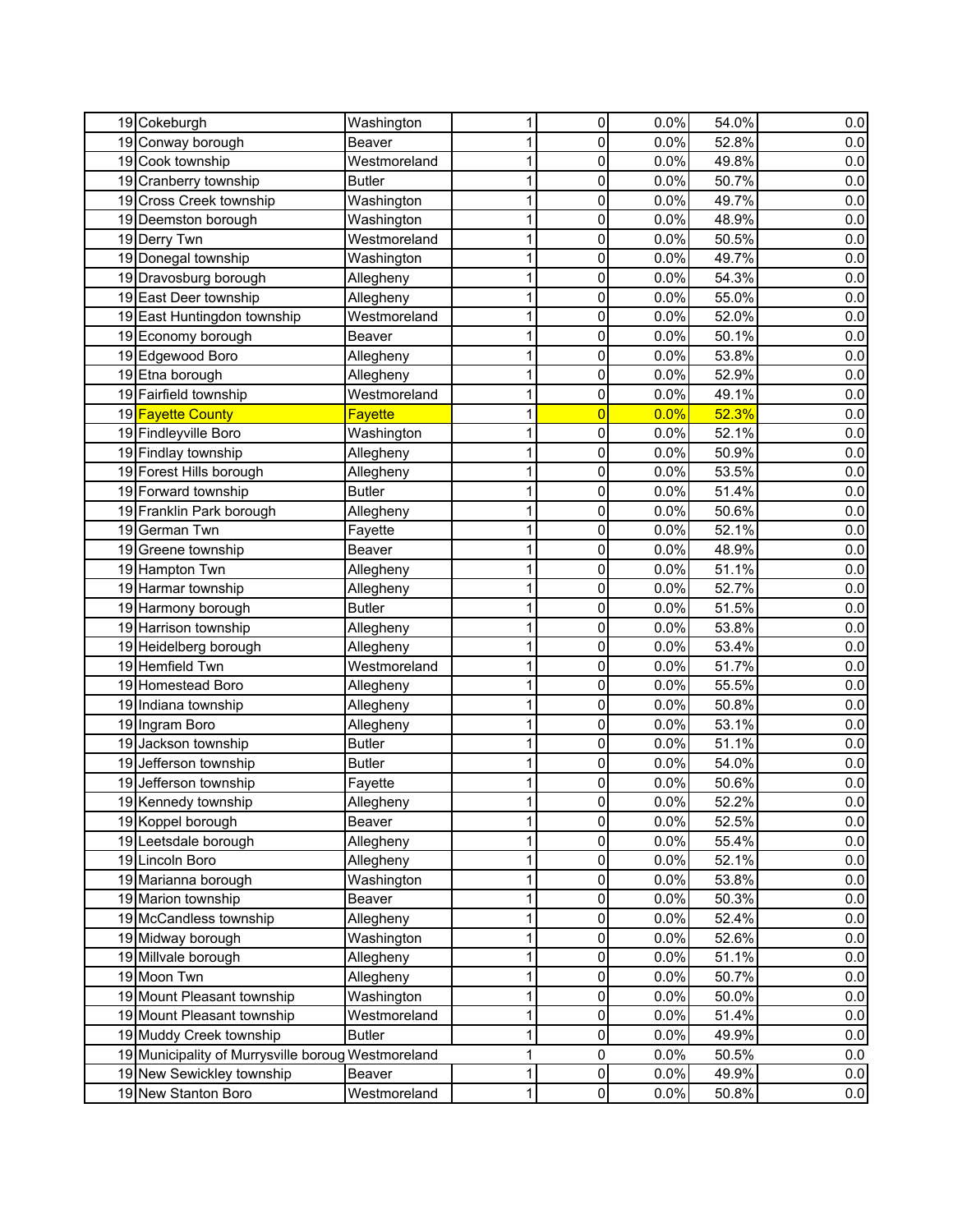| | | | | | | | |
|---|---|---|---|---|---|---|---|
| 19 | Cokeburgh | Washington | 1 | 0 | 0.0% | 54.0% | 0.0 |
| 19 | Conway borough | Beaver | 1 | 0 | 0.0% | 52.8% | 0.0 |
| 19 | Cook township | Westmoreland | 1 | 0 | 0.0% | 49.8% | 0.0 |
| 19 | Cranberry township | Butler | 1 | 0 | 0.0% | 50.7% | 0.0 |
| 19 | Cross Creek township | Washington | 1 | 0 | 0.0% | 49.7% | 0.0 |
| 19 | Deemston borough | Washington | 1 | 0 | 0.0% | 48.9% | 0.0 |
| 19 | Derry Twn | Westmoreland | 1 | 0 | 0.0% | 50.5% | 0.0 |
| 19 | Donegal township | Washington | 1 | 0 | 0.0% | 49.7% | 0.0 |
| 19 | Dravosburg borough | Allegheny | 1 | 0 | 0.0% | 54.3% | 0.0 |
| 19 | East Deer township | Allegheny | 1 | 0 | 0.0% | 55.0% | 0.0 |
| 19 | East Huntingdon township | Westmoreland | 1 | 0 | 0.0% | 52.0% | 0.0 |
| 19 | Economy borough | Beaver | 1 | 0 | 0.0% | 50.1% | 0.0 |
| 19 | Edgewood Boro | Allegheny | 1 | 0 | 0.0% | 53.8% | 0.0 |
| 19 | Etna borough | Allegheny | 1 | 0 | 0.0% | 52.9% | 0.0 |
| 19 | Fairfield township | Westmoreland | 1 | 0 | 0.0% | 49.1% | 0.0 |
| 19 | Fayette County | Fayette | 1 | 0 | 0.0% | 52.3% | 0.0 |
| 19 | Findleyville Boro | Washington | 1 | 0 | 0.0% | 52.1% | 0.0 |
| 19 | Findlay township | Allegheny | 1 | 0 | 0.0% | 50.9% | 0.0 |
| 19 | Forest Hills borough | Allegheny | 1 | 0 | 0.0% | 53.5% | 0.0 |
| 19 | Forward township | Butler | 1 | 0 | 0.0% | 51.4% | 0.0 |
| 19 | Franklin Park borough | Allegheny | 1 | 0 | 0.0% | 50.6% | 0.0 |
| 19 | German Twn | Fayette | 1 | 0 | 0.0% | 52.1% | 0.0 |
| 19 | Greene township | Beaver | 1 | 0 | 0.0% | 48.9% | 0.0 |
| 19 | Hampton Twn | Allegheny | 1 | 0 | 0.0% | 51.1% | 0.0 |
| 19 | Harmar township | Allegheny | 1 | 0 | 0.0% | 52.7% | 0.0 |
| 19 | Harmony borough | Butler | 1 | 0 | 0.0% | 51.5% | 0.0 |
| 19 | Harrison township | Allegheny | 1 | 0 | 0.0% | 53.8% | 0.0 |
| 19 | Heidelberg borough | Allegheny | 1 | 0 | 0.0% | 53.4% | 0.0 |
| 19 | Hemfield Twn | Westmoreland | 1 | 0 | 0.0% | 51.7% | 0.0 |
| 19 | Homestead Boro | Allegheny | 1 | 0 | 0.0% | 55.5% | 0.0 |
| 19 | Indiana township | Allegheny | 1 | 0 | 0.0% | 50.8% | 0.0 |
| 19 | Ingram Boro | Allegheny | 1 | 0 | 0.0% | 53.1% | 0.0 |
| 19 | Jackson township | Butler | 1 | 0 | 0.0% | 51.1% | 0.0 |
| 19 | Jefferson township | Butler | 1 | 0 | 0.0% | 54.0% | 0.0 |
| 19 | Jefferson township | Fayette | 1 | 0 | 0.0% | 50.6% | 0.0 |
| 19 | Kennedy township | Allegheny | 1 | 0 | 0.0% | 52.2% | 0.0 |
| 19 | Koppel borough | Beaver | 1 | 0 | 0.0% | 52.5% | 0.0 |
| 19 | Leetsdale borough | Allegheny | 1 | 0 | 0.0% | 55.4% | 0.0 |
| 19 | Lincoln Boro | Allegheny | 1 | 0 | 0.0% | 52.1% | 0.0 |
| 19 | Marianna borough | Washington | 1 | 0 | 0.0% | 53.8% | 0.0 |
| 19 | Marion township | Beaver | 1 | 0 | 0.0% | 50.3% | 0.0 |
| 19 | McCandless township | Allegheny | 1 | 0 | 0.0% | 52.4% | 0.0 |
| 19 | Midway borough | Washington | 1 | 0 | 0.0% | 52.6% | 0.0 |
| 19 | Millvale borough | Allegheny | 1 | 0 | 0.0% | 51.1% | 0.0 |
| 19 | Moon Twn | Allegheny | 1 | 0 | 0.0% | 50.7% | 0.0 |
| 19 | Mount Pleasant township | Washington | 1 | 0 | 0.0% | 50.0% | 0.0 |
| 19 | Mount Pleasant township | Westmoreland | 1 | 0 | 0.0% | 51.4% | 0.0 |
| 19 | Muddy Creek township | Butler | 1 | 0 | 0.0% | 49.9% | 0.0 |
| 19 | Municipality of Murrysville boroug | Westmoreland | 1 | 0 | 0.0% | 50.5% | 0.0 |
| 19 | New Sewickley township | Beaver | 1 | 0 | 0.0% | 49.9% | 0.0 |
| 19 | New Stanton Boro | Westmoreland | 1 | 0 | 0.0% | 50.8% | 0.0 |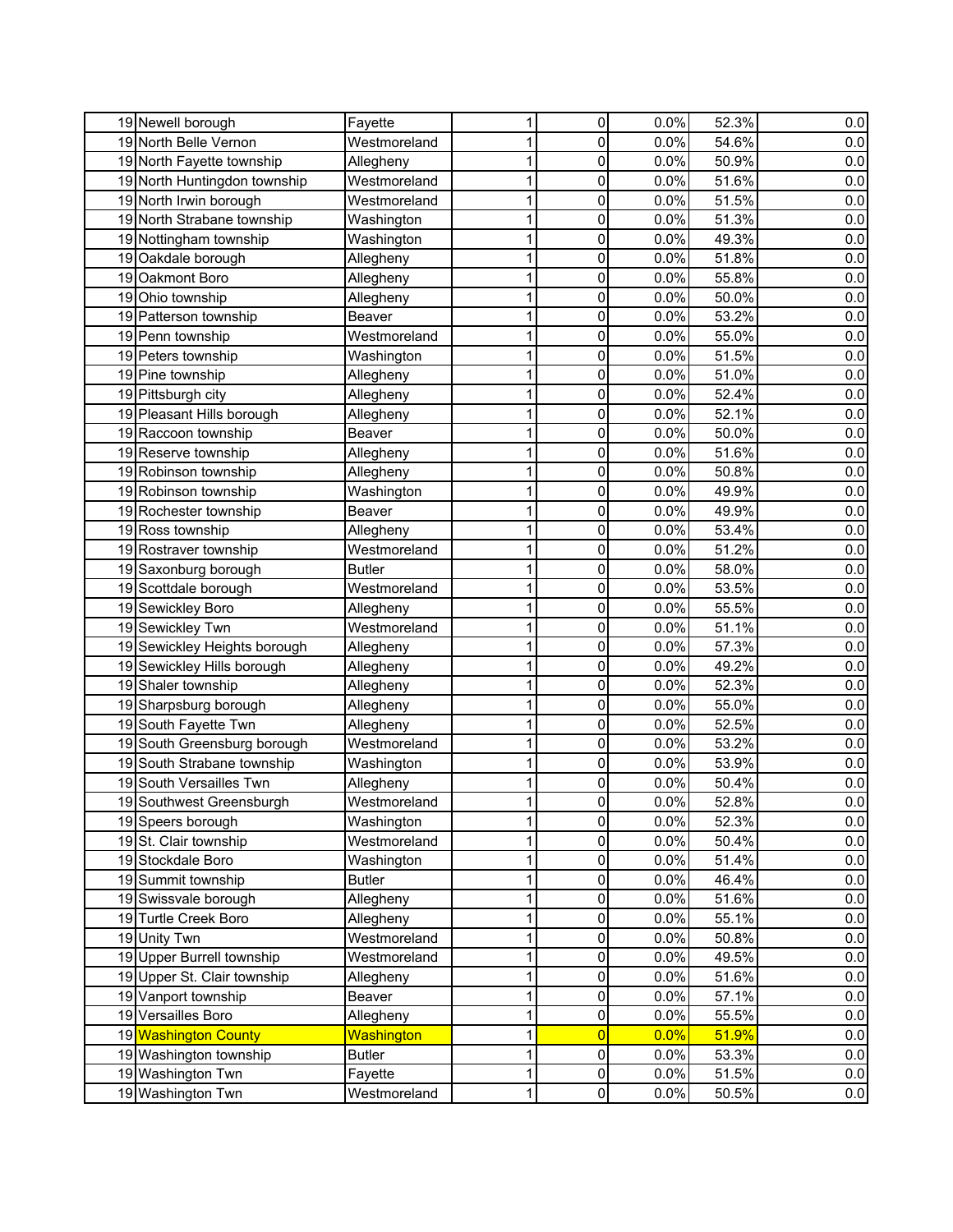| | | | | | | | |
|---|---|---|---|---|---|---|---|
| 19 | Newell borough | Fayette | 1 | 0 | 0.0% | 52.3% | 0.0 |
| 19 | North Belle Vernon | Westmoreland | 1 | 0 | 0.0% | 54.6% | 0.0 |
| 19 | North Fayette township | Allegheny | 1 | 0 | 0.0% | 50.9% | 0.0 |
| 19 | North Huntingdon township | Westmoreland | 1 | 0 | 0.0% | 51.6% | 0.0 |
| 19 | North Irwin borough | Westmoreland | 1 | 0 | 0.0% | 51.5% | 0.0 |
| 19 | North Strabane township | Washington | 1 | 0 | 0.0% | 51.3% | 0.0 |
| 19 | Nottingham township | Washington | 1 | 0 | 0.0% | 49.3% | 0.0 |
| 19 | Oakdale borough | Allegheny | 1 | 0 | 0.0% | 51.8% | 0.0 |
| 19 | Oakmont Boro | Allegheny | 1 | 0 | 0.0% | 55.8% | 0.0 |
| 19 | Ohio township | Allegheny | 1 | 0 | 0.0% | 50.0% | 0.0 |
| 19 | Patterson township | Beaver | 1 | 0 | 0.0% | 53.2% | 0.0 |
| 19 | Penn township | Westmoreland | 1 | 0 | 0.0% | 55.0% | 0.0 |
| 19 | Peters township | Washington | 1 | 0 | 0.0% | 51.5% | 0.0 |
| 19 | Pine township | Allegheny | 1 | 0 | 0.0% | 51.0% | 0.0 |
| 19 | Pittsburgh city | Allegheny | 1 | 0 | 0.0% | 52.4% | 0.0 |
| 19 | Pleasant Hills borough | Allegheny | 1 | 0 | 0.0% | 52.1% | 0.0 |
| 19 | Raccoon township | Beaver | 1 | 0 | 0.0% | 50.0% | 0.0 |
| 19 | Reserve township | Allegheny | 1 | 0 | 0.0% | 51.6% | 0.0 |
| 19 | Robinson township | Allegheny | 1 | 0 | 0.0% | 50.8% | 0.0 |
| 19 | Robinson township | Washington | 1 | 0 | 0.0% | 49.9% | 0.0 |
| 19 | Rochester township | Beaver | 1 | 0 | 0.0% | 49.9% | 0.0 |
| 19 | Ross township | Allegheny | 1 | 0 | 0.0% | 53.4% | 0.0 |
| 19 | Rostraver township | Westmoreland | 1 | 0 | 0.0% | 51.2% | 0.0 |
| 19 | Saxonburg borough | Butler | 1 | 0 | 0.0% | 58.0% | 0.0 |
| 19 | Scottdale borough | Westmoreland | 1 | 0 | 0.0% | 53.5% | 0.0 |
| 19 | Sewickley Boro | Allegheny | 1 | 0 | 0.0% | 55.5% | 0.0 |
| 19 | Sewickley Twn | Westmoreland | 1 | 0 | 0.0% | 51.1% | 0.0 |
| 19 | Sewickley Heights borough | Allegheny | 1 | 0 | 0.0% | 57.3% | 0.0 |
| 19 | Sewickley Hills borough | Allegheny | 1 | 0 | 0.0% | 49.2% | 0.0 |
| 19 | Shaler township | Allegheny | 1 | 0 | 0.0% | 52.3% | 0.0 |
| 19 | Sharpsburg borough | Allegheny | 1 | 0 | 0.0% | 55.0% | 0.0 |
| 19 | South Fayette Twn | Allegheny | 1 | 0 | 0.0% | 52.5% | 0.0 |
| 19 | South Greensburg borough | Westmoreland | 1 | 0 | 0.0% | 53.2% | 0.0 |
| 19 | South Strabane township | Washington | 1 | 0 | 0.0% | 53.9% | 0.0 |
| 19 | South Versailles Twn | Allegheny | 1 | 0 | 0.0% | 50.4% | 0.0 |
| 19 | Southwest Greensburgh | Westmoreland | 1 | 0 | 0.0% | 52.8% | 0.0 |
| 19 | Speers borough | Washington | 1 | 0 | 0.0% | 52.3% | 0.0 |
| 19 | St. Clair township | Westmoreland | 1 | 0 | 0.0% | 50.4% | 0.0 |
| 19 | Stockdale Boro | Washington | 1 | 0 | 0.0% | 51.4% | 0.0 |
| 19 | Summit township | Butler | 1 | 0 | 0.0% | 46.4% | 0.0 |
| 19 | Swissvale borough | Allegheny | 1 | 0 | 0.0% | 51.6% | 0.0 |
| 19 | Turtle Creek Boro | Allegheny | 1 | 0 | 0.0% | 55.1% | 0.0 |
| 19 | Unity Twn | Westmoreland | 1 | 0 | 0.0% | 50.8% | 0.0 |
| 19 | Upper Burrell township | Westmoreland | 1 | 0 | 0.0% | 49.5% | 0.0 |
| 19 | Upper St. Clair township | Allegheny | 1 | 0 | 0.0% | 51.6% | 0.0 |
| 19 | Vanport township | Beaver | 1 | 0 | 0.0% | 57.1% | 0.0 |
| 19 | Versailles Boro | Allegheny | 1 | 0 | 0.0% | 55.5% | 0.0 |
| 19 | Washington County | Washington | 1 | 0 | 0.0% | 51.9% | 0.0 |
| 19 | Washington township | Butler | 1 | 0 | 0.0% | 53.3% | 0.0 |
| 19 | Washington Twn | Fayette | 1 | 0 | 0.0% | 51.5% | 0.0 |
| 19 | Washington Twn | Westmoreland | 1 | 0 | 0.0% | 50.5% | 0.0 |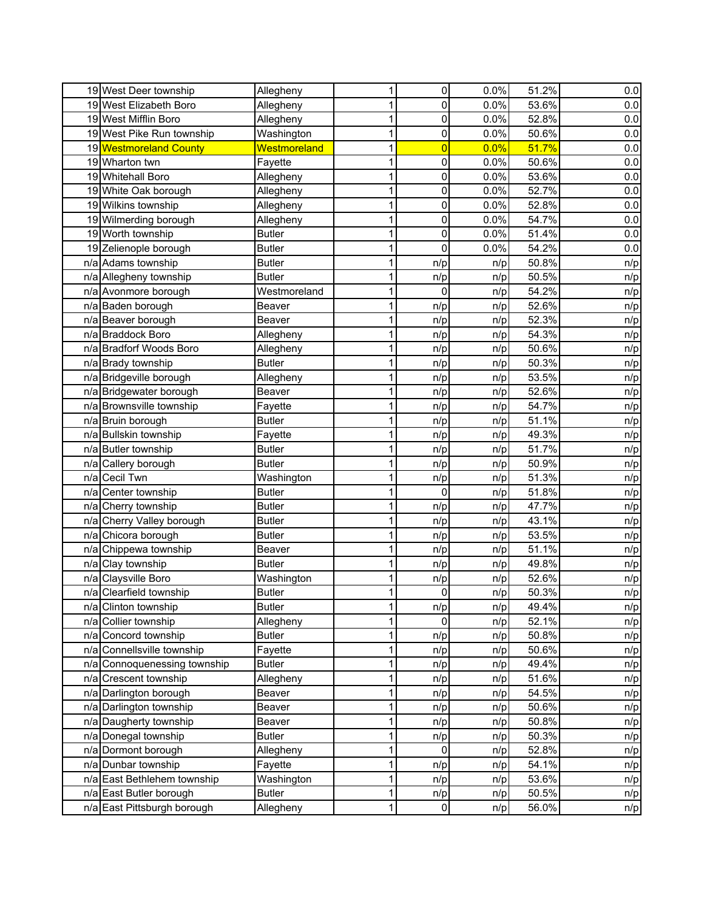| | | | | | | | |
|---|---|---|---|---|---|---|---|
| 19 | West Deer township | Allegheny | 1 | 0 | 0.0% | 51.2% | 0.0 |
| 19 | West Elizabeth Boro | Allegheny | 1 | 0 | 0.0% | 53.6% | 0.0 |
| 19 | West Mifflin Boro | Allegheny | 1 | 0 | 0.0% | 52.8% | 0.0 |
| 19 | West Pike Run township | Washington | 1 | 0 | 0.0% | 50.6% | 0.0 |
| 19 | Westmoreland County | Westmoreland | 1 | 0 | 0.0% | 51.7% | 0.0 |
| 19 | Wharton twn | Fayette | 1 | 0 | 0.0% | 50.6% | 0.0 |
| 19 | Whitehall Boro | Allegheny | 1 | 0 | 0.0% | 53.6% | 0.0 |
| 19 | White Oak borough | Allegheny | 1 | 0 | 0.0% | 52.7% | 0.0 |
| 19 | Wilkins township | Allegheny | 1 | 0 | 0.0% | 52.8% | 0.0 |
| 19 | Wilmerding borough | Allegheny | 1 | 0 | 0.0% | 54.7% | 0.0 |
| 19 | Worth township | Butler | 1 | 0 | 0.0% | 51.4% | 0.0 |
| 19 | Zelienople borough | Butler | 1 | 0 | 0.0% | 54.2% | 0.0 |
| n/a | Adams township | Butler | 1 | n/p | n/p | 50.8% | n/p |
| n/a | Allegheny township | Butler | 1 | n/p | n/p | 50.5% | n/p |
| n/a | Avonmore borough | Westmoreland | 1 | 0 | n/p | 54.2% | n/p |
| n/a | Baden borough | Beaver | 1 | n/p | n/p | 52.6% | n/p |
| n/a | Beaver borough | Beaver | 1 | n/p | n/p | 52.3% | n/p |
| n/a | Braddock Boro | Allegheny | 1 | n/p | n/p | 54.3% | n/p |
| n/a | Bradforf Woods Boro | Allegheny | 1 | n/p | n/p | 50.6% | n/p |
| n/a | Brady township | Butler | 1 | n/p | n/p | 50.3% | n/p |
| n/a | Bridgeville borough | Allegheny | 1 | n/p | n/p | 53.5% | n/p |
| n/a | Bridgewater borough | Beaver | 1 | n/p | n/p | 52.6% | n/p |
| n/a | Brownsville township | Fayette | 1 | n/p | n/p | 54.7% | n/p |
| n/a | Bruin borough | Butler | 1 | n/p | n/p | 51.1% | n/p |
| n/a | Bullskin township | Fayette | 1 | n/p | n/p | 49.3% | n/p |
| n/a | Butler township | Butler | 1 | n/p | n/p | 51.7% | n/p |
| n/a | Callery borough | Butler | 1 | n/p | n/p | 50.9% | n/p |
| n/a | Cecil Twn | Washington | 1 | n/p | n/p | 51.3% | n/p |
| n/a | Center township | Butler | 1 | 0 | n/p | 51.8% | n/p |
| n/a | Cherry township | Butler | 1 | n/p | n/p | 47.7% | n/p |
| n/a | Cherry Valley borough | Butler | 1 | n/p | n/p | 43.1% | n/p |
| n/a | Chicora borough | Butler | 1 | n/p | n/p | 53.5% | n/p |
| n/a | Chippewa township | Beaver | 1 | n/p | n/p | 51.1% | n/p |
| n/a | Clay township | Butler | 1 | n/p | n/p | 49.8% | n/p |
| n/a | Claysville Boro | Washington | 1 | n/p | n/p | 52.6% | n/p |
| n/a | Clearfield township | Butler | 1 | 0 | n/p | 50.3% | n/p |
| n/a | Clinton township | Butler | 1 | n/p | n/p | 49.4% | n/p |
| n/a | Collier township | Allegheny | 1 | 0 | n/p | 52.1% | n/p |
| n/a | Concord township | Butler | 1 | n/p | n/p | 50.8% | n/p |
| n/a | Connellsville township | Fayette | 1 | n/p | n/p | 50.6% | n/p |
| n/a | Connoquenessing township | Butler | 1 | n/p | n/p | 49.4% | n/p |
| n/a | Crescent township | Allegheny | 1 | n/p | n/p | 51.6% | n/p |
| n/a | Darlington borough | Beaver | 1 | n/p | n/p | 54.5% | n/p |
| n/a | Darlington township | Beaver | 1 | n/p | n/p | 50.6% | n/p |
| n/a | Daugherty township | Beaver | 1 | n/p | n/p | 50.8% | n/p |
| n/a | Donegal township | Butler | 1 | n/p | n/p | 50.3% | n/p |
| n/a | Dormont borough | Allegheny | 1 | 0 | n/p | 52.8% | n/p |
| n/a | Dunbar township | Fayette | 1 | n/p | n/p | 54.1% | n/p |
| n/a | East Bethlehem township | Washington | 1 | n/p | n/p | 53.6% | n/p |
| n/a | East Butler borough | Butler | 1 | n/p | n/p | 50.5% | n/p |
| n/a | East Pittsburgh borough | Allegheny | 1 | 0 | n/p | 56.0% | n/p |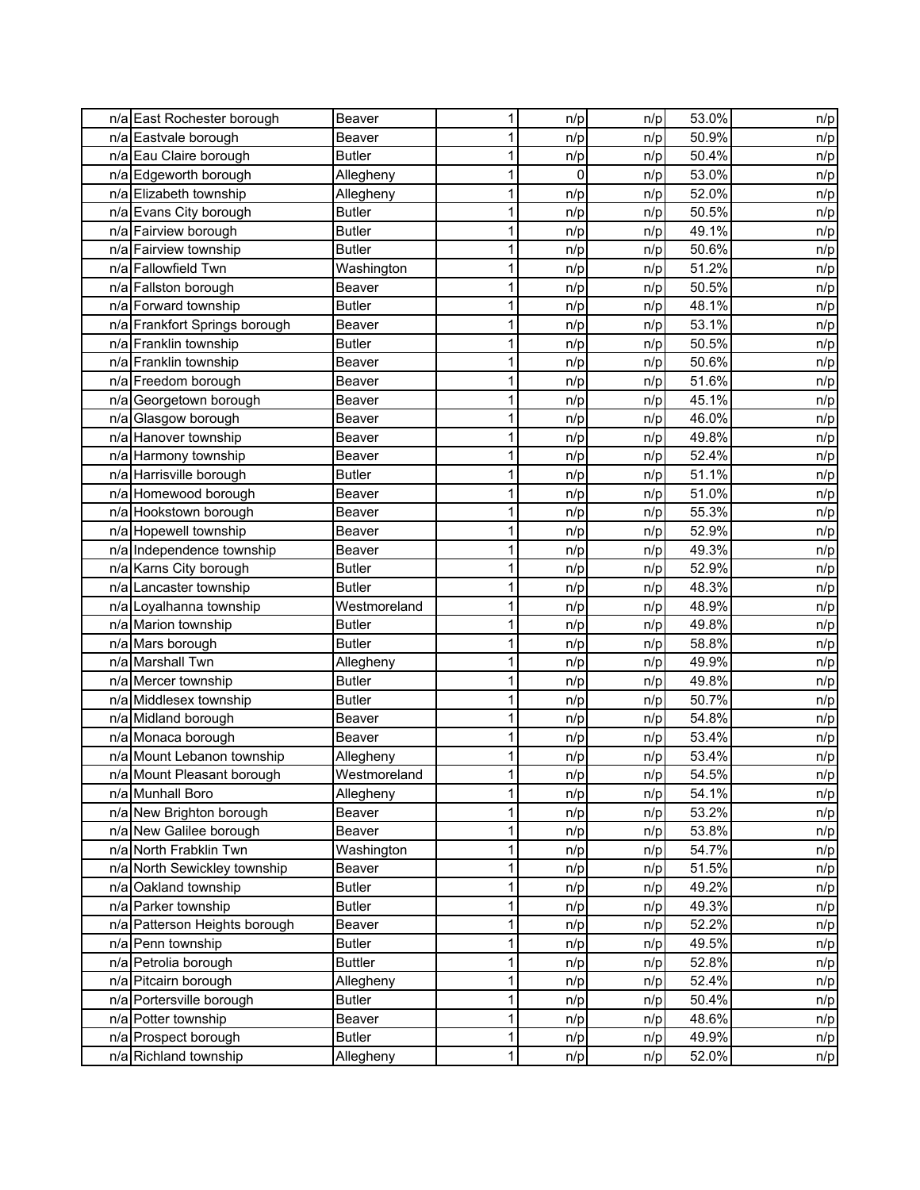| | | | | | | | |
|---|---|---|---|---|---|---|---|
| n/a | East Rochester borough | Beaver | 1 | n/p | n/p | 53.0% | n/p |
| n/a | Eastvale borough | Beaver | 1 | n/p | n/p | 50.9% | n/p |
| n/a | Eau Claire borough | Butler | 1 | n/p | n/p | 50.4% | n/p |
| n/a | Edgeworth borough | Allegheny | 1 | 0 | n/p | 53.0% | n/p |
| n/a | Elizabeth township | Allegheny | 1 | n/p | n/p | 52.0% | n/p |
| n/a | Evans City borough | Butler | 1 | n/p | n/p | 50.5% | n/p |
| n/a | Fairview borough | Butler | 1 | n/p | n/p | 49.1% | n/p |
| n/a | Fairview township | Butler | 1 | n/p | n/p | 50.6% | n/p |
| n/a | Fallowfield Twn | Washington | 1 | n/p | n/p | 51.2% | n/p |
| n/a | Fallston borough | Beaver | 1 | n/p | n/p | 50.5% | n/p |
| n/a | Forward township | Butler | 1 | n/p | n/p | 48.1% | n/p |
| n/a | Frankfort Springs borough | Beaver | 1 | n/p | n/p | 53.1% | n/p |
| n/a | Franklin township | Butler | 1 | n/p | n/p | 50.5% | n/p |
| n/a | Franklin township | Beaver | 1 | n/p | n/p | 50.6% | n/p |
| n/a | Freedom borough | Beaver | 1 | n/p | n/p | 51.6% | n/p |
| n/a | Georgetown borough | Beaver | 1 | n/p | n/p | 45.1% | n/p |
| n/a | Glasgow borough | Beaver | 1 | n/p | n/p | 46.0% | n/p |
| n/a | Hanover township | Beaver | 1 | n/p | n/p | 49.8% | n/p |
| n/a | Harmony township | Beaver | 1 | n/p | n/p | 52.4% | n/p |
| n/a | Harrisville borough | Butler | 1 | n/p | n/p | 51.1% | n/p |
| n/a | Homewood borough | Beaver | 1 | n/p | n/p | 51.0% | n/p |
| n/a | Hookstown borough | Beaver | 1 | n/p | n/p | 55.3% | n/p |
| n/a | Hopewell township | Beaver | 1 | n/p | n/p | 52.9% | n/p |
| n/a | Independence township | Beaver | 1 | n/p | n/p | 49.3% | n/p |
| n/a | Karns City borough | Butler | 1 | n/p | n/p | 52.9% | n/p |
| n/a | Lancaster township | Butler | 1 | n/p | n/p | 48.3% | n/p |
| n/a | Loyalhanna township | Westmoreland | 1 | n/p | n/p | 48.9% | n/p |
| n/a | Marion township | Butler | 1 | n/p | n/p | 49.8% | n/p |
| n/a | Mars borough | Butler | 1 | n/p | n/p | 58.8% | n/p |
| n/a | Marshall Twn | Allegheny | 1 | n/p | n/p | 49.9% | n/p |
| n/a | Mercer township | Butler | 1 | n/p | n/p | 49.8% | n/p |
| n/a | Middlesex township | Butler | 1 | n/p | n/p | 50.7% | n/p |
| n/a | Midland borough | Beaver | 1 | n/p | n/p | 54.8% | n/p |
| n/a | Monaca borough | Beaver | 1 | n/p | n/p | 53.4% | n/p |
| n/a | Mount Lebanon township | Allegheny | 1 | n/p | n/p | 53.4% | n/p |
| n/a | Mount Pleasant borough | Westmoreland | 1 | n/p | n/p | 54.5% | n/p |
| n/a | Munhall Boro | Allegheny | 1 | n/p | n/p | 54.1% | n/p |
| n/a | New Brighton borough | Beaver | 1 | n/p | n/p | 53.2% | n/p |
| n/a | New Galilee borough | Beaver | 1 | n/p | n/p | 53.8% | n/p |
| n/a | North Frabklin Twn | Washington | 1 | n/p | n/p | 54.7% | n/p |
| n/a | North Sewickley township | Beaver | 1 | n/p | n/p | 51.5% | n/p |
| n/a | Oakland township | Butler | 1 | n/p | n/p | 49.2% | n/p |
| n/a | Parker township | Butler | 1 | n/p | n/p | 49.3% | n/p |
| n/a | Patterson Heights borough | Beaver | 1 | n/p | n/p | 52.2% | n/p |
| n/a | Penn township | Butler | 1 | n/p | n/p | 49.5% | n/p |
| n/a | Petrolia borough | Buttler | 1 | n/p | n/p | 52.8% | n/p |
| n/a | Pitcairn borough | Allegheny | 1 | n/p | n/p | 52.4% | n/p |
| n/a | Portersville borough | Butler | 1 | n/p | n/p | 50.4% | n/p |
| n/a | Potter township | Beaver | 1 | n/p | n/p | 48.6% | n/p |
| n/a | Prospect borough | Butler | 1 | n/p | n/p | 49.9% | n/p |
| n/a | Richland township | Allegheny | 1 | n/p | n/p | 52.0% | n/p |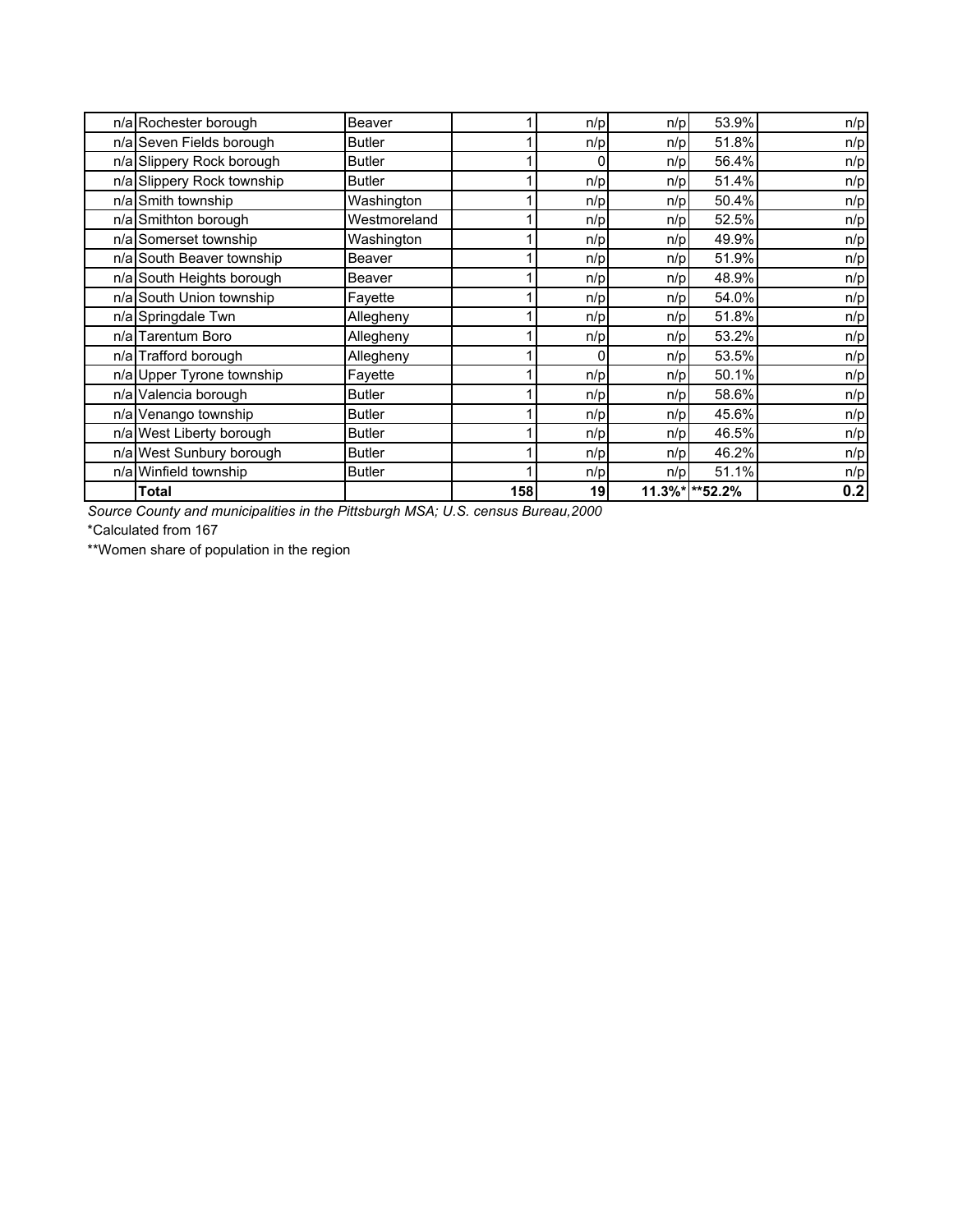| | | | | | | | |
|---|---|---|---|---|---|---|---|
| n/a | Rochester borough | Beaver | 1 | n/p | n/p | 53.9% | n/p |
| n/a | Seven Fields borough | Butler | 1 | n/p | n/p | 51.8% | n/p |
| n/a | Slippery Rock borough | Butler | 1 | 0 | n/p | 56.4% | n/p |
| n/a | Slippery Rock township | Butler | 1 | n/p | n/p | 51.4% | n/p |
| n/a | Smith township | Washington | 1 | n/p | n/p | 50.4% | n/p |
| n/a | Smithton borough | Westmoreland | 1 | n/p | n/p | 52.5% | n/p |
| n/a | Somerset township | Washington | 1 | n/p | n/p | 49.9% | n/p |
| n/a | South Beaver township | Beaver | 1 | n/p | n/p | 51.9% | n/p |
| n/a | South Heights borough | Beaver | 1 | n/p | n/p | 48.9% | n/p |
| n/a | South Union township | Fayette | 1 | n/p | n/p | 54.0% | n/p |
| n/a | Springdale Twn | Allegheny | 1 | n/p | n/p | 51.8% | n/p |
| n/a | Tarentum Boro | Allegheny | 1 | n/p | n/p | 53.2% | n/p |
| n/a | Trafford borough | Allegheny | 1 | 0 | n/p | 53.5% | n/p |
| n/a | Upper Tyrone township | Fayette | 1 | n/p | n/p | 50.1% | n/p |
| n/a | Valencia borough | Butler | 1 | n/p | n/p | 58.6% | n/p |
| n/a | Venango township | Butler | 1 | n/p | n/p | 45.6% | n/p |
| n/a | West Liberty borough | Butler | 1 | n/p | n/p | 46.5% | n/p |
| n/a | West Sunbury borough | Butler | 1 | n/p | n/p | 46.2% | n/p |
| n/a | Winfield township | Butler | 1 | n/p | n/p | 51.1% | n/p |
| | **Total** | | **158** | **19** | **11.3%*** | **\*\*52.2%** | **0.2** |

*Source County and municipalities in the Pittsburgh MSA; U.S. census Bureau,2000*

*Calculated from 167

**Women share of population in the region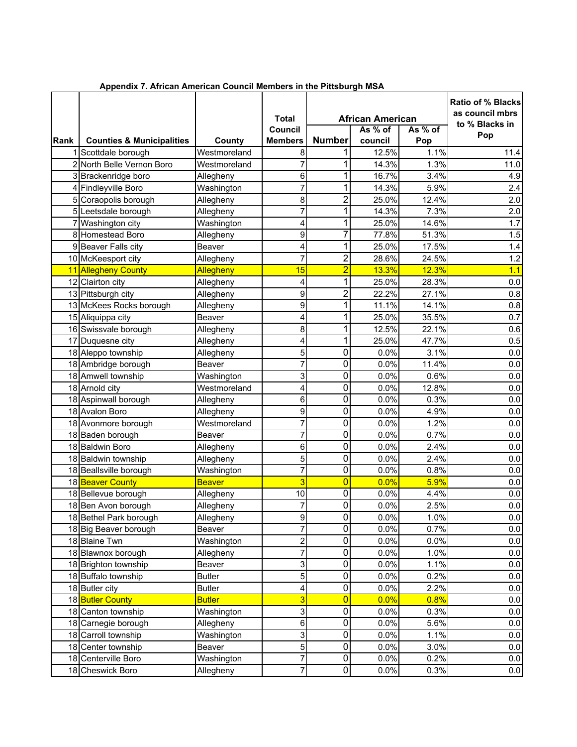**Appendix 7. African American Council Members in the Pittsburgh MSA**

| Rank | Counties & Municipalities | County | Total Council Members | African American | | | Ratio of % Blacks as council mbrs to % Blacks in Pop |
|---|---|---|---|---|---|---|---|
| | | | | Number | As % of council | As % of Pop | |
| 1 | Scottdale borough | Westmoreland | 8 | 1 | 12.5% | 1.1% | 11.4 |
| 2 | North Belle Vernon Boro | Westmoreland | 7 | 1 | 14.3% | 1.3% | 11.0 |
| 3 | Brackenridge boro | Allegheny | 6 | 1 | 16.7% | 3.4% | 4.9 |
| 4 | Findleyville Boro | Washington | 7 | 1 | 14.3% | 5.9% | 2.4 |
| 5 | Coraopolis borough | Allegheny | 8 | 2 | 25.0% | 12.4% | 2.0 |
| 5 | Leetsdale borough | Allegheny | 7 | 1 | 14.3% | 7.3% | 2.0 |
| 7 | Washington city | Washington | 4 | 1 | 25.0% | 14.6% | 1.7 |
| 8 | Homestead Boro | Allegheny | 9 | 7 | 77.8% | 51.3% | 1.5 |
| 9 | Beaver Falls city | Beaver | 4 | 1 | 25.0% | 17.5% | 1.4 |
| 10 | McKeesport city | Allegheny | 7 | 2 | 28.6% | 24.5% | 1.2 |
| 11 | Allegheny County | Allegheny | 15 | 2 | 13.3% | 12.3% | 1.1 |
| 12 | Clairton city | Allegheny | 4 | 1 | 25.0% | 28.3% | 0.0 |
| 13 | Pittsburgh city | Allegheny | 9 | 2 | 22.2% | 27.1% | 0.8 |
| 13 | McKees Rocks borough | Allegheny | 9 | 1 | 11.1% | 14.1% | 0.8 |
| 15 | Aliquippa city | Beaver | 4 | 1 | 25.0% | 35.5% | 0.7 |
| 16 | Swissvale borough | Allegheny | 8 | 1 | 12.5% | 22.1% | 0.6 |
| 17 | Duquesne city | Allegheny | 4 | 1 | 25.0% | 47.7% | 0.5 |
| 18 | Aleppo township | Allegheny | 5 | 0 | 0.0% | 3.1% | 0.0 |
| 18 | Ambridge borough | Beaver | 7 | 0 | 0.0% | 11.4% | 0.0 |
| 18 | Amwell township | Washington | 3 | 0 | 0.0% | 0.6% | 0.0 |
| 18 | Arnold city | Westmoreland | 4 | 0 | 0.0% | 12.8% | 0.0 |
| 18 | Aspinwall borough | Allegheny | 6 | 0 | 0.0% | 0.3% | 0.0 |
| 18 | Avalon Boro | Allegheny | 9 | 0 | 0.0% | 4.9% | 0.0 |
| 18 | Avonmore borough | Westmoreland | 7 | 0 | 0.0% | 1.2% | 0.0 |
| 18 | Baden borough | Beaver | 7 | 0 | 0.0% | 0.7% | 0.0 |
| 18 | Baldwin Boro | Allegheny | 6 | 0 | 0.0% | 2.4% | 0.0 |
| 18 | Baldwin township | Allegheny | 5 | 0 | 0.0% | 2.4% | 0.0 |
| 18 | Beallsville borough | Washington | 7 | 0 | 0.0% | 0.8% | 0.0 |
| 18 | Beaver County | Beaver | 3 | 0 | 0.0% | 5.9% | 0.0 |
| 18 | Bellevue borough | Allegheny | 10 | 0 | 0.0% | 4.4% | 0.0 |
| 18 | Ben Avon borough | Allegheny | 7 | 0 | 0.0% | 2.5% | 0.0 |
| 18 | Bethel Park borough | Allegheny | 9 | 0 | 0.0% | 1.0% | 0.0 |
| 18 | Big Beaver borough | Beaver | 7 | 0 | 0.0% | 0.7% | 0.0 |
| 18 | Blaine Twn | Washington | 2 | 0 | 0.0% | 0.0% | 0.0 |
| 18 | Blawnox borough | Allegheny | 7 | 0 | 0.0% | 1.0% | 0.0 |
| 18 | Brighton township | Beaver | 3 | 0 | 0.0% | 1.1% | 0.0 |
| 18 | Buffalo township | Butler | 5 | 0 | 0.0% | 0.2% | 0.0 |
| 18 | Butler city | Butler | 4 | 0 | 0.0% | 2.2% | 0.0 |
| 18 | Butler County | Butler | 3 | 0 | 0.0% | 0.8% | 0.0 |
| 18 | Canton township | Washington | 3 | 0 | 0.0% | 0.3% | 0.0 |
| 18 | Carnegie borough | Allegheny | 6 | 0 | 0.0% | 5.6% | 0.0 |
| 18 | Carroll township | Washington | 3 | 0 | 0.0% | 1.1% | 0.0 |
| 18 | Center township | Beaver | 5 | 0 | 0.0% | 3.0% | 0.0 |
| 18 | Centerville Boro | Washington | 7 | 0 | 0.0% | 0.2% | 0.0 |
| 18 | Cheswick Boro | Allegheny | 7 | 0 | 0.0% | 0.3% | 0.0 |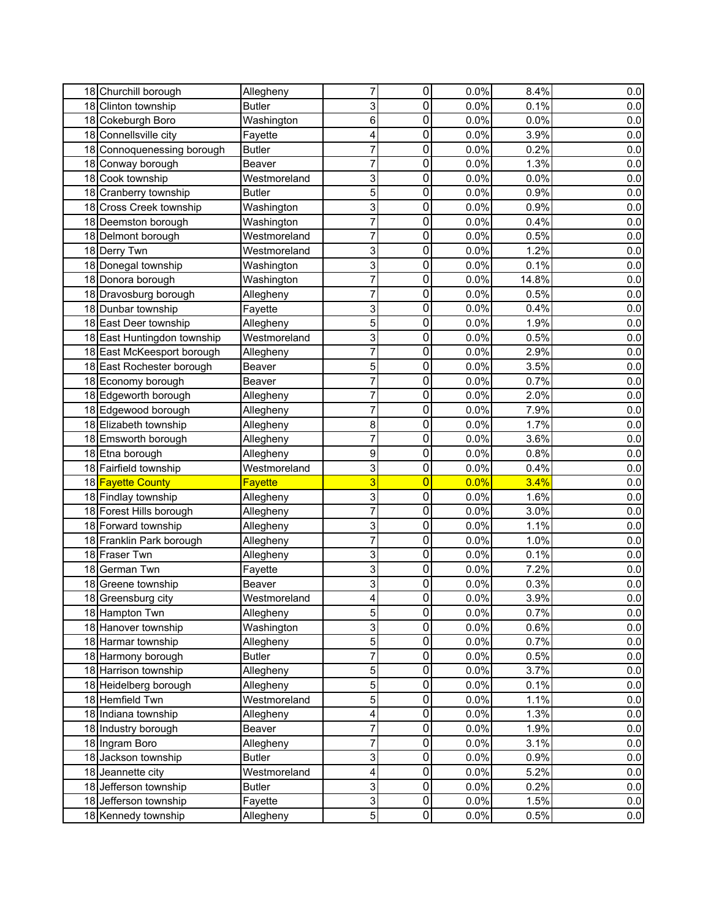| | | | | | | | |
|---|---|---|---|---|---|---|---|
| 18 | Churchill borough | Allegheny | 7 | 0 | 0.0% | 8.4% | 0.0 |
| 18 | Clinton township | Butler | 3 | 0 | 0.0% | 0.1% | 0.0 |
| 18 | Cokeburgh Boro | Washington | 6 | 0 | 0.0% | 0.0% | 0.0 |
| 18 | Connellsville city | Fayette | 4 | 0 | 0.0% | 3.9% | 0.0 |
| 18 | Connoquenessing borough | Butler | 7 | 0 | 0.0% | 0.2% | 0.0 |
| 18 | Conway borough | Beaver | 7 | 0 | 0.0% | 1.3% | 0.0 |
| 18 | Cook township | Westmoreland | 3 | 0 | 0.0% | 0.0% | 0.0 |
| 18 | Cranberry township | Butler | 5 | 0 | 0.0% | 0.9% | 0.0 |
| 18 | Cross Creek township | Washington | 3 | 0 | 0.0% | 0.9% | 0.0 |
| 18 | Deemston borough | Washington | 7 | 0 | 0.0% | 0.4% | 0.0 |
| 18 | Delmont borough | Westmoreland | 7 | 0 | 0.0% | 0.5% | 0.0 |
| 18 | Derry Twn | Westmoreland | 3 | 0 | 0.0% | 1.2% | 0.0 |
| 18 | Donegal township | Washington | 3 | 0 | 0.0% | 0.1% | 0.0 |
| 18 | Donora borough | Washington | 7 | 0 | 0.0% | 14.8% | 0.0 |
| 18 | Dravosburg borough | Allegheny | 7 | 0 | 0.0% | 0.5% | 0.0 |
| 18 | Dunbar township | Fayette | 3 | 0 | 0.0% | 0.4% | 0.0 |
| 18 | East Deer township | Allegheny | 5 | 0 | 0.0% | 1.9% | 0.0 |
| 18 | East Huntingdon township | Westmoreland | 3 | 0 | 0.0% | 0.5% | 0.0 |
| 18 | East McKeesport borough | Allegheny | 7 | 0 | 0.0% | 2.9% | 0.0 |
| 18 | East Rochester borough | Beaver | 5 | 0 | 0.0% | 3.5% | 0.0 |
| 18 | Economy borough | Beaver | 7 | 0 | 0.0% | 0.7% | 0.0 |
| 18 | Edgeworth borough | Allegheny | 7 | 0 | 0.0% | 2.0% | 0.0 |
| 18 | Edgewood borough | Allegheny | 7 | 0 | 0.0% | 7.9% | 0.0 |
| 18 | Elizabeth township | Allegheny | 8 | 0 | 0.0% | 1.7% | 0.0 |
| 18 | Emsworth borough | Allegheny | 7 | 0 | 0.0% | 3.6% | 0.0 |
| 18 | Etna borough | Allegheny | 9 | 0 | 0.0% | 0.8% | 0.0 |
| 18 | Fairfield township | Westmoreland | 3 | 0 | 0.0% | 0.4% | 0.0 |
| 18 | Fayette County | Fayette | 3 | 0 | 0.0% | 3.4% | 0.0 |
| 18 | Findlay township | Allegheny | 3 | 0 | 0.0% | 1.6% | 0.0 |
| 18 | Forest Hills borough | Allegheny | 7 | 0 | 0.0% | 3.0% | 0.0 |
| 18 | Forward township | Allegheny | 3 | 0 | 0.0% | 1.1% | 0.0 |
| 18 | Franklin Park borough | Allegheny | 7 | 0 | 0.0% | 1.0% | 0.0 |
| 18 | Fraser Twn | Allegheny | 3 | 0 | 0.0% | 0.1% | 0.0 |
| 18 | German Twn | Fayette | 3 | 0 | 0.0% | 7.2% | 0.0 |
| 18 | Greene township | Beaver | 3 | 0 | 0.0% | 0.3% | 0.0 |
| 18 | Greensburg city | Westmoreland | 4 | 0 | 0.0% | 3.9% | 0.0 |
| 18 | Hampton Twn | Allegheny | 5 | 0 | 0.0% | 0.7% | 0.0 |
| 18 | Hanover township | Washington | 3 | 0 | 0.0% | 0.6% | 0.0 |
| 18 | Harmar township | Allegheny | 5 | 0 | 0.0% | 0.7% | 0.0 |
| 18 | Harmony borough | Butler | 7 | 0 | 0.0% | 0.5% | 0.0 |
| 18 | Harrison township | Allegheny | 5 | 0 | 0.0% | 3.7% | 0.0 |
| 18 | Heidelberg borough | Allegheny | 5 | 0 | 0.0% | 0.1% | 0.0 |
| 18 | Hemfield Twn | Westmoreland | 5 | 0 | 0.0% | 1.1% | 0.0 |
| 18 | Indiana township | Allegheny | 4 | 0 | 0.0% | 1.3% | 0.0 |
| 18 | Industry borough | Beaver | 7 | 0 | 0.0% | 1.9% | 0.0 |
| 18 | Ingram Boro | Allegheny | 7 | 0 | 0.0% | 3.1% | 0.0 |
| 18 | Jackson township | Butler | 3 | 0 | 0.0% | 0.9% | 0.0 |
| 18 | Jeannette city | Westmoreland | 4 | 0 | 0.0% | 5.2% | 0.0 |
| 18 | Jefferson township | Butler | 3 | 0 | 0.0% | 0.2% | 0.0 |
| 18 | Jefferson township | Fayette | 3 | 0 | 0.0% | 1.5% | 0.0 |
| 18 | Kennedy township | Allegheny | 5 | 0 | 0.0% | 0.5% | 0.0 |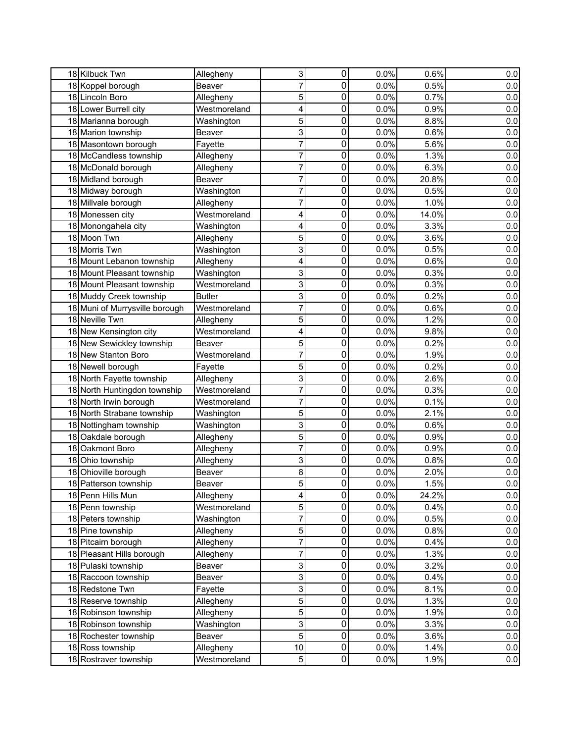| | | | | | | | |
|---|---|---|---|---|---|---|---|
| 18 | Kilbuck Twn | Allegheny | 3 | 0 | 0.0% | 0.6% | 0.0 |
| 18 | Koppel borough | Beaver | 7 | 0 | 0.0% | 0.5% | 0.0 |
| 18 | Lincoln Boro | Allegheny | 5 | 0 | 0.0% | 0.7% | 0.0 |
| 18 | Lower Burrell city | Westmoreland | 4 | 0 | 0.0% | 0.9% | 0.0 |
| 18 | Marianna borough | Washington | 5 | 0 | 0.0% | 8.8% | 0.0 |
| 18 | Marion township | Beaver | 3 | 0 | 0.0% | 0.6% | 0.0 |
| 18 | Masontown borough | Fayette | 7 | 0 | 0.0% | 5.6% | 0.0 |
| 18 | McCandless township | Allegheny | 7 | 0 | 0.0% | 1.3% | 0.0 |
| 18 | McDonald borough | Allegheny | 7 | 0 | 0.0% | 6.3% | 0.0 |
| 18 | Midland borough | Beaver | 7 | 0 | 0.0% | 20.8% | 0.0 |
| 18 | Midway borough | Washington | 7 | 0 | 0.0% | 0.5% | 0.0 |
| 18 | Millvale borough | Allegheny | 7 | 0 | 0.0% | 1.0% | 0.0 |
| 18 | Monessen city | Westmoreland | 4 | 0 | 0.0% | 14.0% | 0.0 |
| 18 | Monongahela city | Washington | 4 | 0 | 0.0% | 3.3% | 0.0 |
| 18 | Moon Twn | Allegheny | 5 | 0 | 0.0% | 3.6% | 0.0 |
| 18 | Morris Twn | Washington | 3 | 0 | 0.0% | 0.5% | 0.0 |
| 18 | Mount Lebanon township | Allegheny | 4 | 0 | 0.0% | 0.6% | 0.0 |
| 18 | Mount Pleasant township | Washington | 3 | 0 | 0.0% | 0.3% | 0.0 |
| 18 | Mount Pleasant township | Westmoreland | 3 | 0 | 0.0% | 0.3% | 0.0 |
| 18 | Muddy Creek township | Butler | 3 | 0 | 0.0% | 0.2% | 0.0 |
| 18 | Muni of Murrysville borough | Westmoreland | 7 | 0 | 0.0% | 0.6% | 0.0 |
| 18 | Neville Twn | Allegheny | 5 | 0 | 0.0% | 1.2% | 0.0 |
| 18 | New Kensington city | Westmoreland | 4 | 0 | 0.0% | 9.8% | 0.0 |
| 18 | New Sewickley township | Beaver | 5 | 0 | 0.0% | 0.2% | 0.0 |
| 18 | New Stanton Boro | Westmoreland | 7 | 0 | 0.0% | 1.9% | 0.0 |
| 18 | Newell borough | Fayette | 5 | 0 | 0.0% | 0.2% | 0.0 |
| 18 | North Fayette township | Allegheny | 3 | 0 | 0.0% | 2.6% | 0.0 |
| 18 | North Huntingdon township | Westmoreland | 7 | 0 | 0.0% | 0.3% | 0.0 |
| 18 | North Irwin borough | Westmoreland | 7 | 0 | 0.0% | 0.1% | 0.0 |
| 18 | North Strabane township | Washington | 5 | 0 | 0.0% | 2.1% | 0.0 |
| 18 | Nottingham township | Washington | 3 | 0 | 0.0% | 0.6% | 0.0 |
| 18 | Oakdale borough | Allegheny | 5 | 0 | 0.0% | 0.9% | 0.0 |
| 18 | Oakmont Boro | Allegheny | 7 | 0 | 0.0% | 0.9% | 0.0 |
| 18 | Ohio township | Allegheny | 3 | 0 | 0.0% | 0.8% | 0.0 |
| 18 | Ohioville borough | Beaver | 8 | 0 | 0.0% | 2.0% | 0.0 |
| 18 | Patterson township | Beaver | 5 | 0 | 0.0% | 1.5% | 0.0 |
| 18 | Penn Hills Mun | Allegheny | 4 | 0 | 0.0% | 24.2% | 0.0 |
| 18 | Penn township | Westmoreland | 5 | 0 | 0.0% | 0.4% | 0.0 |
| 18 | Peters township | Washington | 7 | 0 | 0.0% | 0.5% | 0.0 |
| 18 | Pine township | Allegheny | 5 | 0 | 0.0% | 0.8% | 0.0 |
| 18 | Pitcairn borough | Allegheny | 7 | 0 | 0.0% | 0.4% | 0.0 |
| 18 | Pleasant Hills borough | Allegheny | 7 | 0 | 0.0% | 1.3% | 0.0 |
| 18 | Pulaski township | Beaver | 3 | 0 | 0.0% | 3.2% | 0.0 |
| 18 | Raccoon township | Beaver | 3 | 0 | 0.0% | 0.4% | 0.0 |
| 18 | Redstone Twn | Fayette | 3 | 0 | 0.0% | 8.1% | 0.0 |
| 18 | Reserve township | Allegheny | 5 | 0 | 0.0% | 1.3% | 0.0 |
| 18 | Robinson township | Allegheny | 5 | 0 | 0.0% | 1.9% | 0.0 |
| 18 | Robinson township | Washington | 3 | 0 | 0.0% | 3.3% | 0.0 |
| 18 | Rochester township | Beaver | 5 | 0 | 0.0% | 3.6% | 0.0 |
| 18 | Ross township | Allegheny | 10 | 0 | 0.0% | 1.4% | 0.0 |
| 18 | Rostraver township | Westmoreland | 5 | 0 | 0.0% | 1.9% | 0.0 |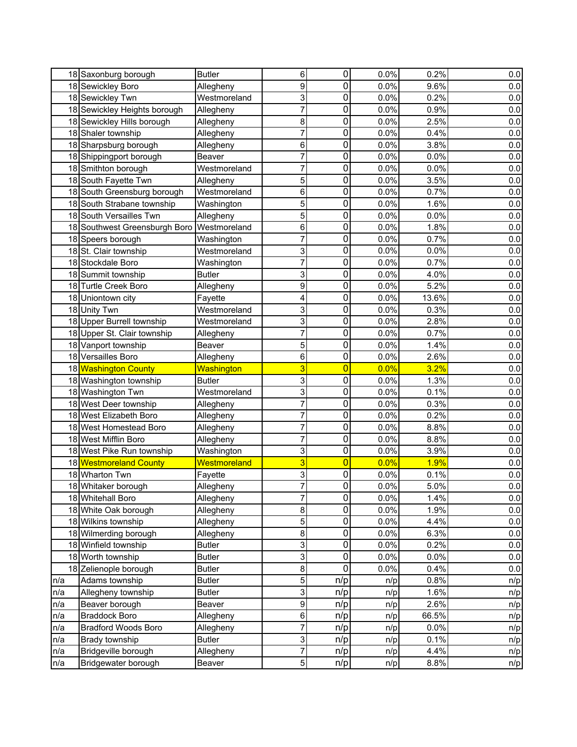| | | | | | | | |
|---|---|---|---|---|---|---|---|
| 18 | Saxonburg borough | Butler | 6 | 0 | 0.0% | 0.2% | 0.0 |
| 18 | Sewickley Boro | Allegheny | 9 | 0 | 0.0% | 9.6% | 0.0 |
| 18 | Sewickley Twn | Westmoreland | 3 | 0 | 0.0% | 0.2% | 0.0 |
| 18 | Sewickley Heights borough | Allegheny | 7 | 0 | 0.0% | 0.9% | 0.0 |
| 18 | Sewickley Hills borough | Allegheny | 8 | 0 | 0.0% | 2.5% | 0.0 |
| 18 | Shaler township | Allegheny | 7 | 0 | 0.0% | 0.4% | 0.0 |
| 18 | Sharpsburg borough | Allegheny | 6 | 0 | 0.0% | 3.8% | 0.0 |
| 18 | Shippingport borough | Beaver | 7 | 0 | 0.0% | 0.0% | 0.0 |
| 18 | Smithton borough | Westmoreland | 7 | 0 | 0.0% | 0.0% | 0.0 |
| 18 | South Fayette Twn | Allegheny | 5 | 0 | 0.0% | 3.5% | 0.0 |
| 18 | South Greensburg borough | Westmoreland | 6 | 0 | 0.0% | 0.7% | 0.0 |
| 18 | South Strabane township | Washington | 5 | 0 | 0.0% | 1.6% | 0.0 |
| 18 | South Versailles Twn | Allegheny | 5 | 0 | 0.0% | 0.0% | 0.0 |
| 18 | Southwest Greensburgh Boro | Westmoreland | 6 | 0 | 0.0% | 1.8% | 0.0 |
| 18 | Speers borough | Washington | 7 | 0 | 0.0% | 0.7% | 0.0 |
| 18 | St. Clair township | Westmoreland | 3 | 0 | 0.0% | 0.0% | 0.0 |
| 18 | Stockdale Boro | Washington | 7 | 0 | 0.0% | 0.7% | 0.0 |
| 18 | Summit township | Butler | 3 | 0 | 0.0% | 4.0% | 0.0 |
| 18 | Turtle Creek Boro | Allegheny | 9 | 0 | 0.0% | 5.2% | 0.0 |
| 18 | Uniontown city | Fayette | 4 | 0 | 0.0% | 13.6% | 0.0 |
| 18 | Unity Twn | Westmoreland | 3 | 0 | 0.0% | 0.3% | 0.0 |
| 18 | Upper Burrell township | Westmoreland | 3 | 0 | 0.0% | 2.8% | 0.0 |
| 18 | Upper St. Clair township | Allegheny | 7 | 0 | 0.0% | 0.7% | 0.0 |
| 18 | Vanport township | Beaver | 5 | 0 | 0.0% | 1.4% | 0.0 |
| 18 | Versailles Boro | Allegheny | 6 | 0 | 0.0% | 2.6% | 0.0 |
| 18 | Washington County | Washington | 3 | 0 | 0.0% | 3.2% | 0.0 |
| 18 | Washington township | Butler | 3 | 0 | 0.0% | 1.3% | 0.0 |
| 18 | Washington Twn | Westmoreland | 3 | 0 | 0.0% | 0.1% | 0.0 |
| 18 | West Deer township | Allegheny | 7 | 0 | 0.0% | 0.3% | 0.0 |
| 18 | West Elizabeth Boro | Allegheny | 7 | 0 | 0.0% | 0.2% | 0.0 |
| 18 | West Homestead Boro | Allegheny | 7 | 0 | 0.0% | 8.8% | 0.0 |
| 18 | West Mifflin Boro | Allegheny | 7 | 0 | 0.0% | 8.8% | 0.0 |
| 18 | West Pike Run township | Washington | 3 | 0 | 0.0% | 3.9% | 0.0 |
| 18 | Westmoreland County | Westmoreland | 3 | 0 | 0.0% | 1.9% | 0.0 |
| 18 | Wharton Twn | Fayette | 3 | 0 | 0.0% | 0.1% | 0.0 |
| 18 | Whitaker borough | Allegheny | 7 | 0 | 0.0% | 5.0% | 0.0 |
| 18 | Whitehall Boro | Allegheny | 7 | 0 | 0.0% | 1.4% | 0.0 |
| 18 | White Oak borough | Allegheny | 8 | 0 | 0.0% | 1.9% | 0.0 |
| 18 | Wilkins township | Allegheny | 5 | 0 | 0.0% | 4.4% | 0.0 |
| 18 | Wilmerding borough | Allegheny | 8 | 0 | 0.0% | 6.3% | 0.0 |
| 18 | Winfield township | Butler | 3 | 0 | 0.0% | 0.2% | 0.0 |
| 18 | Worth township | Butler | 3 | 0 | 0.0% | 0.0% | 0.0 |
| 18 | Zelienople borough | Butler | 8 | 0 | 0.0% | 0.4% | 0.0 |
| n/a | Adams township | Butler | 5 | n/p | n/p | 0.8% | n/p |
| n/a | Allegheny township | Butler | 3 | n/p | n/p | 1.6% | n/p |
| n/a | Beaver borough | Beaver | 9 | n/p | n/p | 2.6% | n/p |
| n/a | Braddock Boro | Allegheny | 6 | n/p | n/p | 66.5% | n/p |
| n/a | Bradford Woods Boro | Allegheny | 7 | n/p | n/p | 0.0% | n/p |
| n/a | Brady township | Butler | 3 | n/p | n/p | 0.1% | n/p |
| n/a | Bridgeville borough | Allegheny | 7 | n/p | n/p | 4.4% | n/p |
| n/a | Bridgewater borough | Beaver | 5 | n/p | n/p | 8.8% | n/p |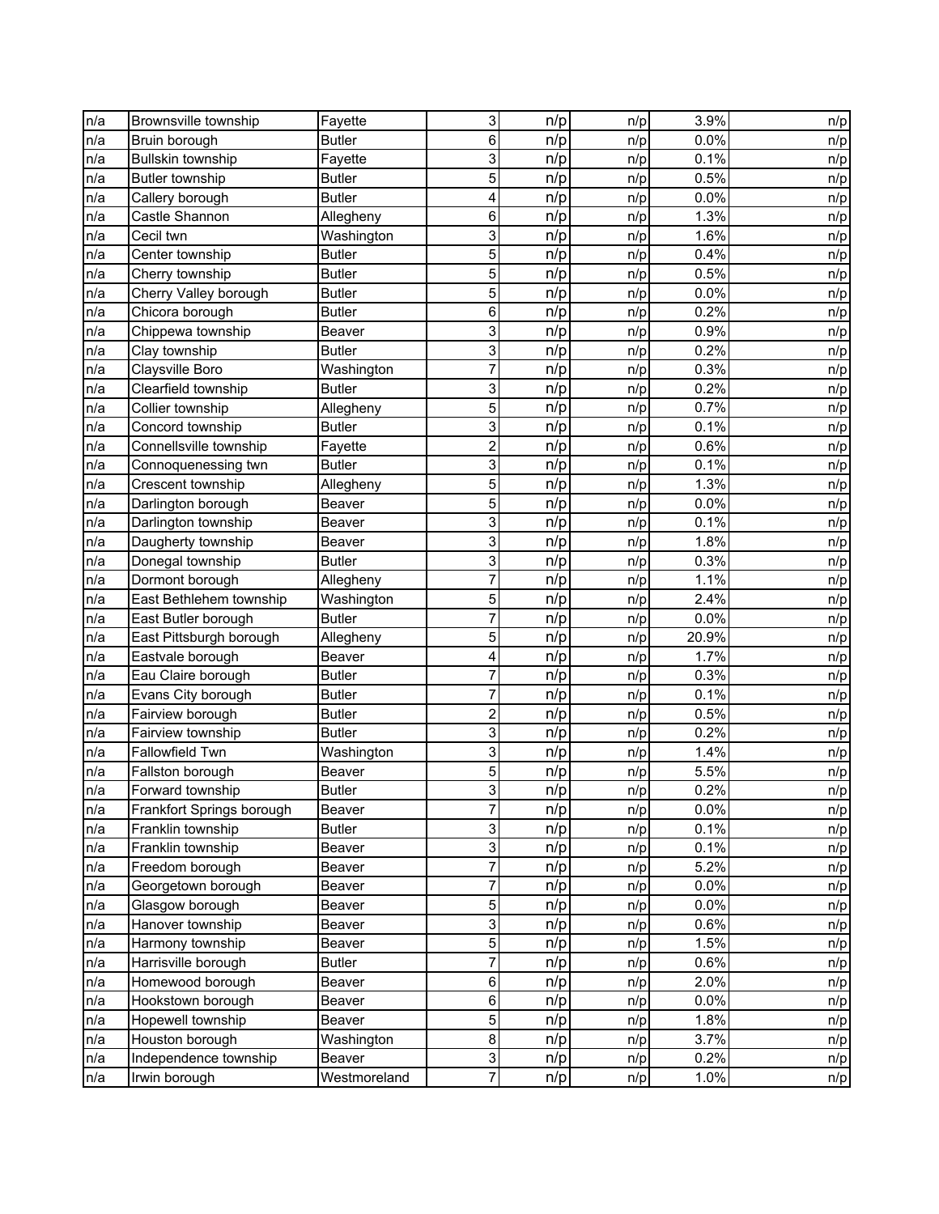| | | | | | | | |
|---|---|---|---|---|---|---|---|
| n/a | Brownsville township | Fayette | 3 | n/p | n/p | 3.9% | n/p |
| n/a | Bruin borough | Butler | 6 | n/p | n/p | 0.0% | n/p |
| n/a | Bullskin township | Fayette | 3 | n/p | n/p | 0.1% | n/p |
| n/a | Butler township | Butler | 5 | n/p | n/p | 0.5% | n/p |
| n/a | Callery borough | Butler | 4 | n/p | n/p | 0.0% | n/p |
| n/a | Castle Shannon | Allegheny | 6 | n/p | n/p | 1.3% | n/p |
| n/a | Cecil twn | Washington | 3 | n/p | n/p | 1.6% | n/p |
| n/a | Center township | Butler | 5 | n/p | n/p | 0.4% | n/p |
| n/a | Cherry township | Butler | 5 | n/p | n/p | 0.5% | n/p |
| n/a | Cherry Valley borough | Butler | 5 | n/p | n/p | 0.0% | n/p |
| n/a | Chicora borough | Butler | 6 | n/p | n/p | 0.2% | n/p |
| n/a | Chippewa township | Beaver | 3 | n/p | n/p | 0.9% | n/p |
| n/a | Clay township | Butler | 3 | n/p | n/p | 0.2% | n/p |
| n/a | Claysville Boro | Washington | 7 | n/p | n/p | 0.3% | n/p |
| n/a | Clearfield township | Butler | 3 | n/p | n/p | 0.2% | n/p |
| n/a | Collier township | Allegheny | 5 | n/p | n/p | 0.7% | n/p |
| n/a | Concord township | Butler | 3 | n/p | n/p | 0.1% | n/p |
| n/a | Connellsville township | Fayette | 2 | n/p | n/p | 0.6% | n/p |
| n/a | Connoquenessing twn | Butler | 3 | n/p | n/p | 0.1% | n/p |
| n/a | Crescent township | Allegheny | 5 | n/p | n/p | 1.3% | n/p |
| n/a | Darlington borough | Beaver | 5 | n/p | n/p | 0.0% | n/p |
| n/a | Darlington township | Beaver | 3 | n/p | n/p | 0.1% | n/p |
| n/a | Daugherty township | Beaver | 3 | n/p | n/p | 1.8% | n/p |
| n/a | Donegal township | Butler | 3 | n/p | n/p | 0.3% | n/p |
| n/a | Dormont borough | Allegheny | 7 | n/p | n/p | 1.1% | n/p |
| n/a | East Bethlehem township | Washington | 5 | n/p | n/p | 2.4% | n/p |
| n/a | East Butler borough | Butler | 7 | n/p | n/p | 0.0% | n/p |
| n/a | East Pittsburgh borough | Allegheny | 5 | n/p | n/p | 20.9% | n/p |
| n/a | Eastvale borough | Beaver | 4 | n/p | n/p | 1.7% | n/p |
| n/a | Eau Claire borough | Butler | 7 | n/p | n/p | 0.3% | n/p |
| n/a | Evans City borough | Butler | 7 | n/p | n/p | 0.1% | n/p |
| n/a | Fairview borough | Butler | 2 | n/p | n/p | 0.5% | n/p |
| n/a | Fairview township | Butler | 3 | n/p | n/p | 0.2% | n/p |
| n/a | Fallowfield Twn | Washington | 3 | n/p | n/p | 1.4% | n/p |
| n/a | Fallston borough | Beaver | 5 | n/p | n/p | 5.5% | n/p |
| n/a | Forward township | Butler | 3 | n/p | n/p | 0.2% | n/p |
| n/a | Frankfort Springs borough | Beaver | 7 | n/p | n/p | 0.0% | n/p |
| n/a | Franklin township | Butler | 3 | n/p | n/p | 0.1% | n/p |
| n/a | Franklin township | Beaver | 3 | n/p | n/p | 0.1% | n/p |
| n/a | Freedom borough | Beaver | 7 | n/p | n/p | 5.2% | n/p |
| n/a | Georgetown borough | Beaver | 7 | n/p | n/p | 0.0% | n/p |
| n/a | Glasgow borough | Beaver | 5 | n/p | n/p | 0.0% | n/p |
| n/a | Hanover township | Beaver | 3 | n/p | n/p | 0.6% | n/p |
| n/a | Harmony township | Beaver | 5 | n/p | n/p | 1.5% | n/p |
| n/a | Harrisville borough | Butler | 7 | n/p | n/p | 0.6% | n/p |
| n/a | Homewood borough | Beaver | 6 | n/p | n/p | 2.0% | n/p |
| n/a | Hookstown borough | Beaver | 6 | n/p | n/p | 0.0% | n/p |
| n/a | Hopewell township | Beaver | 5 | n/p | n/p | 1.8% | n/p |
| n/a | Houston borough | Washington | 8 | n/p | n/p | 3.7% | n/p |
| n/a | Independence township | Beaver | 3 | n/p | n/p | 0.2% | n/p |
| n/a | Irwin borough | Westmoreland | 7 | n/p | n/p | 1.0% | n/p |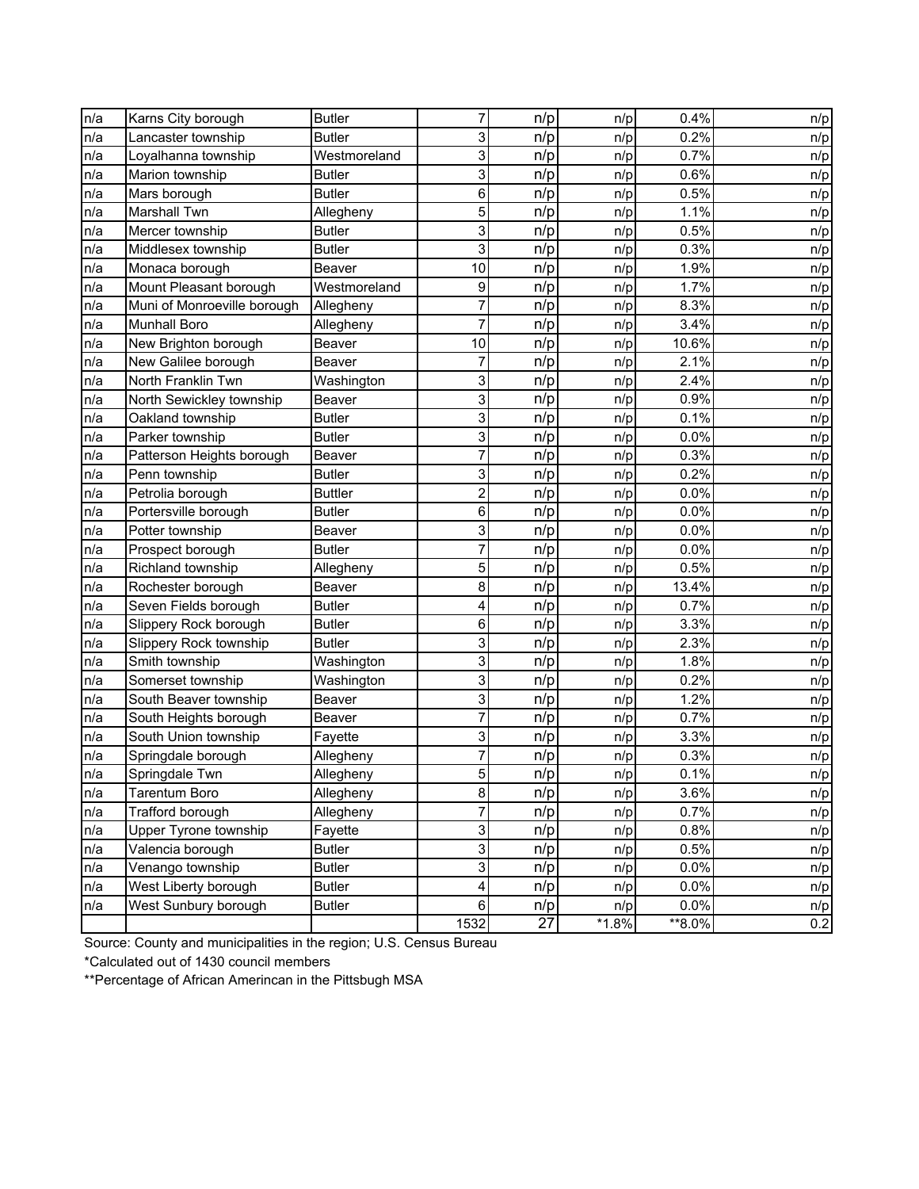| | | | | | | | |
|---|---|---|---|---|---|---|---|
| n/a | Karns City borough | Butler | 7 | n/p | n/p | 0.4% | n/p |
| n/a | Lancaster township | Butler | 3 | n/p | n/p | 0.2% | n/p |
| n/a | Loyalhanna township | Westmoreland | 3 | n/p | n/p | 0.7% | n/p |
| n/a | Marion township | Butler | 3 | n/p | n/p | 0.6% | n/p |
| n/a | Mars borough | Butler | 6 | n/p | n/p | 0.5% | n/p |
| n/a | Marshall Twn | Allegheny | 5 | n/p | n/p | 1.1% | n/p |
| n/a | Mercer township | Butler | 3 | n/p | n/p | 0.5% | n/p |
| n/a | Middlesex township | Butler | 3 | n/p | n/p | 0.3% | n/p |
| n/a | Monaca borough | Beaver | 10 | n/p | n/p | 1.9% | n/p |
| n/a | Mount Pleasant borough | Westmoreland | 9 | n/p | n/p | 1.7% | n/p |
| n/a | Muni of Monroeville borough | Allegheny | 7 | n/p | n/p | 8.3% | n/p |
| n/a | Munhall Boro | Allegheny | 7 | n/p | n/p | 3.4% | n/p |
| n/a | New Brighton borough | Beaver | 10 | n/p | n/p | 10.6% | n/p |
| n/a | New Galilee borough | Beaver | 7 | n/p | n/p | 2.1% | n/p |
| n/a | North Franklin Twn | Washington | 3 | n/p | n/p | 2.4% | n/p |
| n/a | North Sewickley township | Beaver | 3 | n/p | n/p | 0.9% | n/p |
| n/a | Oakland township | Butler | 3 | n/p | n/p | 0.1% | n/p |
| n/a | Parker township | Butler | 3 | n/p | n/p | 0.0% | n/p |
| n/a | Patterson Heights borough | Beaver | 7 | n/p | n/p | 0.3% | n/p |
| n/a | Penn township | Butler | 3 | n/p | n/p | 0.2% | n/p |
| n/a | Petrolia borough | Buttler | 2 | n/p | n/p | 0.0% | n/p |
| n/a | Portersville borough | Butler | 6 | n/p | n/p | 0.0% | n/p |
| n/a | Potter township | Beaver | 3 | n/p | n/p | 0.0% | n/p |
| n/a | Prospect borough | Butler | 7 | n/p | n/p | 0.0% | n/p |
| n/a | Richland township | Allegheny | 5 | n/p | n/p | 0.5% | n/p |
| n/a | Rochester borough | Beaver | 8 | n/p | n/p | 13.4% | n/p |
| n/a | Seven Fields borough | Butler | 4 | n/p | n/p | 0.7% | n/p |
| n/a | Slippery Rock borough | Butler | 6 | n/p | n/p | 3.3% | n/p |
| n/a | Slippery Rock township | Butler | 3 | n/p | n/p | 2.3% | n/p |
| n/a | Smith township | Washington | 3 | n/p | n/p | 1.8% | n/p |
| n/a | Somerset township | Washington | 3 | n/p | n/p | 0.2% | n/p |
| n/a | South Beaver township | Beaver | 3 | n/p | n/p | 1.2% | n/p |
| n/a | South Heights borough | Beaver | 7 | n/p | n/p | 0.7% | n/p |
| n/a | South Union township | Fayette | 3 | n/p | n/p | 3.3% | n/p |
| n/a | Springdale borough | Allegheny | 7 | n/p | n/p | 0.3% | n/p |
| n/a | Springdale Twn | Allegheny | 5 | n/p | n/p | 0.1% | n/p |
| n/a | Tarentum Boro | Allegheny | 8 | n/p | n/p | 3.6% | n/p |
| n/a | Trafford borough | Allegheny | 7 | n/p | n/p | 0.7% | n/p |
| n/a | Upper Tyrone township | Fayette | 3 | n/p | n/p | 0.8% | n/p |
| n/a | Valencia borough | Butler | 3 | n/p | n/p | 0.5% | n/p |
| n/a | Venango township | Butler | 3 | n/p | n/p | 0.0% | n/p |
| n/a | West Liberty borough | Butler | 4 | n/p | n/p | 0.0% | n/p |
| n/a | West Sunbury borough | Butler | 6 | n/p | n/p | 0.0% | n/p |
| | | | 1532 | 27 | *1.8% | **8.0% | 0.2 |

Source: County and municipalities in the region; U.S. Census Bureau

*Calculated out of 1430 council members

**Percentage of African Amerincan in the Pittsbugh MSA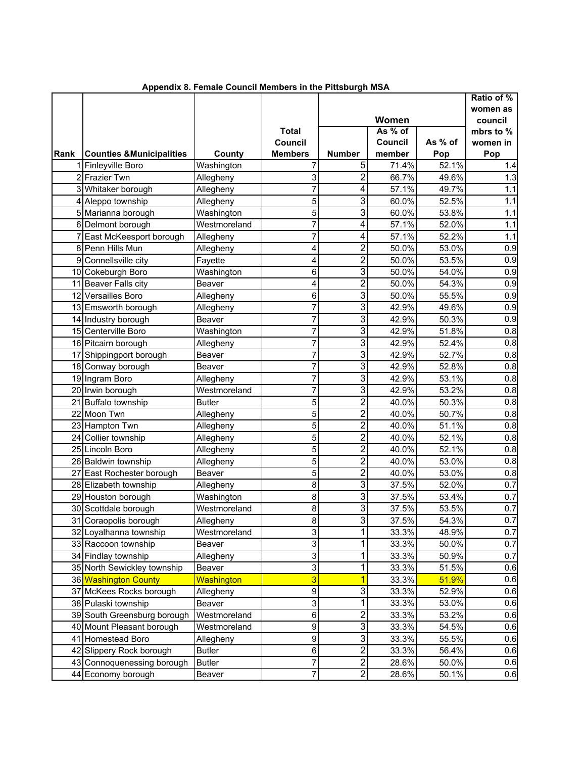**Appendix 8. Female Council Members in the Pittsburgh MSA**

| Rank | Counties &Municipalities | County | Total Council Members | Women | | | Ratio of % women as council mbrs to % women in Pop |
|---|---|---|---|---|---|---|---|
| | | | | Number | As % of Council member | As % of Pop | |
| 1 | Finleyville Boro | Washington | 7 | 5 | 71.4% | 52.1% | 1.4 |
| 2 | Frazier Twn | Allegheny | 3 | 2 | 66.7% | 49.6% | 1.3 |
| 3 | Whitaker borough | Allegheny | 7 | 4 | 57.1% | 49.7% | 1.1 |
| 4 | Aleppo township | Allegheny | 5 | 3 | 60.0% | 52.5% | 1.1 |
| 5 | Marianna borough | Washington | 5 | 3 | 60.0% | 53.8% | 1.1 |
| 6 | Delmont borough | Westmoreland | 7 | 4 | 57.1% | 52.0% | 1.1 |
| 7 | East McKeesport borough | Allegheny | 7 | 4 | 57.1% | 52.2% | 1.1 |
| 8 | Penn Hills Mun | Allegheny | 4 | 2 | 50.0% | 53.0% | 0.9 |
| 9 | Connellsville city | Fayette | 4 | 2 | 50.0% | 53.5% | 0.9 |
| 10 | Cokeburgh Boro | Washington | 6 | 3 | 50.0% | 54.0% | 0.9 |
| 11 | Beaver Falls city | Beaver | 4 | 2 | 50.0% | 54.3% | 0.9 |
| 12 | Versailles Boro | Allegheny | 6 | 3 | 50.0% | 55.5% | 0.9 |
| 13 | Emsworth borough | Allegheny | 7 | 3 | 42.9% | 49.6% | 0.9 |
| 14 | Industry borough | Beaver | 7 | 3 | 42.9% | 50.3% | 0.9 |
| 15 | Centerville Boro | Washington | 7 | 3 | 42.9% | 51.8% | 0.8 |
| 16 | Pitcairn borough | Allegheny | 7 | 3 | 42.9% | 52.4% | 0.8 |
| 17 | Shippingport borough | Beaver | 7 | 3 | 42.9% | 52.7% | 0.8 |
| 18 | Conway borough | Beaver | 7 | 3 | 42.9% | 52.8% | 0.8 |
| 19 | Ingram Boro | Allegheny | 7 | 3 | 42.9% | 53.1% | 0.8 |
| 20 | Irwin borough | Westmoreland | 7 | 3 | 42.9% | 53.2% | 0.8 |
| 21 | Buffalo township | Butler | 5 | 2 | 40.0% | 50.3% | 0.8 |
| 22 | Moon Twn | Allegheny | 5 | 2 | 40.0% | 50.7% | 0.8 |
| 23 | Hampton Twn | Allegheny | 5 | 2 | 40.0% | 51.1% | 0.8 |
| 24 | Collier township | Allegheny | 5 | 2 | 40.0% | 52.1% | 0.8 |
| 25 | Lincoln Boro | Allegheny | 5 | 2 | 40.0% | 52.1% | 0.8 |
| 26 | Baldwin township | Allegheny | 5 | 2 | 40.0% | 53.0% | 0.8 |
| 27 | East Rochester borough | Beaver | 5 | 2 | 40.0% | 53.0% | 0.8 |
| 28 | Elizabeth township | Allegheny | 8 | 3 | 37.5% | 52.0% | 0.7 |
| 29 | Houston borough | Washington | 8 | 3 | 37.5% | 53.4% | 0.7 |
| 30 | Scottdale borough | Westmoreland | 8 | 3 | 37.5% | 53.5% | 0.7 |
| 31 | Coraopolis borough | Allegheny | 8 | 3 | 37.5% | 54.3% | 0.7 |
| 32 | Loyalhanna township | Westmoreland | 3 | 1 | 33.3% | 48.9% | 0.7 |
| 33 | Raccoon township | Beaver | 3 | 1 | 33.3% | 50.0% | 0.7 |
| 34 | Findlay township | Allegheny | 3 | 1 | 33.3% | 50.9% | 0.7 |
| 35 | North Sewickley township | Beaver | 3 | 1 | 33.3% | 51.5% | 0.6 |
| 36 | Washington County | Washington | 3 | 1 | 33.3% | 51.9% | 0.6 |
| 37 | McKees Rocks borough | Allegheny | 9 | 3 | 33.3% | 52.9% | 0.6 |
| 38 | Pulaski township | Beaver | 3 | 1 | 33.3% | 53.0% | 0.6 |
| 39 | South Greensburg borough | Westmoreland | 6 | 2 | 33.3% | 53.2% | 0.6 |
| 40 | Mount Pleasant borough | Westmoreland | 9 | 3 | 33.3% | 54.5% | 0.6 |
| 41 | Homestead Boro | Allegheny | 9 | 3 | 33.3% | 55.5% | 0.6 |
| 42 | Slippery Rock borough | Butler | 6 | 2 | 33.3% | 56.4% | 0.6 |
| 43 | Connoquenessing borough | Butler | 7 | 2 | 28.6% | 50.0% | 0.6 |
| 44 | Economy borough | Beaver | 7 | 2 | 28.6% | 50.1% | 0.6 |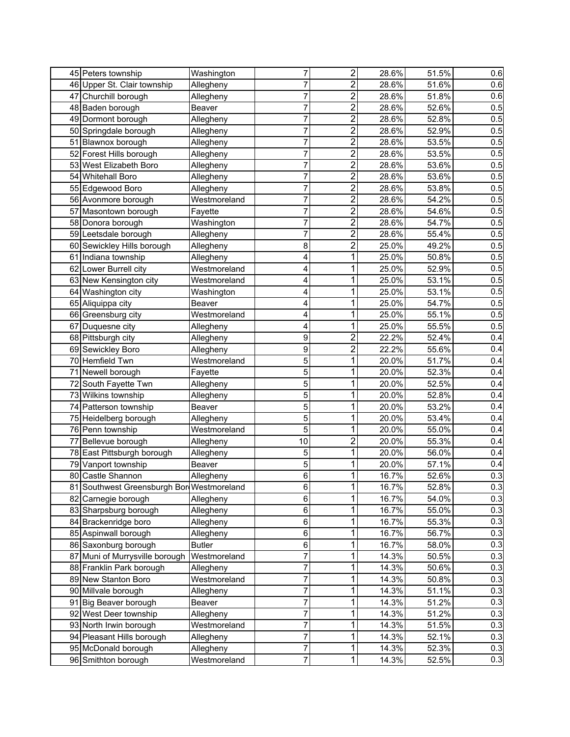| | | | | | | | |
|---|---|---|---|---|---|---|---|
| 45 | Peters township | Washington | 7 | 2 | 28.6% | 51.5% | 0.6 |
| 46 | Upper St. Clair township | Allegheny | 7 | 2 | 28.6% | 51.6% | 0.6 |
| 47 | Churchill borough | Allegheny | 7 | 2 | 28.6% | 51.8% | 0.6 |
| 48 | Baden borough | Beaver | 7 | 2 | 28.6% | 52.6% | 0.5 |
| 49 | Dormont borough | Allegheny | 7 | 2 | 28.6% | 52.8% | 0.5 |
| 50 | Springdale borough | Allegheny | 7 | 2 | 28.6% | 52.9% | 0.5 |
| 51 | Blawnox borough | Allegheny | 7 | 2 | 28.6% | 53.5% | 0.5 |
| 52 | Forest Hills borough | Allegheny | 7 | 2 | 28.6% | 53.5% | 0.5 |
| 53 | West Elizabeth Boro | Allegheny | 7 | 2 | 28.6% | 53.6% | 0.5 |
| 54 | Whitehall Boro | Allegheny | 7 | 2 | 28.6% | 53.6% | 0.5 |
| 55 | Edgewood Boro | Allegheny | 7 | 2 | 28.6% | 53.8% | 0.5 |
| 56 | Avonmore borough | Westmoreland | 7 | 2 | 28.6% | 54.2% | 0.5 |
| 57 | Masontown borough | Fayette | 7 | 2 | 28.6% | 54.6% | 0.5 |
| 58 | Donora borough | Washington | 7 | 2 | 28.6% | 54.7% | 0.5 |
| 59 | Leetsdale borough | Allegheny | 7 | 2 | 28.6% | 55.4% | 0.5 |
| 60 | Sewickley Hills borough | Allegheny | 8 | 2 | 25.0% | 49.2% | 0.5 |
| 61 | Indiana township | Allegheny | 4 | 1 | 25.0% | 50.8% | 0.5 |
| 62 | Lower Burrell city | Westmoreland | 4 | 1 | 25.0% | 52.9% | 0.5 |
| 63 | New Kensington city | Westmoreland | 4 | 1 | 25.0% | 53.1% | 0.5 |
| 64 | Washington city | Washington | 4 | 1 | 25.0% | 53.1% | 0.5 |
| 65 | Aliquippa city | Beaver | 4 | 1 | 25.0% | 54.7% | 0.5 |
| 66 | Greensburg city | Westmoreland | 4 | 1 | 25.0% | 55.1% | 0.5 |
| 67 | Duquesne city | Allegheny | 4 | 1 | 25.0% | 55.5% | 0.5 |
| 68 | Pittsburgh city | Allegheny | 9 | 2 | 22.2% | 52.4% | 0.4 |
| 69 | Sewickley Boro | Allegheny | 9 | 2 | 22.2% | 55.6% | 0.4 |
| 70 | Hemfield Twn | Westmoreland | 5 | 1 | 20.0% | 51.7% | 0.4 |
| 71 | Newell borough | Fayette | 5 | 1 | 20.0% | 52.3% | 0.4 |
| 72 | South Fayette Twn | Allegheny | 5 | 1 | 20.0% | 52.5% | 0.4 |
| 73 | Wilkins township | Allegheny | 5 | 1 | 20.0% | 52.8% | 0.4 |
| 74 | Patterson township | Beaver | 5 | 1 | 20.0% | 53.2% | 0.4 |
| 75 | Heidelberg borough | Allegheny | 5 | 1 | 20.0% | 53.4% | 0.4 |
| 76 | Penn township | Westmoreland | 5 | 1 | 20.0% | 55.0% | 0.4 |
| 77 | Bellevue borough | Allegheny | 10 | 2 | 20.0% | 55.3% | 0.4 |
| 78 | East Pittsburgh borough | Allegheny | 5 | 1 | 20.0% | 56.0% | 0.4 |
| 79 | Vanport township | Beaver | 5 | 1 | 20.0% | 57.1% | 0.4 |
| 80 | Castle Shannon | Allegheny | 6 | 1 | 16.7% | 52.6% | 0.3 |
| 81 | Southwest Greensburgh Bor | Westmoreland | 6 | 1 | 16.7% | 52.8% | 0.3 |
| 82 | Carnegie borough | Allegheny | 6 | 1 | 16.7% | 54.0% | 0.3 |
| 83 | Sharpsburg borough | Allegheny | 6 | 1 | 16.7% | 55.0% | 0.3 |
| 84 | Brackenridge boro | Allegheny | 6 | 1 | 16.7% | 55.3% | 0.3 |
| 85 | Aspinwall borough | Allegheny | 6 | 1 | 16.7% | 56.7% | 0.3 |
| 86 | Saxonburg borough | Butler | 6 | 1 | 16.7% | 58.0% | 0.3 |
| 87 | Muni of Murrysville borough | Westmoreland | 7 | 1 | 14.3% | 50.5% | 0.3 |
| 88 | Franklin Park borough | Allegheny | 7 | 1 | 14.3% | 50.6% | 0.3 |
| 89 | New Stanton Boro | Westmoreland | 7 | 1 | 14.3% | 50.8% | 0.3 |
| 90 | Millvale borough | Allegheny | 7 | 1 | 14.3% | 51.1% | 0.3 |
| 91 | Big Beaver borough | Beaver | 7 | 1 | 14.3% | 51.2% | 0.3 |
| 92 | West Deer township | Allegheny | 7 | 1 | 14.3% | 51.2% | 0.3 |
| 93 | North Irwin borough | Westmoreland | 7 | 1 | 14.3% | 51.5% | 0.3 |
| 94 | Pleasant Hills borough | Allegheny | 7 | 1 | 14.3% | 52.1% | 0.3 |
| 95 | McDonald borough | Allegheny | 7 | 1 | 14.3% | 52.3% | 0.3 |
| 96 | Smithton borough | Westmoreland | 7 | 1 | 14.3% | 52.5% | 0.3 |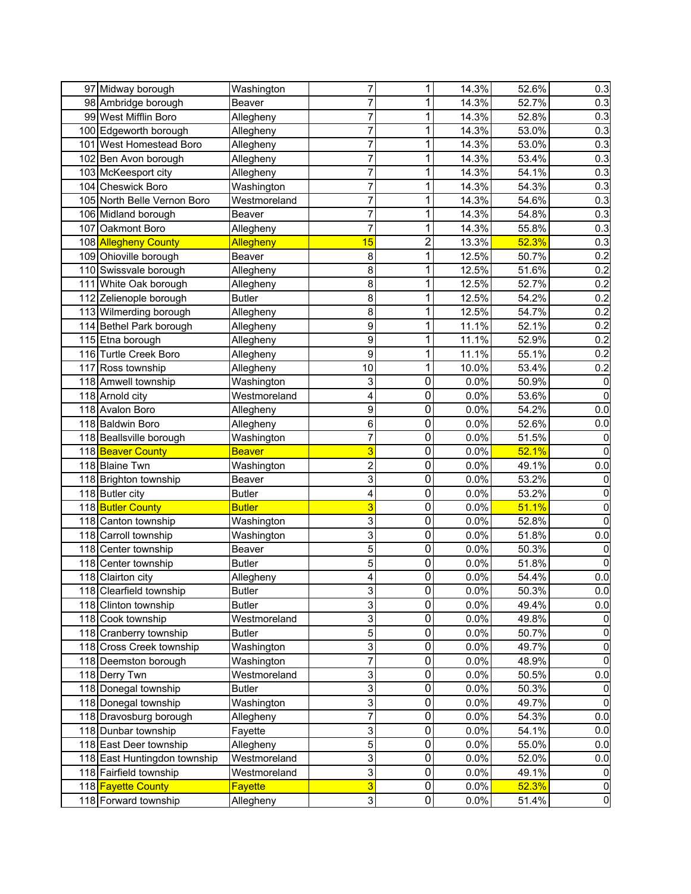| | | | | | | | |
|---|---|---|---|---|---|---|---|
| 97 | Midway borough | Washington | 7 | 1 | 14.3% | 52.6% | 0.3 |
| 98 | Ambridge borough | Beaver | 7 | 1 | 14.3% | 52.7% | 0.3 |
| 99 | West Mifflin Boro | Allegheny | 7 | 1 | 14.3% | 52.8% | 0.3 |
| 100 | Edgeworth borough | Allegheny | 7 | 1 | 14.3% | 53.0% | 0.3 |
| 101 | West Homestead Boro | Allegheny | 7 | 1 | 14.3% | 53.0% | 0.3 |
| 102 | Ben Avon borough | Allegheny | 7 | 1 | 14.3% | 53.4% | 0.3 |
| 103 | McKeesport city | Allegheny | 7 | 1 | 14.3% | 54.1% | 0.3 |
| 104 | Cheswick Boro | Washington | 7 | 1 | 14.3% | 54.3% | 0.3 |
| 105 | North Belle Vernon Boro | Westmoreland | 7 | 1 | 14.3% | 54.6% | 0.3 |
| 106 | Midland borough | Beaver | 7 | 1 | 14.3% | 54.8% | 0.3 |
| 107 | Oakmont Boro | Allegheny | 7 | 1 | 14.3% | 55.8% | 0.3 |
| 108 | Allegheny County | Allegheny | 15 | 2 | 13.3% | 52.3% | 0.3 |
| 109 | Ohioville borough | Beaver | 8 | 1 | 12.5% | 50.7% | 0.2 |
| 110 | Swissvale borough | Allegheny | 8 | 1 | 12.5% | 51.6% | 0.2 |
| 111 | White Oak borough | Allegheny | 8 | 1 | 12.5% | 52.7% | 0.2 |
| 112 | Zelienople borough | Butler | 8 | 1 | 12.5% | 54.2% | 0.2 |
| 113 | Wilmerding borough | Allegheny | 8 | 1 | 12.5% | 54.7% | 0.2 |
| 114 | Bethel Park borough | Allegheny | 9 | 1 | 11.1% | 52.1% | 0.2 |
| 115 | Etna borough | Allegheny | 9 | 1 | 11.1% | 52.9% | 0.2 |
| 116 | Turtle Creek Boro | Allegheny | 9 | 1 | 11.1% | 55.1% | 0.2 |
| 117 | Ross township | Allegheny | 10 | 1 | 10.0% | 53.4% | 0.2 |
| 118 | Amwell township | Washington | 3 | 0 | 0.0% | 50.9% | 0 |
| 118 | Arnold city | Westmoreland | 4 | 0 | 0.0% | 53.6% | 0 |
| 118 | Avalon Boro | Allegheny | 9 | 0 | 0.0% | 54.2% | 0.0 |
| 118 | Baldwin Boro | Allegheny | 6 | 0 | 0.0% | 52.6% | 0.0 |
| 118 | Beallsville borough | Washington | 7 | 0 | 0.0% | 51.5% | 0 |
| 118 | Beaver County | Beaver | 3 | 0 | 0.0% | 52.1% | 0 |
| 118 | Blaine Twn | Washington | 2 | 0 | 0.0% | 49.1% | 0.0 |
| 118 | Brighton township | Beaver | 3 | 0 | 0.0% | 53.2% | 0 |
| 118 | Butler city | Butler | 4 | 0 | 0.0% | 53.2% | 0 |
| 118 | Butler County | Butler | 3 | 0 | 0.0% | 51.1% | 0 |
| 118 | Canton township | Washington | 3 | 0 | 0.0% | 52.8% | 0 |
| 118 | Carroll township | Washington | 3 | 0 | 0.0% | 51.8% | 0.0 |
| 118 | Center township | Beaver | 5 | 0 | 0.0% | 50.3% | 0 |
| 118 | Center township | Butler | 5 | 0 | 0.0% | 51.8% | 0 |
| 118 | Clairton city | Allegheny | 4 | 0 | 0.0% | 54.4% | 0.0 |
| 118 | Clearfield township | Butler | 3 | 0 | 0.0% | 50.3% | 0.0 |
| 118 | Clinton township | Butler | 3 | 0 | 0.0% | 49.4% | 0.0 |
| 118 | Cook township | Westmoreland | 3 | 0 | 0.0% | 49.8% | 0 |
| 118 | Cranberry township | Butler | 5 | 0 | 0.0% | 50.7% | 0 |
| 118 | Cross Creek township | Washington | 3 | 0 | 0.0% | 49.7% | 0 |
| 118 | Deemston borough | Washington | 7 | 0 | 0.0% | 48.9% | 0 |
| 118 | Derry Twn | Westmoreland | 3 | 0 | 0.0% | 50.5% | 0.0 |
| 118 | Donegal township | Butler | 3 | 0 | 0.0% | 50.3% | 0 |
| 118 | Donegal township | Washington | 3 | 0 | 0.0% | 49.7% | 0 |
| 118 | Dravosburg borough | Allegheny | 7 | 0 | 0.0% | 54.3% | 0.0 |
| 118 | Dunbar township | Fayette | 3 | 0 | 0.0% | 54.1% | 0.0 |
| 118 | East Deer township | Allegheny | 5 | 0 | 0.0% | 55.0% | 0.0 |
| 118 | East Huntingdon township | Westmoreland | 3 | 0 | 0.0% | 52.0% | 0.0 |
| 118 | Fairfield township | Westmoreland | 3 | 0 | 0.0% | 49.1% | 0 |
| 118 | Fayette County | Fayette | 3 | 0 | 0.0% | 52.3% | 0 |
| 118 | Forward township | Allegheny | 3 | 0 | 0.0% | 51.4% | 0 |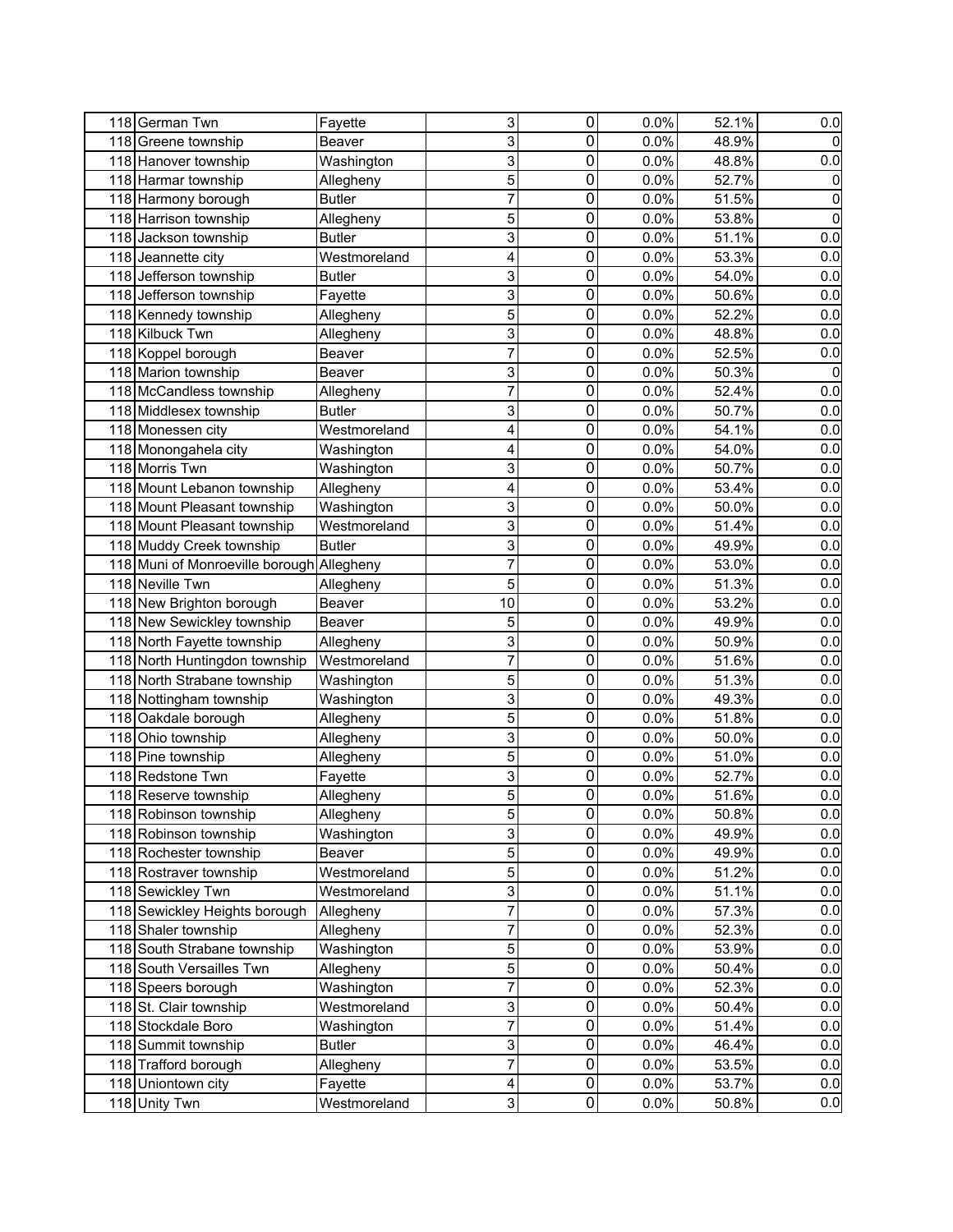| | | | | | | | |
|---|---|---|---|---|---|---|---|
| 118 | German Twn | Fayette | 3 | 0 | 0.0% | 52.1% | 0.0 |
| 118 | Greene township | Beaver | 3 | 0 | 0.0% | 48.9% | 0 |
| 118 | Hanover township | Washington | 3 | 0 | 0.0% | 48.8% | 0.0 |
| 118 | Harmar township | Allegheny | 5 | 0 | 0.0% | 52.7% | 0 |
| 118 | Harmony borough | Butler | 7 | 0 | 0.0% | 51.5% | 0 |
| 118 | Harrison township | Allegheny | 5 | 0 | 0.0% | 53.8% | 0 |
| 118 | Jackson township | Butler | 3 | 0 | 0.0% | 51.1% | 0.0 |
| 118 | Jeannette city | Westmoreland | 4 | 0 | 0.0% | 53.3% | 0.0 |
| 118 | Jefferson township | Butler | 3 | 0 | 0.0% | 54.0% | 0.0 |
| 118 | Jefferson township | Fayette | 3 | 0 | 0.0% | 50.6% | 0.0 |
| 118 | Kennedy township | Allegheny | 5 | 0 | 0.0% | 52.2% | 0.0 |
| 118 | Kilbuck Twn | Allegheny | 3 | 0 | 0.0% | 48.8% | 0.0 |
| 118 | Koppel borough | Beaver | 7 | 0 | 0.0% | 52.5% | 0.0 |
| 118 | Marion township | Beaver | 3 | 0 | 0.0% | 50.3% | 0 |
| 118 | McCandless township | Allegheny | 7 | 0 | 0.0% | 52.4% | 0.0 |
| 118 | Middlesex township | Butler | 3 | 0 | 0.0% | 50.7% | 0.0 |
| 118 | Monessen city | Westmoreland | 4 | 0 | 0.0% | 54.1% | 0.0 |
| 118 | Monongahela city | Washington | 4 | 0 | 0.0% | 54.0% | 0.0 |
| 118 | Morris Twn | Washington | 3 | 0 | 0.0% | 50.7% | 0.0 |
| 118 | Mount Lebanon township | Allegheny | 4 | 0 | 0.0% | 53.4% | 0.0 |
| 118 | Mount Pleasant township | Washington | 3 | 0 | 0.0% | 50.0% | 0.0 |
| 118 | Mount Pleasant township | Westmoreland | 3 | 0 | 0.0% | 51.4% | 0.0 |
| 118 | Muddy Creek township | Butler | 3 | 0 | 0.0% | 49.9% | 0.0 |
| 118 | Muni of Monroeville borough | Allegheny | 7 | 0 | 0.0% | 53.0% | 0.0 |
| 118 | Neville Twn | Allegheny | 5 | 0 | 0.0% | 51.3% | 0.0 |
| 118 | New Brighton borough | Beaver | 10 | 0 | 0.0% | 53.2% | 0.0 |
| 118 | New Sewickley township | Beaver | 5 | 0 | 0.0% | 49.9% | 0.0 |
| 118 | North Fayette township | Allegheny | 3 | 0 | 0.0% | 50.9% | 0.0 |
| 118 | North Huntingdon township | Westmoreland | 7 | 0 | 0.0% | 51.6% | 0.0 |
| 118 | North Strabane township | Washington | 5 | 0 | 0.0% | 51.3% | 0.0 |
| 118 | Nottingham township | Washington | 3 | 0 | 0.0% | 49.3% | 0.0 |
| 118 | Oakdale borough | Allegheny | 5 | 0 | 0.0% | 51.8% | 0.0 |
| 118 | Ohio township | Allegheny | 3 | 0 | 0.0% | 50.0% | 0.0 |
| 118 | Pine township | Allegheny | 5 | 0 | 0.0% | 51.0% | 0.0 |
| 118 | Redstone Twn | Fayette | 3 | 0 | 0.0% | 52.7% | 0.0 |
| 118 | Reserve township | Allegheny | 5 | 0 | 0.0% | 51.6% | 0.0 |
| 118 | Robinson township | Allegheny | 5 | 0 | 0.0% | 50.8% | 0.0 |
| 118 | Robinson township | Washington | 3 | 0 | 0.0% | 49.9% | 0.0 |
| 118 | Rochester township | Beaver | 5 | 0 | 0.0% | 49.9% | 0.0 |
| 118 | Rostraver township | Westmoreland | 5 | 0 | 0.0% | 51.2% | 0.0 |
| 118 | Sewickley Twn | Westmoreland | 3 | 0 | 0.0% | 51.1% | 0.0 |
| 118 | Sewickley Heights borough | Allegheny | 7 | 0 | 0.0% | 57.3% | 0.0 |
| 118 | Shaler township | Allegheny | 7 | 0 | 0.0% | 52.3% | 0.0 |
| 118 | South Strabane township | Washington | 5 | 0 | 0.0% | 53.9% | 0.0 |
| 118 | South Versailles Twn | Allegheny | 5 | 0 | 0.0% | 50.4% | 0.0 |
| 118 | Speers borough | Washington | 7 | 0 | 0.0% | 52.3% | 0.0 |
| 118 | St. Clair township | Westmoreland | 3 | 0 | 0.0% | 50.4% | 0.0 |
| 118 | Stockdale Boro | Washington | 7 | 0 | 0.0% | 51.4% | 0.0 |
| 118 | Summit township | Butler | 3 | 0 | 0.0% | 46.4% | 0.0 |
| 118 | Trafford borough | Allegheny | 7 | 0 | 0.0% | 53.5% | 0.0 |
| 118 | Uniontown city | Fayette | 4 | 0 | 0.0% | 53.7% | 0.0 |
| 118 | Unity Twn | Westmoreland | 3 | 0 | 0.0% | 50.8% | 0.0 |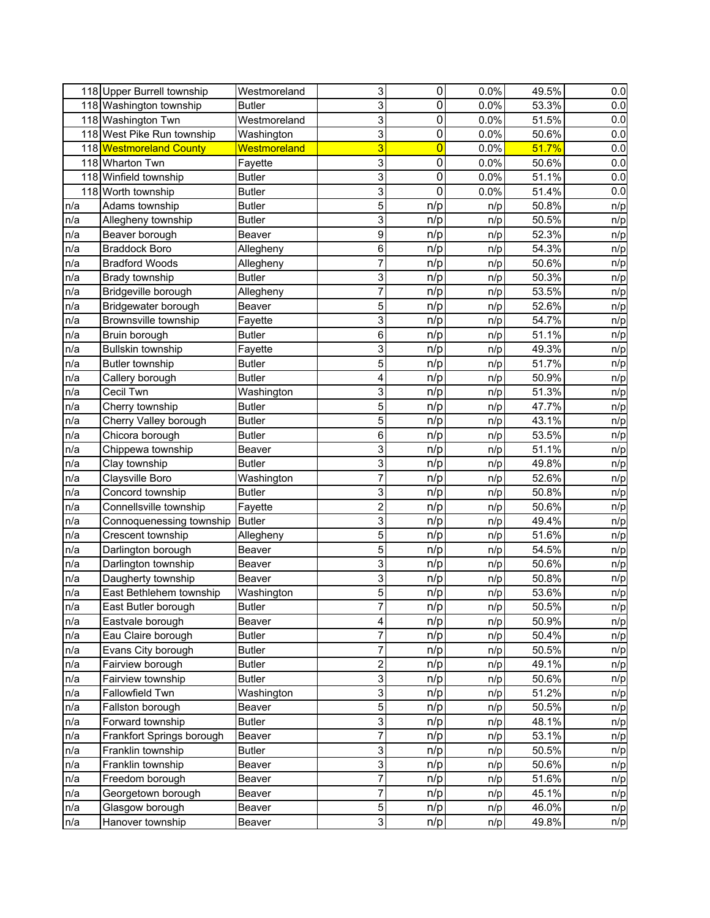| | | | | | | | |
|---|---|---|---|---|---|---|---|
| 118 | Upper Burrell township | Westmoreland | 3 | 0 | 0.0% | 49.5% | 0.0 |
| 118 | Washington township | Butler | 3 | 0 | 0.0% | 53.3% | 0.0 |
| 118 | Washington Twn | Westmoreland | 3 | 0 | 0.0% | 51.5% | 0.0 |
| 118 | West Pike Run township | Washington | 3 | 0 | 0.0% | 50.6% | 0.0 |
| 118 | Westmoreland County | Westmoreland | 3 | 0 | 0.0% | 51.7% | 0.0 |
| 118 | Wharton Twn | Fayette | 3 | 0 | 0.0% | 50.6% | 0.0 |
| 118 | Winfield township | Butler | 3 | 0 | 0.0% | 51.1% | 0.0 |
| 118 | Worth township | Butler | 3 | 0 | 0.0% | 51.4% | 0.0 |
| n/a | Adams township | Butler | 5 | n/p | n/p | 50.8% | n/p |
| n/a | Allegheny township | Butler | 3 | n/p | n/p | 50.5% | n/p |
| n/a | Beaver borough | Beaver | 9 | n/p | n/p | 52.3% | n/p |
| n/a | Braddock Boro | Allegheny | 6 | n/p | n/p | 54.3% | n/p |
| n/a | Bradford Woods | Allegheny | 7 | n/p | n/p | 50.6% | n/p |
| n/a | Brady township | Butler | 3 | n/p | n/p | 50.3% | n/p |
| n/a | Bridgeville borough | Allegheny | 7 | n/p | n/p | 53.5% | n/p |
| n/a | Bridgewater borough | Beaver | 5 | n/p | n/p | 52.6% | n/p |
| n/a | Brownsville township | Fayette | 3 | n/p | n/p | 54.7% | n/p |
| n/a | Bruin borough | Butler | 6 | n/p | n/p | 51.1% | n/p |
| n/a | Bullskin township | Fayette | 3 | n/p | n/p | 49.3% | n/p |
| n/a | Butler township | Butler | 5 | n/p | n/p | 51.7% | n/p |
| n/a | Callery borough | Butler | 4 | n/p | n/p | 50.9% | n/p |
| n/a | Cecil Twn | Washington | 3 | n/p | n/p | 51.3% | n/p |
| n/a | Cherry township | Butler | 5 | n/p | n/p | 47.7% | n/p |
| n/a | Cherry Valley borough | Butler | 5 | n/p | n/p | 43.1% | n/p |
| n/a | Chicora borough | Butler | 6 | n/p | n/p | 53.5% | n/p |
| n/a | Chippewa township | Beaver | 3 | n/p | n/p | 51.1% | n/p |
| n/a | Clay township | Butler | 3 | n/p | n/p | 49.8% | n/p |
| n/a | Claysville Boro | Washington | 7 | n/p | n/p | 52.6% | n/p |
| n/a | Concord township | Butler | 3 | n/p | n/p | 50.8% | n/p |
| n/a | Connellsville township | Fayette | 2 | n/p | n/p | 50.6% | n/p |
| n/a | Connoquenessing township | Butler | 3 | n/p | n/p | 49.4% | n/p |
| n/a | Crescent township | Allegheny | 5 | n/p | n/p | 51.6% | n/p |
| n/a | Darlington borough | Beaver | 5 | n/p | n/p | 54.5% | n/p |
| n/a | Darlington township | Beaver | 3 | n/p | n/p | 50.6% | n/p |
| n/a | Daugherty township | Beaver | 3 | n/p | n/p | 50.8% | n/p |
| n/a | East Bethlehem township | Washington | 5 | n/p | n/p | 53.6% | n/p |
| n/a | East Butler borough | Butler | 7 | n/p | n/p | 50.5% | n/p |
| n/a | Eastvale borough | Beaver | 4 | n/p | n/p | 50.9% | n/p |
| n/a | Eau Claire borough | Butler | 7 | n/p | n/p | 50.4% | n/p |
| n/a | Evans City borough | Butler | 7 | n/p | n/p | 50.5% | n/p |
| n/a | Fairview borough | Butler | 2 | n/p | n/p | 49.1% | n/p |
| n/a | Fairview township | Butler | 3 | n/p | n/p | 50.6% | n/p |
| n/a | Fallowfield Twn | Washington | 3 | n/p | n/p | 51.2% | n/p |
| n/a | Fallston borough | Beaver | 5 | n/p | n/p | 50.5% | n/p |
| n/a | Forward township | Butler | 3 | n/p | n/p | 48.1% | n/p |
| n/a | Frankfort Springs borough | Beaver | 7 | n/p | n/p | 53.1% | n/p |
| n/a | Franklin township | Butler | 3 | n/p | n/p | 50.5% | n/p |
| n/a | Franklin township | Beaver | 3 | n/p | n/p | 50.6% | n/p |
| n/a | Freedom borough | Beaver | 7 | n/p | n/p | 51.6% | n/p |
| n/a | Georgetown borough | Beaver | 7 | n/p | n/p | 45.1% | n/p |
| n/a | Glasgow borough | Beaver | 5 | n/p | n/p | 46.0% | n/p |
| n/a | Hanover township | Beaver | 3 | n/p | n/p | 49.8% | n/p |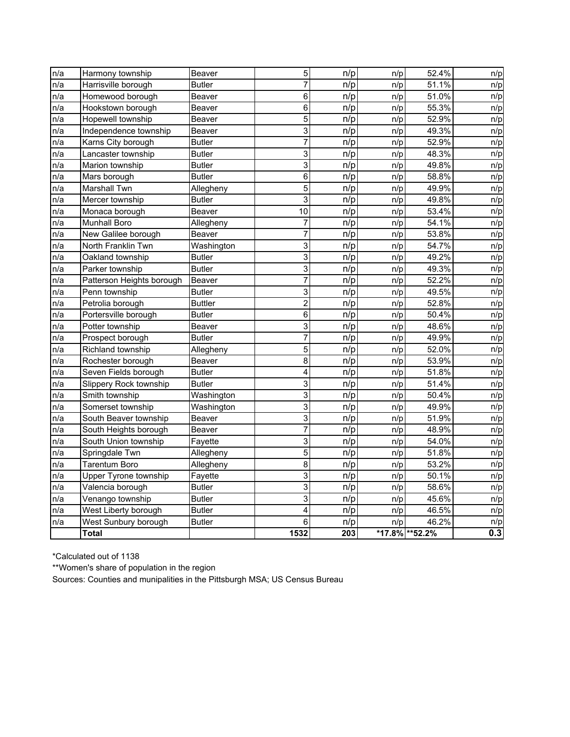| n/a | Harmony township | Beaver | 5 | n/p | n/p | 52.4% | n/p |
|---|---|---|---|---|---|---|---|
| n/a | Harrisville borough | Butler | 7 | n/p | n/p | 51.1% | n/p |
| n/a | Homewood borough | Beaver | 6 | n/p | n/p | 51.0% | n/p |
| n/a | Hookstown borough | Beaver | 6 | n/p | n/p | 55.3% | n/p |
| n/a | Hopewell township | Beaver | 5 | n/p | n/p | 52.9% | n/p |
| n/a | Independence township | Beaver | 3 | n/p | n/p | 49.3% | n/p |
| n/a | Karns City borough | Butler | 7 | n/p | n/p | 52.9% | n/p |
| n/a | Lancaster township | Butler | 3 | n/p | n/p | 48.3% | n/p |
| n/a | Marion township | Butler | 3 | n/p | n/p | 49.8% | n/p |
| n/a | Mars borough | Butler | 6 | n/p | n/p | 58.8% | n/p |
| n/a | Marshall Twn | Allegheny | 5 | n/p | n/p | 49.9% | n/p |
| n/a | Mercer township | Butler | 3 | n/p | n/p | 49.8% | n/p |
| n/a | Monaca borough | Beaver | 10 | n/p | n/p | 53.4% | n/p |
| n/a | Munhall Boro | Allegheny | 7 | n/p | n/p | 54.1% | n/p |
| n/a | New Galilee borough | Beaver | 7 | n/p | n/p | 53.8% | n/p |
| n/a | North Franklin Twn | Washington | 3 | n/p | n/p | 54.7% | n/p |
| n/a | Oakland township | Butler | 3 | n/p | n/p | 49.2% | n/p |
| n/a | Parker township | Butler | 3 | n/p | n/p | 49.3% | n/p |
| n/a | Patterson Heights borough | Beaver | 7 | n/p | n/p | 52.2% | n/p |
| n/a | Penn township | Butler | 3 | n/p | n/p | 49.5% | n/p |
| n/a | Petrolia borough | Buttler | 2 | n/p | n/p | 52.8% | n/p |
| n/a | Portersville borough | Butler | 6 | n/p | n/p | 50.4% | n/p |
| n/a | Potter township | Beaver | 3 | n/p | n/p | 48.6% | n/p |
| n/a | Prospect borough | Butler | 7 | n/p | n/p | 49.9% | n/p |
| n/a | Richland township | Allegheny | 5 | n/p | n/p | 52.0% | n/p |
| n/a | Rochester borough | Beaver | 8 | n/p | n/p | 53.9% | n/p |
| n/a | Seven Fields borough | Butler | 4 | n/p | n/p | 51.8% | n/p |
| n/a | Slippery Rock township | Butler | 3 | n/p | n/p | 51.4% | n/p |
| n/a | Smith township | Washington | 3 | n/p | n/p | 50.4% | n/p |
| n/a | Somerset township | Washington | 3 | n/p | n/p | 49.9% | n/p |
| n/a | South Beaver township | Beaver | 3 | n/p | n/p | 51.9% | n/p |
| n/a | South Heights borough | Beaver | 7 | n/p | n/p | 48.9% | n/p |
| n/a | South Union township | Fayette | 3 | n/p | n/p | 54.0% | n/p |
| n/a | Springdale Twn | Allegheny | 5 | n/p | n/p | 51.8% | n/p |
| n/a | Tarentum Boro | Allegheny | 8 | n/p | n/p | 53.2% | n/p |
| n/a | Upper Tyrone township | Fayette | 3 | n/p | n/p | 50.1% | n/p |
| n/a | Valencia borough | Butler | 3 | n/p | n/p | 58.6% | n/p |
| n/a | Venango township | Butler | 3 | n/p | n/p | 45.6% | n/p |
| n/a | West Liberty borough | Butler | 4 | n/p | n/p | 46.5% | n/p |
| n/a | West Sunbury borough | Butler | 6 | n/p | n/p | 46.2% | n/p |
| | **Total** | | **1532** | **203** | ***17.8%** | ****52.2%** | **0.3** |

*Calculated out of 1138

**Women's share of population in the region

Sources: Counties and munipalities in the Pittsburgh MSA; US Census Bureau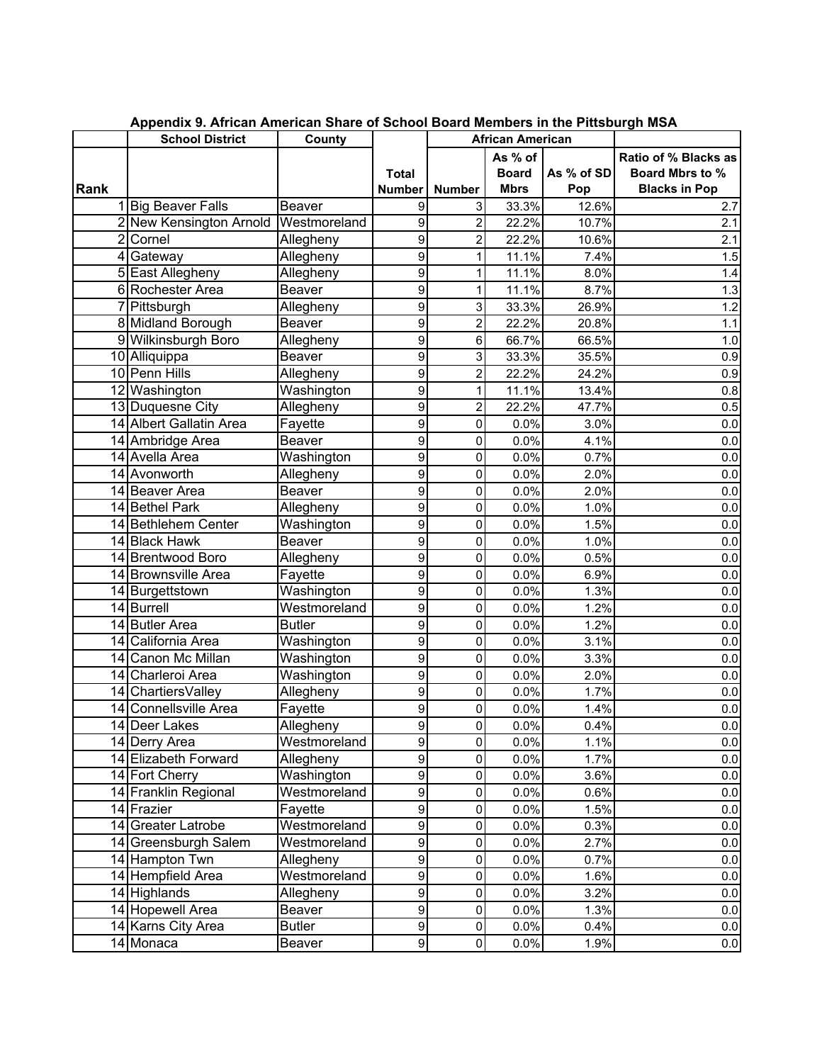**Appendix 9. African American Share of School Board Members in the Pittsburgh MSA**

| Rank | School District | County | Total Number | African American | | | Ratio of % Blacks as Board Mbrs to % Blacks in Pop |
|---|---|---|---|---|---|---|---|
| | | | | Number | As % of Board Mbrs | As % of SD Pop | |
| 1 | Big Beaver Falls | Beaver | 9 | 3 | 33.3% | 12.6% | 2.7 |
| 2 | New Kensington Arnold | Westmoreland | 9 | 2 | 22.2% | 10.7% | 2.1 |
| 2 | Cornel | Allegheny | 9 | 2 | 22.2% | 10.6% | 2.1 |
| 4 | Gateway | Allegheny | 9 | 1 | 11.1% | 7.4% | 1.5 |
| 5 | East Allegheny | Allegheny | 9 | 1 | 11.1% | 8.0% | 1.4 |
| 6 | Rochester Area | Beaver | 9 | 1 | 11.1% | 8.7% | 1.3 |
| 7 | Pittsburgh | Allegheny | 9 | 3 | 33.3% | 26.9% | 1.2 |
| 8 | Midland Borough | Beaver | 9 | 2 | 22.2% | 20.8% | 1.1 |
| 9 | Wilkinsburgh Boro | Allegheny | 9 | 6 | 66.7% | 66.5% | 1.0 |
| 10 | Alliquippa | Beaver | 9 | 3 | 33.3% | 35.5% | 0.9 |
| 10 | Penn Hills | Allegheny | 9 | 2 | 22.2% | 24.2% | 0.9 |
| 12 | Washington | Washington | 9 | 1 | 11.1% | 13.4% | 0.8 |
| 13 | Duquesne City | Allegheny | 9 | 2 | 22.2% | 47.7% | 0.5 |
| 14 | Albert Gallatin Area | Fayette | 9 | 0 | 0.0% | 3.0% | 0.0 |
| 14 | Ambridge Area | Beaver | 9 | 0 | 0.0% | 4.1% | 0.0 |
| 14 | Avella Area | Washington | 9 | 0 | 0.0% | 0.7% | 0.0 |
| 14 | Avonworth | Allegheny | 9 | 0 | 0.0% | 2.0% | 0.0 |
| 14 | Beaver Area | Beaver | 9 | 0 | 0.0% | 2.0% | 0.0 |
| 14 | Bethel Park | Allegheny | 9 | 0 | 0.0% | 1.0% | 0.0 |
| 14 | Bethlehem Center | Washington | 9 | 0 | 0.0% | 1.5% | 0.0 |
| 14 | Black Hawk | Beaver | 9 | 0 | 0.0% | 1.0% | 0.0 |
| 14 | Brentwood Boro | Allegheny | 9 | 0 | 0.0% | 0.5% | 0.0 |
| 14 | Brownsville Area | Fayette | 9 | 0 | 0.0% | 6.9% | 0.0 |
| 14 | Burgettstown | Washington | 9 | 0 | 0.0% | 1.3% | 0.0 |
| 14 | Burrell | Westmoreland | 9 | 0 | 0.0% | 1.2% | 0.0 |
| 14 | Butler Area | Butler | 9 | 0 | 0.0% | 1.2% | 0.0 |
| 14 | California Area | Washington | 9 | 0 | 0.0% | 3.1% | 0.0 |
| 14 | Canon Mc Millan | Washington | 9 | 0 | 0.0% | 3.3% | 0.0 |
| 14 | Charleroi Area | Washington | 9 | 0 | 0.0% | 2.0% | 0.0 |
| 14 | ChartiersValley | Allegheny | 9 | 0 | 0.0% | 1.7% | 0.0 |
| 14 | Connellsville Area | Fayette | 9 | 0 | 0.0% | 1.4% | 0.0 |
| 14 | Deer Lakes | Allegheny | 9 | 0 | 0.0% | 0.4% | 0.0 |
| 14 | Derry Area | Westmoreland | 9 | 0 | 0.0% | 1.1% | 0.0 |
| 14 | Elizabeth Forward | Allegheny | 9 | 0 | 0.0% | 1.7% | 0.0 |
| 14 | Fort Cherry | Washington | 9 | 0 | 0.0% | 3.6% | 0.0 |
| 14 | Franklin Regional | Westmoreland | 9 | 0 | 0.0% | 0.6% | 0.0 |
| 14 | Frazier | Fayette | 9 | 0 | 0.0% | 1.5% | 0.0 |
| 14 | Greater Latrobe | Westmoreland | 9 | 0 | 0.0% | 0.3% | 0.0 |
| 14 | Greensburgh Salem | Westmoreland | 9 | 0 | 0.0% | 2.7% | 0.0 |
| 14 | Hampton Twn | Allegheny | 9 | 0 | 0.0% | 0.7% | 0.0 |
| 14 | Hempfield Area | Westmoreland | 9 | 0 | 0.0% | 1.6% | 0.0 |
| 14 | Highlands | Allegheny | 9 | 0 | 0.0% | 3.2% | 0.0 |
| 14 | Hopewell Area | Beaver | 9 | 0 | 0.0% | 1.3% | 0.0 |
| 14 | Karns City Area | Butler | 9 | 0 | 0.0% | 0.4% | 0.0 |
| 14 | Monaca | Beaver | 9 | 0 | 0.0% | 1.9% | 0.0 |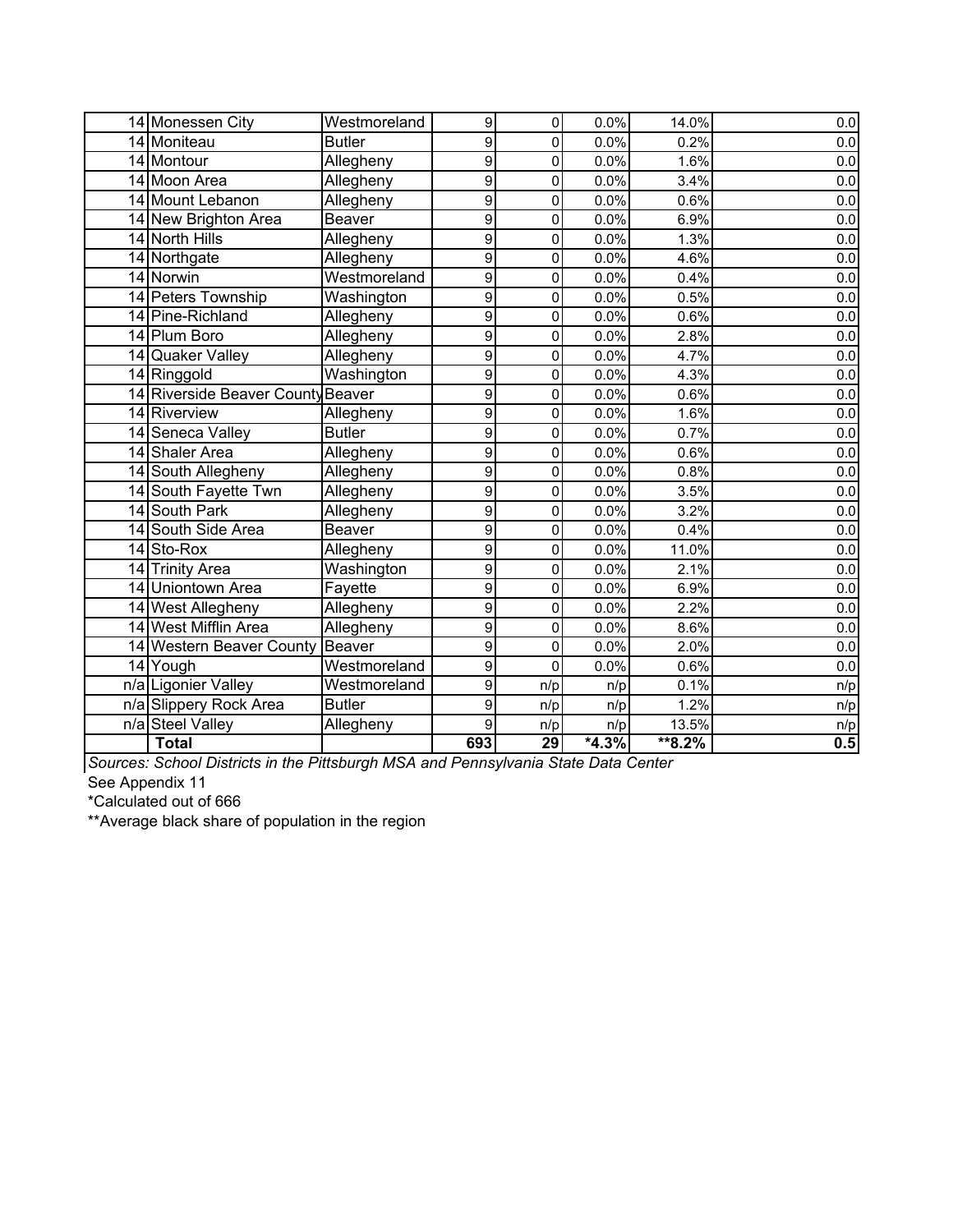| | | | | | | | |
|---|---|---|---|---|---|---|---|
| 14 | Monessen City | Westmoreland | 9 | 0 | 0.0% | 14.0% | 0.0 |
| 14 | Moniteau | Butler | 9 | 0 | 0.0% | 0.2% | 0.0 |
| 14 | Montour | Allegheny | 9 | 0 | 0.0% | 1.6% | 0.0 |
| 14 | Moon Area | Allegheny | 9 | 0 | 0.0% | 3.4% | 0.0 |
| 14 | Mount Lebanon | Allegheny | 9 | 0 | 0.0% | 0.6% | 0.0 |
| 14 | New Brighton Area | Beaver | 9 | 0 | 0.0% | 6.9% | 0.0 |
| 14 | North Hills | Allegheny | 9 | 0 | 0.0% | 1.3% | 0.0 |
| 14 | Northgate | Allegheny | 9 | 0 | 0.0% | 4.6% | 0.0 |
| 14 | Norwin | Westmoreland | 9 | 0 | 0.0% | 0.4% | 0.0 |
| 14 | Peters Township | Washington | 9 | 0 | 0.0% | 0.5% | 0.0 |
| 14 | Pine-Richland | Allegheny | 9 | 0 | 0.0% | 0.6% | 0.0 |
| 14 | Plum Boro | Allegheny | 9 | 0 | 0.0% | 2.8% | 0.0 |
| 14 | Quaker Valley | Allegheny | 9 | 0 | 0.0% | 4.7% | 0.0 |
| 14 | Ringgold | Washington | 9 | 0 | 0.0% | 4.3% | 0.0 |
| 14 | Riverside Beaver County | Beaver | 9 | 0 | 0.0% | 0.6% | 0.0 |
| 14 | Riverview | Allegheny | 9 | 0 | 0.0% | 1.6% | 0.0 |
| 14 | Seneca Valley | Butler | 9 | 0 | 0.0% | 0.7% | 0.0 |
| 14 | Shaler Area | Allegheny | 9 | 0 | 0.0% | 0.6% | 0.0 |
| 14 | South Allegheny | Allegheny | 9 | 0 | 0.0% | 0.8% | 0.0 |
| 14 | South Fayette Twn | Allegheny | 9 | 0 | 0.0% | 3.5% | 0.0 |
| 14 | South Park | Allegheny | 9 | 0 | 0.0% | 3.2% | 0.0 |
| 14 | South Side Area | Beaver | 9 | 0 | 0.0% | 0.4% | 0.0 |
| 14 | Sto-Rox | Allegheny | 9 | 0 | 0.0% | 11.0% | 0.0 |
| 14 | Trinity Area | Washington | 9 | 0 | 0.0% | 2.1% | 0.0 |
| 14 | Uniontown Area | Fayette | 9 | 0 | 0.0% | 6.9% | 0.0 |
| 14 | West Allegheny | Allegheny | 9 | 0 | 0.0% | 2.2% | 0.0 |
| 14 | West Mifflin Area | Allegheny | 9 | 0 | 0.0% | 8.6% | 0.0 |
| 14 | Western Beaver County | Beaver | 9 | 0 | 0.0% | 2.0% | 0.0 |
| 14 | Yough | Westmoreland | 9 | 0 | 0.0% | 0.6% | 0.0 |
| n/a | Ligonier Valley | Westmoreland | 9 | n/p | n/p | 0.1% | n/p |
| n/a | Slippery Rock Area | Butler | 9 | n/p | n/p | 1.2% | n/p |
| n/a | Steel Valley | Allegheny | 9 | n/p | n/p | 13.5% | n/p |
| | **Total** | | **693** | **29** | ***4.3%** | ****8.2%** | **0.5** |

*Sources: School Districts in the Pittsburgh MSA and Pennsylvania State Data Center*

See Appendix 11

*Calculated out of 666

**Average black share of population in the region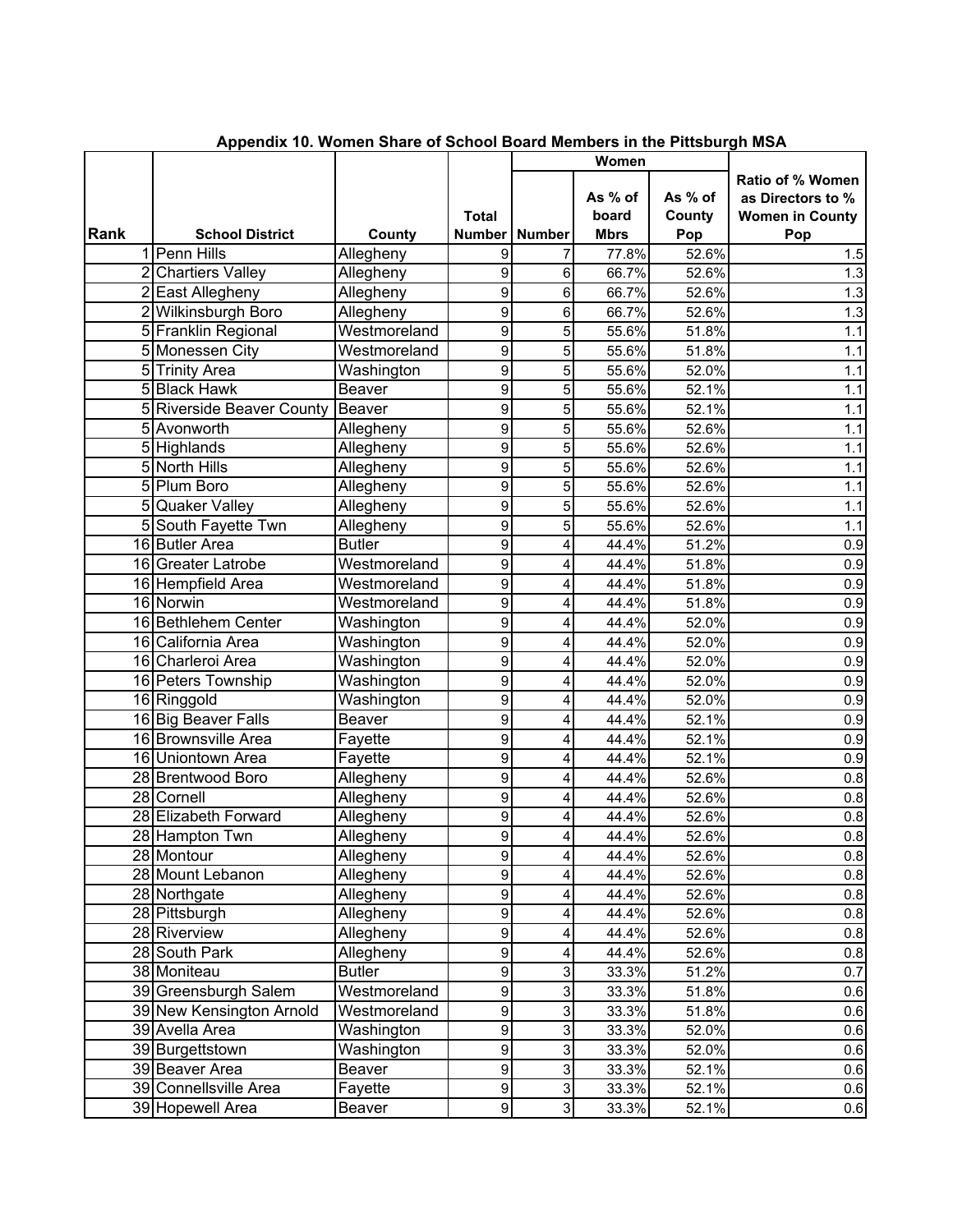## Appendix 10. Women Share of School Board Members in the Pittsburgh MSA

| Rank | School District | County | Total Number | Women | | | Ratio of % Women as Directors to % Women in County Pop |
|---|---|---|---|---|---|---|---|
| | | | | Number | As % of board Mbrs | As % of County Pop | |
| 1 | Penn Hills | Allegheny | 9 | 7 | 77.8% | 52.6% | 1.5 |
| 2 | Chartiers Valley | Allegheny | 9 | 6 | 66.7% | 52.6% | 1.3 |
| 2 | East Allegheny | Allegheny | 9 | 6 | 66.7% | 52.6% | 1.3 |
| 2 | Wilkinsburgh Boro | Allegheny | 9 | 6 | 66.7% | 52.6% | 1.3 |
| 5 | Franklin Regional | Westmoreland | 9 | 5 | 55.6% | 51.8% | 1.1 |
| 5 | Monessen City | Westmoreland | 9 | 5 | 55.6% | 51.8% | 1.1 |
| 5 | Trinity Area | Washington | 9 | 5 | 55.6% | 52.0% | 1.1 |
| 5 | Black Hawk | Beaver | 9 | 5 | 55.6% | 52.1% | 1.1 |
| 5 | Riverside Beaver County | Beaver | 9 | 5 | 55.6% | 52.1% | 1.1 |
| 5 | Avonworth | Allegheny | 9 | 5 | 55.6% | 52.6% | 1.1 |
| 5 | Highlands | Allegheny | 9 | 5 | 55.6% | 52.6% | 1.1 |
| 5 | North Hills | Allegheny | 9 | 5 | 55.6% | 52.6% | 1.1 |
| 5 | Plum Boro | Allegheny | 9 | 5 | 55.6% | 52.6% | 1.1 |
| 5 | Quaker Valley | Allegheny | 9 | 5 | 55.6% | 52.6% | 1.1 |
| 5 | South Fayette Twn | Allegheny | 9 | 5 | 55.6% | 52.6% | 1.1 |
| 16 | Butler Area | Butler | 9 | 4 | 44.4% | 51.2% | 0.9 |
| 16 | Greater Latrobe | Westmoreland | 9 | 4 | 44.4% | 51.8% | 0.9 |
| 16 | Hempfield Area | Westmoreland | 9 | 4 | 44.4% | 51.8% | 0.9 |
| 16 | Norwin | Westmoreland | 9 | 4 | 44.4% | 51.8% | 0.9 |
| 16 | Bethlehem Center | Washington | 9 | 4 | 44.4% | 52.0% | 0.9 |
| 16 | California Area | Washington | 9 | 4 | 44.4% | 52.0% | 0.9 |
| 16 | Charleroi Area | Washington | 9 | 4 | 44.4% | 52.0% | 0.9 |
| 16 | Peters Township | Washington | 9 | 4 | 44.4% | 52.0% | 0.9 |
| 16 | Ringgold | Washington | 9 | 4 | 44.4% | 52.0% | 0.9 |
| 16 | Big Beaver Falls | Beaver | 9 | 4 | 44.4% | 52.1% | 0.9 |
| 16 | Brownsville Area | Fayette | 9 | 4 | 44.4% | 52.1% | 0.9 |
| 16 | Uniontown Area | Fayette | 9 | 4 | 44.4% | 52.1% | 0.9 |
| 28 | Brentwood Boro | Allegheny | 9 | 4 | 44.4% | 52.6% | 0.8 |
| 28 | Cornell | Allegheny | 9 | 4 | 44.4% | 52.6% | 0.8 |
| 28 | Elizabeth Forward | Allegheny | 9 | 4 | 44.4% | 52.6% | 0.8 |
| 28 | Hampton Twn | Allegheny | 9 | 4 | 44.4% | 52.6% | 0.8 |
| 28 | Montour | Allegheny | 9 | 4 | 44.4% | 52.6% | 0.8 |
| 28 | Mount Lebanon | Allegheny | 9 | 4 | 44.4% | 52.6% | 0.8 |
| 28 | Northgate | Allegheny | 9 | 4 | 44.4% | 52.6% | 0.8 |
| 28 | Pittsburgh | Allegheny | 9 | 4 | 44.4% | 52.6% | 0.8 |
| 28 | Riverview | Allegheny | 9 | 4 | 44.4% | 52.6% | 0.8 |
| 28 | South Park | Allegheny | 9 | 4 | 44.4% | 52.6% | 0.8 |
| 38 | Moniteau | Butler | 9 | 3 | 33.3% | 51.2% | 0.7 |
| 39 | Greensburgh Salem | Westmoreland | 9 | 3 | 33.3% | 51.8% | 0.6 |
| 39 | New Kensington Arnold | Westmoreland | 9 | 3 | 33.3% | 51.8% | 0.6 |
| 39 | Avella Area | Washington | 9 | 3 | 33.3% | 52.0% | 0.6 |
| 39 | Burgettstown | Washington | 9 | 3 | 33.3% | 52.0% | 0.6 |
| 39 | Beaver Area | Beaver | 9 | 3 | 33.3% | 52.1% | 0.6 |
| 39 | Connellsville Area | Fayette | 9 | 3 | 33.3% | 52.1% | 0.6 |
| 39 | Hopewell Area | Beaver | 9 | 3 | 33.3% | 52.1% | 0.6 |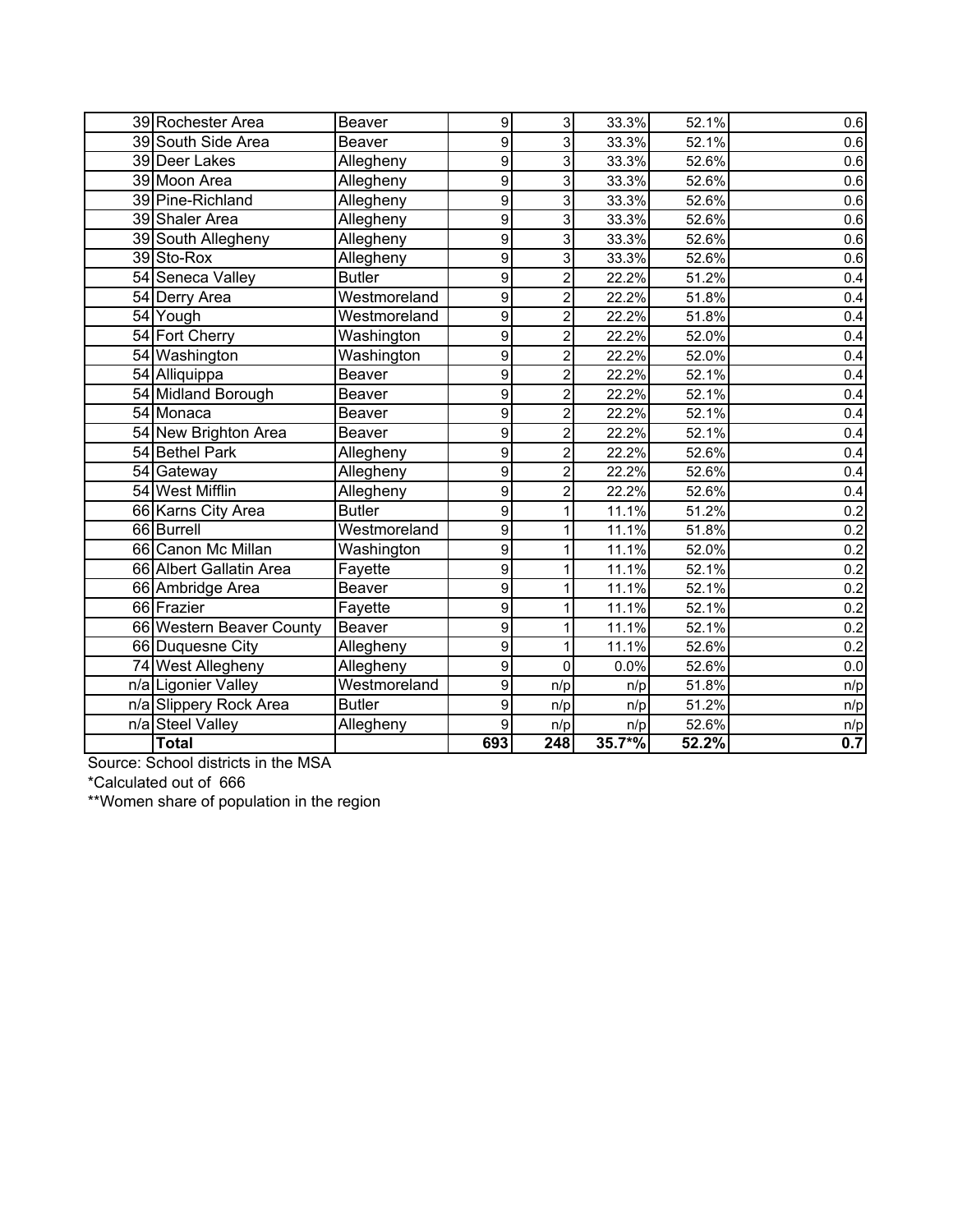| | | | | | | | |
|---|---|---|---|---|---|---|---|
| 39 | Rochester Area | Beaver | 9 | 3 | 33.3% | 52.1% | 0.6 |
| 39 | South Side Area | Beaver | 9 | 3 | 33.3% | 52.1% | 0.6 |
| 39 | Deer Lakes | Allegheny | 9 | 3 | 33.3% | 52.6% | 0.6 |
| 39 | Moon Area | Allegheny | 9 | 3 | 33.3% | 52.6% | 0.6 |
| 39 | Pine-Richland | Allegheny | 9 | 3 | 33.3% | 52.6% | 0.6 |
| 39 | Shaler Area | Allegheny | 9 | 3 | 33.3% | 52.6% | 0.6 |
| 39 | South Allegheny | Allegheny | 9 | 3 | 33.3% | 52.6% | 0.6 |
| 39 | Sto-Rox | Allegheny | 9 | 3 | 33.3% | 52.6% | 0.6 |
| 54 | Seneca Valley | Butler | 9 | 2 | 22.2% | 51.2% | 0.4 |
| 54 | Derry Area | Westmoreland | 9 | 2 | 22.2% | 51.8% | 0.4 |
| 54 | Yough | Westmoreland | 9 | 2 | 22.2% | 51.8% | 0.4 |
| 54 | Fort Cherry | Washington | 9 | 2 | 22.2% | 52.0% | 0.4 |
| 54 | Washington | Washington | 9 | 2 | 22.2% | 52.0% | 0.4 |
| 54 | Alliquippa | Beaver | 9 | 2 | 22.2% | 52.1% | 0.4 |
| 54 | Midland Borough | Beaver | 9 | 2 | 22.2% | 52.1% | 0.4 |
| 54 | Monaca | Beaver | 9 | 2 | 22.2% | 52.1% | 0.4 |
| 54 | New Brighton Area | Beaver | 9 | 2 | 22.2% | 52.1% | 0.4 |
| 54 | Bethel Park | Allegheny | 9 | 2 | 22.2% | 52.6% | 0.4 |
| 54 | Gateway | Allegheny | 9 | 2 | 22.2% | 52.6% | 0.4 |
| 54 | West Mifflin | Allegheny | 9 | 2 | 22.2% | 52.6% | 0.4 |
| 66 | Karns City Area | Butler | 9 | 1 | 11.1% | 51.2% | 0.2 |
| 66 | Burrell | Westmoreland | 9 | 1 | 11.1% | 51.8% | 0.2 |
| 66 | Canon Mc Millan | Washington | 9 | 1 | 11.1% | 52.0% | 0.2 |
| 66 | Albert Gallatin Area | Fayette | 9 | 1 | 11.1% | 52.1% | 0.2 |
| 66 | Ambridge Area | Beaver | 9 | 1 | 11.1% | 52.1% | 0.2 |
| 66 | Frazier | Fayette | 9 | 1 | 11.1% | 52.1% | 0.2 |
| 66 | Western Beaver County | Beaver | 9 | 1 | 11.1% | 52.1% | 0.2 |
| 66 | Duquesne City | Allegheny | 9 | 1 | 11.1% | 52.6% | 0.2 |
| 74 | West Allegheny | Allegheny | 9 | 0 | 0.0% | 52.6% | 0.0 |
| n/a | Ligonier Valley | Westmoreland | 9 | n/p | n/p | 51.8% | n/p |
| n/a | Slippery Rock Area | Butler | 9 | n/p | n/p | 51.2% | n/p |
| n/a | Steel Valley | Allegheny | 9 | n/p | n/p | 52.6% | n/p |
| | **Total** | | **693** | **248** | **35.7*%** | **52.2%** | **0.7** |

Source: School districts in the MSA

*Calculated out of 666

**Women share of population in the region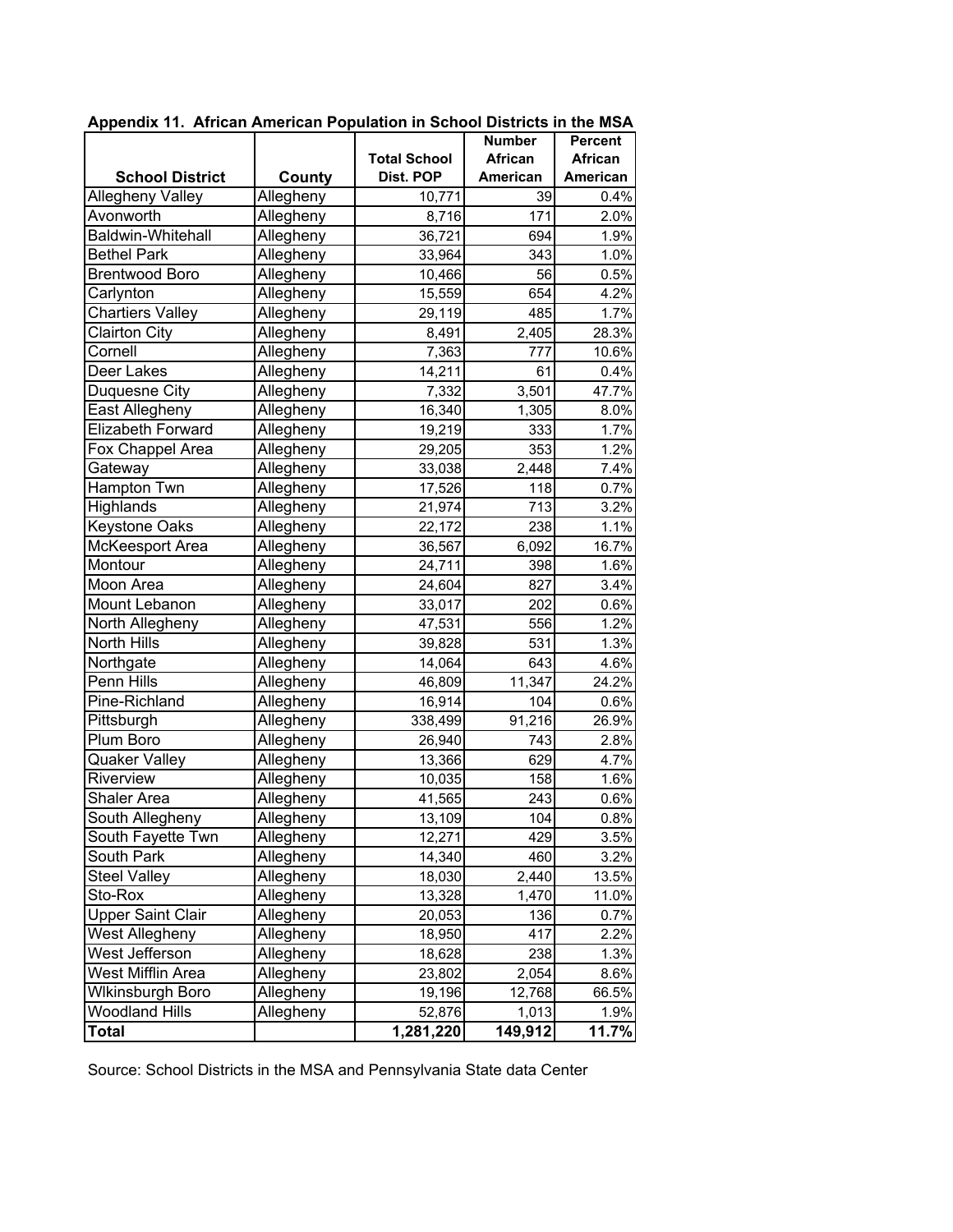**Appendix 11. African American Population in School Districts in the MSA**

| School District | County | Total School Dist. POP | Number African American | Percent African American |
|---|---|---|---|---|
| Allegheny Valley | Allegheny | 10,771 | 39 | 0.4% |
| Avonworth | Allegheny | 8,716 | 171 | 2.0% |
| Baldwin-Whitehall | Allegheny | 36,721 | 694 | 1.9% |
| Bethel Park | Allegheny | 33,964 | 343 | 1.0% |
| Brentwood Boro | Allegheny | 10,466 | 56 | 0.5% |
| Carlynton | Allegheny | 15,559 | 654 | 4.2% |
| Chartiers Valley | Allegheny | 29,119 | 485 | 1.7% |
| Clairton City | Allegheny | 8,491 | 2,405 | 28.3% |
| Cornell | Allegheny | 7,363 | 777 | 10.6% |
| Deer Lakes | Allegheny | 14,211 | 61 | 0.4% |
| Duquesne City | Allegheny | 7,332 | 3,501 | 47.7% |
| East Allegheny | Allegheny | 16,340 | 1,305 | 8.0% |
| Elizabeth Forward | Allegheny | 19,219 | 333 | 1.7% |
| Fox Chappel Area | Allegheny | 29,205 | 353 | 1.2% |
| Gateway | Allegheny | 33,038 | 2,448 | 7.4% |
| Hampton Twn | Allegheny | 17,526 | 118 | 0.7% |
| Highlands | Allegheny | 21,974 | 713 | 3.2% |
| Keystone Oaks | Allegheny | 22,172 | 238 | 1.1% |
| McKeesport Area | Allegheny | 36,567 | 6,092 | 16.7% |
| Montour | Allegheny | 24,711 | 398 | 1.6% |
| Moon Area | Allegheny | 24,604 | 827 | 3.4% |
| Mount Lebanon | Allegheny | 33,017 | 202 | 0.6% |
| North Allegheny | Allegheny | 47,531 | 556 | 1.2% |
| North Hills | Allegheny | 39,828 | 531 | 1.3% |
| Northgate | Allegheny | 14,064 | 643 | 4.6% |
| Penn Hills | Allegheny | 46,809 | 11,347 | 24.2% |
| Pine-Richland | Allegheny | 16,914 | 104 | 0.6% |
| Pittsburgh | Allegheny | 338,499 | 91,216 | 26.9% |
| Plum Boro | Allegheny | 26,940 | 743 | 2.8% |
| Quaker Valley | Allegheny | 13,366 | 629 | 4.7% |
| Riverview | Allegheny | 10,035 | 158 | 1.6% |
| Shaler Area | Allegheny | 41,565 | 243 | 0.6% |
| South Allegheny | Allegheny | 13,109 | 104 | 0.8% |
| South Fayette Twn | Allegheny | 12,271 | 429 | 3.5% |
| South Park | Allegheny | 14,340 | 460 | 3.2% |
| Steel Valley | Allegheny | 18,030 | 2,440 | 13.5% |
| Sto-Rox | Allegheny | 13,328 | 1,470 | 11.0% |
| Upper Saint Clair | Allegheny | 20,053 | 136 | 0.7% |
| West Allegheny | Allegheny | 18,950 | 417 | 2.2% |
| West Jefferson | Allegheny | 18,628 | 238 | 1.3% |
| West Mifflin Area | Allegheny | 23,802 | 2,054 | 8.6% |
| Wlkinsburgh Boro | Allegheny | 19,196 | 12,768 | 66.5% |
| Woodland Hills | Allegheny | 52,876 | 1,013 | 1.9% |
| **Total** | | **1,281,220** | **149,912** | **11.7%** |

Source: School Districts in the MSA and Pennsylvania State data Center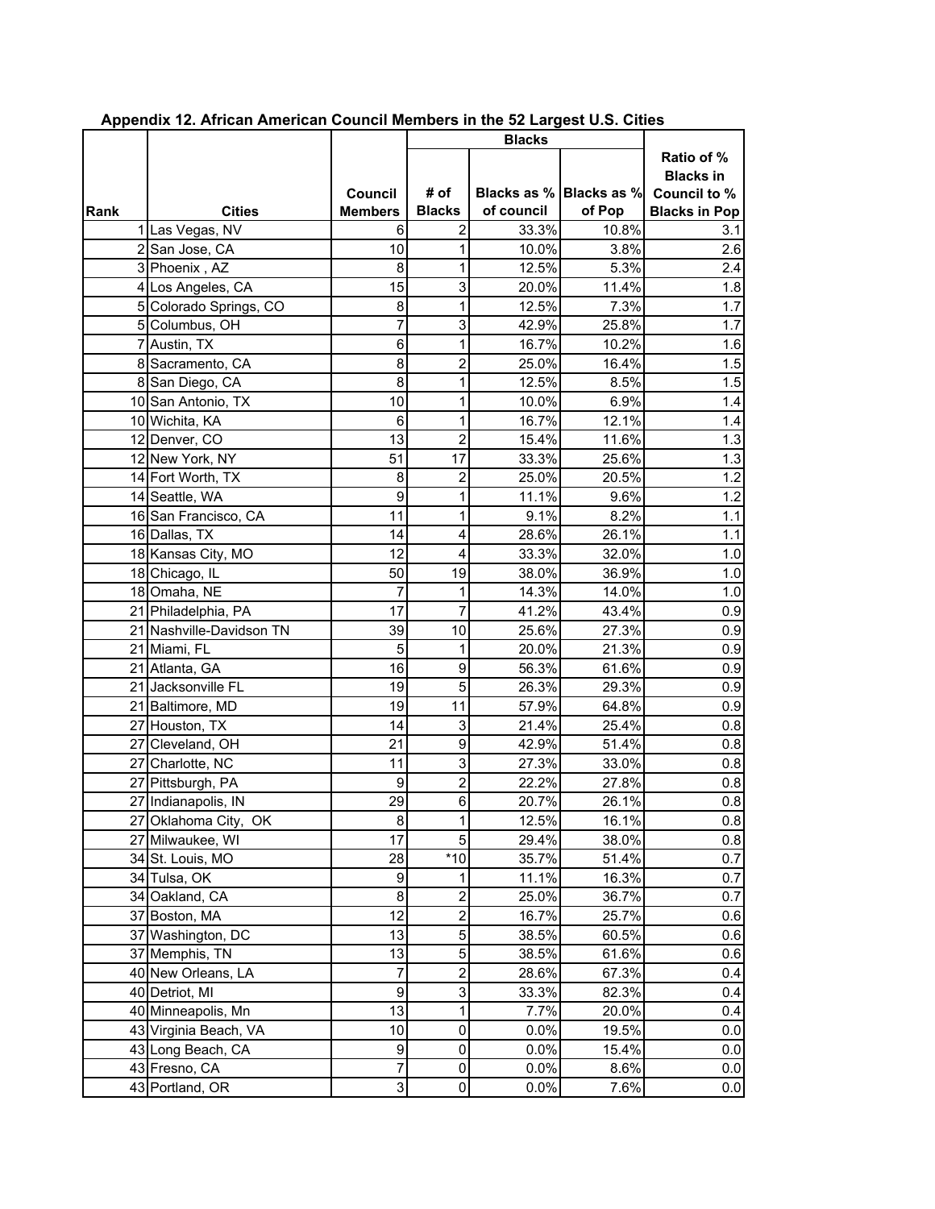**Appendix 12. African American Council Members in the 52 Largest U.S. Cities**

| Rank | Cities | Council Members | Blacks | | | Ratio of % Blacks in Council to % Blacks in Pop |
|---|---|---|---|---|---|---|
| | | | # of Blacks | Blacks as % of council | Blacks as % of Pop | |
| 1 | Las Vegas, NV | 6 | 2 | 33.3% | 10.8% | 3.1 |
| 2 | San Jose, CA | 10 | 1 | 10.0% | 3.8% | 2.6 |
| 3 | Phoenix , AZ | 8 | 1 | 12.5% | 5.3% | 2.4 |
| 4 | Los Angeles, CA | 15 | 3 | 20.0% | 11.4% | 1.8 |
| 5 | Colorado Springs, CO | 8 | 1 | 12.5% | 7.3% | 1.7 |
| 5 | Columbus, OH | 7 | 3 | 42.9% | 25.8% | 1.7 |
| 7 | Austin, TX | 6 | 1 | 16.7% | 10.2% | 1.6 |
| 8 | Sacramento, CA | 8 | 2 | 25.0% | 16.4% | 1.5 |
| 8 | San Diego, CA | 8 | 1 | 12.5% | 8.5% | 1.5 |
| 10 | San Antonio, TX | 10 | 1 | 10.0% | 6.9% | 1.4 |
| 10 | Wichita, KA | 6 | 1 | 16.7% | 12.1% | 1.4 |
| 12 | Denver, CO | 13 | 2 | 15.4% | 11.6% | 1.3 |
| 12 | New York, NY | 51 | 17 | 33.3% | 25.6% | 1.3 |
| 14 | Fort Worth, TX | 8 | 2 | 25.0% | 20.5% | 1.2 |
| 14 | Seattle, WA | 9 | 1 | 11.1% | 9.6% | 1.2 |
| 16 | San Francisco, CA | 11 | 1 | 9.1% | 8.2% | 1.1 |
| 16 | Dallas, TX | 14 | 4 | 28.6% | 26.1% | 1.1 |
| 18 | Kansas City, MO | 12 | 4 | 33.3% | 32.0% | 1.0 |
| 18 | Chicago, IL | 50 | 19 | 38.0% | 36.9% | 1.0 |
| 18 | Omaha, NE | 7 | 1 | 14.3% | 14.0% | 1.0 |
| 21 | Philadelphia, PA | 17 | 7 | 41.2% | 43.4% | 0.9 |
| 21 | Nashville-Davidson TN | 39 | 10 | 25.6% | 27.3% | 0.9 |
| 21 | Miami, FL | 5 | 1 | 20.0% | 21.3% | 0.9 |
| 21 | Atlanta, GA | 16 | 9 | 56.3% | 61.6% | 0.9 |
| 21 | Jacksonville FL | 19 | 5 | 26.3% | 29.3% | 0.9 |
| 21 | Baltimore, MD | 19 | 11 | 57.9% | 64.8% | 0.9 |
| 27 | Houston, TX | 14 | 3 | 21.4% | 25.4% | 0.8 |
| 27 | Cleveland, OH | 21 | 9 | 42.9% | 51.4% | 0.8 |
| 27 | Charlotte, NC | 11 | 3 | 27.3% | 33.0% | 0.8 |
| 27 | Pittsburgh, PA | 9 | 2 | 22.2% | 27.8% | 0.8 |
| 27 | Indianapolis, IN | 29 | 6 | 20.7% | 26.1% | 0.8 |
| 27 | Oklahoma City, OK | 8 | 1 | 12.5% | 16.1% | 0.8 |
| 27 | Milwaukee, WI | 17 | 5 | 29.4% | 38.0% | 0.8 |
| 34 | St. Louis, MO | 28 | *10 | 35.7% | 51.4% | 0.7 |
| 34 | Tulsa, OK | 9 | 1 | 11.1% | 16.3% | 0.7 |
| 34 | Oakland, CA | 8 | 2 | 25.0% | 36.7% | 0.7 |
| 37 | Boston, MA | 12 | 2 | 16.7% | 25.7% | 0.6 |
| 37 | Washington, DC | 13 | 5 | 38.5% | 60.5% | 0.6 |
| 37 | Memphis, TN | 13 | 5 | 38.5% | 61.6% | 0.6 |
| 40 | New Orleans, LA | 7 | 2 | 28.6% | 67.3% | 0.4 |
| 40 | Detriot, MI | 9 | 3 | 33.3% | 82.3% | 0.4 |
| 40 | Minneapolis, Mn | 13 | 1 | 7.7% | 20.0% | 0.4 |
| 43 | Virginia Beach, VA | 10 | 0 | 0.0% | 19.5% | 0.0 |
| 43 | Long Beach, CA | 9 | 0 | 0.0% | 15.4% | 0.0 |
| 43 | Fresno, CA | 7 | 0 | 0.0% | 8.6% | 0.0 |
| 43 | Portland, OR | 3 | 0 | 0.0% | 7.6% | 0.0 |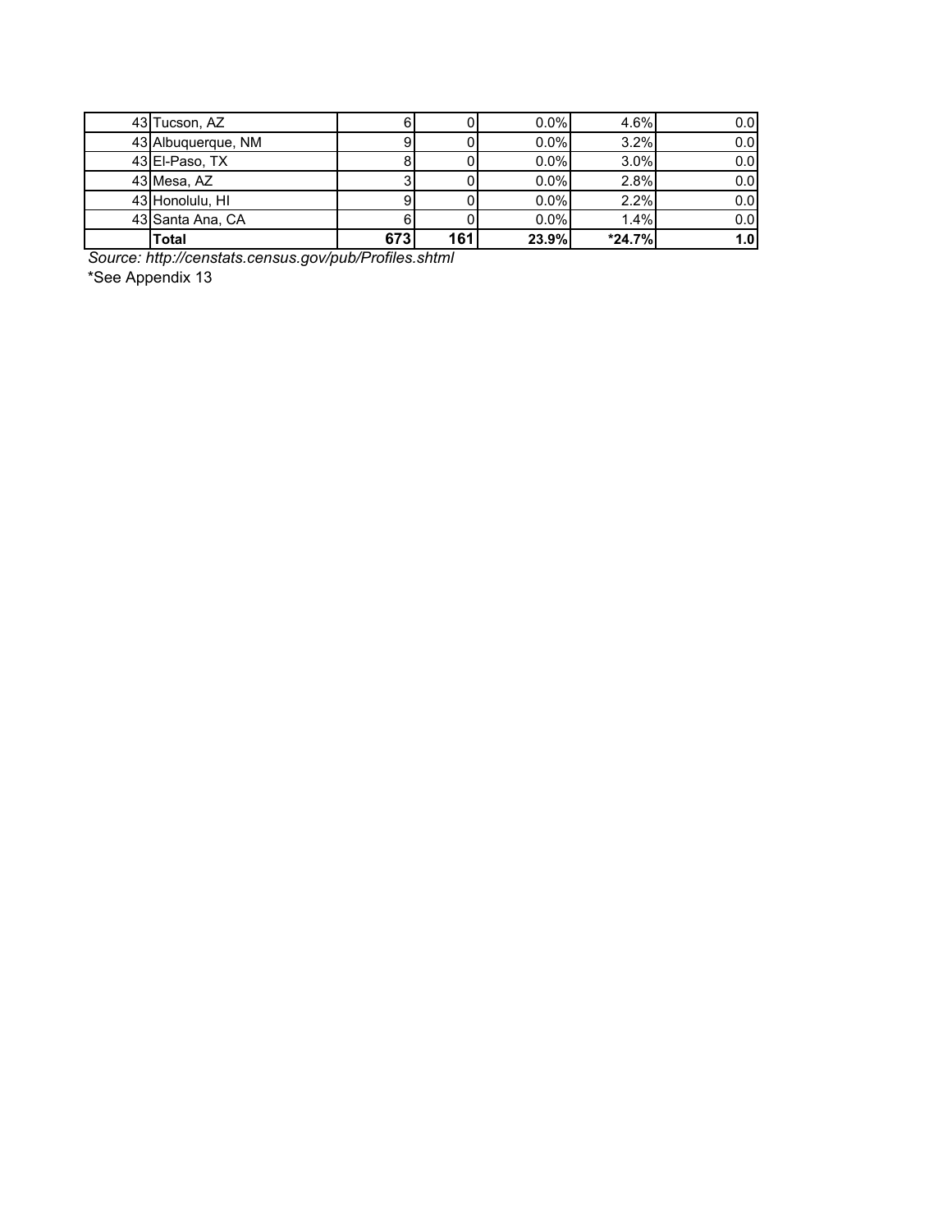| | | | | | |
|---|---|---|---|---|---|
| 43 | Tucson, AZ | 6 | 0 | 0.0% | 4.6% | 0.0 |
| 43 | Albuquerque, NM | 9 | 0 | 0.0% | 3.2% | 0.0 |
| 43 | El-Paso, TX | 8 | 0 | 0.0% | 3.0% | 0.0 |
| 43 | Mesa, AZ | 3 | 0 | 0.0% | 2.8% | 0.0 |
| 43 | Honolulu, HI | 9 | 0 | 0.0% | 2.2% | 0.0 |
| 43 | Santa Ana, CA | 6 | 0 | 0.0% | 1.4% | 0.0 |
| | **Total** | **673** | **161** | **23.9%** | ***24.7%** | **1.0** |

*Source: http://censtats.census.gov/pub/Profiles.shtml*

*See Appendix 13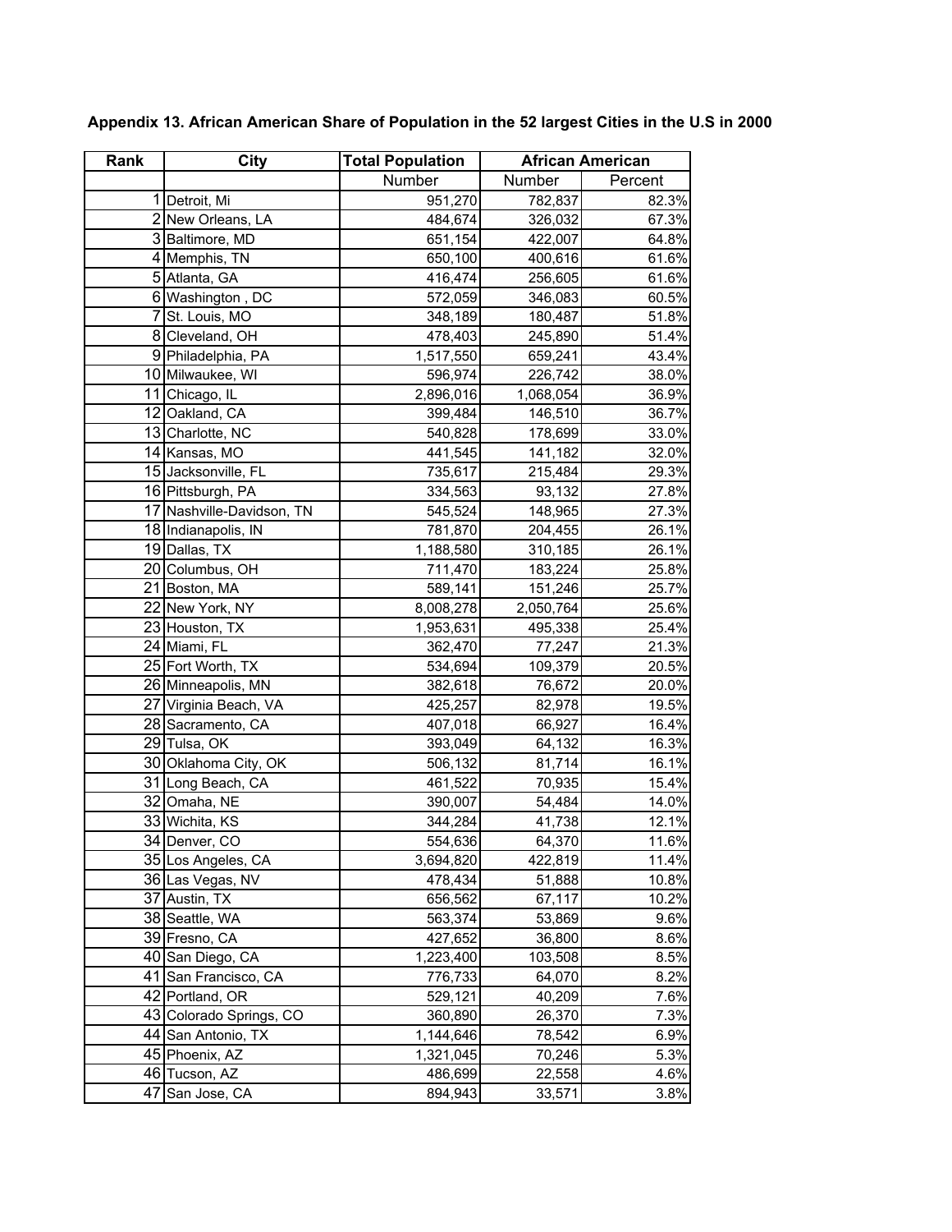**Appendix 13. African American Share of Population in the 52 largest Cities in the U.S in 2000**

| Rank | City | Total Population | African American | |
|---|---|---|---|---|
| | | Number | Number | Percent |
| 1 | Detroit, Mi | 951,270 | 782,837 | 82.3% |
| 2 | New Orleans, LA | 484,674 | 326,032 | 67.3% |
| 3 | Baltimore, MD | 651,154 | 422,007 | 64.8% |
| 4 | Memphis, TN | 650,100 | 400,616 | 61.6% |
| 5 | Atlanta, GA | 416,474 | 256,605 | 61.6% |
| 6 | Washington , DC | 572,059 | 346,083 | 60.5% |
| 7 | St. Louis, MO | 348,189 | 180,487 | 51.8% |
| 8 | Cleveland, OH | 478,403 | 245,890 | 51.4% |
| 9 | Philadelphia, PA | 1,517,550 | 659,241 | 43.4% |
| 10 | Milwaukee, WI | 596,974 | 226,742 | 38.0% |
| 11 | Chicago, IL | 2,896,016 | 1,068,054 | 36.9% |
| 12 | Oakland, CA | 399,484 | 146,510 | 36.7% |
| 13 | Charlotte, NC | 540,828 | 178,699 | 33.0% |
| 14 | Kansas, MO | 441,545 | 141,182 | 32.0% |
| 15 | Jacksonville, FL | 735,617 | 215,484 | 29.3% |
| 16 | Pittsburgh, PA | 334,563 | 93,132 | 27.8% |
| 17 | Nashville-Davidson, TN | 545,524 | 148,965 | 27.3% |
| 18 | Indianapolis, IN | 781,870 | 204,455 | 26.1% |
| 19 | Dallas, TX | 1,188,580 | 310,185 | 26.1% |
| 20 | Columbus, OH | 711,470 | 183,224 | 25.8% |
| 21 | Boston, MA | 589,141 | 151,246 | 25.7% |
| 22 | New York, NY | 8,008,278 | 2,050,764 | 25.6% |
| 23 | Houston, TX | 1,953,631 | 495,338 | 25.4% |
| 24 | Miami, FL | 362,470 | 77,247 | 21.3% |
| 25 | Fort Worth, TX | 534,694 | 109,379 | 20.5% |
| 26 | Minneapolis, MN | 382,618 | 76,672 | 20.0% |
| 27 | Virginia Beach, VA | 425,257 | 82,978 | 19.5% |
| 28 | Sacramento, CA | 407,018 | 66,927 | 16.4% |
| 29 | Tulsa, OK | 393,049 | 64,132 | 16.3% |
| 30 | Oklahoma City, OK | 506,132 | 81,714 | 16.1% |
| 31 | Long Beach, CA | 461,522 | 70,935 | 15.4% |
| 32 | Omaha, NE | 390,007 | 54,484 | 14.0% |
| 33 | Wichita, KS | 344,284 | 41,738 | 12.1% |
| 34 | Denver, CO | 554,636 | 64,370 | 11.6% |
| 35 | Los Angeles, CA | 3,694,820 | 422,819 | 11.4% |
| 36 | Las Vegas, NV | 478,434 | 51,888 | 10.8% |
| 37 | Austin, TX | 656,562 | 67,117 | 10.2% |
| 38 | Seattle, WA | 563,374 | 53,869 | 9.6% |
| 39 | Fresno, CA | 427,652 | 36,800 | 8.6% |
| 40 | San Diego, CA | 1,223,400 | 103,508 | 8.5% |
| 41 | San Francisco, CA | 776,733 | 64,070 | 8.2% |
| 42 | Portland, OR | 529,121 | 40,209 | 7.6% |
| 43 | Colorado Springs, CO | 360,890 | 26,370 | 7.3% |
| 44 | San Antonio, TX | 1,144,646 | 78,542 | 6.9% |
| 45 | Phoenix, AZ | 1,321,045 | 70,246 | 5.3% |
| 46 | Tucson, AZ | 486,699 | 22,558 | 4.6% |
| 47 | San Jose, CA | 894,943 | 33,571 | 3.8% |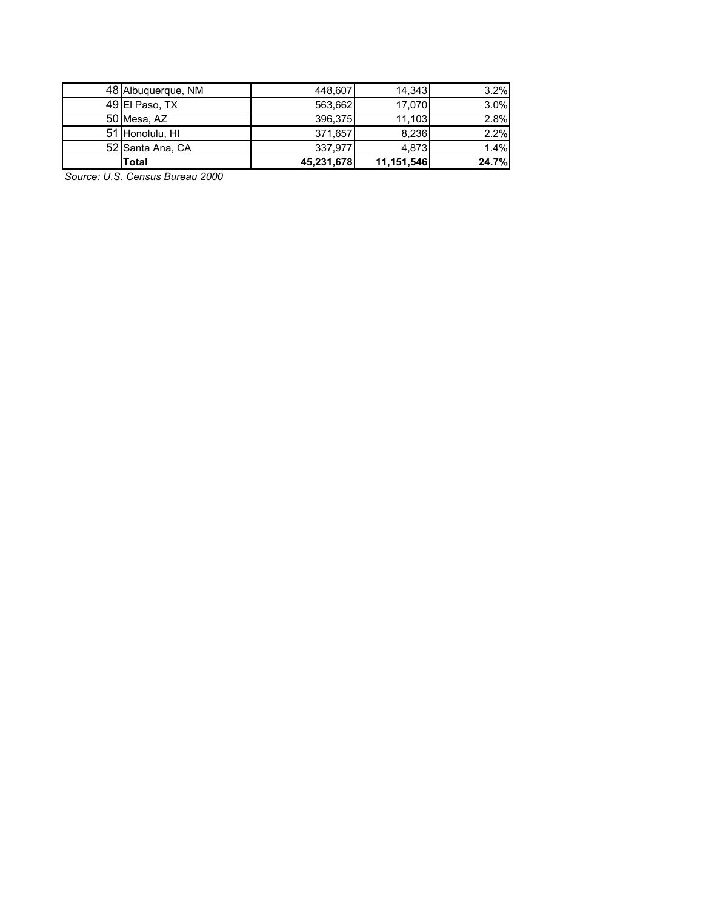| | | | | |
|---|---|---|---|---|
| 48 | Albuquerque, NM | 448,607 | 14,343 | 3.2% |
| 49 | El Paso, TX | 563,662 | 17,070 | 3.0% |
| 50 | Mesa, AZ | 396,375 | 11,103 | 2.8% |
| 51 | Honolulu, HI | 371,657 | 8,236 | 2.2% |
| 52 | Santa Ana, CA | 337,977 | 4,873 | 1.4% |
| | **Total** | **45,231,678** | **11,151,546** | **24.7%** |

*Source: U.S. Census Bureau 2000*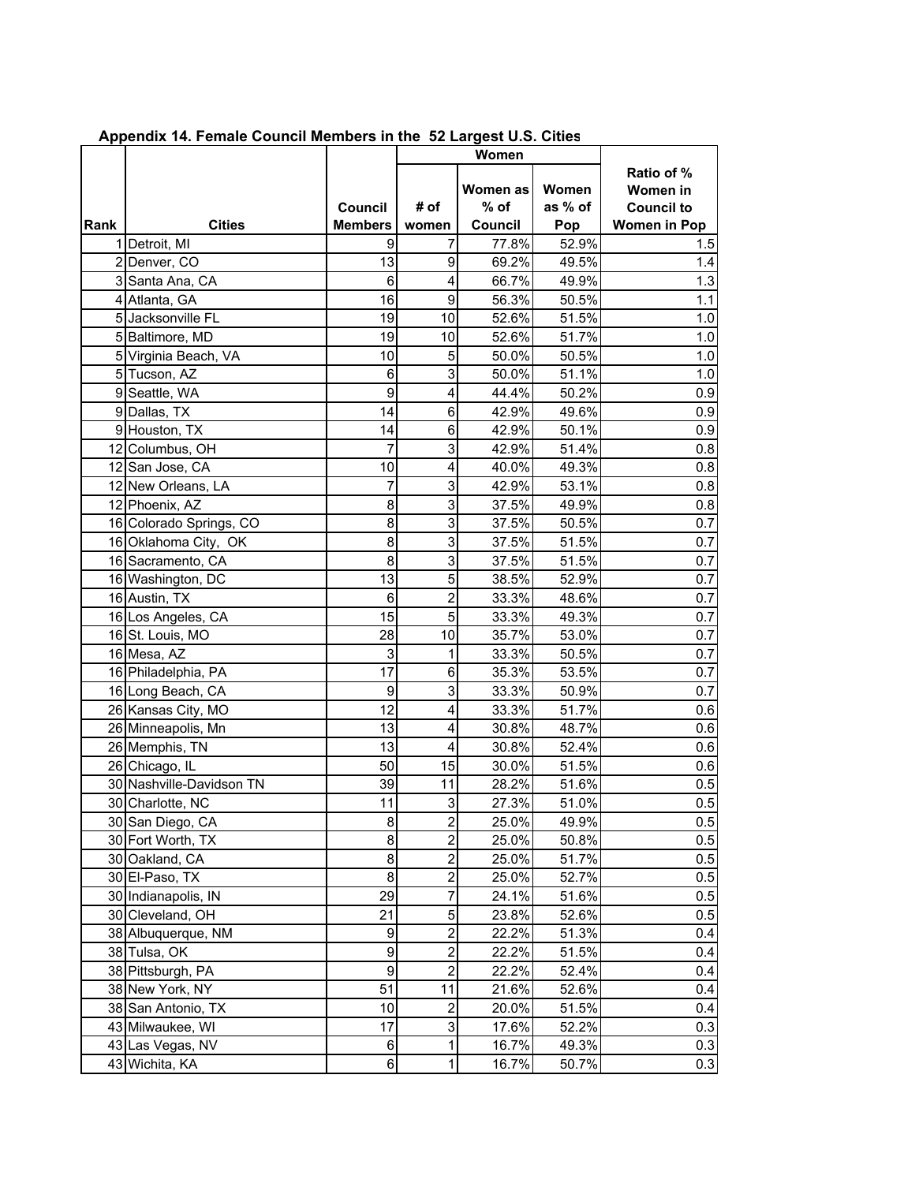**Appendix 14. Female Council Members in the 52 Largest U.S. Cities**

| Rank | Cities | Council Members | Women | | | Ratio of % Women in Council to Women in Pop |
|---|---|---|---|---|---|---|
| | | | # of women | Women as % of Council | Women as % of Pop | |
| 1 | Detroit, MI | 9 | 7 | 77.8% | 52.9% | 1.5 |
| 2 | Denver, CO | 13 | 9 | 69.2% | 49.5% | 1.4 |
| 3 | Santa Ana, CA | 6 | 4 | 66.7% | 49.9% | 1.3 |
| 4 | Atlanta, GA | 16 | 9 | 56.3% | 50.5% | 1.1 |
| 5 | Jacksonville FL | 19 | 10 | 52.6% | 51.5% | 1.0 |
| 5 | Baltimore, MD | 19 | 10 | 52.6% | 51.7% | 1.0 |
| 5 | Virginia Beach, VA | 10 | 5 | 50.0% | 50.5% | 1.0 |
| 5 | Tucson, AZ | 6 | 3 | 50.0% | 51.1% | 1.0 |
| 9 | Seattle, WA | 9 | 4 | 44.4% | 50.2% | 0.9 |
| 9 | Dallas, TX | 14 | 6 | 42.9% | 49.6% | 0.9 |
| 9 | Houston, TX | 14 | 6 | 42.9% | 50.1% | 0.9 |
| 12 | Columbus, OH | 7 | 3 | 42.9% | 51.4% | 0.8 |
| 12 | San Jose, CA | 10 | 4 | 40.0% | 49.3% | 0.8 |
| 12 | New Orleans, LA | 7 | 3 | 42.9% | 53.1% | 0.8 |
| 12 | Phoenix, AZ | 8 | 3 | 37.5% | 49.9% | 0.8 |
| 16 | Colorado Springs, CO | 8 | 3 | 37.5% | 50.5% | 0.7 |
| 16 | Oklahoma City, OK | 8 | 3 | 37.5% | 51.5% | 0.7 |
| 16 | Sacramento, CA | 8 | 3 | 37.5% | 51.5% | 0.7 |
| 16 | Washington, DC | 13 | 5 | 38.5% | 52.9% | 0.7 |
| 16 | Austin, TX | 6 | 2 | 33.3% | 48.6% | 0.7 |
| 16 | Los Angeles, CA | 15 | 5 | 33.3% | 49.3% | 0.7 |
| 16 | St. Louis, MO | 28 | 10 | 35.7% | 53.0% | 0.7 |
| 16 | Mesa, AZ | 3 | 1 | 33.3% | 50.5% | 0.7 |
| 16 | Philadelphia, PA | 17 | 6 | 35.3% | 53.5% | 0.7 |
| 16 | Long Beach, CA | 9 | 3 | 33.3% | 50.9% | 0.7 |
| 26 | Kansas City, MO | 12 | 4 | 33.3% | 51.7% | 0.6 |
| 26 | Minneapolis, Mn | 13 | 4 | 30.8% | 48.7% | 0.6 |
| 26 | Memphis, TN | 13 | 4 | 30.8% | 52.4% | 0.6 |
| 26 | Chicago, IL | 50 | 15 | 30.0% | 51.5% | 0.6 |
| 30 | Nashville-Davidson TN | 39 | 11 | 28.2% | 51.6% | 0.5 |
| 30 | Charlotte, NC | 11 | 3 | 27.3% | 51.0% | 0.5 |
| 30 | San Diego, CA | 8 | 2 | 25.0% | 49.9% | 0.5 |
| 30 | Fort Worth, TX | 8 | 2 | 25.0% | 50.8% | 0.5 |
| 30 | Oakland, CA | 8 | 2 | 25.0% | 51.7% | 0.5 |
| 30 | El-Paso, TX | 8 | 2 | 25.0% | 52.7% | 0.5 |
| 30 | Indianapolis, IN | 29 | 7 | 24.1% | 51.6% | 0.5 |
| 30 | Cleveland, OH | 21 | 5 | 23.8% | 52.6% | 0.5 |
| 38 | Albuquerque, NM | 9 | 2 | 22.2% | 51.3% | 0.4 |
| 38 | Tulsa, OK | 9 | 2 | 22.2% | 51.5% | 0.4 |
| 38 | Pittsburgh, PA | 9 | 2 | 22.2% | 52.4% | 0.4 |
| 38 | New York, NY | 51 | 11 | 21.6% | 52.6% | 0.4 |
| 38 | San Antonio, TX | 10 | 2 | 20.0% | 51.5% | 0.4 |
| 43 | Milwaukee, WI | 17 | 3 | 17.6% | 52.2% | 0.3 |
| 43 | Las Vegas, NV | 6 | 1 | 16.7% | 49.3% | 0.3 |
| 43 | Wichita, KA | 6 | 1 | 16.7% | 50.7% | 0.3 |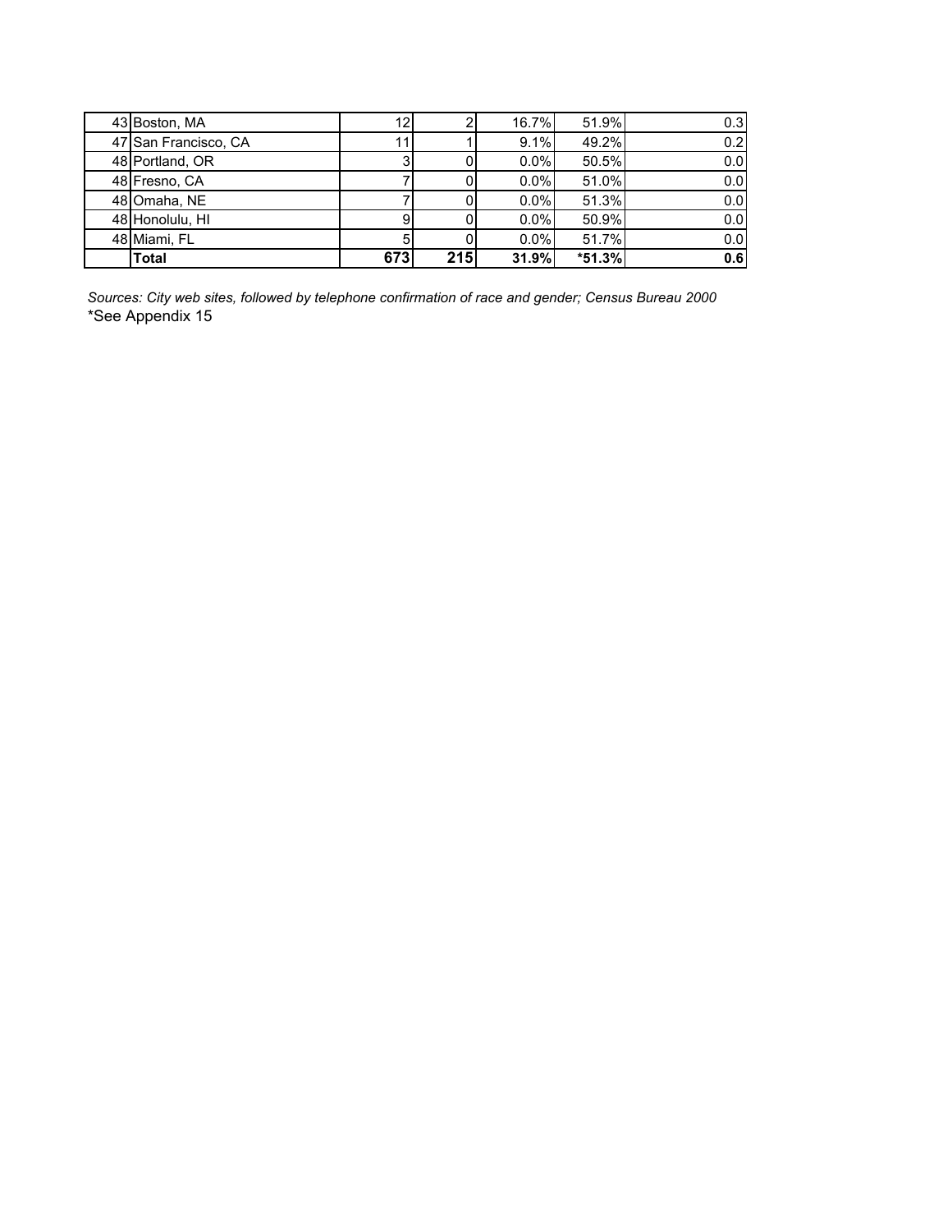| | | | | | | |
|---|---|---|---|---|---|---|
| 43 | Boston, MA | 12 | 2 | 16.7% | 51.9% | 0.3 |
| 47 | San Francisco, CA | 11 | 1 | 9.1% | 49.2% | 0.2 |
| 48 | Portland, OR | 3 | 0 | 0.0% | 50.5% | 0.0 |
| 48 | Fresno, CA | 7 | 0 | 0.0% | 51.0% | 0.0 |
| 48 | Omaha, NE | 7 | 0 | 0.0% | 51.3% | 0.0 |
| 48 | Honolulu, HI | 9 | 0 | 0.0% | 50.9% | 0.0 |
| 48 | Miami, FL | 5 | 0 | 0.0% | 51.7% | 0.0 |
| | **Total** | **673** | **215** | **31.9%** | ***51.3%** | **0.6** |

*Sources: City web sites, followed by telephone confirmation of race and gender; Census Bureau 2000*

*See Appendix 15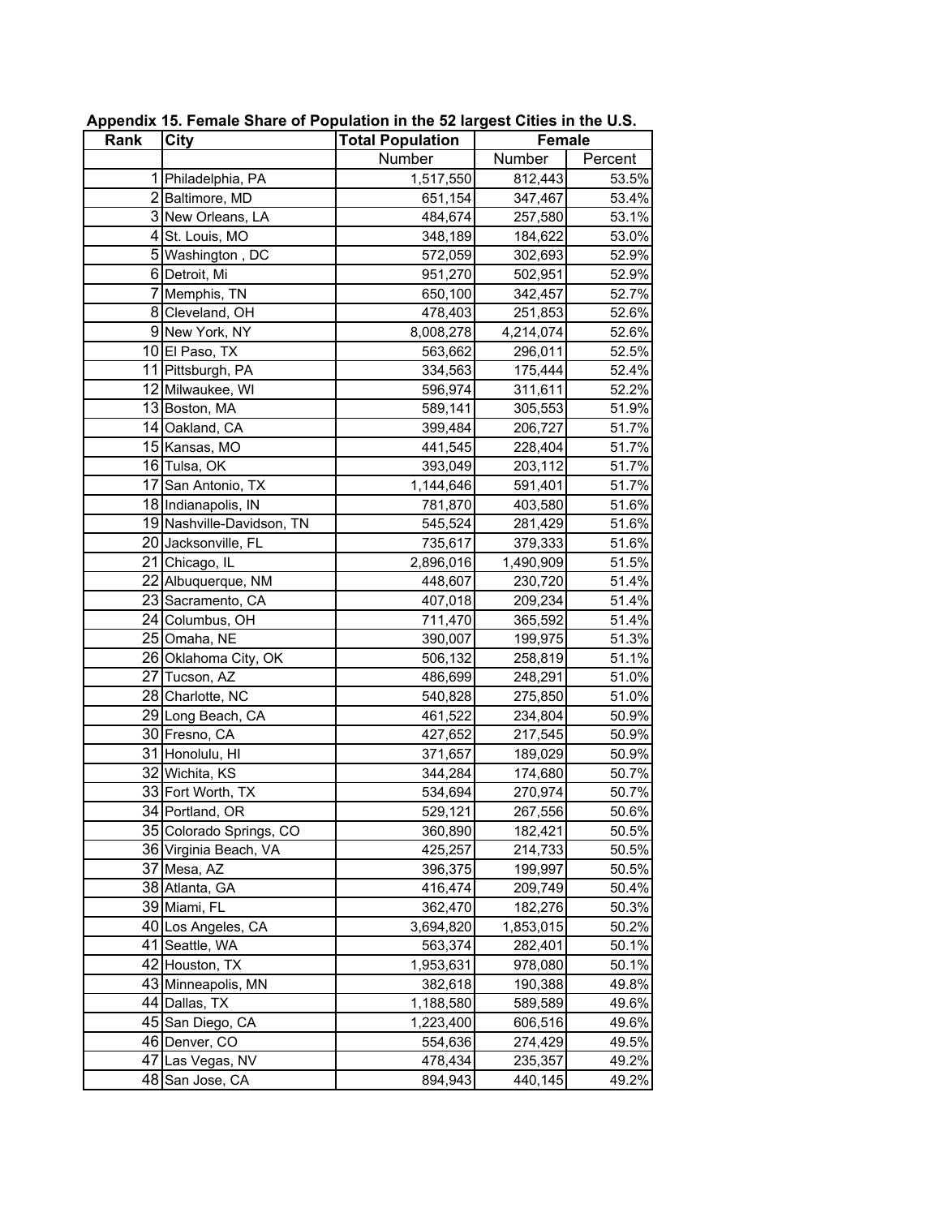**Appendix 15. Female Share of Population in the 52 largest Cities in the U.S.**

| Rank | City | Total Population | Female | |
|---|---|---|---|---|
| | | Number | Number | Percent |
| 1 | Philadelphia, PA | 1,517,550 | 812,443 | 53.5% |
| 2 | Baltimore, MD | 651,154 | 347,467 | 53.4% |
| 3 | New Orleans, LA | 484,674 | 257,580 | 53.1% |
| 4 | St. Louis, MO | 348,189 | 184,622 | 53.0% |
| 5 | Washington , DC | 572,059 | 302,693 | 52.9% |
| 6 | Detroit, Mi | 951,270 | 502,951 | 52.9% |
| 7 | Memphis, TN | 650,100 | 342,457 | 52.7% |
| 8 | Cleveland, OH | 478,403 | 251,853 | 52.6% |
| 9 | New York, NY | 8,008,278 | 4,214,074 | 52.6% |
| 10 | El Paso, TX | 563,662 | 296,011 | 52.5% |
| 11 | Pittsburgh, PA | 334,563 | 175,444 | 52.4% |
| 12 | Milwaukee, WI | 596,974 | 311,611 | 52.2% |
| 13 | Boston, MA | 589,141 | 305,553 | 51.9% |
| 14 | Oakland, CA | 399,484 | 206,727 | 51.7% |
| 15 | Kansas, MO | 441,545 | 228,404 | 51.7% |
| 16 | Tulsa, OK | 393,049 | 203,112 | 51.7% |
| 17 | San Antonio, TX | 1,144,646 | 591,401 | 51.7% |
| 18 | Indianapolis, IN | 781,870 | 403,580 | 51.6% |
| 19 | Nashville-Davidson, TN | 545,524 | 281,429 | 51.6% |
| 20 | Jacksonville, FL | 735,617 | 379,333 | 51.6% |
| 21 | Chicago, IL | 2,896,016 | 1,490,909 | 51.5% |
| 22 | Albuquerque, NM | 448,607 | 230,720 | 51.4% |
| 23 | Sacramento, CA | 407,018 | 209,234 | 51.4% |
| 24 | Columbus, OH | 711,470 | 365,592 | 51.4% |
| 25 | Omaha, NE | 390,007 | 199,975 | 51.3% |
| 26 | Oklahoma City, OK | 506,132 | 258,819 | 51.1% |
| 27 | Tucson, AZ | 486,699 | 248,291 | 51.0% |
| 28 | Charlotte, NC | 540,828 | 275,850 | 51.0% |
| 29 | Long Beach, CA | 461,522 | 234,804 | 50.9% |
| 30 | Fresno, CA | 427,652 | 217,545 | 50.9% |
| 31 | Honolulu, HI | 371,657 | 189,029 | 50.9% |
| 32 | Wichita, KS | 344,284 | 174,680 | 50.7% |
| 33 | Fort Worth, TX | 534,694 | 270,974 | 50.7% |
| 34 | Portland, OR | 529,121 | 267,556 | 50.6% |
| 35 | Colorado Springs, CO | 360,890 | 182,421 | 50.5% |
| 36 | Virginia Beach, VA | 425,257 | 214,733 | 50.5% |
| 37 | Mesa, AZ | 396,375 | 199,997 | 50.5% |
| 38 | Atlanta, GA | 416,474 | 209,749 | 50.4% |
| 39 | Miami, FL | 362,470 | 182,276 | 50.3% |
| 40 | Los Angeles, CA | 3,694,820 | 1,853,015 | 50.2% |
| 41 | Seattle, WA | 563,374 | 282,401 | 50.1% |
| 42 | Houston, TX | 1,953,631 | 978,080 | 50.1% |
| 43 | Minneapolis, MN | 382,618 | 190,388 | 49.8% |
| 44 | Dallas, TX | 1,188,580 | 589,589 | 49.6% |
| 45 | San Diego, CA | 1,223,400 | 606,516 | 49.6% |
| 46 | Denver, CO | 554,636 | 274,429 | 49.5% |
| 47 | Las Vegas, NV | 478,434 | 235,357 | 49.2% |
| 48 | San Jose, CA | 894,943 | 440,145 | 49.2% |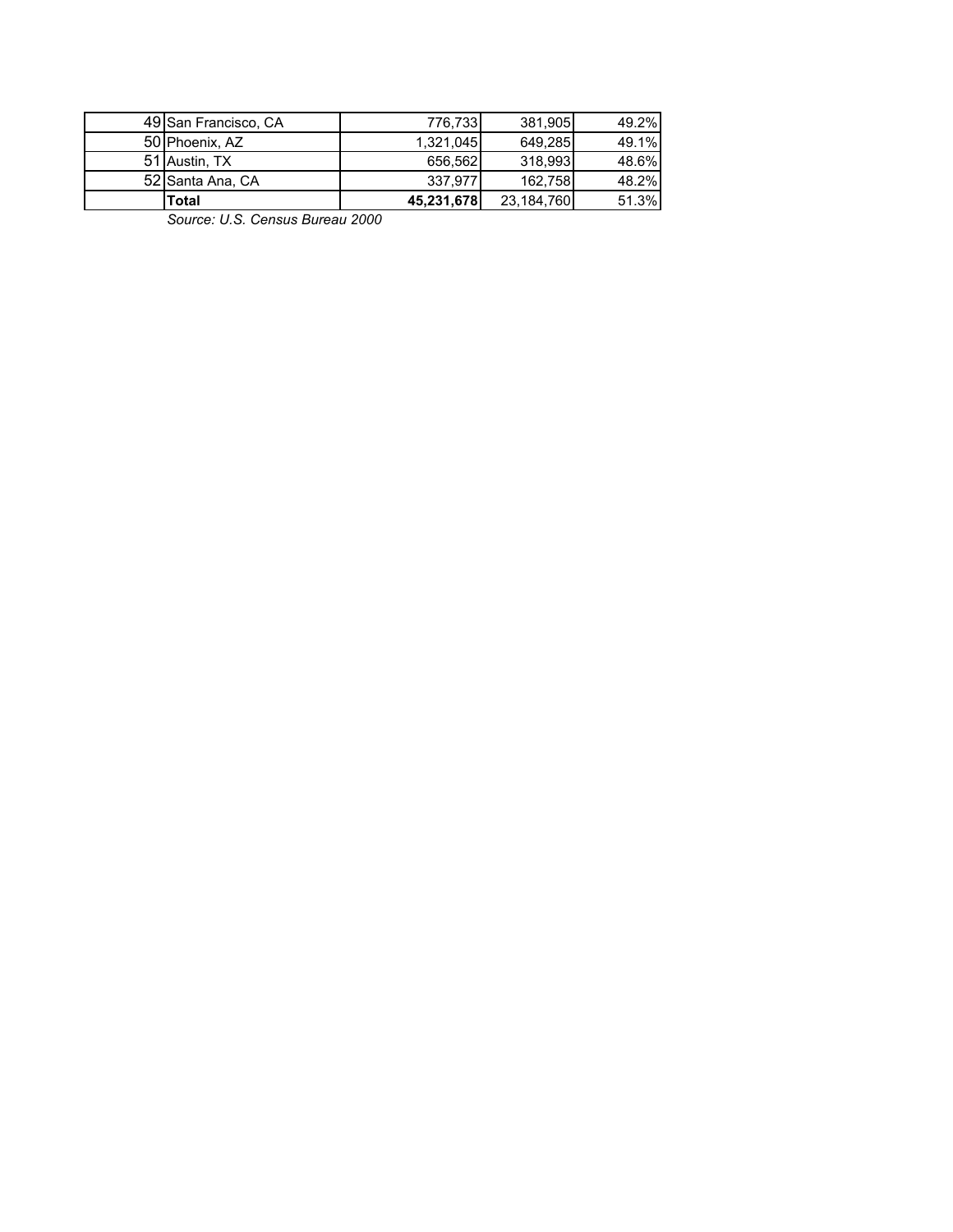| | | | | |
|---|---|---|---|---|
| 49 | San Francisco, CA | 776,733 | 381,905 | 49.2% |
| 50 | Phoenix, AZ | 1,321,045 | 649,285 | 49.1% |
| 51 | Austin, TX | 656,562 | 318,993 | 48.6% |
| 52 | Santa Ana, CA | 337,977 | 162,758 | 48.2% |
| | **Total** | **45,231,678** | 23,184,760 | 51.3% |

*Source: U.S. Census Bureau 2000*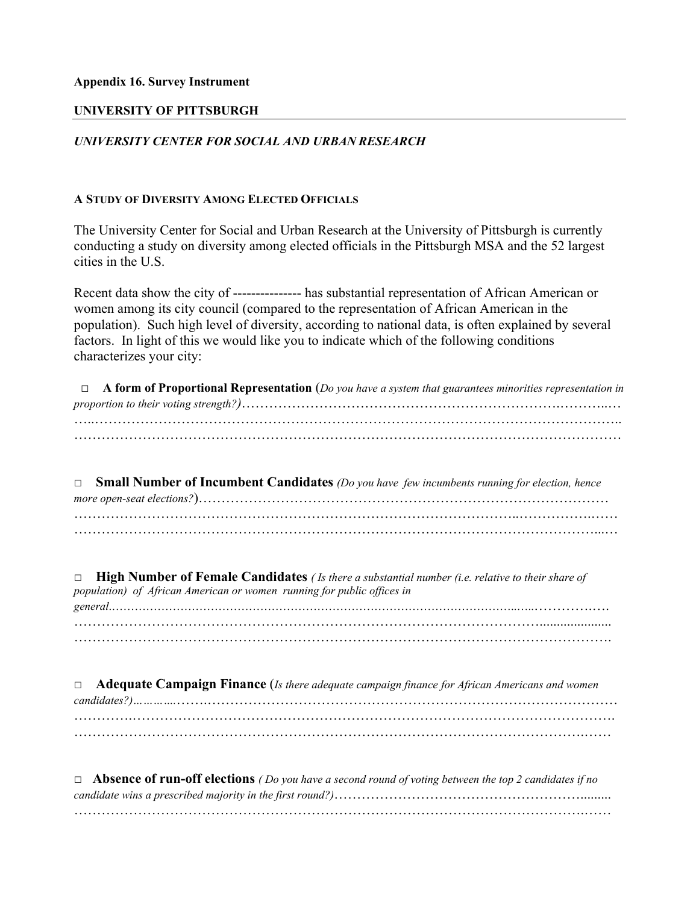**Appendix 16. Survey Instrument**

**UNIVERSITY OF PITTSBURGH**

***UNIVERSITY CENTER FOR SOCIAL AND URBAN RESEARCH***

**A STUDY OF DIVERSITY AMONG ELECTED OFFICIALS**

The University Center for Social and Urban Research at the University of Pittsburgh is currently conducting a study on diversity among elected officials in the Pittsburgh MSA and the 52 largest cities in the U.S.

Recent data show the city of -------------- has substantial representation of African American or women among its city council (compared to the representation of African American in the population). Such high level of diversity, according to national data, is often explained by several factors. In light of this we would like you to indicate which of the following conditions characterizes your city:

□ **A form of Proportional Representation** (*Do you have a system that guarantees minorities representation in proportion to their voting strength?)*……………………………………………………………………………………………………………………………………………………………………………………………………………………………………………………………………………………

□ **Small Number of Incumbent Candidates** *(Do you have few incumbents running for election, hence more open-seat elections?*)……………………………………………………………………………………………………………………………………………………………………………………………………………………………………………………………………………………

□ **High Number of Female Candidates** *( Is there a substantial number (i.e. relative to their share of population) of African American or women running for public offices in general.*……………………………………………………………………………………………………………………………………………………………………………………………………………………………………………………………………………………

□ **Adequate Campaign Finance** (*Is there adequate campaign finance for African Americans and women candidates?)*……………………………………………………………………………………………………………………………………………………………………………………………………………………………………………………………………………………

□ **Absence of run-off elections** *( Do you have a second round of voting between the top 2 candidates if no candidate wins a prescribed majority in the first round?)*……………………………………………………………………………………………………………………………………………………………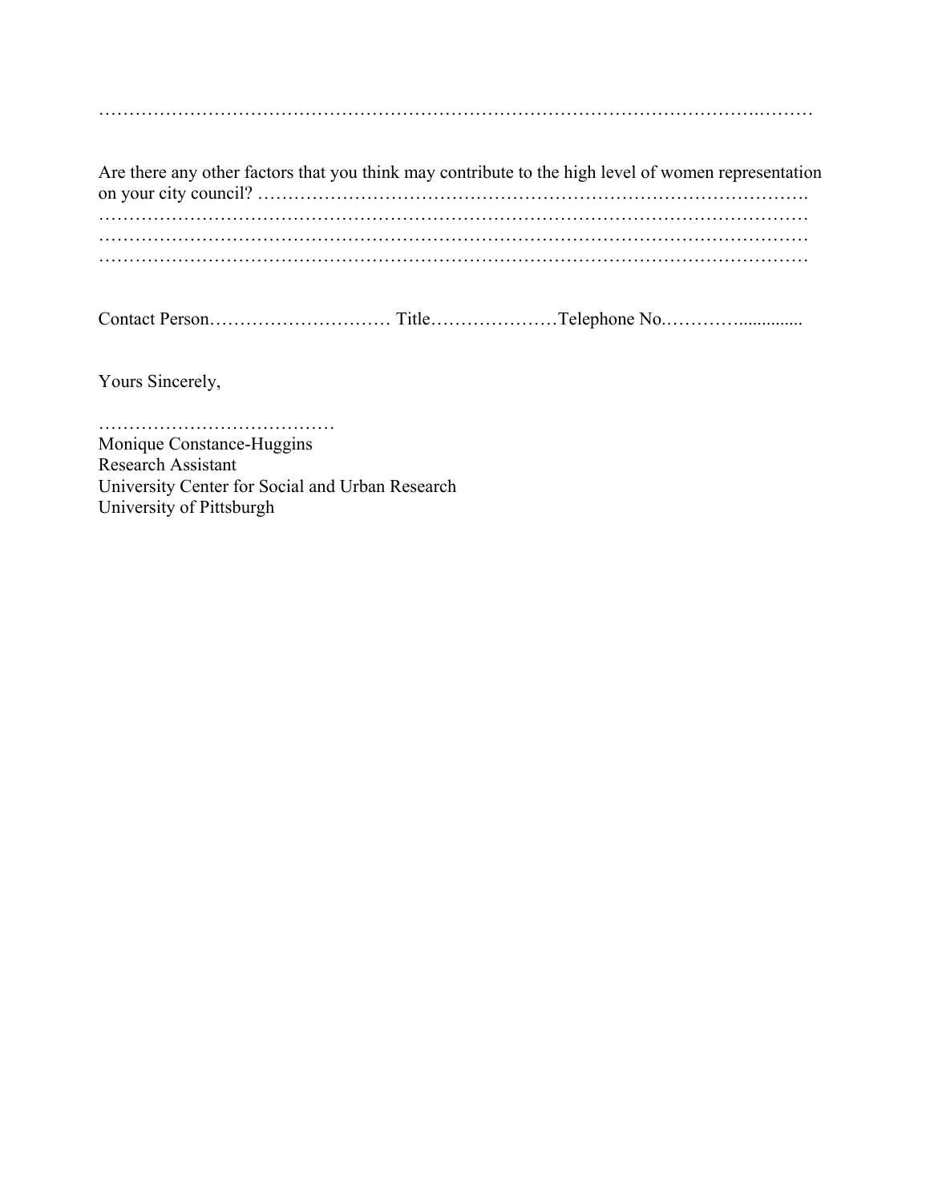……………………………………………………………………………………………………..………

Are there any other factors that you think may contribute to the high level of women representation on your city council? ……………………………………………………………………………….
…………………………………………………………………………………………………………
…………………………………………………………………………………………………………
…………………………………………………………………………………………………………

Contact Person………………………… Title…………………Telephone No.…………..............

Yours Sincerely,

…………………………………
Monique Constance-Huggins
Research Assistant
University Center for Social and Urban Research
University of Pittsburgh